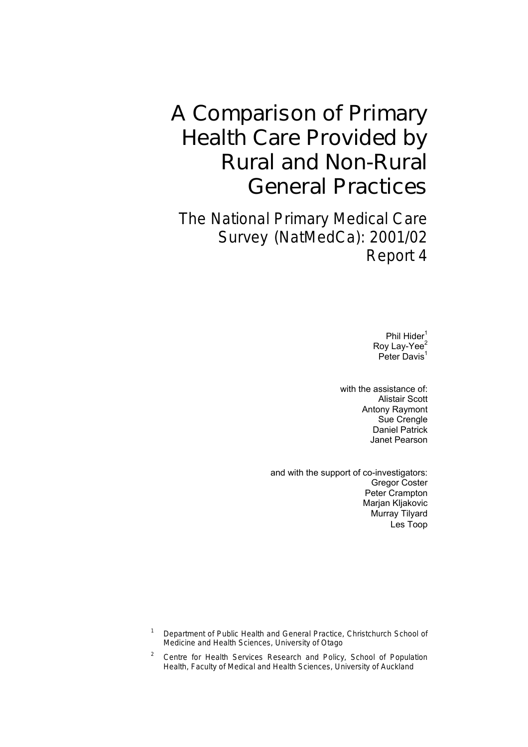# A Comparison of Primary Health Care Provided by Rural and Non-Rural General Practices

## The National Primary Medical Care Survey (NatMedCa): 2001/02 Report 4

Phil Hider[1]
Roy Lay-Yee[2]
Peter Davis[1]

with the assistance of:
Alistair Scott
Antony Raymont
Sue Crengle
Daniel Patrick
Janet Pearson

and with the support of co-investigators:
Gregor Coster
Peter Crampton
Marjan Kljakovic
Murray Tilyard
Les Toop

[1] Department of Public Health and General Practice, Christchurch School of Medicine and Health Sciences, University of Otago

[2] Centre for Health Services Research and Policy, School of Population Health, Faculty of Medical and Health Sciences, University of Auckland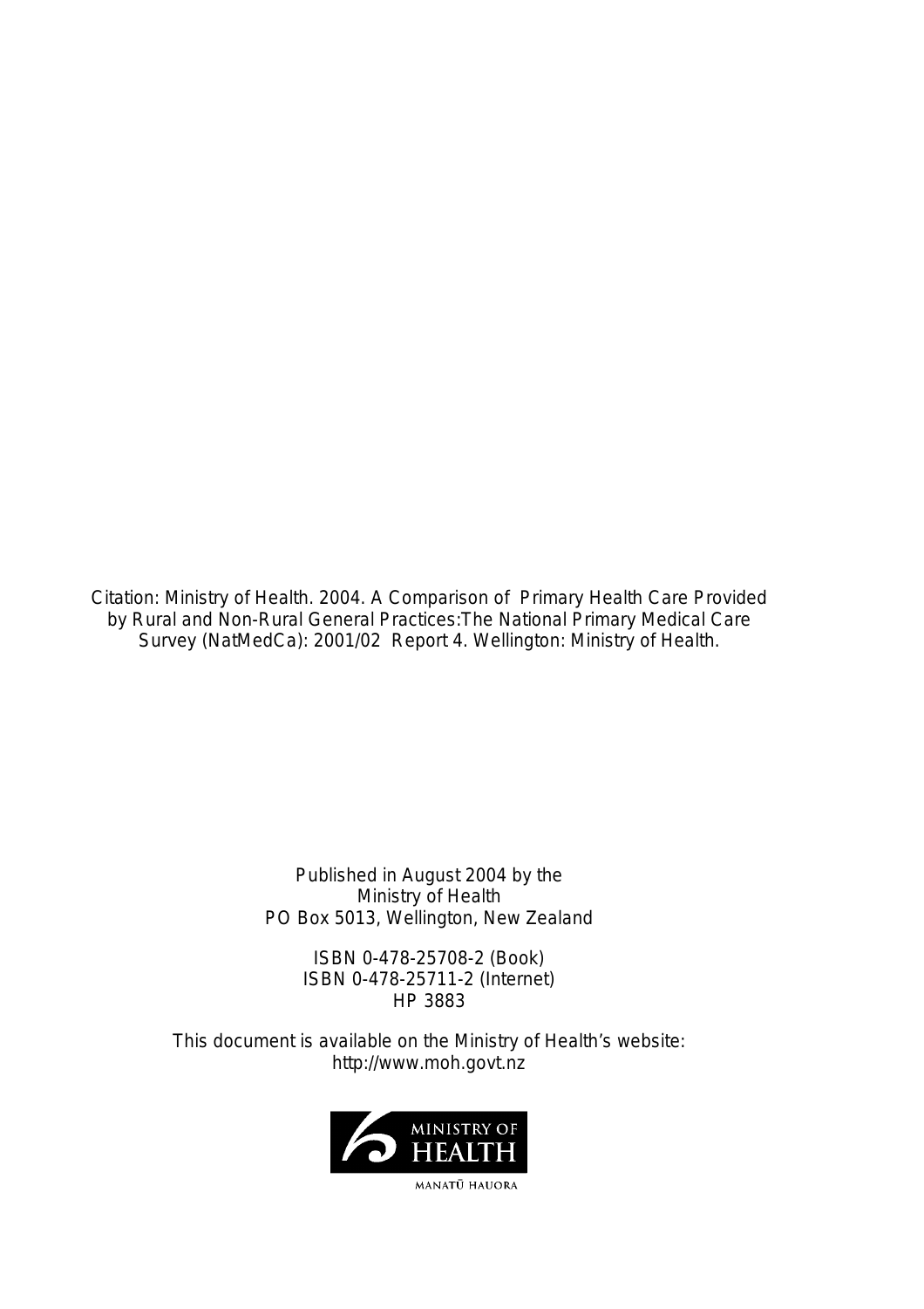Citation: Ministry of Health. 2004. A Comparison of Primary Health Care Provided by Rural and Non-Rural General Practices:The National Primary Medical Care Survey (NatMedCa): 2001/02 Report 4. Wellington: Ministry of Health.

Published in August 2004 by the
Ministry of Health
PO Box 5013, Wellington, New Zealand

ISBN 0-478-25708-2 (Book)
ISBN 0-478-25711-2 (Internet)
HP 3883

This document is available on the Ministry of Health's website:
http://www.moh.govt.nz

MINISTRY OF HEALTH
MANATŪ HAUORA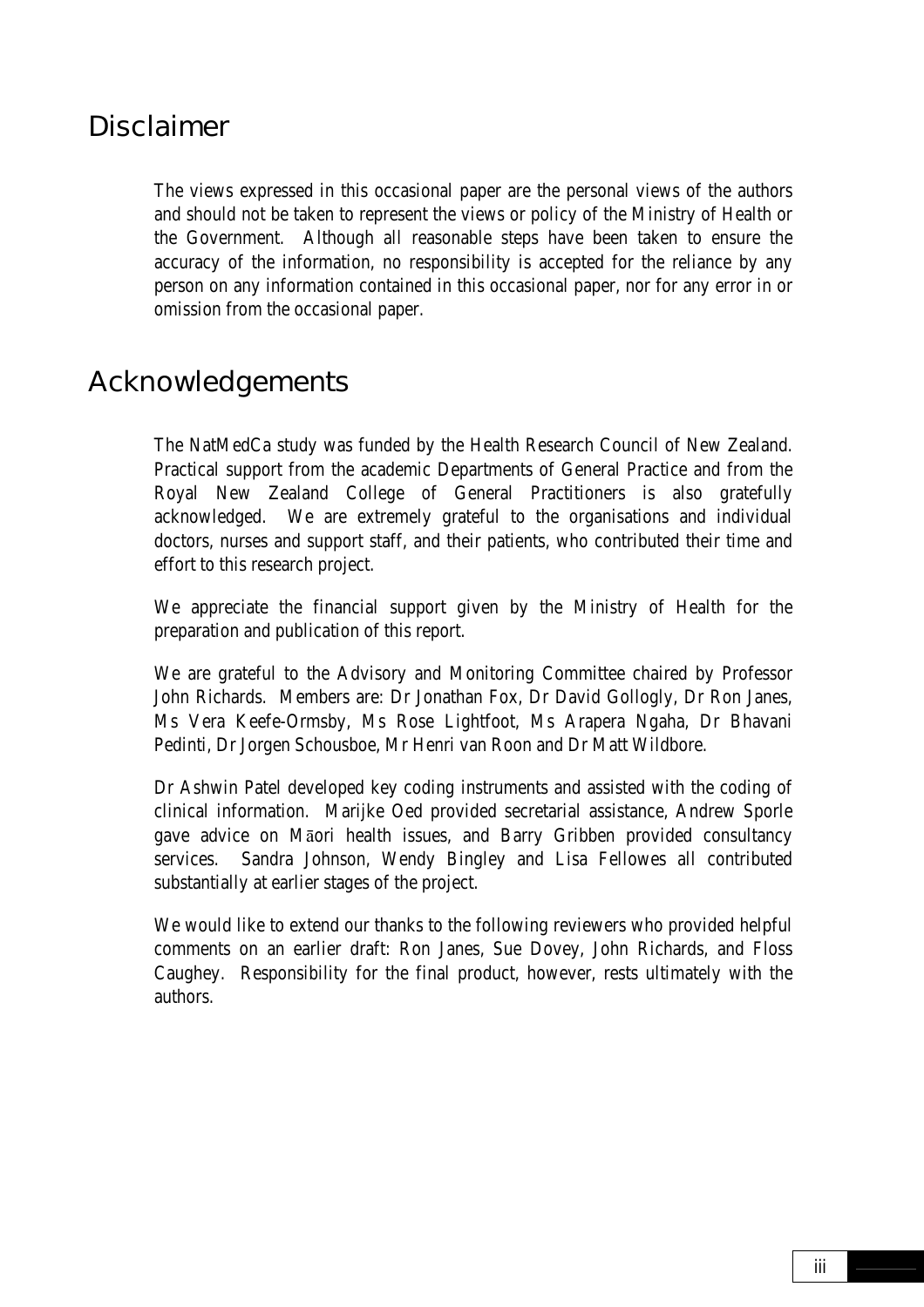# Disclaimer

The views expressed in this occasional paper are the personal views of the authors and should not be taken to represent the views or policy of the Ministry of Health or the Government. Although all reasonable steps have been taken to ensure the accuracy of the information, no responsibility is accepted for the reliance by any person on any information contained in this occasional paper, nor for any error in or omission from the occasional paper.

# Acknowledgements

The NatMedCa study was funded by the Health Research Council of New Zealand. Practical support from the academic Departments of General Practice and from the Royal New Zealand College of General Practitioners is also gratefully acknowledged. We are extremely grateful to the organisations and individual doctors, nurses and support staff, and their patients, who contributed their time and effort to this research project.

We appreciate the financial support given by the Ministry of Health for the preparation and publication of this report.

We are grateful to the Advisory and Monitoring Committee chaired by Professor John Richards. Members are: Dr Jonathan Fox, Dr David Gollogly, Dr Ron Janes, Ms Vera Keefe-Ormsby, Ms Rose Lightfoot, Ms Arapera Ngaha, Dr Bhavani Pedinti, Dr Jorgen Schousboe, Mr Henri van Roon and Dr Matt Wildbore.

Dr Ashwin Patel developed key coding instruments and assisted with the coding of clinical information. Marijke Oed provided secretarial assistance, Andrew Sporle gave advice on Māori health issues, and Barry Gribben provided consultancy services. Sandra Johnson, Wendy Bingley and Lisa Fellowes all contributed substantially at earlier stages of the project.

We would like to extend our thanks to the following reviewers who provided helpful comments on an earlier draft: Ron Janes, Sue Dovey, John Richards, and Floss Caughey. Responsibility for the final product, however, rests ultimately with the authors.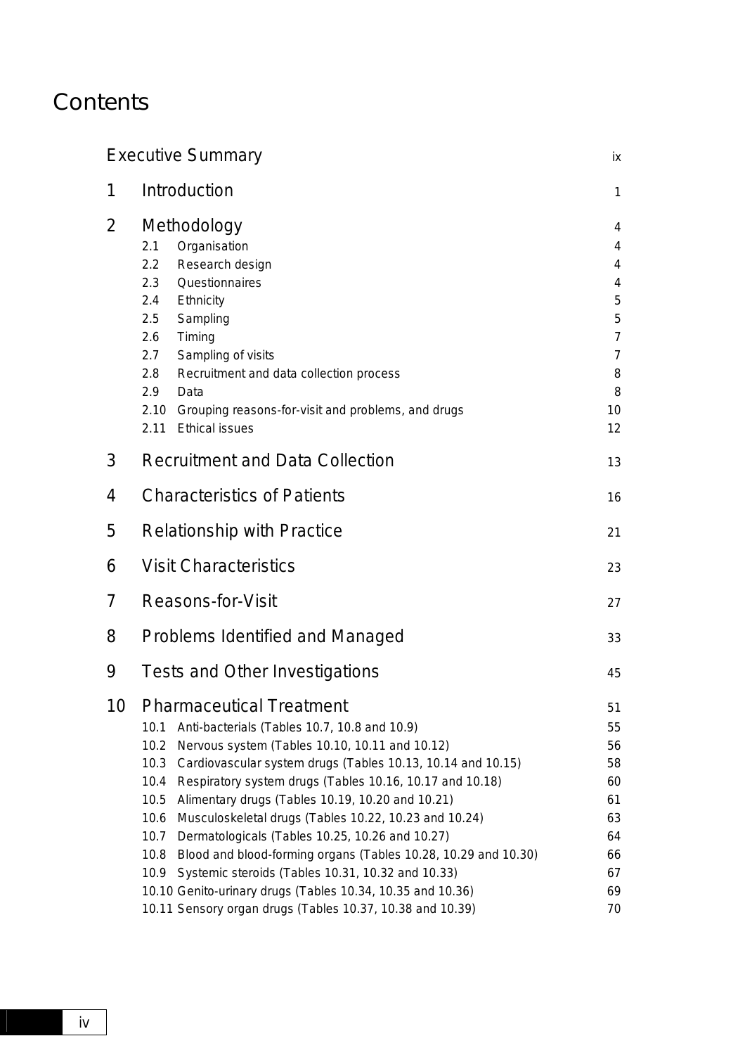# Contents

| | | |
|---|---|---|
| Executive Summary | | ix |
| 1 | Introduction | 1 |
| 2 | Methodology | 4 |
| | 2.1 Organisation | 4 |
| | 2.2 Research design | 4 |
| | 2.3 Questionnaires | 4 |
| | 2.4 Ethnicity | 5 |
| | 2.5 Sampling | 5 |
| | 2.6 Timing | 7 |
| | 2.7 Sampling of visits | 7 |
| | 2.8 Recruitment and data collection process | 8 |
| | 2.9 Data | 8 |
| | 2.10 Grouping reasons-for-visit and problems, and drugs | 10 |
| | 2.11 Ethical issues | 12 |
| 3 | Recruitment and Data Collection | 13 |
| 4 | Characteristics of Patients | 16 |
| 5 | Relationship with Practice | 21 |
| 6 | Visit Characteristics | 23 |
| 7 | Reasons-for-Visit | 27 |
| 8 | Problems Identified and Managed | 33 |
| 9 | Tests and Other Investigations | 45 |
| 10 | Pharmaceutical Treatment | 51 |
| | 10.1 Anti-bacterials (Tables 10.7, 10.8 and 10.9) | 55 |
| | 10.2 Nervous system (Tables 10.10, 10.11 and 10.12) | 56 |
| | 10.3 Cardiovascular system drugs (Tables 10.13, 10.14 and 10.15) | 58 |
| | 10.4 Respiratory system drugs (Tables 10.16, 10.17 and 10.18) | 60 |
| | 10.5 Alimentary drugs (Tables 10.19, 10.20 and 10.21) | 61 |
| | 10.6 Musculoskeletal drugs (Tables 10.22, 10.23 and 10.24) | 63 |
| | 10.7 Dermatologicals (Tables 10.25, 10.26 and 10.27) | 64 |
| | 10.8 Blood and blood-forming organs (Tables 10.28, 10.29 and 10.30) | 66 |
| | 10.9 Systemic steroids (Tables 10.31, 10.32 and 10.33) | 67 |
| | 10.10 Genito-urinary drugs (Tables 10.34, 10.35 and 10.36) | 69 |
| | 10.11 Sensory organ drugs (Tables 10.37, 10.38 and 10.39) | 70 |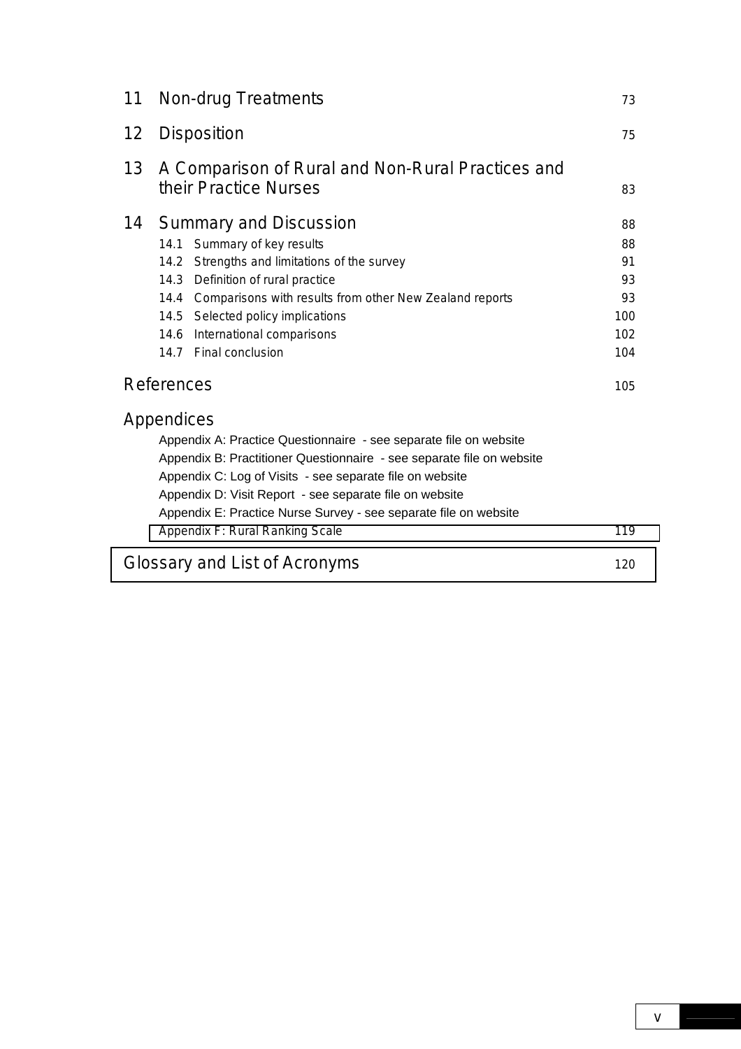11 Non-drug Treatments 73

12 Disposition 75

13 A Comparison of Rural and Non-Rural Practices and their Practice Nurses 83

14 Summary and Discussion 88

- 14.1 Summary of key results 88
- 14.2 Strengths and limitations of the survey 91
- 14.3 Definition of rural practice 93
- 14.4 Comparisons with results from other New Zealand reports 93
- 14.5 Selected policy implications 100
- 14.6 International comparisons 102
- 14.7 Final conclusion 104

References 105

Appendices

- Appendix A: Practice Questionnaire - see separate file on website
- Appendix B: Practitioner Questionnaire - see separate file on website
- Appendix C: Log of Visits - see separate file on website
- Appendix D: Visit Report - see separate file on website
- Appendix E: Practice Nurse Survey - see separate file on website
- Appendix F: Rural Ranking Scale 119

Glossary and List of Acronyms 120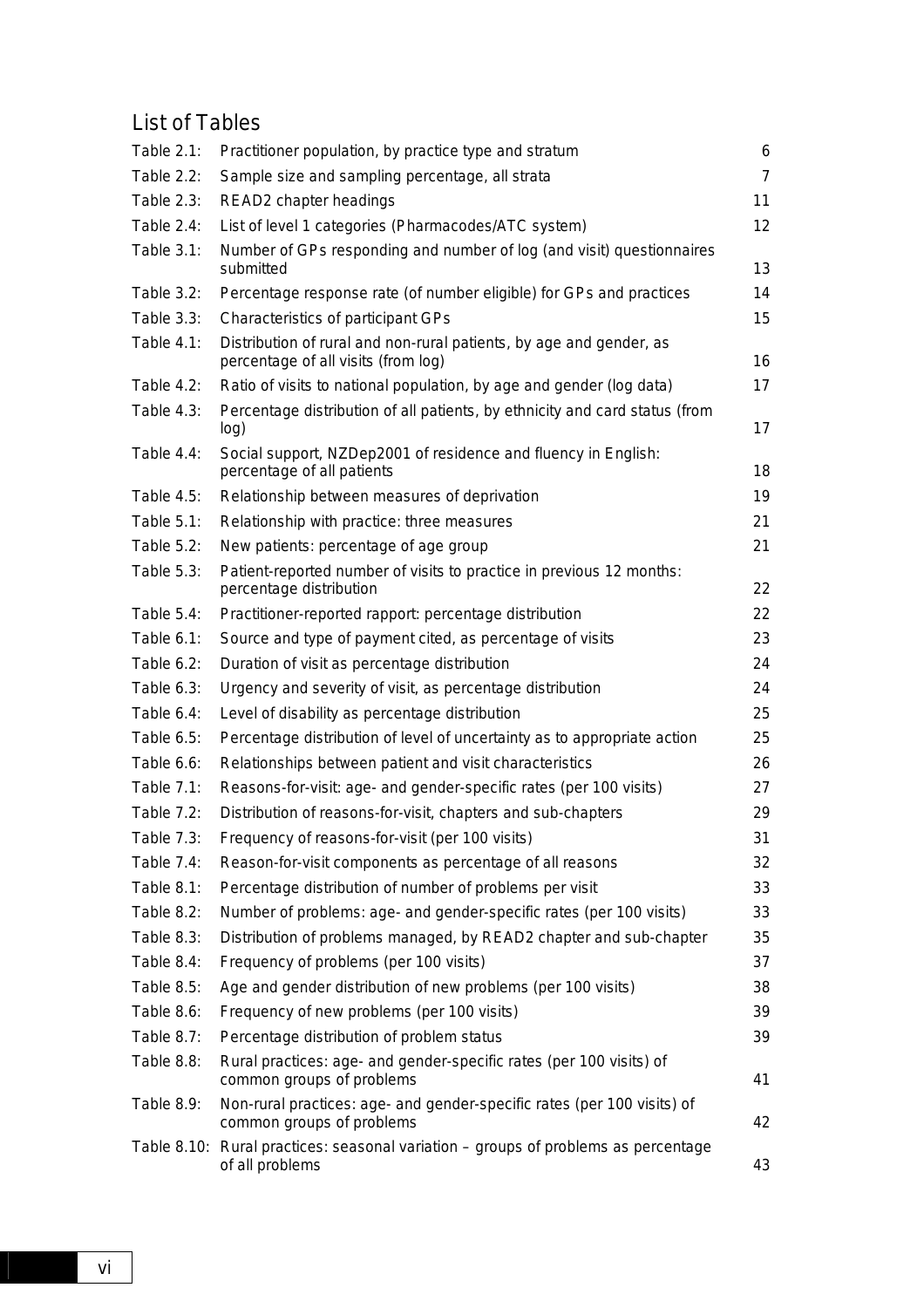## List of Tables

| | | |
|---|---|---|
| Table 2.1: | Practitioner population, by practice type and stratum | 6 |
| Table 2.2: | Sample size and sampling percentage, all strata | 7 |
| Table 2.3: | READ2 chapter headings | 11 |
| Table 2.4: | List of level 1 categories (Pharmacodes/ATC system) | 12 |
| Table 3.1: | Number of GPs responding and number of log (and visit) questionnaires submitted | 13 |
| Table 3.2: | Percentage response rate (of number eligible) for GPs and practices | 14 |
| Table 3.3: | Characteristics of participant GPs | 15 |
| Table 4.1: | Distribution of rural and non-rural patients, by age and gender, as percentage of all visits (from log) | 16 |
| Table 4.2: | Ratio of visits to national population, by age and gender (log data) | 17 |
| Table 4.3: | Percentage distribution of all patients, by ethnicity and card status (from log) | 17 |
| Table 4.4: | Social support, NZDep2001 of residence and fluency in English: percentage of all patients | 18 |
| Table 4.5: | Relationship between measures of deprivation | 19 |
| Table 5.1: | Relationship with practice: three measures | 21 |
| Table 5.2: | New patients: percentage of age group | 21 |
| Table 5.3: | Patient-reported number of visits to practice in previous 12 months: percentage distribution | 22 |
| Table 5.4: | Practitioner-reported rapport: percentage distribution | 22 |
| Table 6.1: | Source and type of payment cited, as percentage of visits | 23 |
| Table 6.2: | Duration of visit as percentage distribution | 24 |
| Table 6.3: | Urgency and severity of visit, as percentage distribution | 24 |
| Table 6.4: | Level of disability as percentage distribution | 25 |
| Table 6.5: | Percentage distribution of level of uncertainty as to appropriate action | 25 |
| Table 6.6: | Relationships between patient and visit characteristics | 26 |
| Table 7.1: | Reasons-for-visit: age- and gender-specific rates (per 100 visits) | 27 |
| Table 7.2: | Distribution of reasons-for-visit, chapters and sub-chapters | 29 |
| Table 7.3: | Frequency of reasons-for-visit (per 100 visits) | 31 |
| Table 7.4: | Reason-for-visit components as percentage of all reasons | 32 |
| Table 8.1: | Percentage distribution of number of problems per visit | 33 |
| Table 8.2: | Number of problems: age- and gender-specific rates (per 100 visits) | 33 |
| Table 8.3: | Distribution of problems managed, by READ2 chapter and sub-chapter | 35 |
| Table 8.4: | Frequency of problems (per 100 visits) | 37 |
| Table 8.5: | Age and gender distribution of new problems (per 100 visits) | 38 |
| Table 8.6: | Frequency of new problems (per 100 visits) | 39 |
| Table 8.7: | Percentage distribution of problem status | 39 |
| Table 8.8: | Rural practices: age- and gender-specific rates (per 100 visits) of common groups of problems | 41 |
| Table 8.9: | Non-rural practices: age- and gender-specific rates (per 100 visits) of common groups of problems | 42 |
| Table 8.10: | Rural practices: seasonal variation – groups of problems as percentage of all problems | 43 |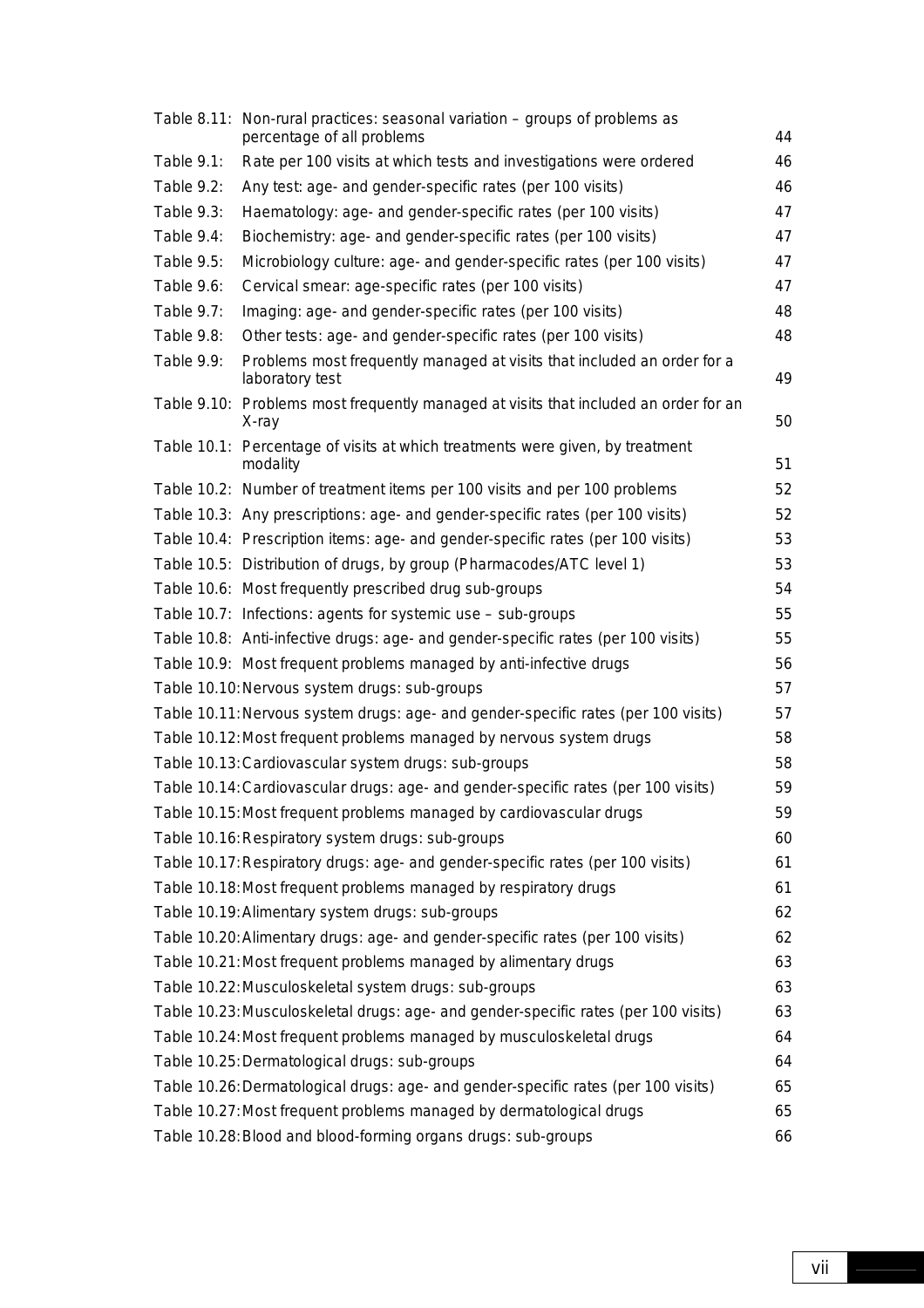| | | |
|---|---|---|
| Table 8.11: | Non-rural practices: seasonal variation – groups of problems as percentage of all problems | 44 |
| Table 9.1: | Rate per 100 visits at which tests and investigations were ordered | 46 |
| Table 9.2: | Any test: age- and gender-specific rates (per 100 visits) | 46 |
| Table 9.3: | Haematology: age- and gender-specific rates (per 100 visits) | 47 |
| Table 9.4: | Biochemistry: age- and gender-specific rates (per 100 visits) | 47 |
| Table 9.5: | Microbiology culture: age- and gender-specific rates (per 100 visits) | 47 |
| Table 9.6: | Cervical smear: age-specific rates (per 100 visits) | 47 |
| Table 9.7: | Imaging: age- and gender-specific rates (per 100 visits) | 48 |
| Table 9.8: | Other tests: age- and gender-specific rates (per 100 visits) | 48 |
| Table 9.9: | Problems most frequently managed at visits that included an order for a laboratory test | 49 |
| Table 9.10: | Problems most frequently managed at visits that included an order for an X-ray | 50 |
| Table 10.1: | Percentage of visits at which treatments were given, by treatment modality | 51 |
| Table 10.2: | Number of treatment items per 100 visits and per 100 problems | 52 |
| Table 10.3: | Any prescriptions: age- and gender-specific rates (per 100 visits) | 52 |
| Table 10.4: | Prescription items: age- and gender-specific rates (per 100 visits) | 53 |
| Table 10.5: | Distribution of drugs, by group (Pharmacodes/ATC level 1) | 53 |
| Table 10.6: | Most frequently prescribed drug sub-groups | 54 |
| Table 10.7: | Infections: agents for systemic use – sub-groups | 55 |
| Table 10.8: | Anti-infective drugs: age- and gender-specific rates (per 100 visits) | 55 |
| Table 10.9: | Most frequent problems managed by anti-infective drugs | 56 |
| Table 10.10: | Nervous system drugs: sub-groups | 57 |
| Table 10.11: | Nervous system drugs: age- and gender-specific rates (per 100 visits) | 57 |
| Table 10.12: | Most frequent problems managed by nervous system drugs | 58 |
| Table 10.13: | Cardiovascular system drugs: sub-groups | 58 |
| Table 10.14: | Cardiovascular drugs: age- and gender-specific rates (per 100 visits) | 59 |
| Table 10.15: | Most frequent problems managed by cardiovascular drugs | 59 |
| Table 10.16: | Respiratory system drugs: sub-groups | 60 |
| Table 10.17: | Respiratory drugs: age- and gender-specific rates (per 100 visits) | 61 |
| Table 10.18: | Most frequent problems managed by respiratory drugs | 61 |
| Table 10.19: | Alimentary system drugs: sub-groups | 62 |
| Table 10.20: | Alimentary drugs: age- and gender-specific rates (per 100 visits) | 62 |
| Table 10.21: | Most frequent problems managed by alimentary drugs | 63 |
| Table 10.22: | Musculoskeletal system drugs: sub-groups | 63 |
| Table 10.23: | Musculoskeletal drugs: age- and gender-specific rates (per 100 visits) | 63 |
| Table 10.24: | Most frequent problems managed by musculoskeletal drugs | 64 |
| Table 10.25: | Dermatological drugs: sub-groups | 64 |
| Table 10.26: | Dermatological drugs: age- and gender-specific rates (per 100 visits) | 65 |
| Table 10.27: | Most frequent problems managed by dermatological drugs | 65 |
| Table 10.28: | Blood and blood-forming organs drugs: sub-groups | 66 |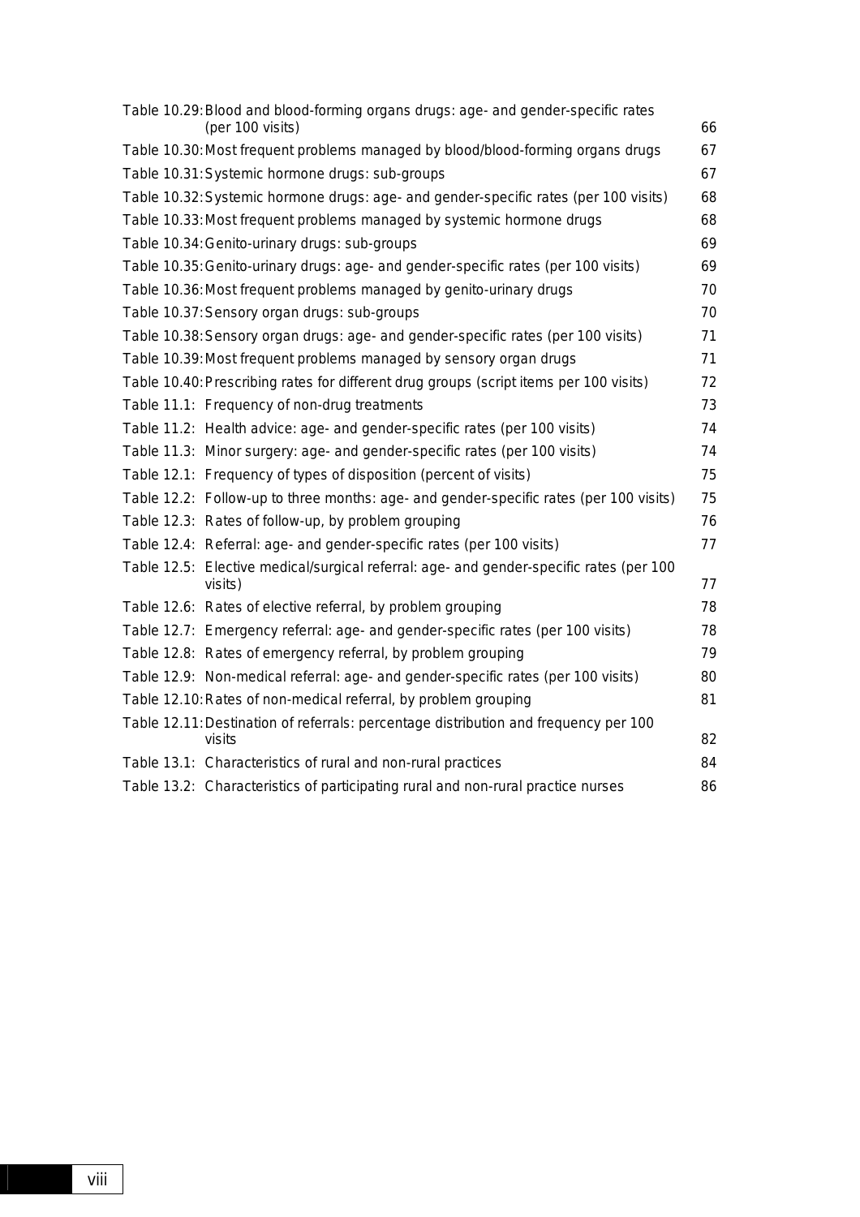| | |
|---|---|
| Table 10.29: Blood and blood-forming organs drugs: age- and gender-specific rates (per 100 visits) | 66 |
| Table 10.30: Most frequent problems managed by blood/blood-forming organs drugs | 67 |
| Table 10.31: Systemic hormone drugs: sub-groups | 67 |
| Table 10.32: Systemic hormone drugs: age- and gender-specific rates (per 100 visits) | 68 |
| Table 10.33: Most frequent problems managed by systemic hormone drugs | 68 |
| Table 10.34: Genito-urinary drugs: sub-groups | 69 |
| Table 10.35: Genito-urinary drugs: age- and gender-specific rates (per 100 visits) | 69 |
| Table 10.36: Most frequent problems managed by genito-urinary drugs | 70 |
| Table 10.37: Sensory organ drugs: sub-groups | 70 |
| Table 10.38: Sensory organ drugs: age- and gender-specific rates (per 100 visits) | 71 |
| Table 10.39: Most frequent problems managed by sensory organ drugs | 71 |
| Table 10.40: Prescribing rates for different drug groups (script items per 100 visits) | 72 |
| Table 11.1: Frequency of non-drug treatments | 73 |
| Table 11.2: Health advice: age- and gender-specific rates (per 100 visits) | 74 |
| Table 11.3: Minor surgery: age- and gender-specific rates (per 100 visits) | 74 |
| Table 12.1: Frequency of types of disposition (percent of visits) | 75 |
| Table 12.2: Follow-up to three months: age- and gender-specific rates (per 100 visits) | 75 |
| Table 12.3: Rates of follow-up, by problem grouping | 76 |
| Table 12.4: Referral: age- and gender-specific rates (per 100 visits) | 77 |
| Table 12.5: Elective medical/surgical referral: age- and gender-specific rates (per 100 visits) | 77 |
| Table 12.6: Rates of elective referral, by problem grouping | 78 |
| Table 12.7: Emergency referral: age- and gender-specific rates (per 100 visits) | 78 |
| Table 12.8: Rates of emergency referral, by problem grouping | 79 |
| Table 12.9: Non-medical referral: age- and gender-specific rates (per 100 visits) | 80 |
| Table 12.10: Rates of non-medical referral, by problem grouping | 81 |
| Table 12.11: Destination of referrals: percentage distribution and frequency per 100 visits | 82 |
| Table 13.1: Characteristics of rural and non-rural practices | 84 |
| Table 13.2: Characteristics of participating rural and non-rural practice nurses | 86 |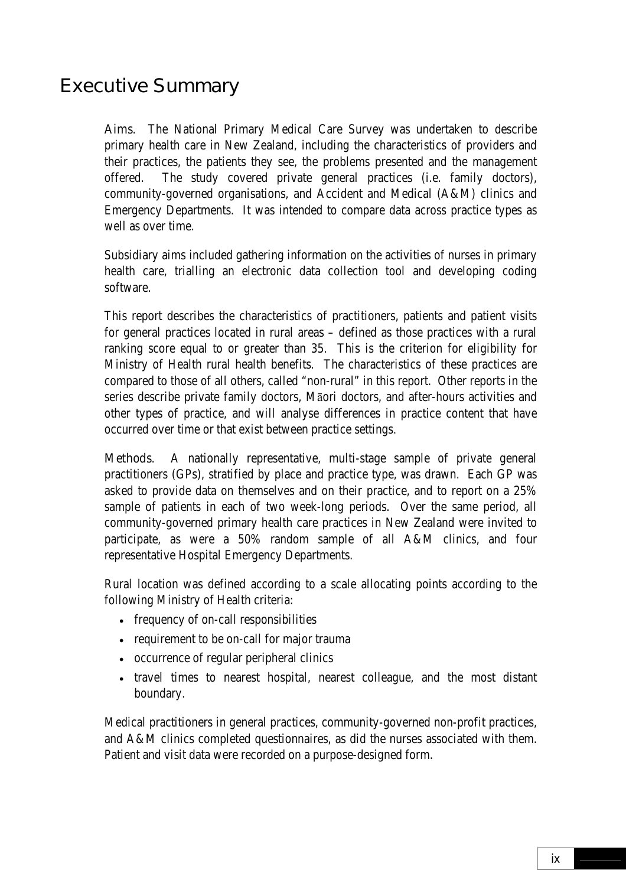# Executive Summary

Aims. The National Primary Medical Care Survey was undertaken to describe primary health care in New Zealand, including the characteristics of providers and their practices, the patients they see, the problems presented and the management offered. The study covered private general practices (i.e. family doctors), community-governed organisations, and Accident and Medical (A&M) clinics and Emergency Departments. It was intended to compare data across practice types as well as over time.

Subsidiary aims included gathering information on the activities of nurses in primary health care, trialling an electronic data collection tool and developing coding software.

This report describes the characteristics of practitioners, patients and patient visits for general practices located in rural areas – defined as those practices with a rural ranking score equal to or greater than 35. This is the criterion for eligibility for Ministry of Health rural health benefits. The characteristics of these practices are compared to those of all others, called "non-rural" in this report. Other reports in the series describe private family doctors, Māori doctors, and after-hours activities and other types of practice, and will analyse differences in practice content that have occurred over time or that exist between practice settings.

Methods. A nationally representative, multi-stage sample of private general practitioners (GPs), stratified by place and practice type, was drawn. Each GP was asked to provide data on themselves and on their practice, and to report on a 25% sample of patients in each of two week-long periods. Over the same period, all community-governed primary health care practices in New Zealand were invited to participate, as were a 50% random sample of all A&M clinics, and four representative Hospital Emergency Departments.

Rural location was defined according to a scale allocating points according to the following Ministry of Health criteria:

- frequency of on-call responsibilities
- requirement to be on-call for major trauma
- occurrence of regular peripheral clinics
- travel times to nearest hospital, nearest colleague, and the most distant boundary.

Medical practitioners in general practices, community-governed non-profit practices, and A&M clinics completed questionnaires, as did the nurses associated with them. Patient and visit data were recorded on a purpose-designed form.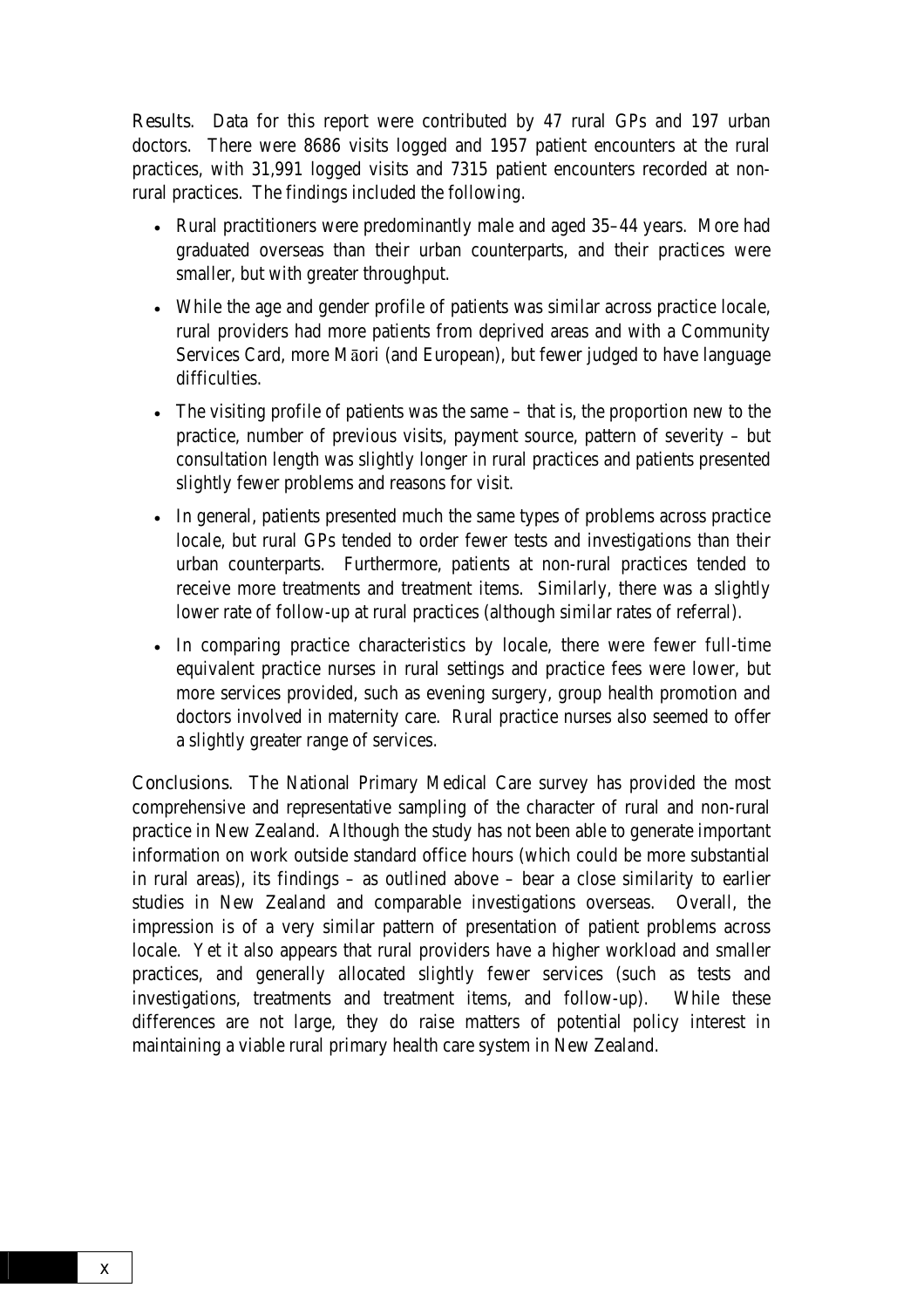Results. Data for this report were contributed by 47 rural GPs and 197 urban doctors. There were 8686 visits logged and 1957 patient encounters at the rural practices, with 31,991 logged visits and 7315 patient encounters recorded at non-rural practices. The findings included the following.

- Rural practitioners were predominantly male and aged 35–44 years. More had graduated overseas than their urban counterparts, and their practices were smaller, but with greater throughput.
- While the age and gender profile of patients was similar across practice locale, rural providers had more patients from deprived areas and with a Community Services Card, more Māori (and European), but fewer judged to have language difficulties.
- The visiting profile of patients was the same – that is, the proportion new to the practice, number of previous visits, payment source, pattern of severity – but consultation length was slightly longer in rural practices and patients presented slightly fewer problems and reasons for visit.
- In general, patients presented much the same types of problems across practice locale, but rural GPs tended to order fewer tests and investigations than their urban counterparts. Furthermore, patients at non-rural practices tended to receive more treatments and treatment items. Similarly, there was a slightly lower rate of follow-up at rural practices (although similar rates of referral).
- In comparing practice characteristics by locale, there were fewer full-time equivalent practice nurses in rural settings and practice fees were lower, but more services provided, such as evening surgery, group health promotion and doctors involved in maternity care. Rural practice nurses also seemed to offer a slightly greater range of services.

Conclusions. The National Primary Medical Care survey has provided the most comprehensive and representative sampling of the character of rural and non-rural practice in New Zealand. Although the study has not been able to generate important information on work outside standard office hours (which could be more substantial in rural areas), its findings – as outlined above – bear a close similarity to earlier studies in New Zealand and comparable investigations overseas. Overall, the impression is of a very similar pattern of presentation of patient problems across locale. Yet it also appears that rural providers have a higher workload and smaller practices, and generally allocated slightly fewer services (such as tests and investigations, treatments and treatment items, and follow-up). While these differences are not large, they do raise matters of potential policy interest in maintaining a viable rural primary health care system in New Zealand.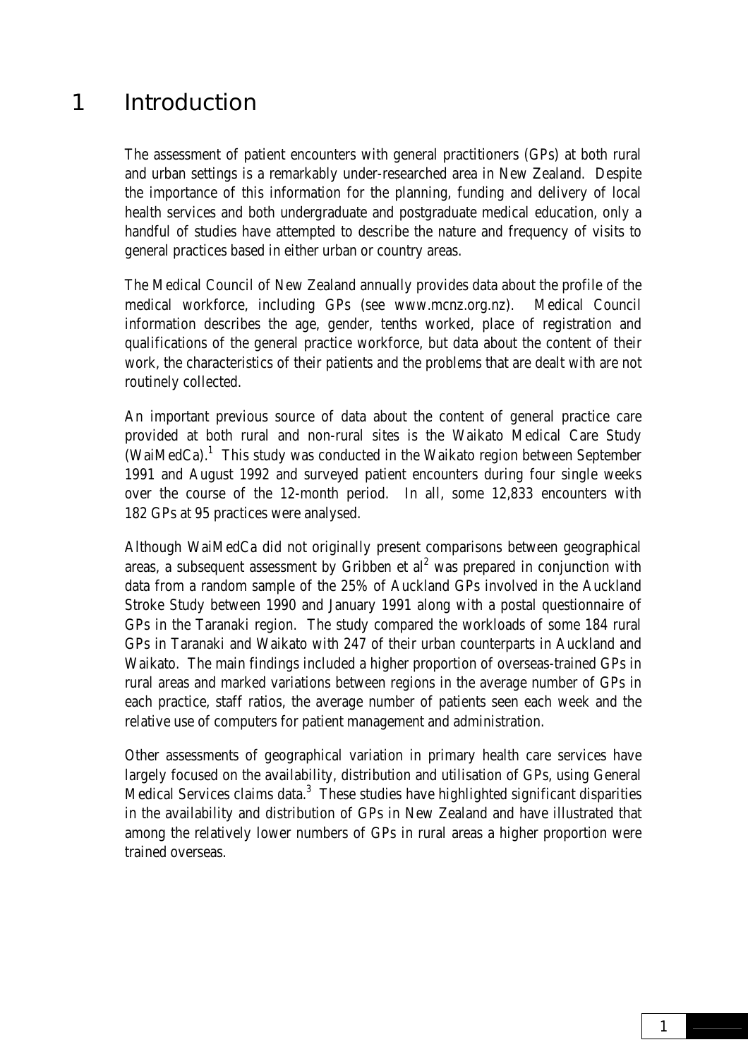# 1 Introduction

The assessment of patient encounters with general practitioners (GPs) at both rural and urban settings is a remarkably under-researched area in New Zealand. Despite the importance of this information for the planning, funding and delivery of local health services and both undergraduate and postgraduate medical education, only a handful of studies have attempted to describe the nature and frequency of visits to general practices based in either urban or country areas.

The Medical Council of New Zealand annually provides data about the profile of the medical workforce, including GPs (see www.mcnz.org.nz). Medical Council information describes the age, gender, tenths worked, place of registration and qualifications of the general practice workforce, but data about the content of their work, the characteristics of their patients and the problems that are dealt with are not routinely collected.

An important previous source of data about the content of general practice care provided at both rural and non-rural sites is the Waikato Medical Care Study (WaiMedCa).[1] This study was conducted in the Waikato region between September 1991 and August 1992 and surveyed patient encounters during four single weeks over the course of the 12-month period. In all, some 12,833 encounters with 182 GPs at 95 practices were analysed.

Although WaiMedCa did not originally present comparisons between geographical areas, a subsequent assessment by Gribben et al[2] was prepared in conjunction with data from a random sample of the 25% of Auckland GPs involved in the Auckland Stroke Study between 1990 and January 1991 along with a postal questionnaire of GPs in the Taranaki region. The study compared the workloads of some 184 rural GPs in Taranaki and Waikato with 247 of their urban counterparts in Auckland and Waikato. The main findings included a higher proportion of overseas-trained GPs in rural areas and marked variations between regions in the average number of GPs in each practice, staff ratios, the average number of patients seen each week and the relative use of computers for patient management and administration.

Other assessments of geographical variation in primary health care services have largely focused on the availability, distribution and utilisation of GPs, using General Medical Services claims data.[3] These studies have highlighted significant disparities in the availability and distribution of GPs in New Zealand and have illustrated that among the relatively lower numbers of GPs in rural areas a higher proportion were trained overseas.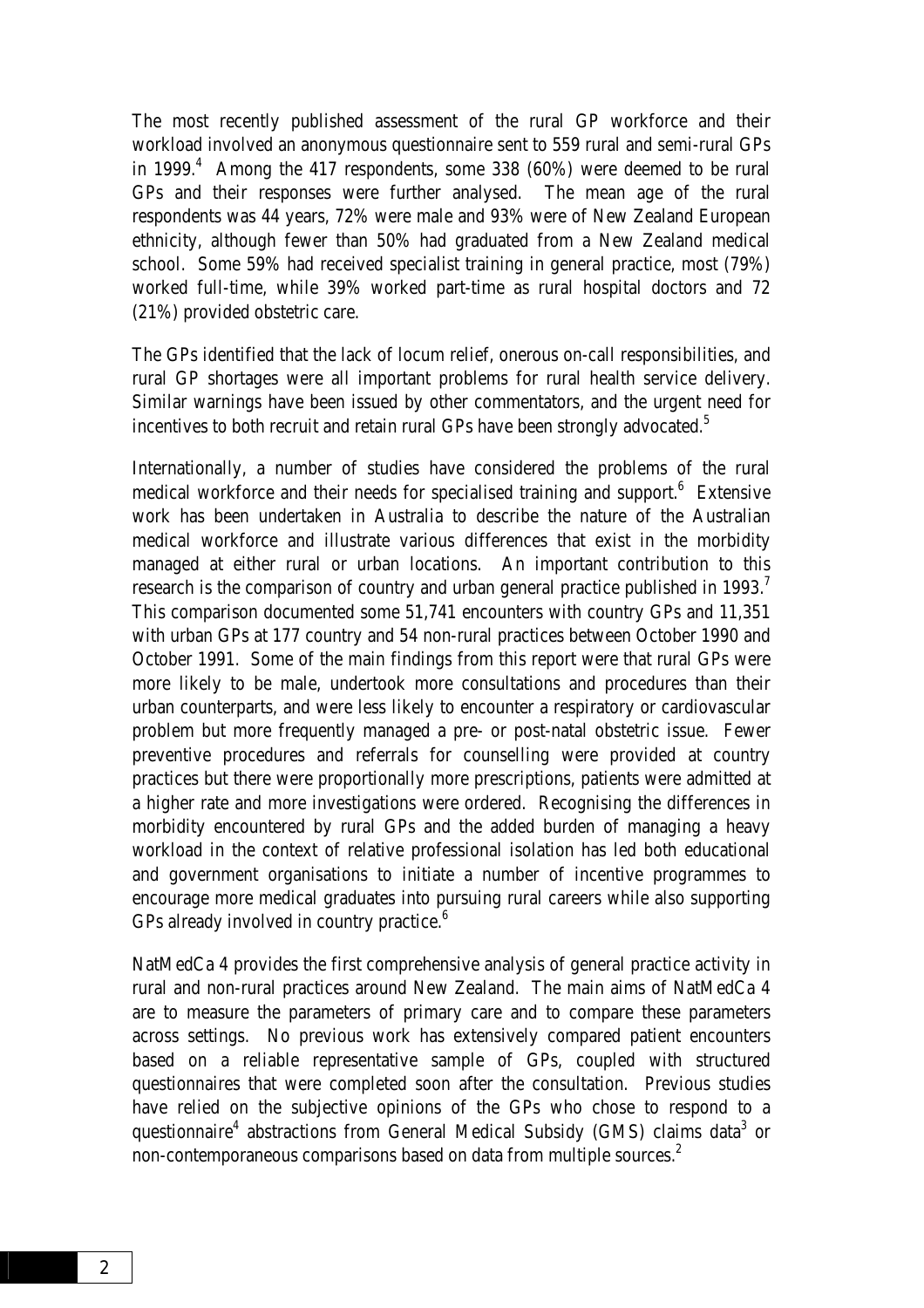The most recently published assessment of the rural GP workforce and their workload involved an anonymous questionnaire sent to 559 rural and semi-rural GPs in 1999.[4] Among the 417 respondents, some 338 (60%) were deemed to be rural GPs and their responses were further analysed. The mean age of the rural respondents was 44 years, 72% were male and 93% were of New Zealand European ethnicity, although fewer than 50% had graduated from a New Zealand medical school. Some 59% had received specialist training in general practice, most (79%) worked full-time, while 39% worked part-time as rural hospital doctors and 72 (21%) provided obstetric care.

The GPs identified that the lack of locum relief, onerous on-call responsibilities, and rural GP shortages were all important problems for rural health service delivery. Similar warnings have been issued by other commentators, and the urgent need for incentives to both recruit and retain rural GPs have been strongly advocated.[5]

Internationally, a number of studies have considered the problems of the rural medical workforce and their needs for specialised training and support.[6] Extensive work has been undertaken in Australia to describe the nature of the Australian medical workforce and illustrate various differences that exist in the morbidity managed at either rural or urban locations. An important contribution to this research is the comparison of country and urban general practice published in 1993.[7] This comparison documented some 51,741 encounters with country GPs and 11,351 with urban GPs at 177 country and 54 non-rural practices between October 1990 and October 1991. Some of the main findings from this report were that rural GPs were more likely to be male, undertook more consultations and procedures than their urban counterparts, and were less likely to encounter a respiratory or cardiovascular problem but more frequently managed a pre- or post-natal obstetric issue. Fewer preventive procedures and referrals for counselling were provided at country practices but there were proportionally more prescriptions, patients were admitted at a higher rate and more investigations were ordered. Recognising the differences in morbidity encountered by rural GPs and the added burden of managing a heavy workload in the context of relative professional isolation has led both educational and government organisations to initiate a number of incentive programmes to encourage more medical graduates into pursuing rural careers while also supporting GPs already involved in country practice.[6]

NatMedCa 4 provides the first comprehensive analysis of general practice activity in rural and non-rural practices around New Zealand. The main aims of NatMedCa 4 are to measure the parameters of primary care and to compare these parameters across settings. No previous work has extensively compared patient encounters based on a reliable representative sample of GPs, coupled with structured questionnaires that were completed soon after the consultation. Previous studies have relied on the subjective opinions of the GPs who chose to respond to a questionnaire[4] abstractions from General Medical Subsidy (GMS) claims data[3] or non-contemporaneous comparisons based on data from multiple sources.[2]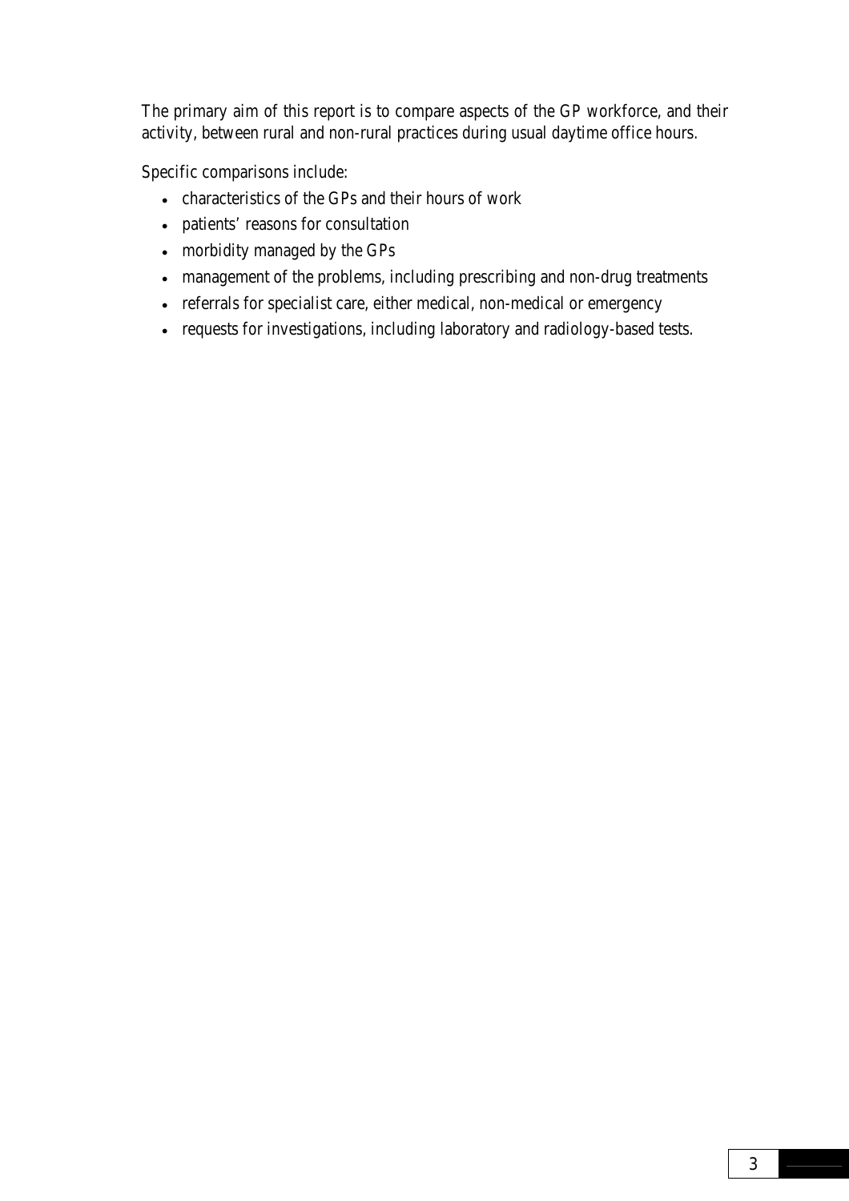The primary aim of this report is to compare aspects of the GP workforce, and their activity, between rural and non-rural practices during usual daytime office hours.

Specific comparisons include:

- characteristics of the GPs and their hours of work
- patients' reasons for consultation
- morbidity managed by the GPs
- management of the problems, including prescribing and non-drug treatments
- referrals for specialist care, either medical, non-medical or emergency
- requests for investigations, including laboratory and radiology-based tests.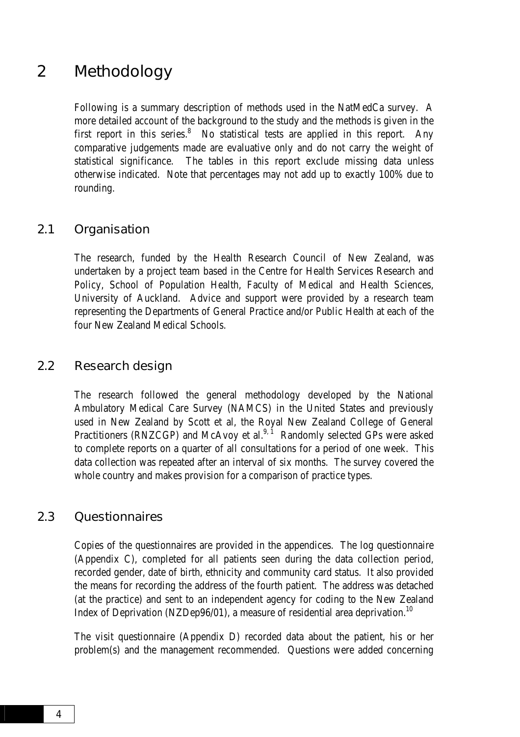# 2 Methodology

Following is a summary description of methods used in the NatMedCa survey. A more detailed account of the background to the study and the methods is given in the first report in this series.[8] No statistical tests are applied in this report. Any comparative judgements made are evaluative only and do not carry the weight of statistical significance. The tables in this report exclude missing data unless otherwise indicated. Note that percentages may not add up to exactly 100% due to rounding.

## 2.1 Organisation

The research, funded by the Health Research Council of New Zealand, was undertaken by a project team based in the Centre for Health Services Research and Policy, School of Population Health, Faculty of Medical and Health Sciences, University of Auckland. Advice and support were provided by a research team representing the Departments of General Practice and/or Public Health at each of the four New Zealand Medical Schools.

## 2.2 Research design

The research followed the general methodology developed by the National Ambulatory Medical Care Survey (NAMCS) in the United States and previously used in New Zealand by Scott et al, the Royal New Zealand College of General Practitioners (RNZCGP) and McAvoy et al.[9, 1] Randomly selected GPs were asked to complete reports on a quarter of all consultations for a period of one week. This data collection was repeated after an interval of six months. The survey covered the whole country and makes provision for a comparison of practice types.

## 2.3 Questionnaires

Copies of the questionnaires are provided in the appendices. The log questionnaire (Appendix C), completed for all patients seen during the data collection period, recorded gender, date of birth, ethnicity and community card status. It also provided the means for recording the address of the fourth patient. The address was detached (at the practice) and sent to an independent agency for coding to the New Zealand Index of Deprivation (NZDep96/01), a measure of residential area deprivation.[10]

The visit questionnaire (Appendix D) recorded data about the patient, his or her problem(s) and the management recommended. Questions were added concerning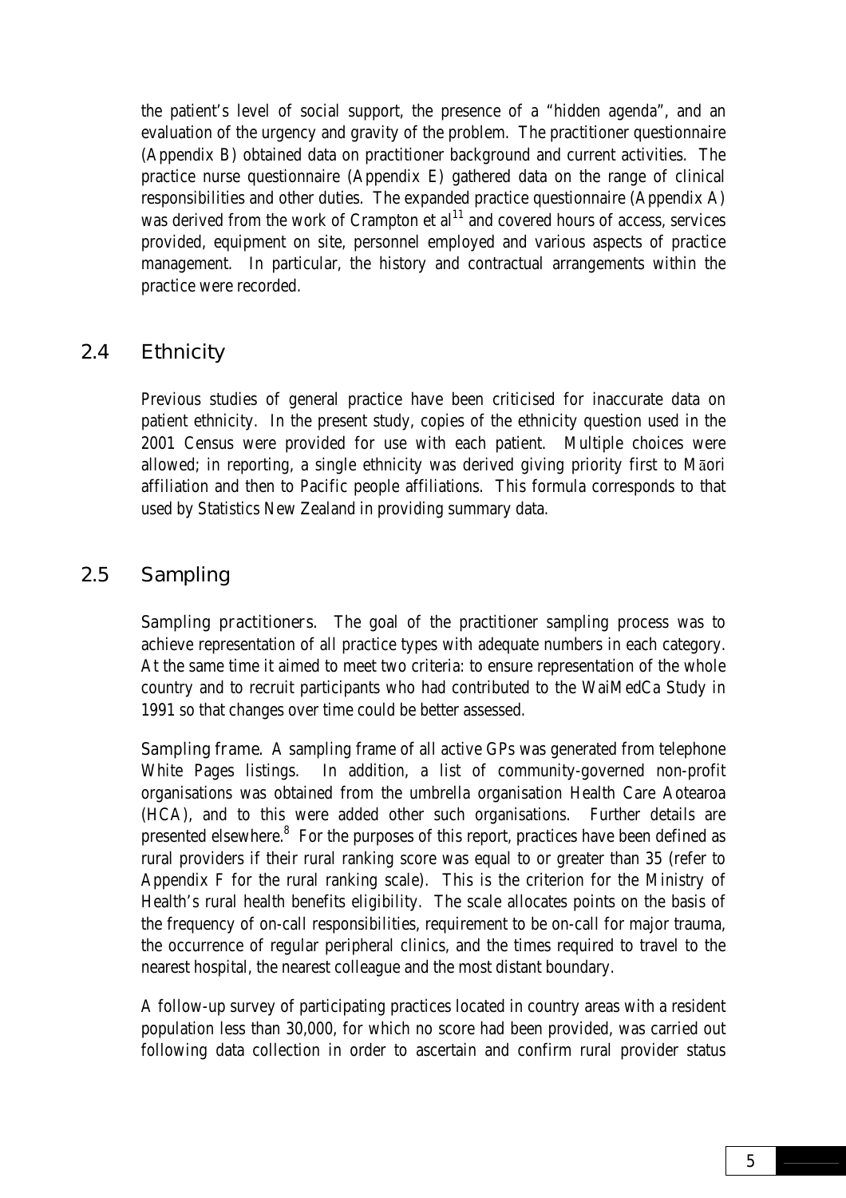the patient's level of social support, the presence of a "hidden agenda", and an evaluation of the urgency and gravity of the problem. The practitioner questionnaire (Appendix B) obtained data on practitioner background and current activities. The practice nurse questionnaire (Appendix E) gathered data on the range of clinical responsibilities and other duties. The expanded practice questionnaire (Appendix A) was derived from the work of Crampton et al[11] and covered hours of access, services provided, equipment on site, personnel employed and various aspects of practice management. In particular, the history and contractual arrangements within the practice were recorded.

## 2.4 Ethnicity

Previous studies of general practice have been criticised for inaccurate data on patient ethnicity. In the present study, copies of the ethnicity question used in the 2001 Census were provided for use with each patient. Multiple choices were allowed; in reporting, a single ethnicity was derived giving priority first to Māori affiliation and then to Pacific people affiliations. This formula corresponds to that used by Statistics New Zealand in providing summary data.

## 2.5 Sampling

Sampling practitioners. The goal of the practitioner sampling process was to achieve representation of all practice types with adequate numbers in each category. At the same time it aimed to meet two criteria: to ensure representation of the whole country and to recruit participants who had contributed to the WaiMedCa Study in 1991 so that changes over time could be better assessed.

Sampling frame. A sampling frame of all active GPs was generated from telephone White Pages listings. In addition, a list of community-governed non-profit organisations was obtained from the umbrella organisation Health Care Aotearoa (HCA), and to this were added other such organisations. Further details are presented elsewhere.[8] For the purposes of this report, practices have been defined as rural providers if their rural ranking score was equal to or greater than 35 (refer to Appendix F for the rural ranking scale). This is the criterion for the Ministry of Health's rural health benefits eligibility. The scale allocates points on the basis of the frequency of on-call responsibilities, requirement to be on-call for major trauma, the occurrence of regular peripheral clinics, and the times required to travel to the nearest hospital, the nearest colleague and the most distant boundary.

A follow-up survey of participating practices located in country areas with a resident population less than 30,000, for which no score had been provided, was carried out following data collection in order to ascertain and confirm rural provider status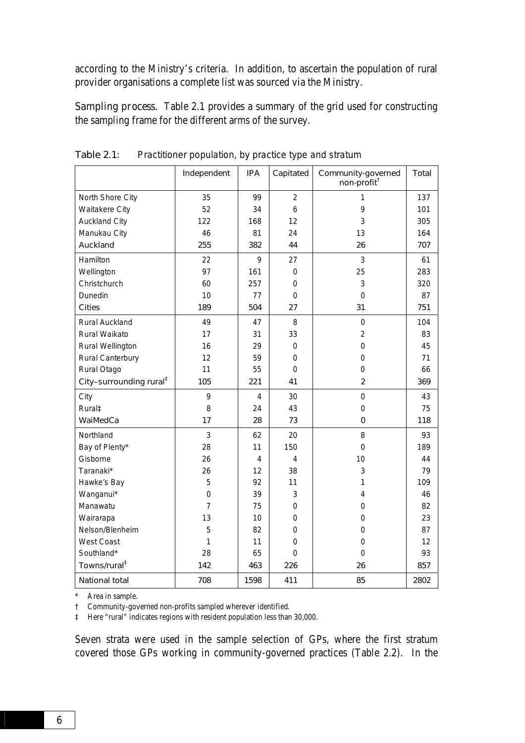according to the Ministry's criteria. In addition, to ascertain the population of rural provider organisations a complete list was sourced via the Ministry.

Sampling process. Table 2.1 provides a summary of the grid used for constructing the sampling frame for the different arms of the survey.

Table 2.1: Practitioner population, by practice type and stratum

| | Independent | IPA | Capitated | Community-governed non-profit† | Total |
|---|---|---|---|---|---|
| North Shore City | 35 | 99 | 2 | 1 | 137 |
| Waitakere City | 52 | 34 | 6 | 9 | 101 |
| Auckland City | 122 | 168 | 12 | 3 | 305 |
| Manukau City | 46 | 81 | 24 | 13 | 164 |
| Auckland | 255 | 382 | 44 | 26 | 707 |
| Hamilton | 22 | 9 | 27 | 3 | 61 |
| Wellington | 97 | 161 | 0 | 25 | 283 |
| Christchurch | 60 | 257 | 0 | 3 | 320 |
| Dunedin | 10 | 77 | 0 | 0 | 87 |
| Cities | 189 | 504 | 27 | 31 | 751 |
| Rural Auckland | 49 | 47 | 8 | 0 | 104 |
| Rural Waikato | 17 | 31 | 33 | 2 | 83 |
| Rural Wellington | 16 | 29 | 0 | 0 | 45 |
| Rural Canterbury | 12 | 59 | 0 | 0 | 71 |
| Rural Otago | 11 | 55 | 0 | 0 | 66 |
| City–surrounding rural‡ | 105 | 221 | 41 | 2 | 369 |
| City | 9 | 4 | 30 | 0 | 43 |
| Rural‡ | 8 | 24 | 43 | 0 | 75 |
| WaiMedCa | 17 | 28 | 73 | 0 | 118 |
| Northland | 3 | 62 | 20 | 8 | 93 |
| Bay of Plenty* | 28 | 11 | 150 | 0 | 189 |
| Gisborne | 26 | 4 | 4 | 10 | 44 |
| Taranaki* | 26 | 12 | 38 | 3 | 79 |
| Hawke's Bay | 5 | 92 | 11 | 1 | 109 |
| Wanganui* | 0 | 39 | 3 | 4 | 46 |
| Manawatu | 7 | 75 | 0 | 0 | 82 |
| Wairarapa | 13 | 10 | 0 | 0 | 23 |
| Nelson/Blenheim | 5 | 82 | 0 | 0 | 87 |
| West Coast | 1 | 11 | 0 | 0 | 12 |
| Southland* | 28 | 65 | 0 | 0 | 93 |
| Towns/rural‡ | 142 | 463 | 226 | 26 | 857 |
| National total | 708 | 1598 | 411 | 85 | 2802 |

\* Area in sample.

† Community-governed non-profits sampled wherever identified.

‡ Here "rural" indicates regions with resident population less than 30,000.

Seven strata were used in the sample selection of GPs, where the first stratum covered those GPs working in community-governed practices (Table 2.2). In the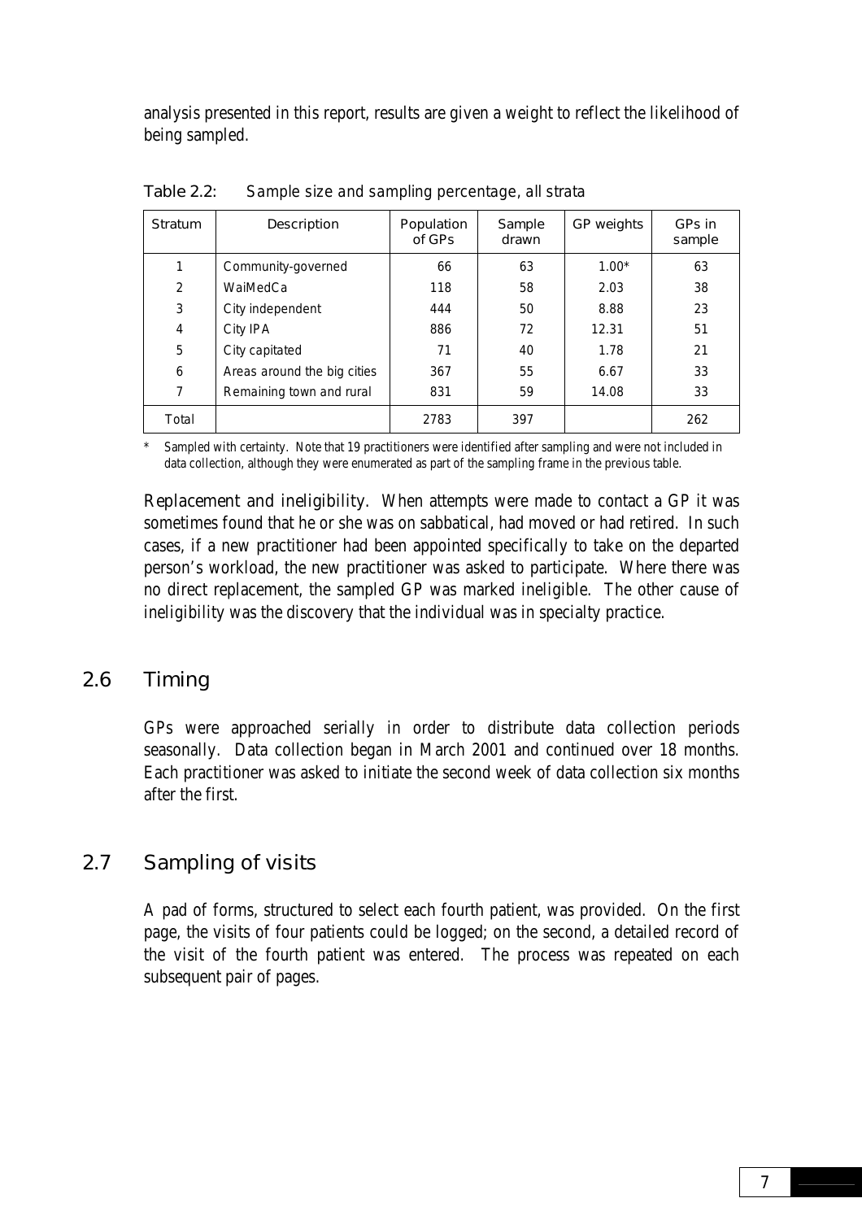analysis presented in this report, results are given a weight to reflect the likelihood of being sampled.

Table 2.2: Sample size and sampling percentage, all strata

| Stratum | Description | Population of GPs | Sample drawn | GP weights | GPs in sample |
|---|---|---|---|---|---|
| 1 | Community-governed | 66 | 63 | 1.00* | 63 |
| 2 | WaiMedCa | 118 | 58 | 2.03 | 38 |
| 3 | City independent | 444 | 50 | 8.88 | 23 |
| 4 | City IPA | 886 | 72 | 12.31 | 51 |
| 5 | City capitated | 71 | 40 | 1.78 | 21 |
| 6 | Areas around the big cities | 367 | 55 | 6.67 | 33 |
| 7 | Remaining town and rural | 831 | 59 | 14.08 | 33 |
| Total | | 2783 | 397 | | 262 |

\* Sampled with certainty. Note that 19 practitioners were identified after sampling and were not included in data collection, although they were enumerated as part of the sampling frame in the previous table.

**Replacement and ineligibility.** When attempts were made to contact a GP it was sometimes found that he or she was on sabbatical, had moved or had retired. In such cases, if a new practitioner had been appointed specifically to take on the departed person's workload, the new practitioner was asked to participate. Where there was no direct replacement, the sampled GP was marked ineligible. The other cause of ineligibility was the discovery that the individual was in specialty practice.

## 2.6 Timing

GPs were approached serially in order to distribute data collection periods seasonally. Data collection began in March 2001 and continued over 18 months. Each practitioner was asked to initiate the second week of data collection six months after the first.

## 2.7 Sampling of visits

A pad of forms, structured to select each fourth patient, was provided. On the first page, the visits of four patients could be logged; on the second, a detailed record of the visit of the fourth patient was entered. The process was repeated on each subsequent pair of pages.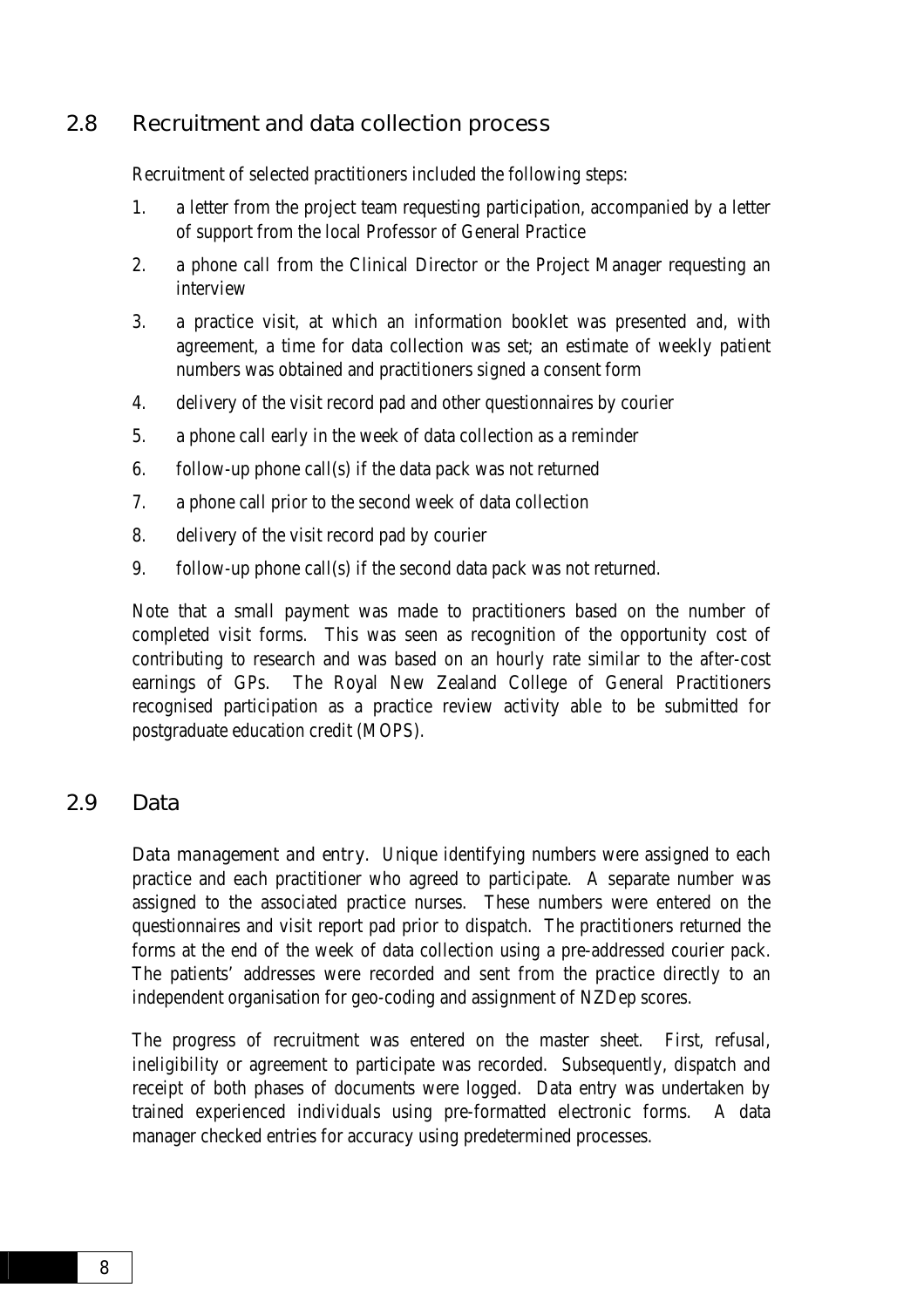## 2.8 Recruitment and data collection process

Recruitment of selected practitioners included the following steps:

1. a letter from the project team requesting participation, accompanied by a letter of support from the local Professor of General Practice
2. a phone call from the Clinical Director or the Project Manager requesting an interview
3. a practice visit, at which an information booklet was presented and, with agreement, a time for data collection was set; an estimate of weekly patient numbers was obtained and practitioners signed a consent form
4. delivery of the visit record pad and other questionnaires by courier
5. a phone call early in the week of data collection as a reminder
6. follow-up phone call(s) if the data pack was not returned
7. a phone call prior to the second week of data collection
8. delivery of the visit record pad by courier
9. follow-up phone call(s) if the second data pack was not returned.

Note that a small payment was made to practitioners based on the number of completed visit forms. This was seen as recognition of the opportunity cost of contributing to research and was based on an hourly rate similar to the after-cost earnings of GPs. The Royal New Zealand College of General Practitioners recognised participation as a practice review activity able to be submitted for postgraduate education credit (MOPS).

## 2.9 Data

Data management and entry. Unique identifying numbers were assigned to each practice and each practitioner who agreed to participate. A separate number was assigned to the associated practice nurses. These numbers were entered on the questionnaires and visit report pad prior to dispatch. The practitioners returned the forms at the end of the week of data collection using a pre-addressed courier pack. The patients' addresses were recorded and sent from the practice directly to an independent organisation for geo-coding and assignment of NZDep scores.

The progress of recruitment was entered on the master sheet. First, refusal, ineligibility or agreement to participate was recorded. Subsequently, dispatch and receipt of both phases of documents were logged. Data entry was undertaken by trained experienced individuals using pre-formatted electronic forms. A data manager checked entries for accuracy using predetermined processes.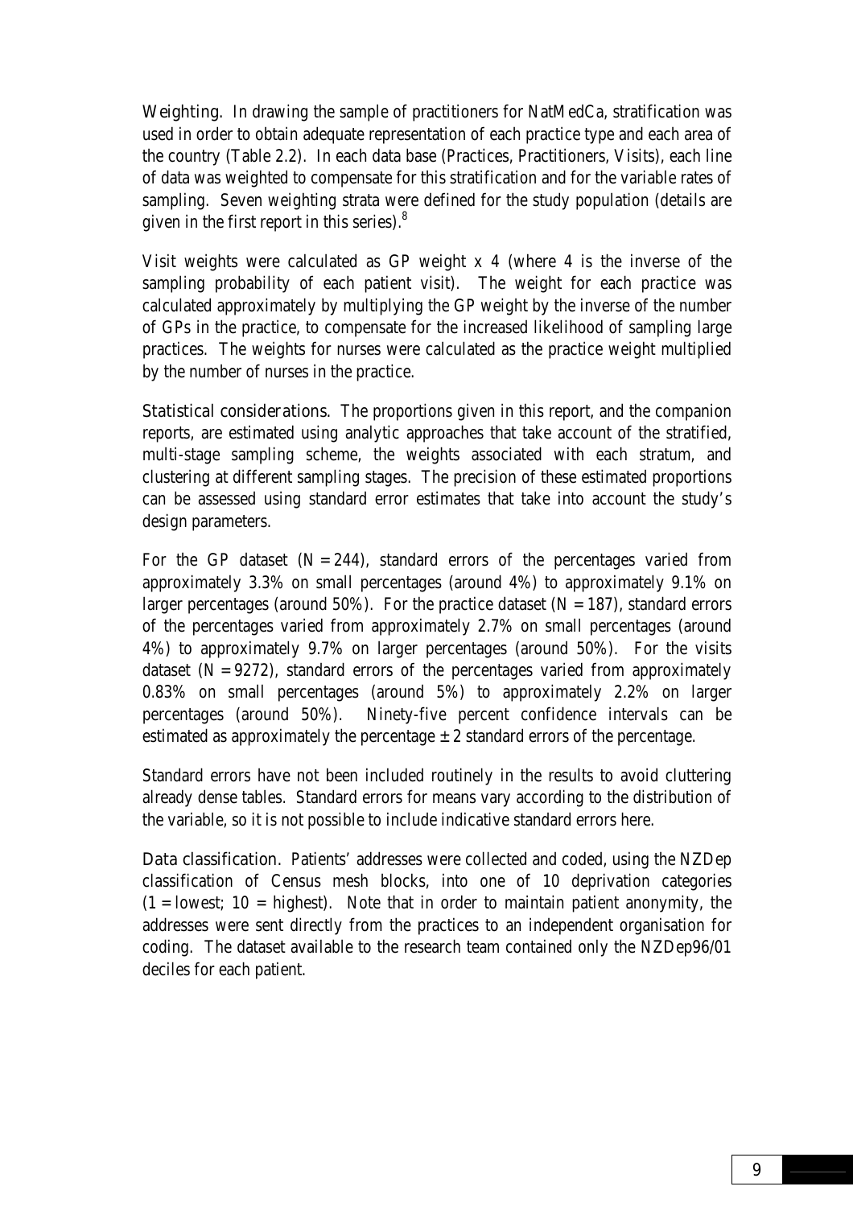*Weighting.* In drawing the sample of practitioners for NatMedCa, stratification was used in order to obtain adequate representation of each practice type and each area of the country (Table 2.2). In each data base (Practices, Practitioners, Visits), each line of data was weighted to compensate for this stratification and for the variable rates of sampling. Seven weighting strata were defined for the study population (details are given in the first report in this series).[8]

Visit weights were calculated as GP weight x 4 (where 4 is the inverse of the sampling probability of each patient visit). The weight for each practice was calculated approximately by multiplying the GP weight by the inverse of the number of GPs in the practice, to compensate for the increased likelihood of sampling large practices. The weights for nurses were calculated as the practice weight multiplied by the number of nurses in the practice.

*Statistical considerations.* The proportions given in this report, and the companion reports, are estimated using analytic approaches that take account of the stratified, multi-stage sampling scheme, the weights associated with each stratum, and clustering at different sampling stages. The precision of these estimated proportions can be assessed using standard error estimates that take into account the study's design parameters.

For the GP dataset (N = 244), standard errors of the percentages varied from approximately 3.3% on small percentages (around 4%) to approximately 9.1% on larger percentages (around 50%). For the practice dataset (N = 187), standard errors of the percentages varied from approximately 2.7% on small percentages (around 4%) to approximately 9.7% on larger percentages (around 50%). For the visits dataset (N = 9272), standard errors of the percentages varied from approximately 0.83% on small percentages (around 5%) to approximately 2.2% on larger percentages (around 50%). Ninety-five percent confidence intervals can be estimated as approximately the percentage ± 2 standard errors of the percentage.

Standard errors have not been included routinely in the results to avoid cluttering already dense tables. Standard errors for means vary according to the distribution of the variable, so it is not possible to include indicative standard errors here.

*Data classification.* Patients' addresses were collected and coded, using the NZDep classification of Census mesh blocks, into one of 10 deprivation categories (1 = lowest; 10 = highest). Note that in order to maintain patient anonymity, the addresses were sent directly from the practices to an independent organisation for coding. The dataset available to the research team contained only the NZDep96/01 deciles for each patient.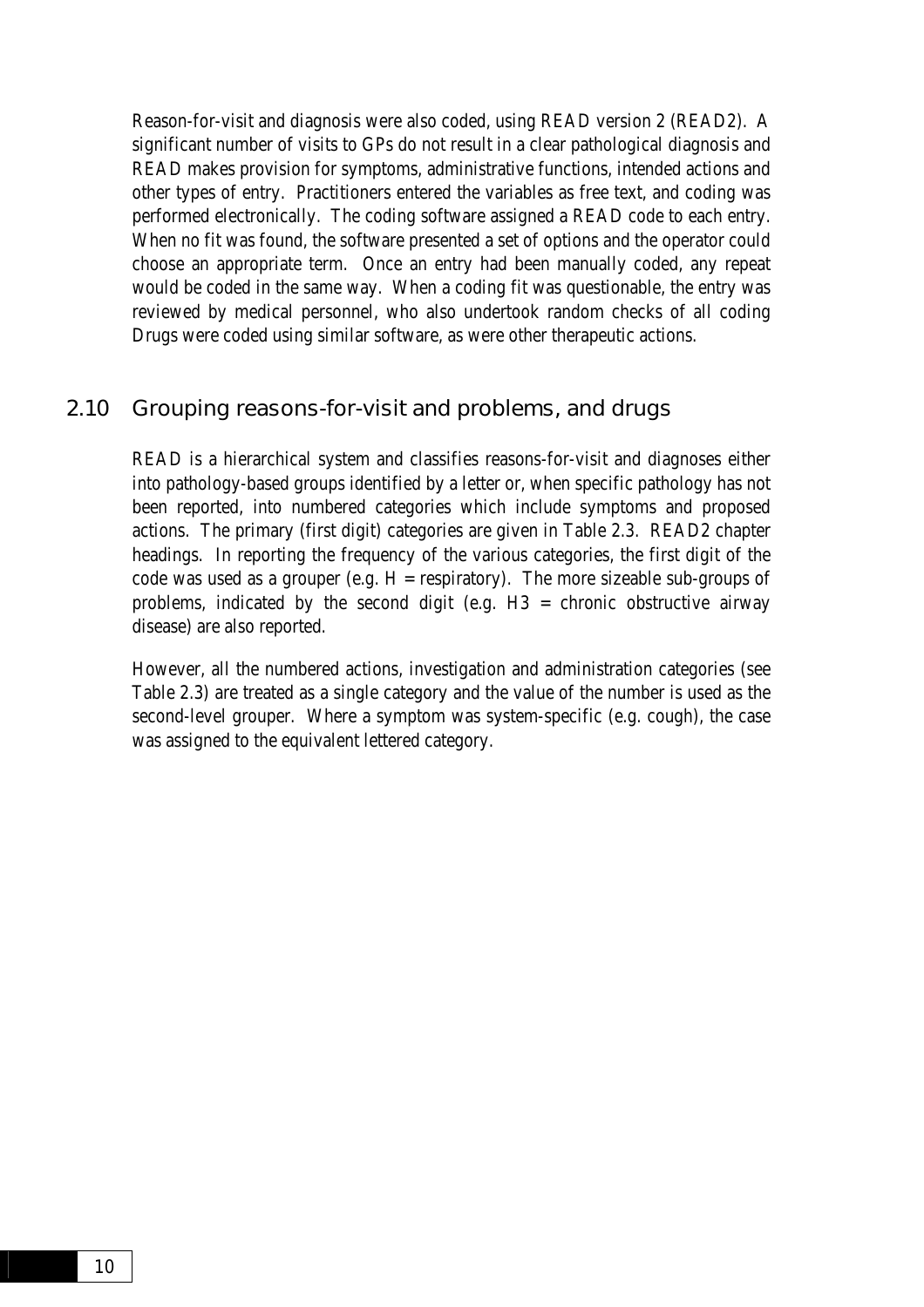Reason-for-visit and diagnosis were also coded, using READ version 2 (READ2). A significant number of visits to GPs do not result in a clear pathological diagnosis and READ makes provision for symptoms, administrative functions, intended actions and other types of entry. Practitioners entered the variables as free text, and coding was performed electronically. The coding software assigned a READ code to each entry. When no fit was found, the software presented a set of options and the operator could choose an appropriate term. Once an entry had been manually coded, any repeat would be coded in the same way. When a coding fit was questionable, the entry was reviewed by medical personnel, who also undertook random checks of all coding Drugs were coded using similar software, as were other therapeutic actions.

## 2.10 Grouping reasons-for-visit and problems, and drugs

READ is a hierarchical system and classifies reasons-for-visit and diagnoses either into pathology-based groups identified by a letter or, when specific pathology has not been reported, into numbered categories which include symptoms and proposed actions. The primary (first digit) categories are given in Table 2.3. READ2 chapter headings. In reporting the frequency of the various categories, the first digit of the code was used as a grouper (e.g. H = respiratory). The more sizeable sub-groups of problems, indicated by the second digit (e.g. H3 = chronic obstructive airway disease) are also reported.

However, all the numbered actions, investigation and administration categories (see Table 2.3) are treated as a single category and the value of the number is used as the second-level grouper. Where a symptom was system-specific (e.g. cough), the case was assigned to the equivalent lettered category.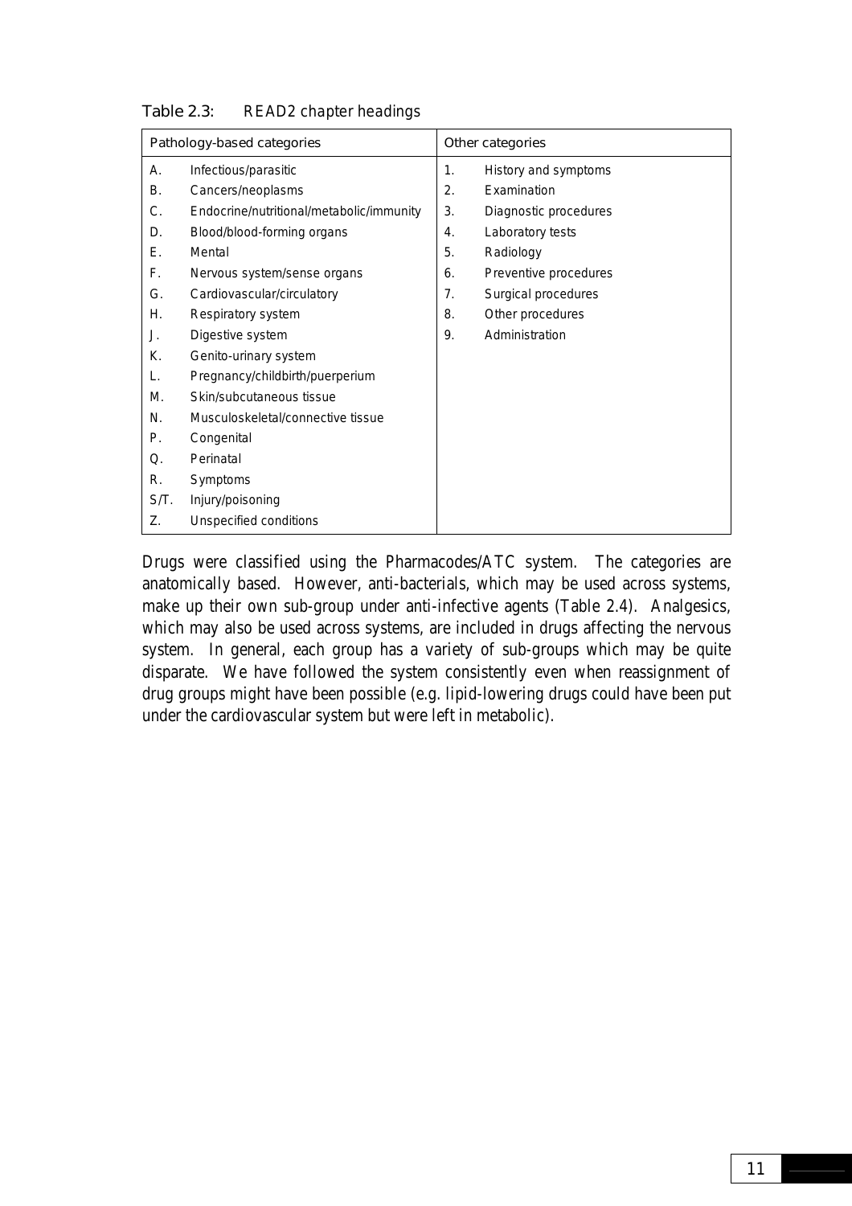Table 2.3: READ2 chapter headings

| Pathology-based categories | | Other categories | |
|---|---|---|---|
| A. | Infectious/parasitic | 1. | History and symptoms |
| B. | Cancers/neoplasms | 2. | Examination |
| C. | Endocrine/nutritional/metabolic/immunity | 3. | Diagnostic procedures |
| D. | Blood/blood-forming organs | 4. | Laboratory tests |
| E. | Mental | 5. | Radiology |
| F. | Nervous system/sense organs | 6. | Preventive procedures |
| G. | Cardiovascular/circulatory | 7. | Surgical procedures |
| H. | Respiratory system | 8. | Other procedures |
| J. | Digestive system | 9. | Administration |
| K. | Genito-urinary system | | |
| L. | Pregnancy/childbirth/puerperium | | |
| M. | Skin/subcutaneous tissue | | |
| N. | Musculoskeletal/connective tissue | | |
| P. | Congenital | | |
| Q. | Perinatal | | |
| R. | Symptoms | | |
| S/T. | Injury/poisoning | | |
| Z. | Unspecified conditions | | |

Drugs were classified using the Pharmacodes/ATC system. The categories are anatomically based. However, anti-bacterials, which may be used across systems, make up their own sub-group under anti-infective agents (Table 2.4). Analgesics, which may also be used across systems, are included in drugs affecting the nervous system. In general, each group has a variety of sub-groups which may be quite disparate. We have followed the system consistently even when reassignment of drug groups might have been possible (e.g. lipid-lowering drugs could have been put under the cardiovascular system but were left in metabolic).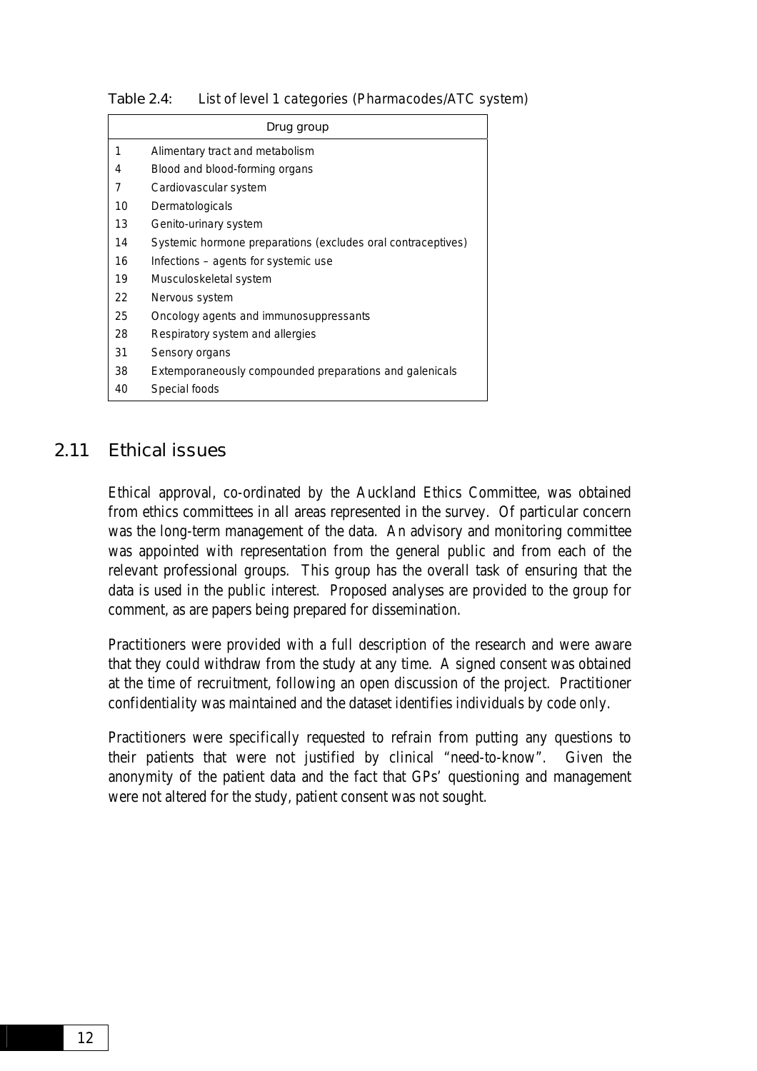Table 2.4: List of level 1 categories (Pharmacodes/ATC system)

| | Drug group |
|---|---|
| 1 | Alimentary tract and metabolism |
| 4 | Blood and blood-forming organs |
| 7 | Cardiovascular system |
| 10 | Dermatologicals |
| 13 | Genito-urinary system |
| 14 | Systemic hormone preparations (excludes oral contraceptives) |
| 16 | Infections – agents for systemic use |
| 19 | Musculoskeletal system |
| 22 | Nervous system |
| 25 | Oncology agents and immunosuppressants |
| 28 | Respiratory system and allergies |
| 31 | Sensory organs |
| 38 | Extemporaneously compounded preparations and galenicals |
| 40 | Special foods |

## 2.11 Ethical issues

Ethical approval, co-ordinated by the Auckland Ethics Committee, was obtained from ethics committees in all areas represented in the survey. Of particular concern was the long-term management of the data. An advisory and monitoring committee was appointed with representation from the general public and from each of the relevant professional groups. This group has the overall task of ensuring that the data is used in the public interest. Proposed analyses are provided to the group for comment, as are papers being prepared for dissemination.

Practitioners were provided with a full description of the research and were aware that they could withdraw from the study at any time. A signed consent was obtained at the time of recruitment, following an open discussion of the project. Practitioner confidentiality was maintained and the dataset identifies individuals by code only.

Practitioners were specifically requested to refrain from putting any questions to their patients that were not justified by clinical "need-to-know". Given the anonymity of the patient data and the fact that GPs' questioning and management were not altered for the study, patient consent was not sought.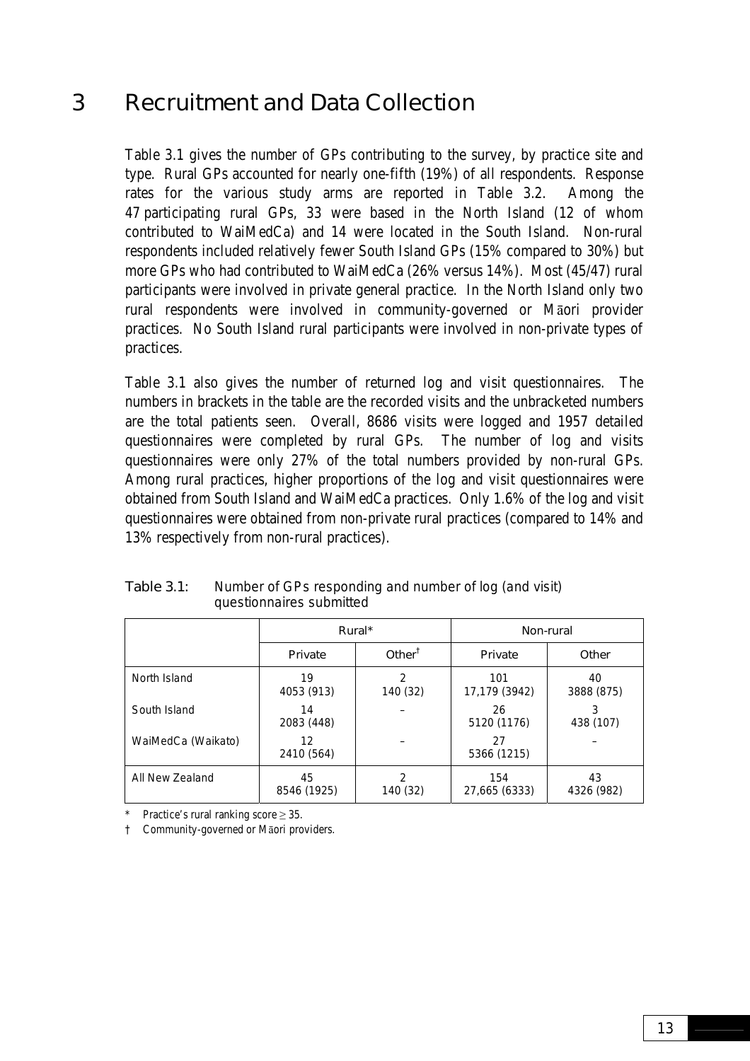# 3 Recruitment and Data Collection

Table 3.1 gives the number of GPs contributing to the survey, by practice site and type. Rural GPs accounted for nearly one-fifth (19%) of all respondents. Response rates for the various study arms are reported in Table 3.2. Among the 47 participating rural GPs, 33 were based in the North Island (12 of whom contributed to WaiMedCa) and 14 were located in the South Island. Non-rural respondents included relatively fewer South Island GPs (15% compared to 30%) but more GPs who had contributed to WaiMedCa (26% versus 14%). Most (45/47) rural participants were involved in private general practice. In the North Island only two rural respondents were involved in community-governed or Māori provider practices. No South Island rural participants were involved in non-private types of practices.

Table 3.1 also gives the number of returned log and visit questionnaires. The numbers in brackets in the table are the recorded visits and the unbracketed numbers are the total patients seen. Overall, 8686 visits were logged and 1957 detailed questionnaires were completed by rural GPs. The number of log and visits questionnaires were only 27% of the total numbers provided by non-rural GPs. Among rural practices, higher proportions of the log and visit questionnaires were obtained from South Island and WaiMedCa practices. Only 1.6% of the log and visit questionnaires were obtained from non-private rural practices (compared to 14% and 13% respectively from non-rural practices).

Table 3.1: Number of GPs responding and number of log (and visit) questionnaires submitted

| | Rural* | | Non-rural | |
|---|---|---|---|---|
| | Private | Other† | Private | Other |
| North Island | 19<br>4053 (913) | 2<br>140 (32) | 101<br>17,179 (3942) | 40<br>3888 (875) |
| South Island | 14<br>2083 (448) | – | 26<br>5120 (1176) | 3<br>438 (107) |
| WaiMedCa (Waikato) | 12<br>2410 (564) | – | 27<br>5366 (1215) | – |
| All New Zealand | 45<br>8546 (1925) | 2<br>140 (32) | 154<br>27,665 (6333) | 43<br>4326 (982) |

\* Practice's rural ranking score $\geq$ 35.

† Community-governed or Māori providers.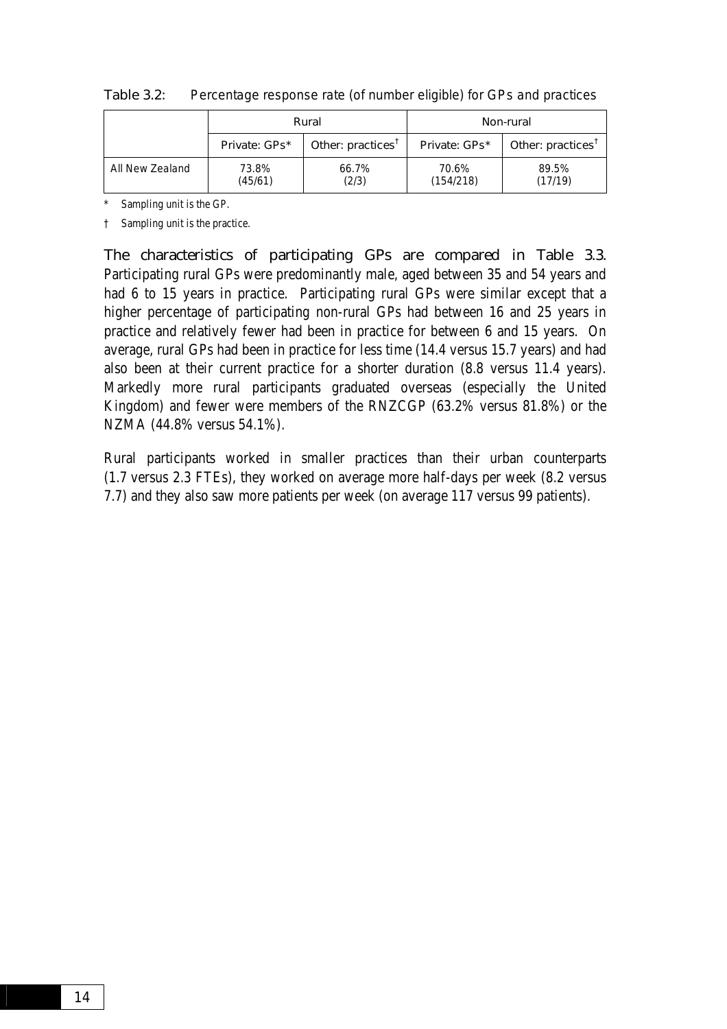Table 3.2: *Percentage response rate (of number eligible) for GPs and practices*

| | Rural | | Non-rural | |
|---|---|---|---|---|
| | Private: GPs* | Other: practices† | Private: GPs* | Other: practices† |
| All New Zealand | 73.8% (45/61) | 66.7% (2/3) | 70.6% (154/218) | 89.5% (17/19) |

\* Sampling unit is the GP.

† Sampling unit is the practice.

The characteristics of participating GPs are compared in Table 3.3. Participating rural GPs were predominantly male, aged between 35 and 54 years and had 6 to 15 years in practice. Participating rural GPs were similar except that a higher percentage of participating non-rural GPs had between 16 and 25 years in practice and relatively fewer had been in practice for between 6 and 15 years. On average, rural GPs had been in practice for less time (14.4 versus 15.7 years) and had also been at their current practice for a shorter duration (8.8 versus 11.4 years). Markedly more rural participants graduated overseas (especially the United Kingdom) and fewer were members of the RNZCGP (63.2% versus 81.8%) or the NZMA (44.8% versus 54.1%).

Rural participants worked in smaller practices than their urban counterparts (1.7 versus 2.3 FTEs), they worked on average more half-days per week (8.2 versus 7.7) and they also saw more patients per week (on average 117 versus 99 patients).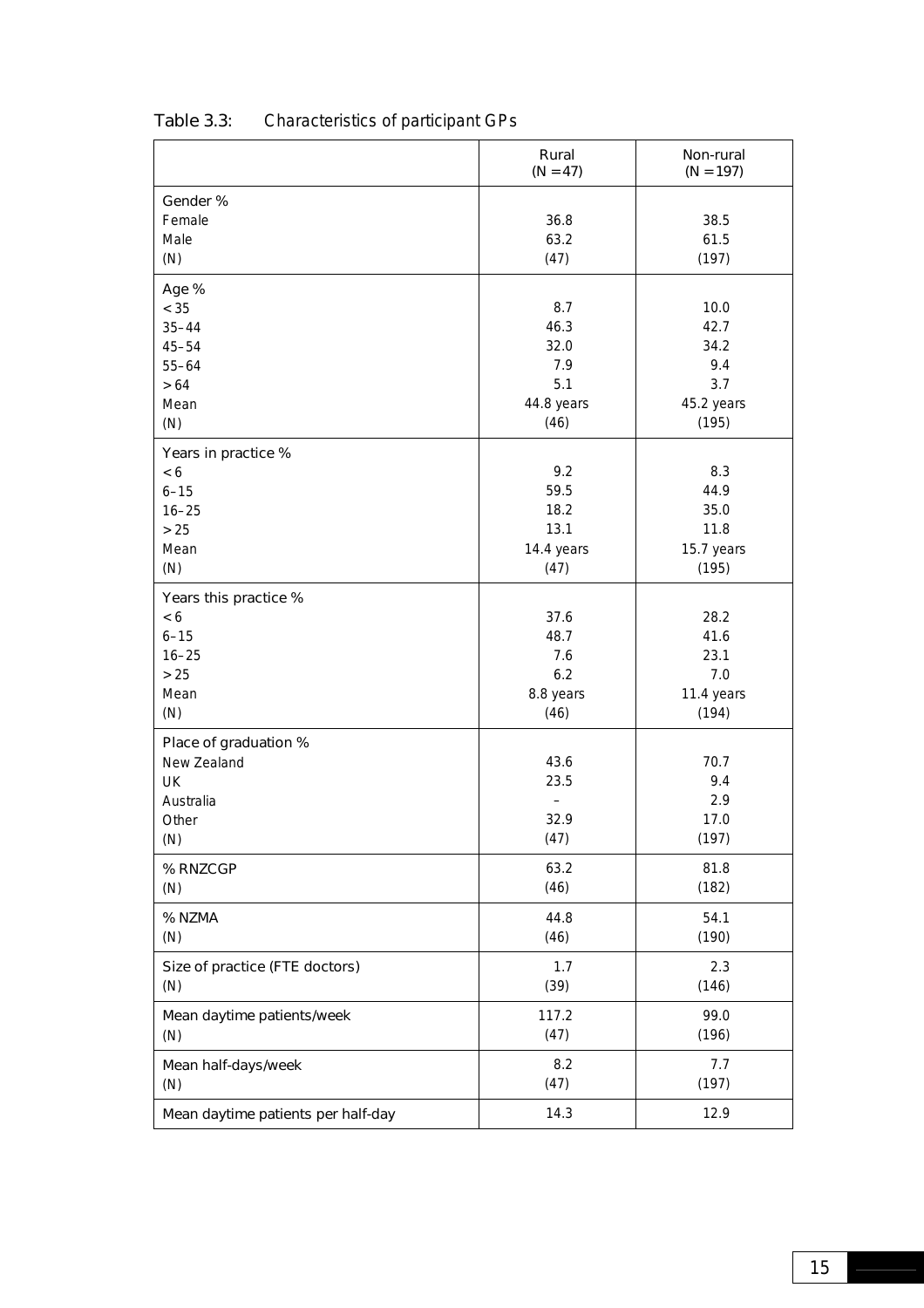Table 3.3: Characteristics of participant GPs

| | Rural (N = 47) | Non-rural (N = 197) |
|---|---|---|
| **Gender %** | | |
| Female | 36.8 | 38.5 |
| Male | 63.2 | 61.5 |
| (N) | (47) | (197) |
| **Age %** | | |
| < 35 | 8.7 | 10.0 |
| 35–44 | 46.3 | 42.7 |
| 45–54 | 32.0 | 34.2 |
| 55–64 | 7.9 | 9.4 |
| > 64 | 5.1 | 3.7 |
| Mean | 44.8 years | 45.2 years |
| (N) | (46) | (195) |
| **Years in practice %** | | |
| < 6 | 9.2 | 8.3 |
| 6–15 | 59.5 | 44.9 |
| 16–25 | 18.2 | 35.0 |
| > 25 | 13.1 | 11.8 |
| Mean | 14.4 years | 15.7 years |
| (N) | (47) | (195) |
| **Years this practice %** | | |
| < 6 | 37.6 | 28.2 |
| 6–15 | 48.7 | 41.6 |
| 16–25 | 7.6 | 23.1 |
| > 25 | 6.2 | 7.0 |
| Mean | 8.8 years | 11.4 years |
| (N) | (46) | (194) |
| **Place of graduation %** | | |
| New Zealand | 43.6 | 70.7 |
| UK | 23.5 | 9.4 |
| Australia | – | 2.9 |
| Other | 32.9 | 17.0 |
| (N) | (47) | (197) |
| **% RNZCGP** | 63.2 | 81.8 |
| (N) | (46) | (182) |
| **% NZMA** | 44.8 | 54.1 |
| (N) | (46) | (190) |
| **Size of practice (FTE doctors)** | 1.7 | 2.3 |
| (N) | (39) | (146) |
| **Mean daytime patients/week** | 117.2 | 99.0 |
| (N) | (47) | (196) |
| **Mean half-days/week** | 8.2 | 7.7 |
| (N) | (47) | (197) |
| **Mean daytime patients per half-day** | 14.3 | 12.9 |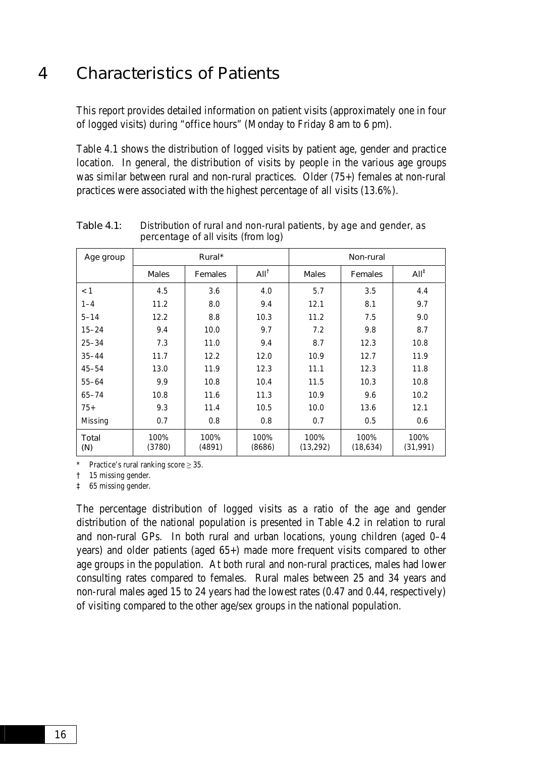# 4 Characteristics of Patients

This report provides detailed information on patient visits (approximately one in four of logged visits) during "office hours" (Monday to Friday 8 am to 6 pm).

Table 4.1 shows the distribution of logged visits by patient age, gender and practice location. In general, the distribution of visits by people in the various age groups was similar between rural and non-rural practices. Older (75+) females at non-rural practices were associated with the highest percentage of all visits (13.6%).

Table 4.1: Distribution of rural and non-rural patients, by age and gender, as percentage of all visits (from log)

| Age group | Rural* | | | Non-rural | | |
|---|---|---|---|---|---|---|
| | Males | Females | All† | Males | Females | All‡ |
| < 1 | 4.5 | 3.6 | 4.0 | 5.7 | 3.5 | 4.4 |
| 1–4 | 11.2 | 8.0 | 9.4 | 12.1 | 8.1 | 9.7 |
| 5–14 | 12.2 | 8.8 | 10.3 | 11.2 | 7.5 | 9.0 |
| 15–24 | 9.4 | 10.0 | 9.7 | 7.2 | 9.8 | 8.7 |
| 25–34 | 7.3 | 11.0 | 9.4 | 8.7 | 12.3 | 10.8 |
| 35–44 | 11.7 | 12.2 | 12.0 | 10.9 | 12.7 | 11.9 |
| 45–54 | 13.0 | 11.9 | 12.3 | 11.1 | 12.3 | 11.8 |
| 55–64 | 9.9 | 10.8 | 10.4 | 11.5 | 10.3 | 10.8 |
| 65–74 | 10.8 | 11.6 | 11.3 | 10.9 | 9.6 | 10.2 |
| 75+ | 9.3 | 11.4 | 10.5 | 10.0 | 13.6 | 12.1 |
| Missing | 0.7 | 0.8 | 0.8 | 0.7 | 0.5 | 0.6 |
| Total (N) | 100% (3780) | 100% (4891) | 100% (8686) | 100% (13,292) | 100% (18,634) | 100% (31,991) |

\* Practice's rural ranking score ≥ 35.

† 15 missing gender.

‡ 65 missing gender.

The percentage distribution of logged visits as a ratio of the age and gender distribution of the national population is presented in Table 4.2 in relation to rural and non-rural GPs. In both rural and urban locations, young children (aged 0–4 years) and older patients (aged 65+) made more frequent visits compared to other age groups in the population. At both rural and non-rural practices, males had lower consulting rates compared to females. Rural males between 25 and 34 years and non-rural males aged 15 to 24 years had the lowest rates (0.47 and 0.44, respectively) of visiting compared to the other age/sex groups in the national population.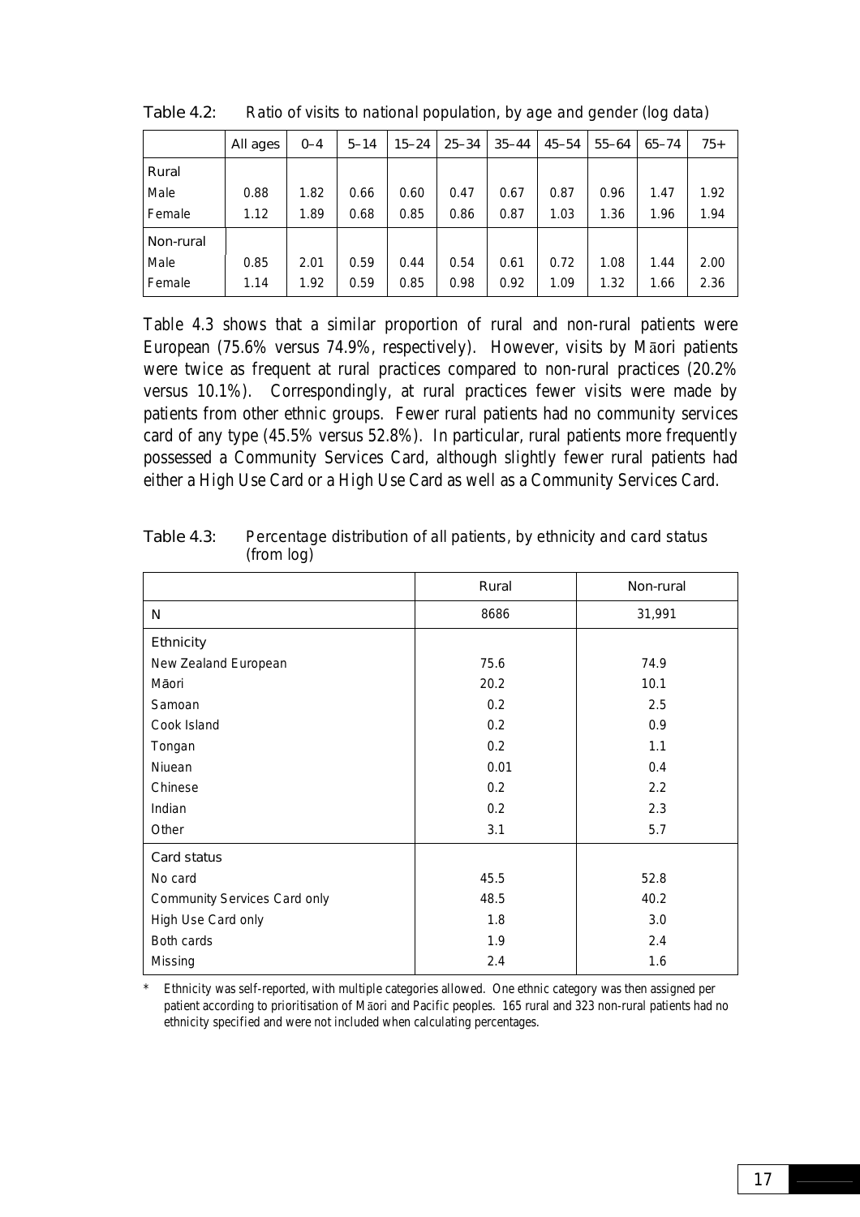Table 4.2: Ratio of visits to national population, by age and gender (log data)

| | All ages | 0–4 | 5–14 | 15–24 | 25–34 | 35–44 | 45–54 | 55–64 | 65–74 | 75+ |
|---|---|---|---|---|---|---|---|---|---|---|
| Rural | | | | | | | | | | |
| Male | 0.88 | 1.82 | 0.66 | 0.60 | 0.47 | 0.67 | 0.87 | 0.96 | 1.47 | 1.92 |
| Female | 1.12 | 1.89 | 0.68 | 0.85 | 0.86 | 0.87 | 1.03 | 1.36 | 1.96 | 1.94 |
| Non-rural | | | | | | | | | | |
| Male | 0.85 | 2.01 | 0.59 | 0.44 | 0.54 | 0.61 | 0.72 | 1.08 | 1.44 | 2.00 |
| Female | 1.14 | 1.92 | 0.59 | 0.85 | 0.98 | 0.92 | 1.09 | 1.32 | 1.66 | 2.36 |

Table 4.3 shows that a similar proportion of rural and non-rural patients were European (75.6% versus 74.9%, respectively). However, visits by Māori patients were twice as frequent at rural practices compared to non-rural practices (20.2% versus 10.1%). Correspondingly, at rural practices fewer visits were made by patients from other ethnic groups. Fewer rural patients had no community services card of any type (45.5% versus 52.8%). In particular, rural patients more frequently possessed a Community Services Card, although slightly fewer rural patients had either a High Use Card or a High Use Card as well as a Community Services Card.

Table 4.3: Percentage distribution of all patients, by ethnicity and card status (from log)

| | Rural | Non-rural |
|---|---|---|
| N | 8686 | 31,991 |
| Ethnicity | | |
| New Zealand European | 75.6 | 74.9 |
| Māori | 20.2 | 10.1 |
| Samoan | 0.2 | 2.5 |
| Cook Island | 0.2 | 0.9 |
| Tongan | 0.2 | 1.1 |
| Niuean | 0.01 | 0.4 |
| Chinese | 0.2 | 2.2 |
| Indian | 0.2 | 2.3 |
| Other | 3.1 | 5.7 |
| Card status | | |
| No card | 45.5 | 52.8 |
| Community Services Card only | 48.5 | 40.2 |
| High Use Card only | 1.8 | 3.0 |
| Both cards | 1.9 | 2.4 |
| Missing | 2.4 | 1.6 |

\* Ethnicity was self-reported, with multiple categories allowed. One ethnic category was then assigned per patient according to prioritisation of Māori and Pacific peoples. 165 rural and 323 non-rural patients had no ethnicity specified and were not included when calculating percentages.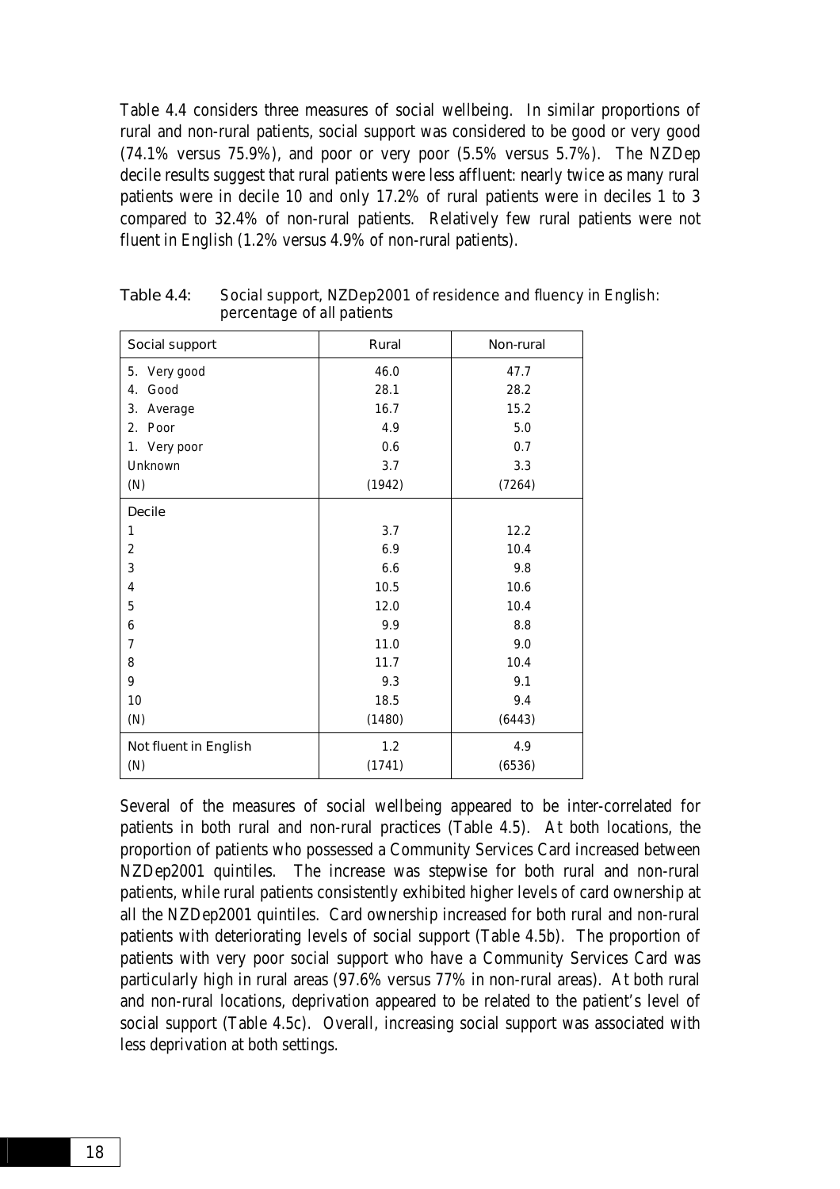Table 4.4 considers three measures of social wellbeing. In similar proportions of rural and non-rural patients, social support was considered to be good or very good (74.1% versus 75.9%), and poor or very poor (5.5% versus 5.7%). The NZDep decile results suggest that rural patients were less affluent: nearly twice as many rural patients were in decile 10 and only 17.2% of rural patients were in deciles 1 to 3 compared to 32.4% of non-rural patients. Relatively few rural patients were not fluent in English (1.2% versus 4.9% of non-rural patients).

**Table 4.4:** Social support, NZDep2001 of residence and fluency in English: percentage of all patients

| Social support | Rural | Non-rural |
|---|---|---|
| 5. Very good | 46.0 | 47.7 |
| 4. Good | 28.1 | 28.2 |
| 3. Average | 16.7 | 15.2 |
| 2. Poor | 4.9 | 5.0 |
| 1. Very poor | 0.6 | 0.7 |
| Unknown | 3.7 | 3.3 |
| (N) | (1942) | (7264) |
| **Decile** | | |
| 1 | 3.7 | 12.2 |
| 2 | 6.9 | 10.4 |
| 3 | 6.6 | 9.8 |
| 4 | 10.5 | 10.6 |
| 5 | 12.0 | 10.4 |
| 6 | 9.9 | 8.8 |
| 7 | 11.0 | 9.0 |
| 8 | 11.7 | 10.4 |
| 9 | 9.3 | 9.1 |
| 10 | 18.5 | 9.4 |
| (N) | (1480) | (6443) |
| **Not fluent in English** | 1.2 | 4.9 |
| (N) | (1741) | (6536) |

Several of the measures of social wellbeing appeared to be inter-correlated for patients in both rural and non-rural practices (Table 4.5). At both locations, the proportion of patients who possessed a Community Services Card increased between NZDep2001 quintiles. The increase was stepwise for both rural and non-rural patients, while rural patients consistently exhibited higher levels of card ownership at all the NZDep2001 quintiles. Card ownership increased for both rural and non-rural patients with deteriorating levels of social support (Table 4.5b). The proportion of patients with very poor social support who have a Community Services Card was particularly high in rural areas (97.6% versus 77% in non-rural areas). At both rural and non-rural locations, deprivation appeared to be related to the patient's level of social support (Table 4.5c). Overall, increasing social support was associated with less deprivation at both settings.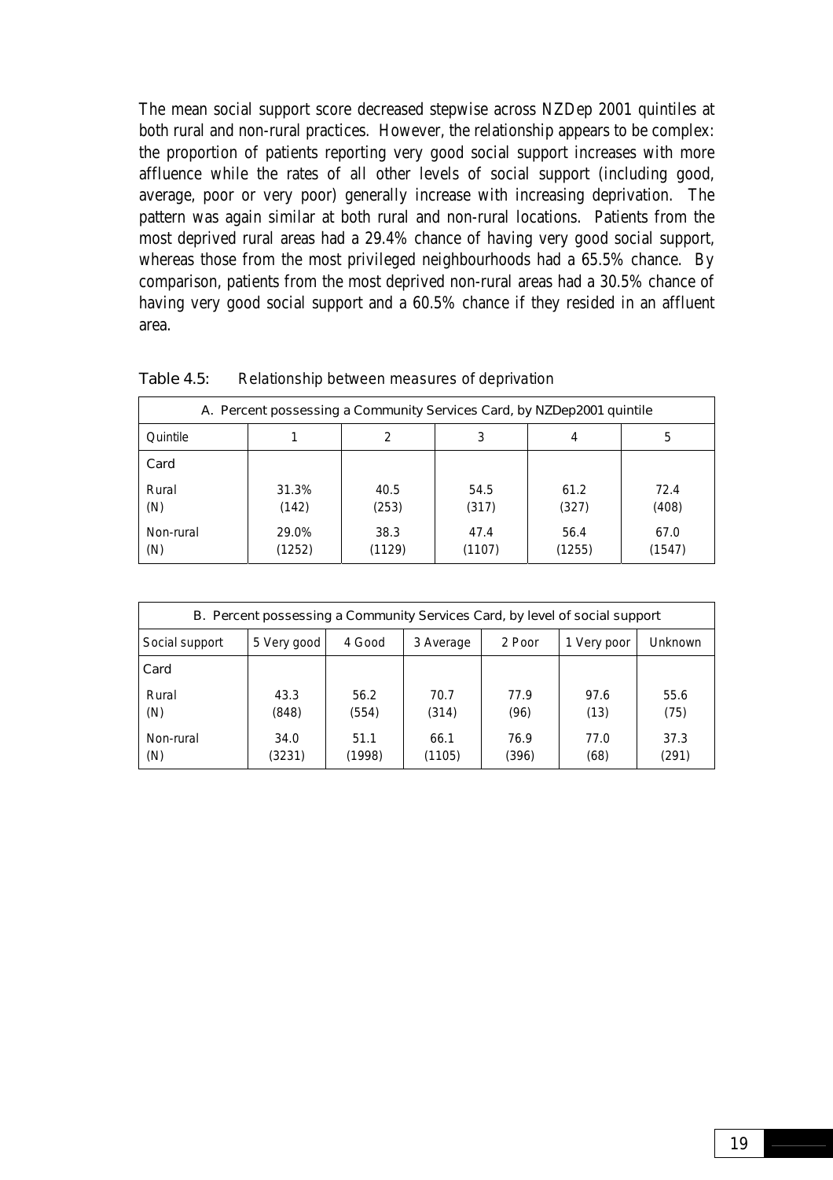The mean social support score decreased stepwise across NZDep 2001 quintiles at both rural and non-rural practices. However, the relationship appears to be complex: the proportion of patients reporting very good social support increases with more affluence while the rates of all other levels of social support (including good, average, poor or very poor) generally increase with increasing deprivation. The pattern was again similar at both rural and non-rural locations. Patients from the most deprived rural areas had a 29.4% chance of having very good social support, whereas those from the most privileged neighbourhoods had a 65.5% chance. By comparison, patients from the most deprived non-rural areas had a 30.5% chance of having very good social support and a 60.5% chance if they resided in an affluent area.

**Table 4.5: Relationship between measures of deprivation**

**A. Percent possessing a Community Services Card, by NZDep2001 quintile**

| Quintile | 1 | 2 | 3 | 4 | 5 |
|---|---|---|---|---|---|
| Card | | | | | |
| Rural | 31.3% | 40.5 | 54.5 | 61.2 | 72.4 |
| (N) | (142) | (253) | (317) | (327) | (408) |
| Non-rural | 29.0% | 38.3 | 47.4 | 56.4 | 67.0 |
| (N) | (1252) | (1129) | (1107) | (1255) | (1547) |

**B. Percent possessing a Community Services Card, by level of social support**

| Social support | 5 Very good | 4 Good | 3 Average | 2 Poor | 1 Very poor | Unknown |
|---|---|---|---|---|---|---|
| Card | | | | | | |
| Rural | 43.3 | 56.2 | 70.7 | 77.9 | 97.6 | 55.6 |
| (N) | (848) | (554) | (314) | (96) | (13) | (75) |
| Non-rural | 34.0 | 51.1 | 66.1 | 76.9 | 77.0 | 37.3 |
| (N) | (3231) | (1998) | (1105) | (396) | (68) | (291) |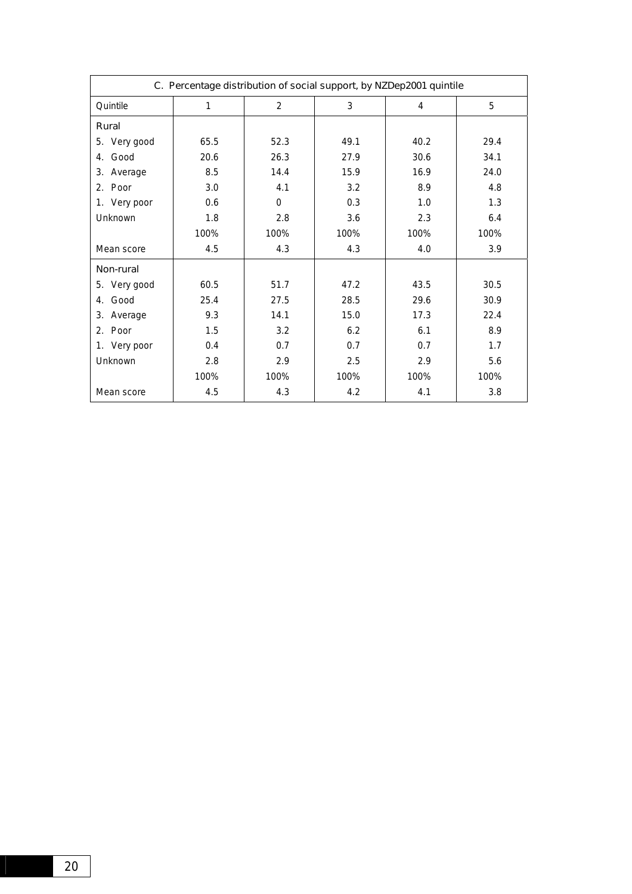| C. Percentage distribution of social support, by NZDep2001 quintile | | | | | |
|---|---|---|---|---|---|
| Quintile | 1 | 2 | 3 | 4 | 5 |
| Rural | | | | | |
| 5. Very good | 65.5 | 52.3 | 49.1 | 40.2 | 29.4 |
| 4. Good | 20.6 | 26.3 | 27.9 | 30.6 | 34.1 |
| 3. Average | 8.5 | 14.4 | 15.9 | 16.9 | 24.0 |
| 2. Poor | 3.0 | 4.1 | 3.2 | 8.9 | 4.8 |
| 1. Very poor | 0.6 | 0 | 0.3 | 1.0 | 1.3 |
| Unknown | 1.8 | 2.8 | 3.6 | 2.3 | 6.4 |
| | 100% | 100% | 100% | 100% | 100% |
| Mean score | 4.5 | 4.3 | 4.3 | 4.0 | 3.9 |
| Non-rural | | | | | |
| 5. Very good | 60.5 | 51.7 | 47.2 | 43.5 | 30.5 |
| 4. Good | 25.4 | 27.5 | 28.5 | 29.6 | 30.9 |
| 3. Average | 9.3 | 14.1 | 15.0 | 17.3 | 22.4 |
| 2. Poor | 1.5 | 3.2 | 6.2 | 6.1 | 8.9 |
| 1. Very poor | 0.4 | 0.7 | 0.7 | 0.7 | 1.7 |
| Unknown | 2.8 | 2.9 | 2.5 | 2.9 | 5.6 |
| | 100% | 100% | 100% | 100% | 100% |
| Mean score | 4.5 | 4.3 | 4.2 | 4.1 | 3.8 |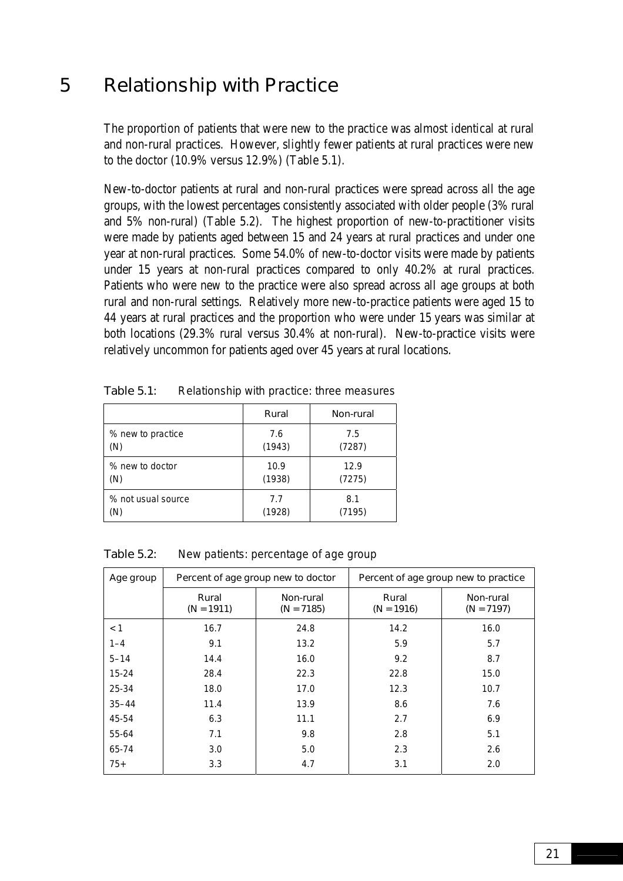# 5 Relationship with Practice

The proportion of patients that were new to the practice was almost identical at rural and non-rural practices. However, slightly fewer patients at rural practices were new to the doctor (10.9% versus 12.9%) (Table 5.1).

New-to-doctor patients at rural and non-rural practices were spread across all the age groups, with the lowest percentages consistently associated with older people (3% rural and 5% non-rural) (Table 5.2). The highest proportion of new-to-practitioner visits were made by patients aged between 15 and 24 years at rural practices and under one year at non-rural practices. Some 54.0% of new-to-doctor visits were made by patients under 15 years at non-rural practices compared to only 40.2% at rural practices. Patients who were new to the practice were also spread across all age groups at both rural and non-rural settings. Relatively more new-to-practice patients were aged 15 to 44 years at rural practices and the proportion who were under 15 years was similar at both locations (29.3% rural versus 30.4% at non-rural). New-to-practice visits were relatively uncommon for patients aged over 45 years at rural locations.

Table 5.1: Relationship with practice: three measures

| | Rural | Non-rural |
|---|---|---|
| % new to practice<br>(N) | 7.6<br>(1943) | 7.5<br>(7287) |
| % new to doctor<br>(N) | 10.9<br>(1938) | 12.9<br>(7275) |
| % not usual source<br>(N) | 7.7<br>(1928) | 8.1<br>(7195) |

Table 5.2: New patients: percentage of age group

| Age group | Percent of age group new to doctor | | Percent of age group new to practice | |
|---|---|---|---|---|
| | Rural (N = 1911) | Non-rural (N = 7185) | Rural (N = 1916) | Non-rural (N = 7197) |
| < 1 | 16.7 | 24.8 | 14.2 | 16.0 |
| 1–4 | 9.1 | 13.2 | 5.9 | 5.7 |
| 5–14 | 14.4 | 16.0 | 9.2 | 8.7 |
| 15-24 | 28.4 | 22.3 | 22.8 | 15.0 |
| 25-34 | 18.0 | 17.0 | 12.3 | 10.7 |
| 35–44 | 11.4 | 13.9 | 8.6 | 7.6 |
| 45-54 | 6.3 | 11.1 | 2.7 | 6.9 |
| 55-64 | 7.1 | 9.8 | 2.8 | 5.1 |
| 65-74 | 3.0 | 5.0 | 2.3 | 2.6 |
| 75+ | 3.3 | 4.7 | 3.1 | 2.0 |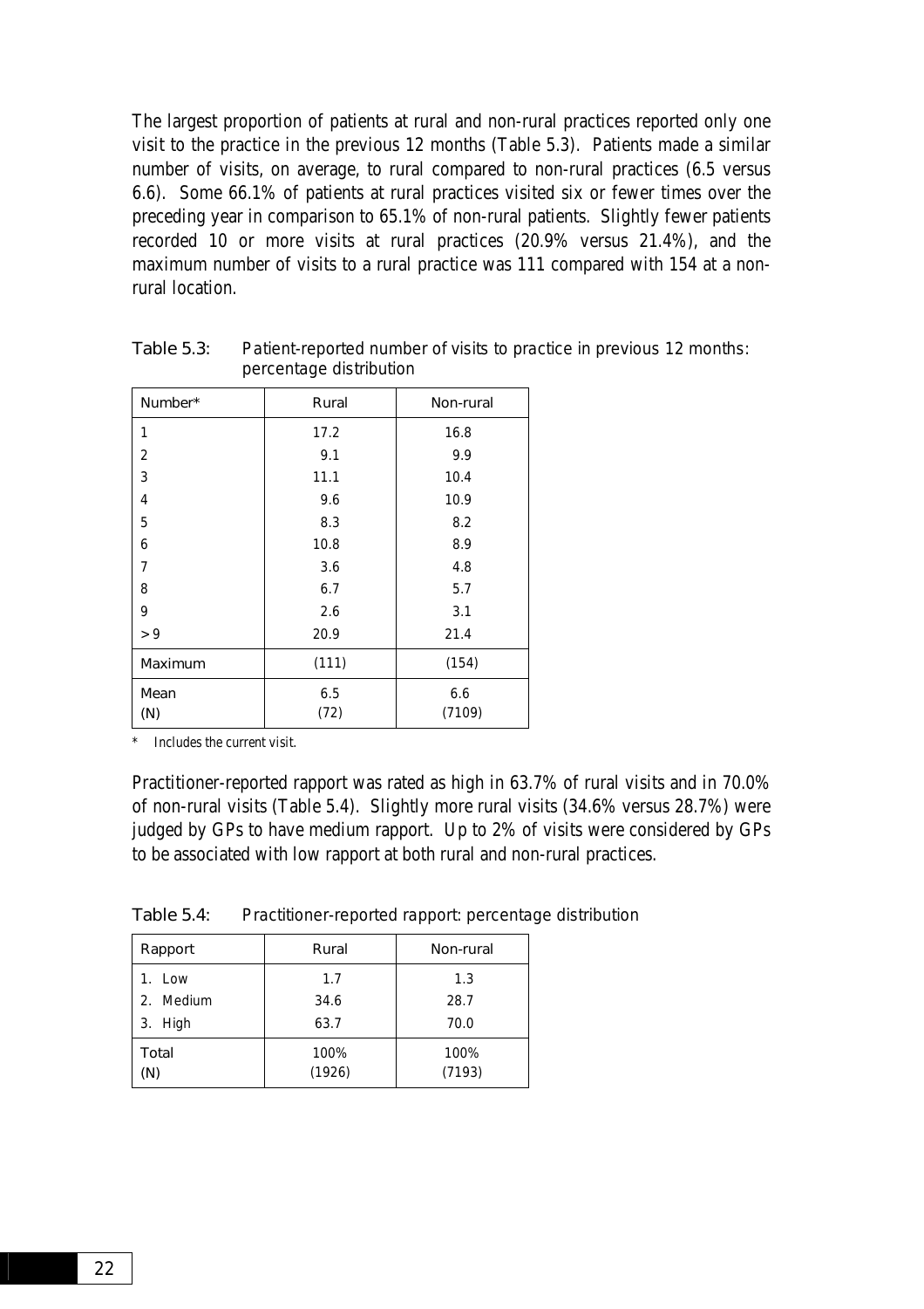The largest proportion of patients at rural and non-rural practices reported only one visit to the practice in the previous 12 months (Table 5.3). Patients made a similar number of visits, on average, to rural compared to non-rural practices (6.5 versus 6.6). Some 66.1% of patients at rural practices visited six or fewer times over the preceding year in comparison to 65.1% of non-rural patients. Slightly fewer patients recorded 10 or more visits at rural practices (20.9% versus 21.4%), and the maximum number of visits to a rural practice was 111 compared with 154 at a non-rural location.

Table 5.3: *Patient-reported number of visits to practice in previous 12 months: percentage distribution*

| Number* | Rural | Non-rural |
|---|---|---|
| 1 | 17.2 | 16.8 |
| 2 | 9.1 | 9.9 |
| 3 | 11.1 | 10.4 |
| 4 | 9.6 | 10.9 |
| 5 | 8.3 | 8.2 |
| 6 | 10.8 | 8.9 |
| 7 | 3.6 | 4.8 |
| 8 | 6.7 | 5.7 |
| 9 | 2.6 | 3.1 |
| > 9 | 20.9 | 21.4 |
| Maximum | (111) | (154) |
| Mean<br>(N) | 6.5<br>(72) | 6.6<br>(7109) |

\* *Includes the current visit.*

Practitioner-reported rapport was rated as high in 63.7% of rural visits and in 70.0% of non-rural visits (Table 5.4). Slightly more rural visits (34.6% versus 28.7%) were judged by GPs to have medium rapport. Up to 2% of visits were considered by GPs to be associated with low rapport at both rural and non-rural practices.

Table 5.4: *Practitioner-reported rapport: percentage distribution*

| Rapport | Rural | Non-rural |
|---|---|---|
| 1. Low | 1.7 | 1.3 |
| 2. Medium | 34.6 | 28.7 |
| 3. High | 63.7 | 70.0 |
| Total<br>(N) | 100%<br>(1926) | 100%<br>(7193) |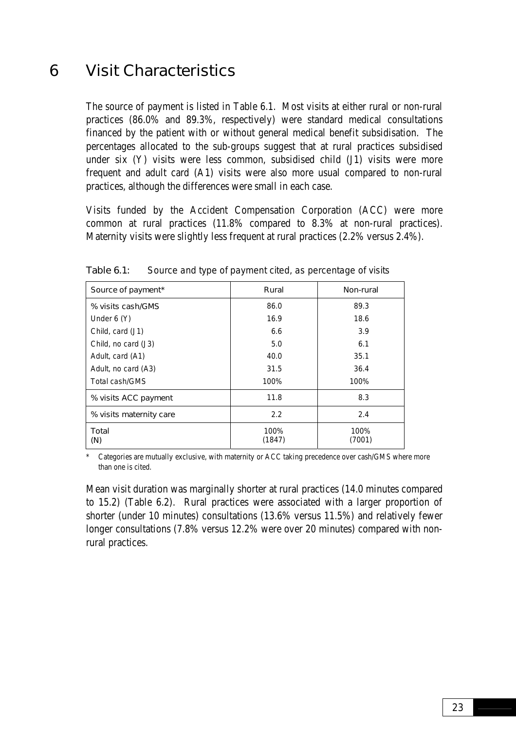# 6 Visit Characteristics

The source of payment is listed in Table 6.1. Most visits at either rural or non-rural practices (86.0% and 89.3%, respectively) were standard medical consultations financed by the patient with or without general medical benefit subsidisation. The percentages allocated to the sub-groups suggest that at rural practices subsidised under six (Y) visits were less common, subsidised child (J1) visits were more frequent and adult card (A1) visits were also more usual compared to non-rural practices, although the differences were small in each case.

Visits funded by the Accident Compensation Corporation (ACC) were more common at rural practices (11.8% compared to 8.3% at non-rural practices). Maternity visits were slightly less frequent at rural practices (2.2% versus 2.4%).

Table 6.1: Source and type of payment cited, as percentage of visits

| Source of payment* | Rural | Non-rural |
|---|---|---|
| % visits cash/GMS | 86.0 | 89.3 |
| Under 6 (Y) | 16.9 | 18.6 |
| Child, card (J1) | 6.6 | 3.9 |
| Child, no card (J3) | 5.0 | 6.1 |
| Adult, card (A1) | 40.0 | 35.1 |
| Adult, no card (A3) | 31.5 | 36.4 |
| Total cash/GMS | 100% | 100% |
| % visits ACC payment | 11.8 | 8.3 |
| % visits maternity care | 2.2 | 2.4 |
| Total<br>(N) | 100%<br>(1847) | 100%<br>(7001) |

\* Categories are mutually exclusive, with maternity or ACC taking precedence over cash/GMS where more than one is cited.

Mean visit duration was marginally shorter at rural practices (14.0 minutes compared to 15.2) (Table 6.2). Rural practices were associated with a larger proportion of shorter (under 10 minutes) consultations (13.6% versus 11.5%) and relatively fewer longer consultations (7.8% versus 12.2% were over 20 minutes) compared with non-rural practices.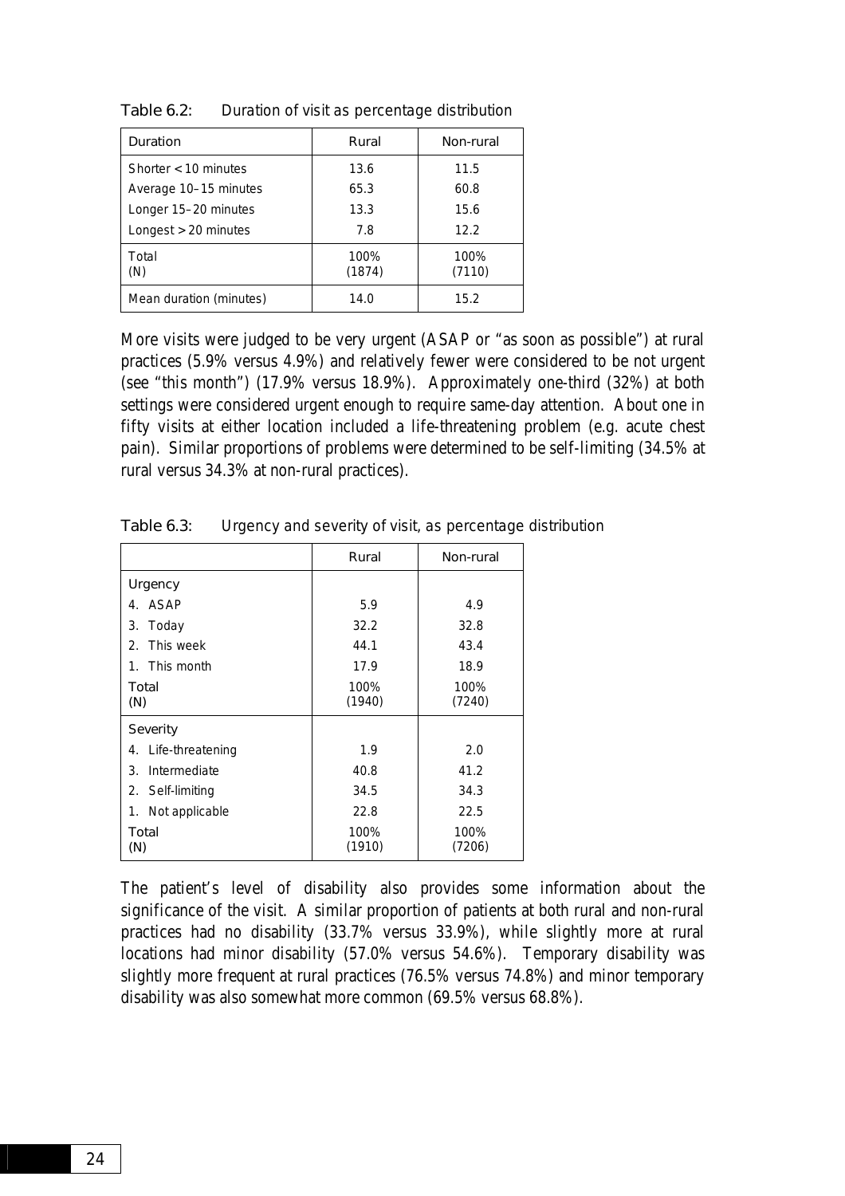Table 6.2: Duration of visit as percentage distribution

| Duration | Rural | Non-rural |
|---|---|---|
| Shorter < 10 minutes | 13.6 | 11.5 |
| Average 10–15 minutes | 65.3 | 60.8 |
| Longer 15–20 minutes | 13.3 | 15.6 |
| Longest > 20 minutes | 7.8 | 12.2 |
| Total<br>(N) | 100%<br>(1874) | 100%<br>(7110) |
| Mean duration (minutes) | 14.0 | 15.2 |

More visits were judged to be very urgent (ASAP or "as soon as possible") at rural practices (5.9% versus 4.9%) and relatively fewer were considered to be not urgent (see "this month") (17.9% versus 18.9%). Approximately one-third (32%) at both settings were considered urgent enough to require same-day attention. About one in fifty visits at either location included a life-threatening problem (e.g. acute chest pain). Similar proportions of problems were determined to be self-limiting (34.5% at rural versus 34.3% at non-rural practices).

Table 6.3: Urgency and severity of visit, as percentage distribution

| | Rural | Non-rural |
|---|---|---|
| **Urgency** | | |
| 4. ASAP | 5.9 | 4.9 |
| 3. Today | 32.2 | 32.8 |
| 2. This week | 44.1 | 43.4 |
| 1. This month | 17.9 | 18.9 |
| Total<br>(N) | 100%<br>(1940) | 100%<br>(7240) |
| **Severity** | | |
| 4. Life-threatening | 1.9 | 2.0 |
| 3. Intermediate | 40.8 | 41.2 |
| 2. Self-limiting | 34.5 | 34.3 |
| 1. Not applicable | 22.8 | 22.5 |
| Total<br>(N) | 100%<br>(1910) | 100%<br>(7206) |

The patient's level of disability also provides some information about the significance of the visit. A similar proportion of patients at both rural and non-rural practices had no disability (33.7% versus 33.9%), while slightly more at rural locations had minor disability (57.0% versus 54.6%). Temporary disability was slightly more frequent at rural practices (76.5% versus 74.8%) and minor temporary disability was also somewhat more common (69.5% versus 68.8%).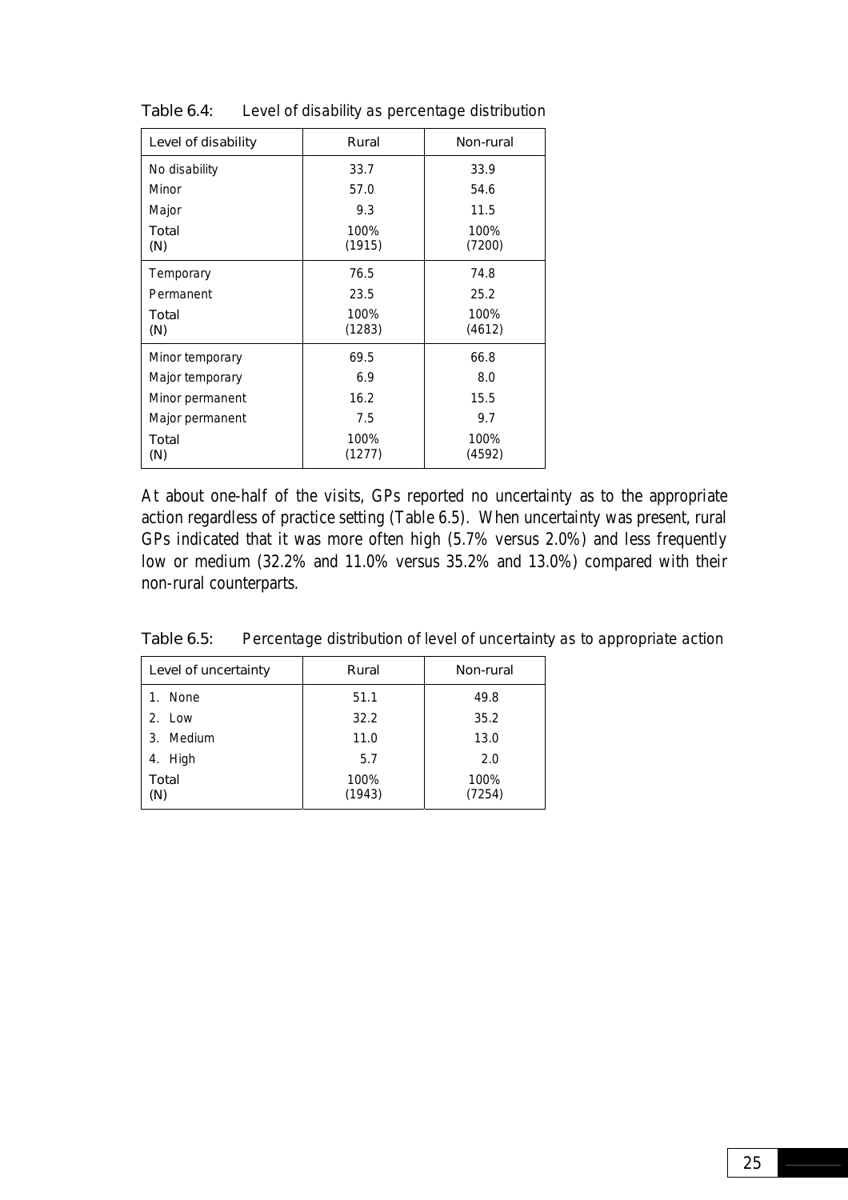Table 6.4: Level of disability as percentage distribution

| Level of disability | Rural | Non-rural |
|---|---|---|
| No disability | 33.7 | 33.9 |
| Minor | 57.0 | 54.6 |
| Major | 9.3 | 11.5 |
| Total (N) | 100% (1915) | 100% (7200) |
| Temporary | 76.5 | 74.8 |
| Permanent | 23.5 | 25.2 |
| Total (N) | 100% (1283) | 100% (4612) |
| Minor temporary | 69.5 | 66.8 |
| Major temporary | 6.9 | 8.0 |
| Minor permanent | 16.2 | 15.5 |
| Major permanent | 7.5 | 9.7 |
| Total (N) | 100% (1277) | 100% (4592) |

At about one-half of the visits, GPs reported no uncertainty as to the appropriate action regardless of practice setting (Table 6.5). When uncertainty was present, rural GPs indicated that it was more often high (5.7% versus 2.0%) and less frequently low or medium (32.2% and 11.0% versus 35.2% and 13.0%) compared with their non-rural counterparts.

Table 6.5: Percentage distribution of level of uncertainty as to appropriate action

| Level of uncertainty | Rural | Non-rural |
|---|---|---|
| 1. None | 51.1 | 49.8 |
| 2. Low | 32.2 | 35.2 |
| 3. Medium | 11.0 | 13.0 |
| 4. High | 5.7 | 2.0 |
| Total (N) | 100% (1943) | 100% (7254) |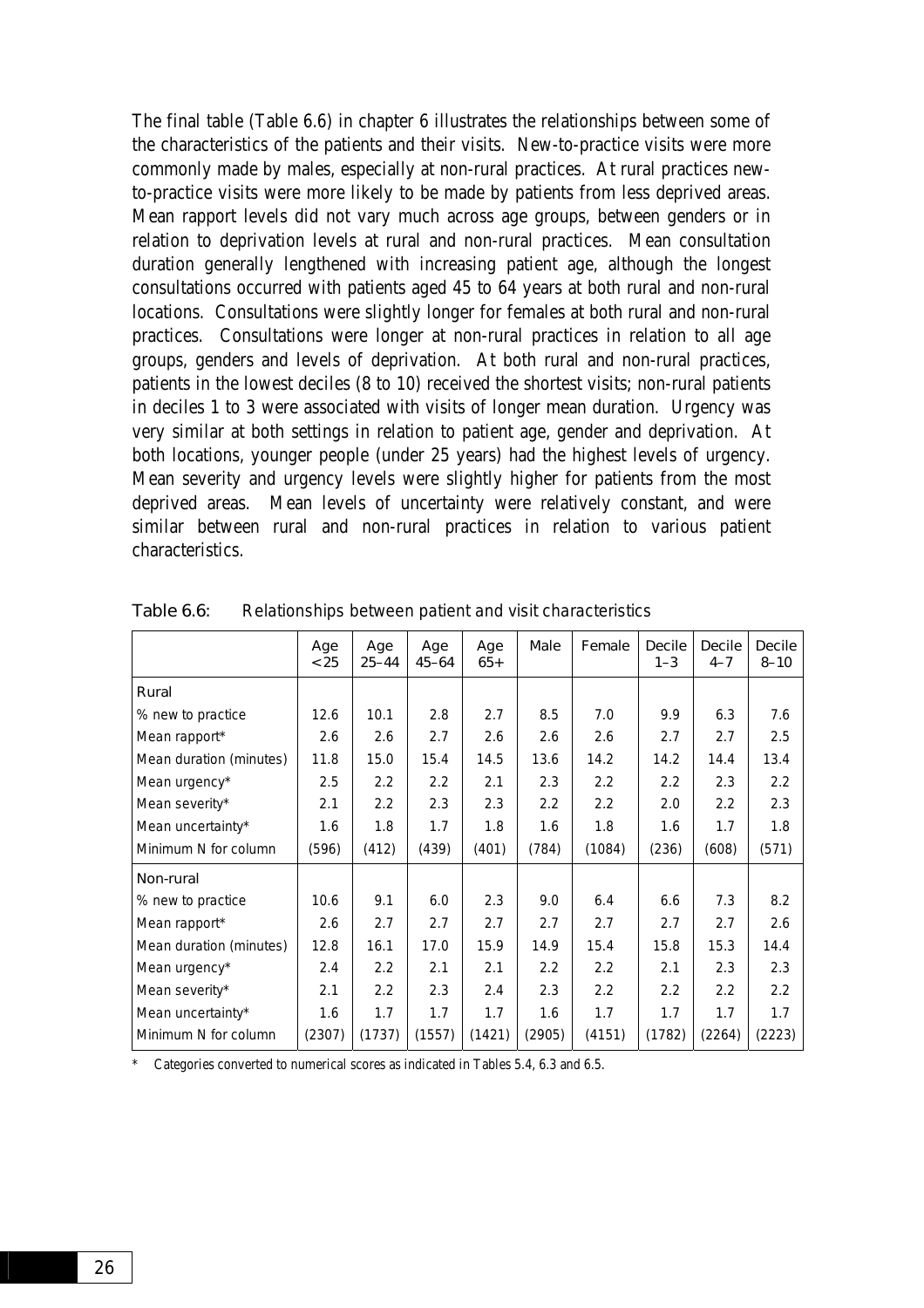The final table (Table 6.6) in chapter 6 illustrates the relationships between some of the characteristics of the patients and their visits. New-to-practice visits were more commonly made by males, especially at non-rural practices. At rural practices new-to-practice visits were more likely to be made by patients from less deprived areas. Mean rapport levels did not vary much across age groups, between genders or in relation to deprivation levels at rural and non-rural practices. Mean consultation duration generally lengthened with increasing patient age, although the longest consultations occurred with patients aged 45 to 64 years at both rural and non-rural locations. Consultations were slightly longer for females at both rural and non-rural practices. Consultations were longer at non-rural practices in relation to all age groups, genders and levels of deprivation. At both rural and non-rural practices, patients in the lowest deciles (8 to 10) received the shortest visits; non-rural patients in deciles 1 to 3 were associated with visits of longer mean duration. Urgency was very similar at both settings in relation to patient age, gender and deprivation. At both locations, younger people (under 25 years) had the highest levels of urgency. Mean severity and urgency levels were slightly higher for patients from the most deprived areas. Mean levels of uncertainty were relatively constant, and were similar between rural and non-rural practices in relation to various patient characteristics.

**Table 6.6: Relationships between patient and visit characteristics**

| | Age <25 | Age 25–44 | Age 45–64 | Age 65+ | Male | Female | Decile 1–3 | Decile 4–7 | Decile 8–10 |
|---|---|---|---|---|---|---|---|---|---|
| **Rural** | | | | | | | | | |
| % new to practice | 12.6 | 10.1 | 2.8 | 2.7 | 8.5 | 7.0 | 9.9 | 6.3 | 7.6 |
| Mean rapport* | 2.6 | 2.6 | 2.7 | 2.6 | 2.6 | 2.6 | 2.7 | 2.7 | 2.5 |
| Mean duration (minutes) | 11.8 | 15.0 | 15.4 | 14.5 | 13.6 | 14.2 | 14.2 | 14.4 | 13.4 |
| Mean urgency* | 2.5 | 2.2 | 2.2 | 2.1 | 2.3 | 2.2 | 2.2 | 2.3 | 2.2 |
| Mean severity* | 2.1 | 2.2 | 2.3 | 2.3 | 2.2 | 2.2 | 2.0 | 2.2 | 2.3 |
| Mean uncertainty* | 1.6 | 1.8 | 1.7 | 1.8 | 1.6 | 1.8 | 1.6 | 1.7 | 1.8 |
| Minimum N for column | (596) | (412) | (439) | (401) | (784) | (1084) | (236) | (608) | (571) |
| **Non-rural** | | | | | | | | | |
| % new to practice | 10.6 | 9.1 | 6.0 | 2.3 | 9.0 | 6.4 | 6.6 | 7.3 | 8.2 |
| Mean rapport* | 2.6 | 2.7 | 2.7 | 2.7 | 2.7 | 2.7 | 2.7 | 2.7 | 2.6 |
| Mean duration (minutes) | 12.8 | 16.1 | 17.0 | 15.9 | 14.9 | 15.4 | 15.8 | 15.3 | 14.4 |
| Mean urgency* | 2.4 | 2.2 | 2.1 | 2.1 | 2.2 | 2.2 | 2.1 | 2.3 | 2.3 |
| Mean severity* | 2.1 | 2.2 | 2.3 | 2.4 | 2.3 | 2.2 | 2.2 | 2.2 | 2.2 |
| Mean uncertainty* | 1.6 | 1.7 | 1.7 | 1.7 | 1.6 | 1.7 | 1.7 | 1.7 | 1.7 |
| Minimum N for column | (2307) | (1737) | (1557) | (1421) | (2905) | (4151) | (1782) | (2264) | (2223) |

\* Categories converted to numerical scores as indicated in Tables 5.4, 6.3 and 6.5.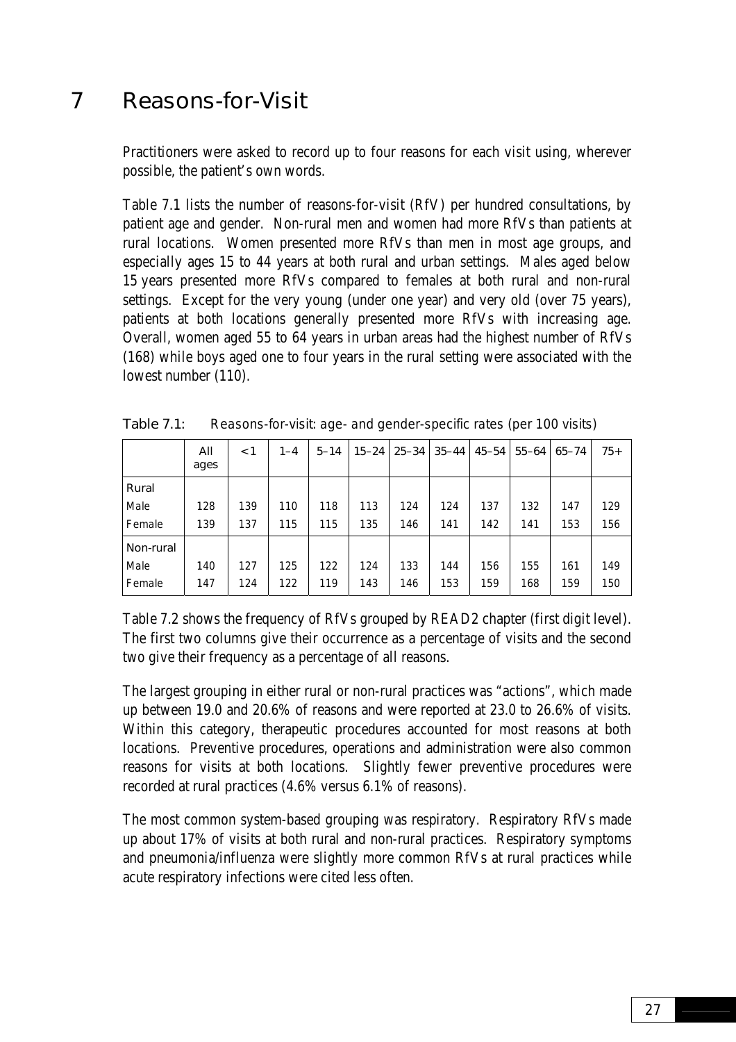# 7 Reasons-for-Visit

Practitioners were asked to record up to four reasons for each visit using, wherever possible, the patient's own words.

Table 7.1 lists the number of reasons-for-visit (RfV) per hundred consultations, by patient age and gender. Non-rural men and women had more RfVs than patients at rural locations. Women presented more RfVs than men in most age groups, and especially ages 15 to 44 years at both rural and urban settings. Males aged below 15 years presented more RfVs compared to females at both rural and non-rural settings. Except for the very young (under one year) and very old (over 75 years), patients at both locations generally presented more RfVs with increasing age. Overall, women aged 55 to 64 years in urban areas had the highest number of RfVs (168) while boys aged one to four years in the rural setting were associated with the lowest number (110).

Table 7.1: Reasons-for-visit: age- and gender-specific rates (per 100 visits)

| | All ages | <1 | 1–4 | 5–14 | 15–24 | 25–34 | 35–44 | 45–54 | 55–64 | 65–74 | 75+ |
|---|---|---|---|---|---|---|---|---|---|---|---|
| Rural | | | | | | | | | | | |
| Male | 128 | 139 | 110 | 118 | 113 | 124 | 124 | 137 | 132 | 147 | 129 |
| Female | 139 | 137 | 115 | 115 | 135 | 146 | 141 | 142 | 141 | 153 | 156 |
| Non-rural | | | | | | | | | | | |
| Male | 140 | 127 | 125 | 122 | 124 | 133 | 144 | 156 | 155 | 161 | 149 |
| Female | 147 | 124 | 122 | 119 | 143 | 146 | 153 | 159 | 168 | 159 | 150 |

Table 7.2 shows the frequency of RfVs grouped by READ2 chapter (first digit level). The first two columns give their occurrence as a percentage of visits and the second two give their frequency as a percentage of all reasons.

The largest grouping in either rural or non-rural practices was "actions", which made up between 19.0 and 20.6% of reasons and were reported at 23.0 to 26.6% of visits. Within this category, therapeutic procedures accounted for most reasons at both locations. Preventive procedures, operations and administration were also common reasons for visits at both locations. Slightly fewer preventive procedures were recorded at rural practices (4.6% versus 6.1% of reasons).

The most common system-based grouping was respiratory. Respiratory RfVs made up about 17% of visits at both rural and non-rural practices. Respiratory symptoms and pneumonia/influenza were slightly more common RfVs at rural practices while acute respiratory infections were cited less often.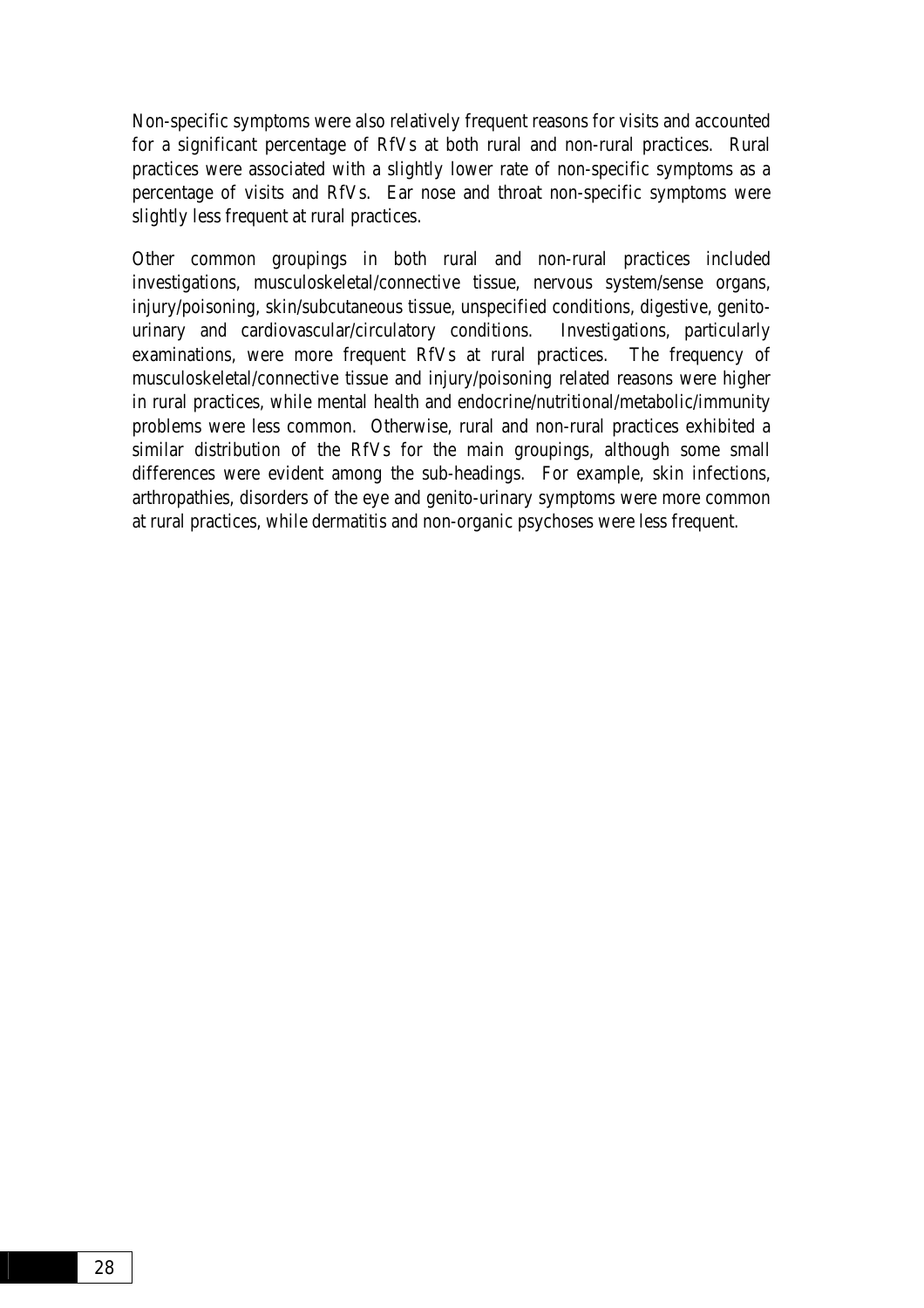Non-specific symptoms were also relatively frequent reasons for visits and accounted for a significant percentage of RfVs at both rural and non-rural practices. Rural practices were associated with a slightly lower rate of non-specific symptoms as a percentage of visits and RfVs. Ear nose and throat non-specific symptoms were slightly less frequent at rural practices.

Other common groupings in both rural and non-rural practices included investigations, musculoskeletal/connective tissue, nervous system/sense organs, injury/poisoning, skin/subcutaneous tissue, unspecified conditions, digestive, genito-urinary and cardiovascular/circulatory conditions. Investigations, particularly examinations, were more frequent RfVs at rural practices. The frequency of musculoskeletal/connective tissue and injury/poisoning related reasons were higher in rural practices, while mental health and endocrine/nutritional/metabolic/immunity problems were less common. Otherwise, rural and non-rural practices exhibited a similar distribution of the RfVs for the main groupings, although some small differences were evident among the sub-headings. For example, skin infections, arthropathies, disorders of the eye and genito-urinary symptoms were more common at rural practices, while dermatitis and non-organic psychoses were less frequent.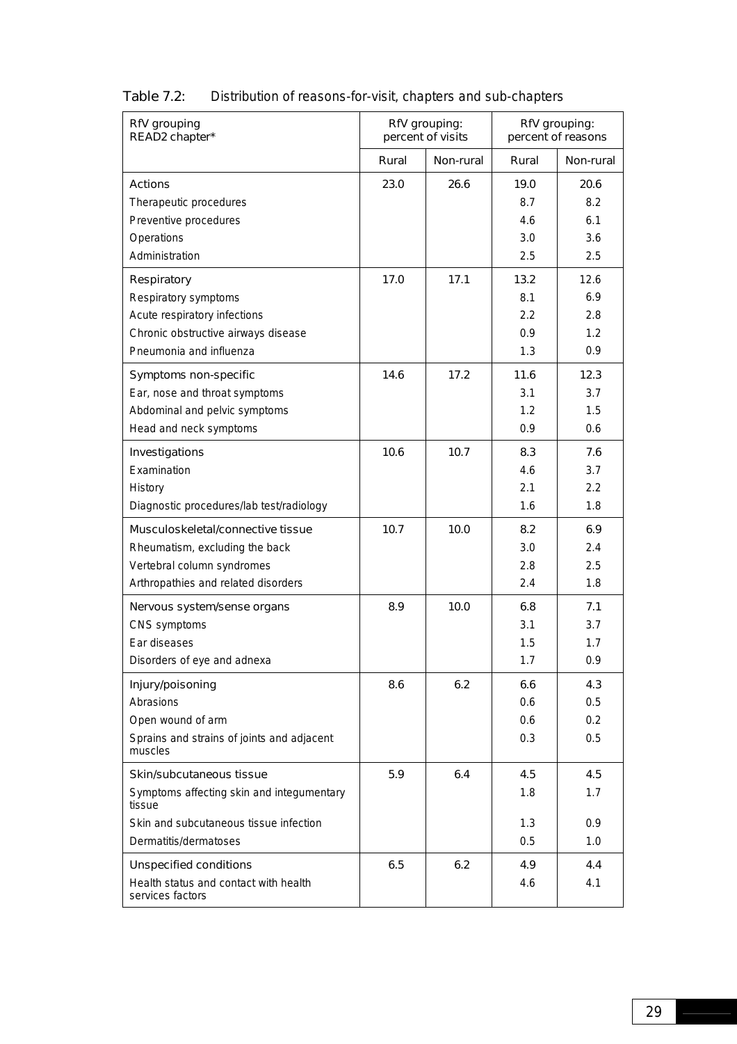Table 7.2: Distribution of reasons-for-visit, chapters and sub-chapters

| RfV grouping<br>READ2 chapter* | RfV grouping: percent of visits | | RfV grouping: percent of reasons | |
|---|---|---|---|---|
| | Rural | Non-rural | Rural | Non-rural |
| Actions | 23.0 | 26.6 | 19.0 | 20.6 |
| Therapeutic procedures | | | 8.7 | 8.2 |
| Preventive procedures | | | 4.6 | 6.1 |
| Operations | | | 3.0 | 3.6 |
| Administration | | | 2.5 | 2.5 |
| Respiratory | 17.0 | 17.1 | 13.2 | 12.6 |
| Respiratory symptoms | | | 8.1 | 6.9 |
| Acute respiratory infections | | | 2.2 | 2.8 |
| Chronic obstructive airways disease | | | 0.9 | 1.2 |
| Pneumonia and influenza | | | 1.3 | 0.9 |
| Symptoms non-specific | 14.6 | 17.2 | 11.6 | 12.3 |
| Ear, nose and throat symptoms | | | 3.1 | 3.7 |
| Abdominal and pelvic symptoms | | | 1.2 | 1.5 |
| Head and neck symptoms | | | 0.9 | 0.6 |
| Investigations | 10.6 | 10.7 | 8.3 | 7.6 |
| Examination | | | 4.6 | 3.7 |
| History | | | 2.1 | 2.2 |
| Diagnostic procedures/lab test/radiology | | | 1.6 | 1.8 |
| Musculoskeletal/connective tissue | 10.7 | 10.0 | 8.2 | 6.9 |
| Rheumatism, excluding the back | | | 3.0 | 2.4 |
| Vertebral column syndromes | | | 2.8 | 2.5 |
| Arthropathies and related disorders | | | 2.4 | 1.8 |
| Nervous system/sense organs | 8.9 | 10.0 | 6.8 | 7.1 |
| CNS symptoms | | | 3.1 | 3.7 |
| Ear diseases | | | 1.5 | 1.7 |
| Disorders of eye and adnexa | | | 1.7 | 0.9 |
| Injury/poisoning | 8.6 | 6.2 | 6.6 | 4.3 |
| Abrasions | | | 0.6 | 0.5 |
| Open wound of arm | | | 0.6 | 0.2 |
| Sprains and strains of joints and adjacent muscles | | | 0.3 | 0.5 |
| Skin/subcutaneous tissue | 5.9 | 6.4 | 4.5 | 4.5 |
| Symptoms affecting skin and integumentary tissue | | | 1.8 | 1.7 |
| Skin and subcutaneous tissue infection | | | 1.3 | 0.9 |
| Dermatitis/dermatoses | | | 0.5 | 1.0 |
| Unspecified conditions | 6.5 | 6.2 | 4.9 | 4.4 |
| Health status and contact with health services factors | | | 4.6 | 4.1 |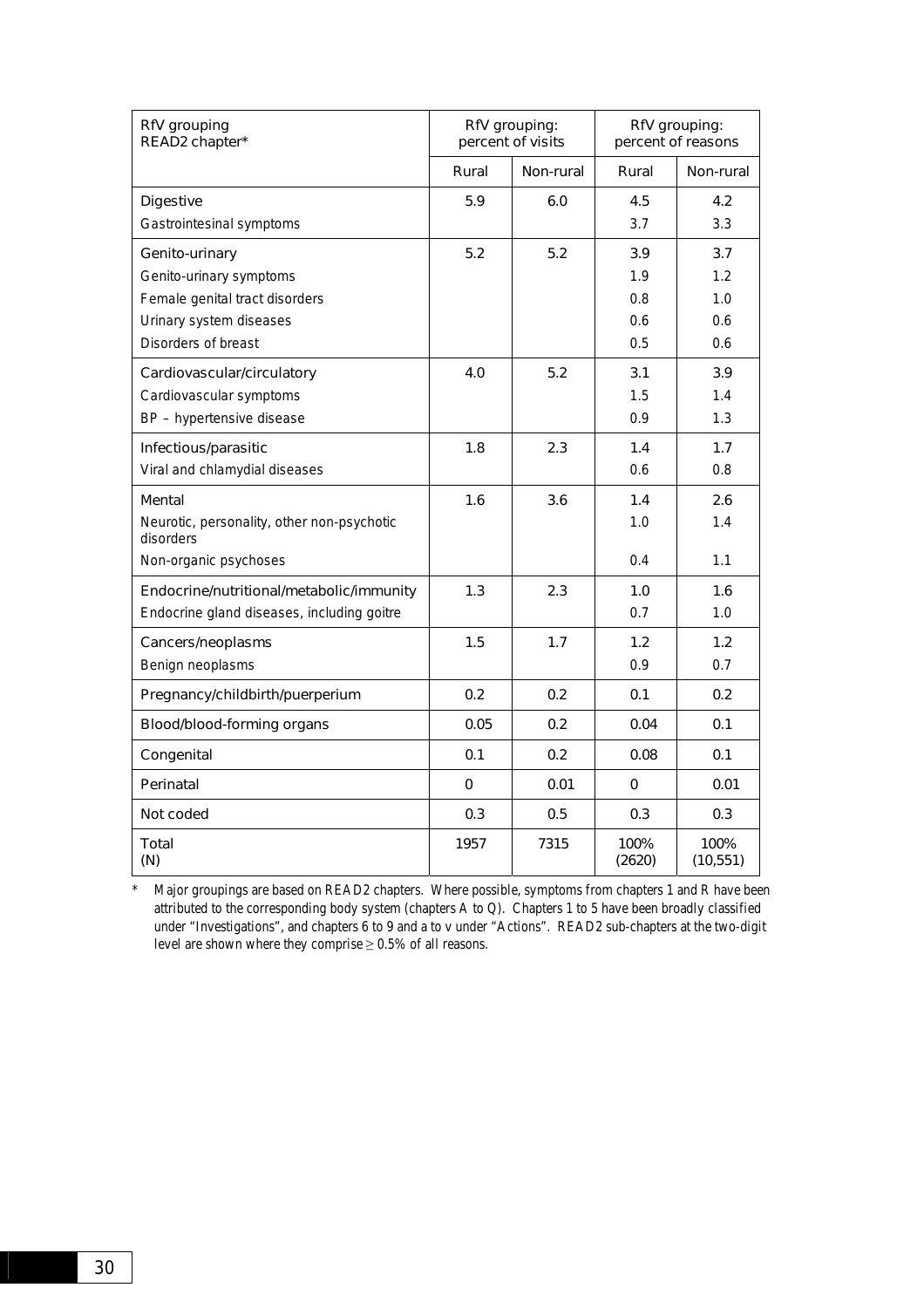| RfV grouping READ2 chapter* | RfV grouping: percent of visits | | RfV grouping: percent of reasons | |
|---|---|---|---|---|
| | Rural | Non-rural | Rural | Non-rural |
| Digestive | 5.9 | 6.0 | 4.5 | 4.2 |
| Gastrointesinal symptoms | | | 3.7 | 3.3 |
| Genito-urinary | 5.2 | 5.2 | 3.9 | 3.7 |
| Genito-urinary symptoms | | | 1.9 | 1.2 |
| Female genital tract disorders | | | 0.8 | 1.0 |
| Urinary system diseases | | | 0.6 | 0.6 |
| Disorders of breast | | | 0.5 | 0.6 |
| Cardiovascular/circulatory | 4.0 | 5.2 | 3.1 | 3.9 |
| Cardiovascular symptoms | | | 1.5 | 1.4 |
| BP – hypertensive disease | | | 0.9 | 1.3 |
| Infectious/parasitic | 1.8 | 2.3 | 1.4 | 1.7 |
| Viral and chlamydial diseases | | | 0.6 | 0.8 |
| Mental | 1.6 | 3.6 | 1.4 | 2.6 |
| Neurotic, personality, other non-psychotic disorders | | | 1.0 | 1.4 |
| Non-organic psychoses | | | 0.4 | 1.1 |
| Endocrine/nutritional/metabolic/immunity | 1.3 | 2.3 | 1.0 | 1.6 |
| Endocrine gland diseases, including goitre | | | 0.7 | 1.0 |
| Cancers/neoplasms | 1.5 | 1.7 | 1.2 | 1.2 |
| Benign neoplasms | | | 0.9 | 0.7 |
| Pregnancy/childbirth/puerperium | 0.2 | 0.2 | 0.1 | 0.2 |
| Blood/blood-forming organs | 0.05 | 0.2 | 0.04 | 0.1 |
| Congenital | 0.1 | 0.2 | 0.08 | 0.1 |
| Perinatal | 0 | 0.01 | 0 | 0.01 |
| Not coded | 0.3 | 0.5 | 0.3 | 0.3 |
| Total (N) | 1957 | 7315 | 100% (2620) | 100% (10,551) |

\* Major groupings are based on READ2 chapters. Where possible, symptoms from chapters 1 and R have been attributed to the corresponding body system (chapters A to Q). Chapters 1 to 5 have been broadly classified under "Investigations", and chapters 6 to 9 and a to v under "Actions". READ2 sub-chapters at the two-digit level are shown where they comprise ≥ 0.5% of all reasons.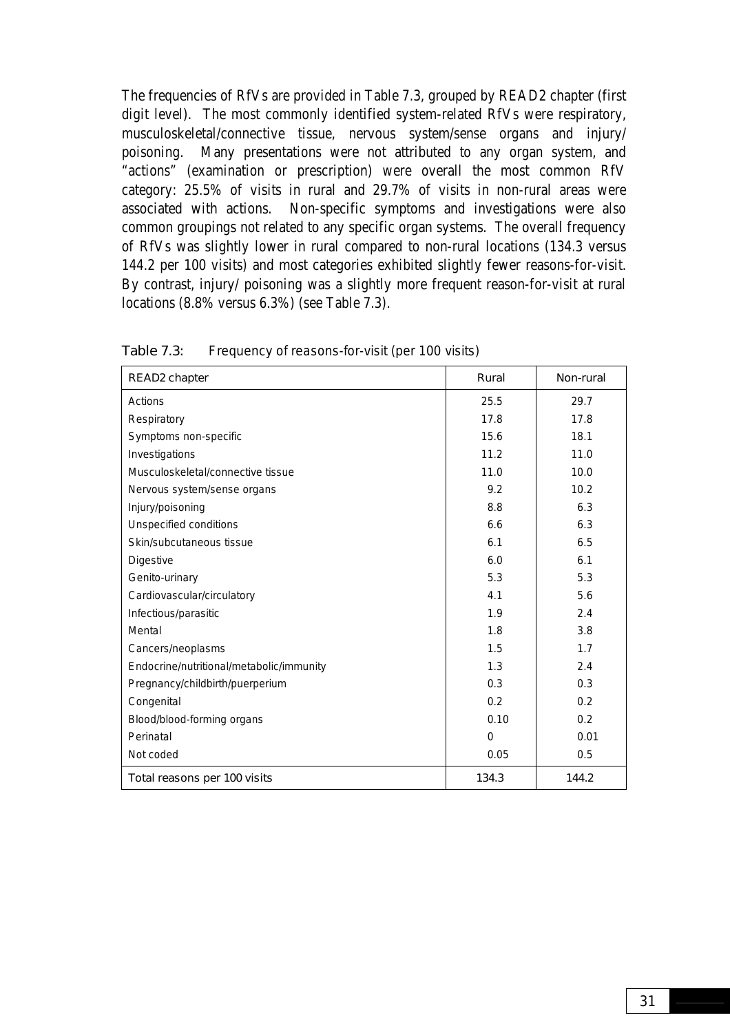The frequencies of RfVs are provided in Table 7.3, grouped by READ2 chapter (first digit level). The most commonly identified system-related RfVs were respiratory, musculoskeletal/connective tissue, nervous system/sense organs and injury/ poisoning. Many presentations were not attributed to any organ system, and "actions" (examination or prescription) were overall the most common RfV category: 25.5% of visits in rural and 29.7% of visits in non-rural areas were associated with actions. Non-specific symptoms and investigations were also common groupings not related to any specific organ systems. The overall frequency of RfVs was slightly lower in rural compared to non-rural locations (134.3 versus 144.2 per 100 visits) and most categories exhibited slightly fewer reasons-for-visit. By contrast, injury/ poisoning was a slightly more frequent reason-for-visit at rural locations (8.8% versus 6.3%) (see Table 7.3).

Table 7.3: Frequency of reasons-for-visit (per 100 visits)

| READ2 chapter | Rural | Non-rural |
|---|---|---|
| Actions | 25.5 | 29.7 |
| Respiratory | 17.8 | 17.8 |
| Symptoms non-specific | 15.6 | 18.1 |
| Investigations | 11.2 | 11.0 |
| Musculoskeletal/connective tissue | 11.0 | 10.0 |
| Nervous system/sense organs | 9.2 | 10.2 |
| Injury/poisoning | 8.8 | 6.3 |
| Unspecified conditions | 6.6 | 6.3 |
| Skin/subcutaneous tissue | 6.1 | 6.5 |
| Digestive | 6.0 | 6.1 |
| Genito-urinary | 5.3 | 5.3 |
| Cardiovascular/circulatory | 4.1 | 5.6 |
| Infectious/parasitic | 1.9 | 2.4 |
| Mental | 1.8 | 3.8 |
| Cancers/neoplasms | 1.5 | 1.7 |
| Endocrine/nutritional/metabolic/immunity | 1.3 | 2.4 |
| Pregnancy/childbirth/puerperium | 0.3 | 0.3 |
| Congenital | 0.2 | 0.2 |
| Blood/blood-forming organs | 0.10 | 0.2 |
| Perinatal | 0 | 0.01 |
| Not coded | 0.05 | 0.5 |
| Total reasons per 100 visits | 134.3 | 144.2 |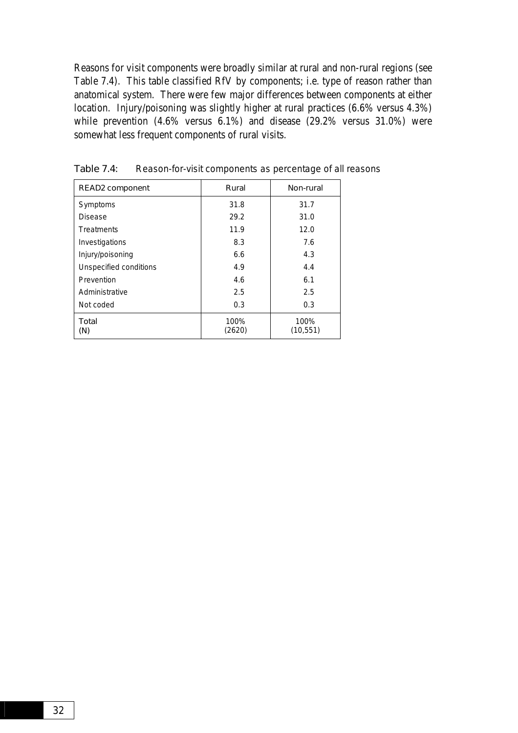Reasons for visit components were broadly similar at rural and non-rural regions (see Table 7.4). This table classified RfV by components; i.e. type of reason rather than anatomical system. There were few major differences between components at either location. Injury/poisoning was slightly higher at rural practices (6.6% versus 4.3%) while prevention (4.6% versus 6.1%) and disease (29.2% versus 31.0%) were somewhat less frequent components of rural visits.

Table 7.4: Reason-for-visit components as percentage of all reasons

| READ2 component | Rural | Non-rural |
|---|---|---|
| Symptoms | 31.8 | 31.7 |
| Disease | 29.2 | 31.0 |
| Treatments | 11.9 | 12.0 |
| Investigations | 8.3 | 7.6 |
| Injury/poisoning | 6.6 | 4.3 |
| Unspecified conditions | 4.9 | 4.4 |
| Prevention | 4.6 | 6.1 |
| Administrative | 2.5 | 2.5 |
| Not coded | 0.3 | 0.3 |
| Total<br>(N) | 100%<br>(2620) | 100%<br>(10,551) |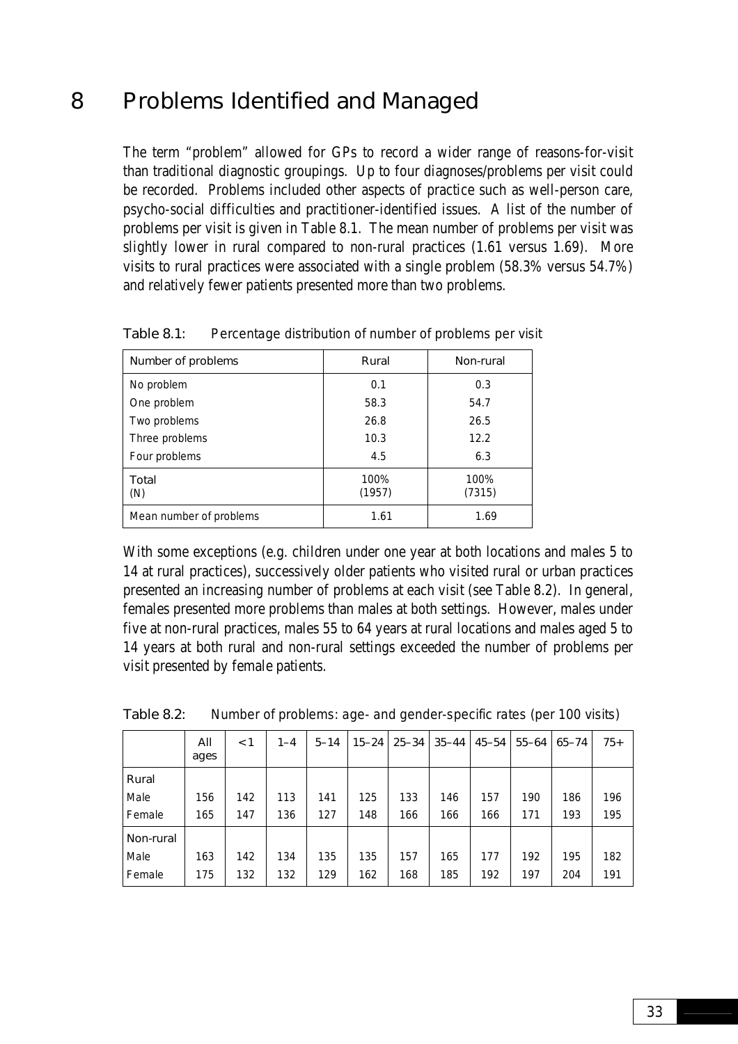# 8 Problems Identified and Managed

The term "problem" allowed for GPs to record a wider range of reasons-for-visit than traditional diagnostic groupings. Up to four diagnoses/problems per visit could be recorded. Problems included other aspects of practice such as well-person care, psycho-social difficulties and practitioner-identified issues. A list of the number of problems per visit is given in Table 8.1. The mean number of problems per visit was slightly lower in rural compared to non-rural practices (1.61 versus 1.69). More visits to rural practices were associated with a single problem (58.3% versus 54.7%) and relatively fewer patients presented more than two problems.

Table 8.1: Percentage distribution of number of problems per visit

| Number of problems | Rural | Non-rural |
|---|---|---|
| No problem | 0.1 | 0.3 |
| One problem | 58.3 | 54.7 |
| Two problems | 26.8 | 26.5 |
| Three problems | 10.3 | 12.2 |
| Four problems | 4.5 | 6.3 |
| Total<br>(N) | 100%<br>(1957) | 100%<br>(7315) |
| Mean number of problems | 1.61 | 1.69 |

With some exceptions (e.g. children under one year at both locations and males 5 to 14 at rural practices), successively older patients who visited rural or urban practices presented an increasing number of problems at each visit (see Table 8.2). In general, females presented more problems than males at both settings. However, males under five at non-rural practices, males 55 to 64 years at rural locations and males aged 5 to 14 years at both rural and non-rural settings exceeded the number of problems per visit presented by female patients.

Table 8.2: Number of problems: age- and gender-specific rates (per 100 visits)

| | All ages | <1 | 1–4 | 5–14 | 15–24 | 25–34 | 35–44 | 45–54 | 55–64 | 65–74 | 75+ |
|---|---|---|---|---|---|---|---|---|---|---|---|
| Rural | | | | | | | | | | | |
| Male | 156 | 142 | 113 | 141 | 125 | 133 | 146 | 157 | 190 | 186 | 196 |
| Female | 165 | 147 | 136 | 127 | 148 | 166 | 166 | 166 | 171 | 193 | 195 |
| Non-rural | | | | | | | | | | | |
| Male | 163 | 142 | 134 | 135 | 135 | 157 | 165 | 177 | 192 | 195 | 182 |
| Female | 175 | 132 | 132 | 129 | 162 | 168 | 185 | 192 | 197 | 204 | 191 |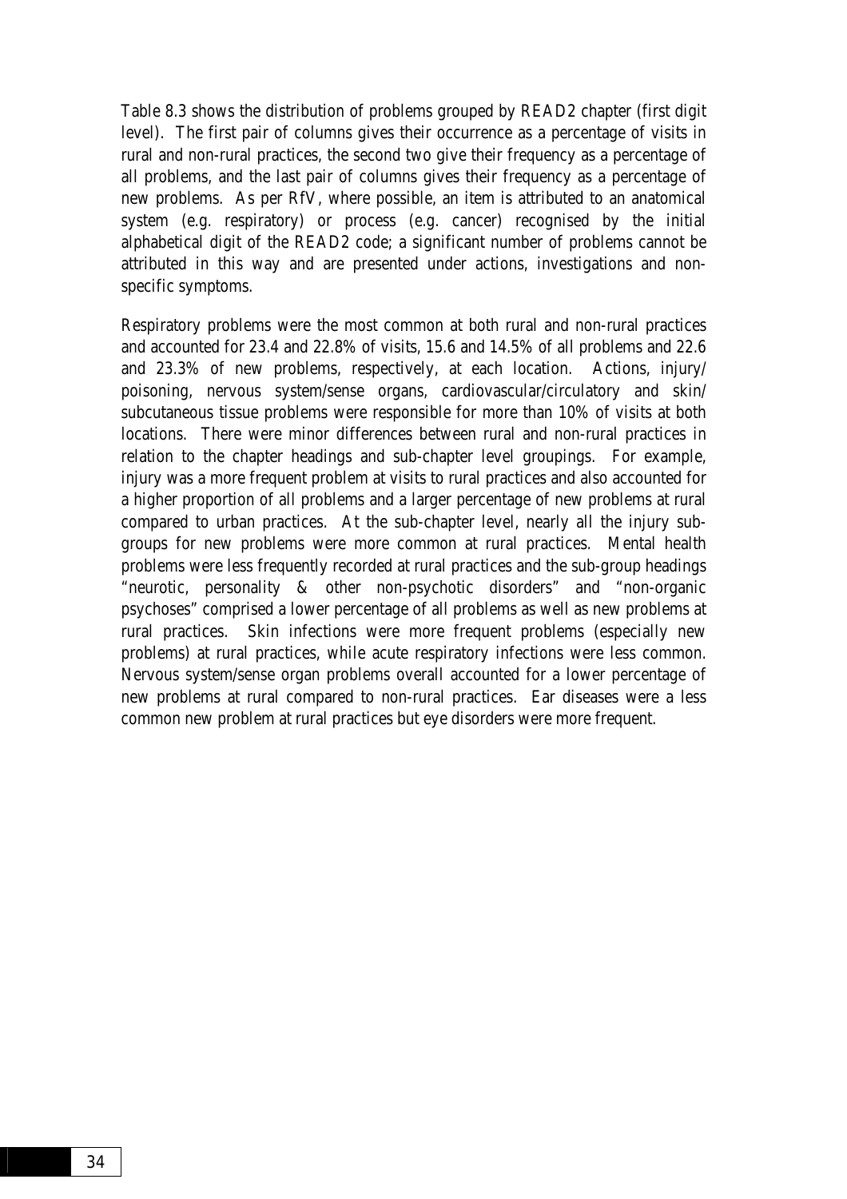Table 8.3 shows the distribution of problems grouped by READ2 chapter (first digit level). The first pair of columns gives their occurrence as a percentage of visits in rural and non-rural practices, the second two give their frequency as a percentage of all problems, and the last pair of columns gives their frequency as a percentage of new problems. As per RfV, where possible, an item is attributed to an anatomical system (e.g. respiratory) or process (e.g. cancer) recognised by the initial alphabetical digit of the READ2 code; a significant number of problems cannot be attributed in this way and are presented under actions, investigations and non-specific symptoms.

Respiratory problems were the most common at both rural and non-rural practices and accounted for 23.4 and 22.8% of visits, 15.6 and 14.5% of all problems and 22.6 and 23.3% of new problems, respectively, at each location. Actions, injury/ poisoning, nervous system/sense organs, cardiovascular/circulatory and skin/ subcutaneous tissue problems were responsible for more than 10% of visits at both locations. There were minor differences between rural and non-rural practices in relation to the chapter headings and sub-chapter level groupings. For example, injury was a more frequent problem at visits to rural practices and also accounted for a higher proportion of all problems and a larger percentage of new problems at rural compared to urban practices. At the sub-chapter level, nearly all the injury sub-groups for new problems were more common at rural practices. Mental health problems were less frequently recorded at rural practices and the sub-group headings "neurotic, personality & other non-psychotic disorders" and "non-organic psychoses" comprised a lower percentage of all problems as well as new problems at rural practices. Skin infections were more frequent problems (especially new problems) at rural practices, while acute respiratory infections were less common. Nervous system/sense organ problems overall accounted for a lower percentage of new problems at rural compared to non-rural practices. Ear diseases were a less common new problem at rural practices but eye disorders were more frequent.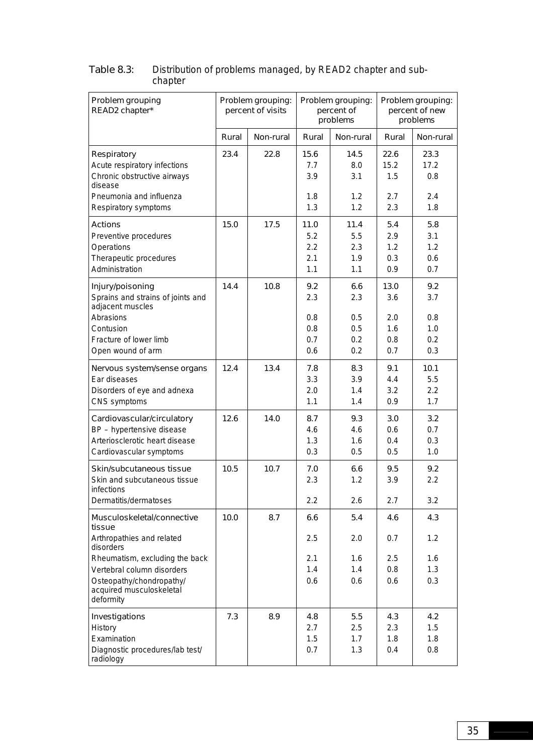Table 8.3: Distribution of problems managed, by READ2 chapter and sub-chapter

| Problem grouping READ2 chapter* | Problem grouping: percent of visits | | Problem grouping: percent of problems | | Problem grouping: percent of new problems | |
|---|---|---|---|---|---|---|
| | Rural | Non-rural | Rural | Non-rural | Rural | Non-rural |
| Respiratory | 23.4 | 22.8 | 15.6 | 14.5 | 22.6 | 23.3 |
| Acute respiratory infections | | | 7.7 | 8.0 | 15.2 | 17.2 |
| Chronic obstructive airways disease | | | 3.9 | 3.1 | 1.5 | 0.8 |
| Pneumonia and influenza | | | 1.8 | 1.2 | 2.7 | 2.4 |
| Respiratory symptoms | | | 1.3 | 1.2 | 2.3 | 1.8 |
| Actions | 15.0 | 17.5 | 11.0 | 11.4 | 5.4 | 5.8 |
| Preventive procedures | | | 5.2 | 5.5 | 2.9 | 3.1 |
| Operations | | | 2.2 | 2.3 | 1.2 | 1.2 |
| Therapeutic procedures | | | 2.1 | 1.9 | 0.3 | 0.6 |
| Administration | | | 1.1 | 1.1 | 0.9 | 0.7 |
| Injury/poisoning | 14.4 | 10.8 | 9.2 | 6.6 | 13.0 | 9.2 |
| Sprains and strains of joints and adjacent muscles | | | 2.3 | 2.3 | 3.6 | 3.7 |
| Abrasions | | | 0.8 | 0.5 | 2.0 | 0.8 |
| Contusion | | | 0.8 | 0.5 | 1.6 | 1.0 |
| Fracture of lower limb | | | 0.7 | 0.2 | 0.8 | 0.2 |
| Open wound of arm | | | 0.6 | 0.2 | 0.7 | 0.3 |
| Nervous system/sense organs | 12.4 | 13.4 | 7.8 | 8.3 | 9.1 | 10.1 |
| Ear diseases | | | 3.3 | 3.9 | 4.4 | 5.5 |
| Disorders of eye and adnexa | | | 2.0 | 1.4 | 3.2 | 2.2 |
| CNS symptoms | | | 1.1 | 1.4 | 0.9 | 1.7 |
| Cardiovascular/circulatory | 12.6 | 14.0 | 8.7 | 9.3 | 3.0 | 3.2 |
| BP – hypertensive disease | | | 4.6 | 4.6 | 0.6 | 0.7 |
| Arteriosclerotic heart disease | | | 1.3 | 1.6 | 0.4 | 0.3 |
| Cardiovascular symptoms | | | 0.3 | 0.5 | 0.5 | 1.0 |
| Skin/subcutaneous tissue | 10.5 | 10.7 | 7.0 | 6.6 | 9.5 | 9.2 |
| Skin and subcutaneous tissue infections | | | 2.3 | 1.2 | 3.9 | 2.2 |
| Dermatitis/dermatoses | | | 2.2 | 2.6 | 2.7 | 3.2 |
| Musculoskeletal/connective tissue | 10.0 | 8.7 | 6.6 | 5.4 | 4.6 | 4.3 |
| Arthropathies and related disorders | | | 2.5 | 2.0 | 0.7 | 1.2 |
| Rheumatism, excluding the back | | | 2.1 | 1.6 | 2.5 | 1.6 |
| Vertebral column disorders | | | 1.4 | 1.4 | 0.8 | 1.3 |
| Osteopathy/chondropathy/ acquired musculoskeletal deformity | | | 0.6 | 0.6 | 0.6 | 0.3 |
| Investigations | 7.3 | 8.9 | 4.8 | 5.5 | 4.3 | 4.2 |
| History | | | 2.7 | 2.5 | 2.3 | 1.5 |
| Examination | | | 1.5 | 1.7 | 1.8 | 1.8 |
| Diagnostic procedures/lab test/ radiology | | | 0.7 | 1.3 | 0.4 | 0.8 |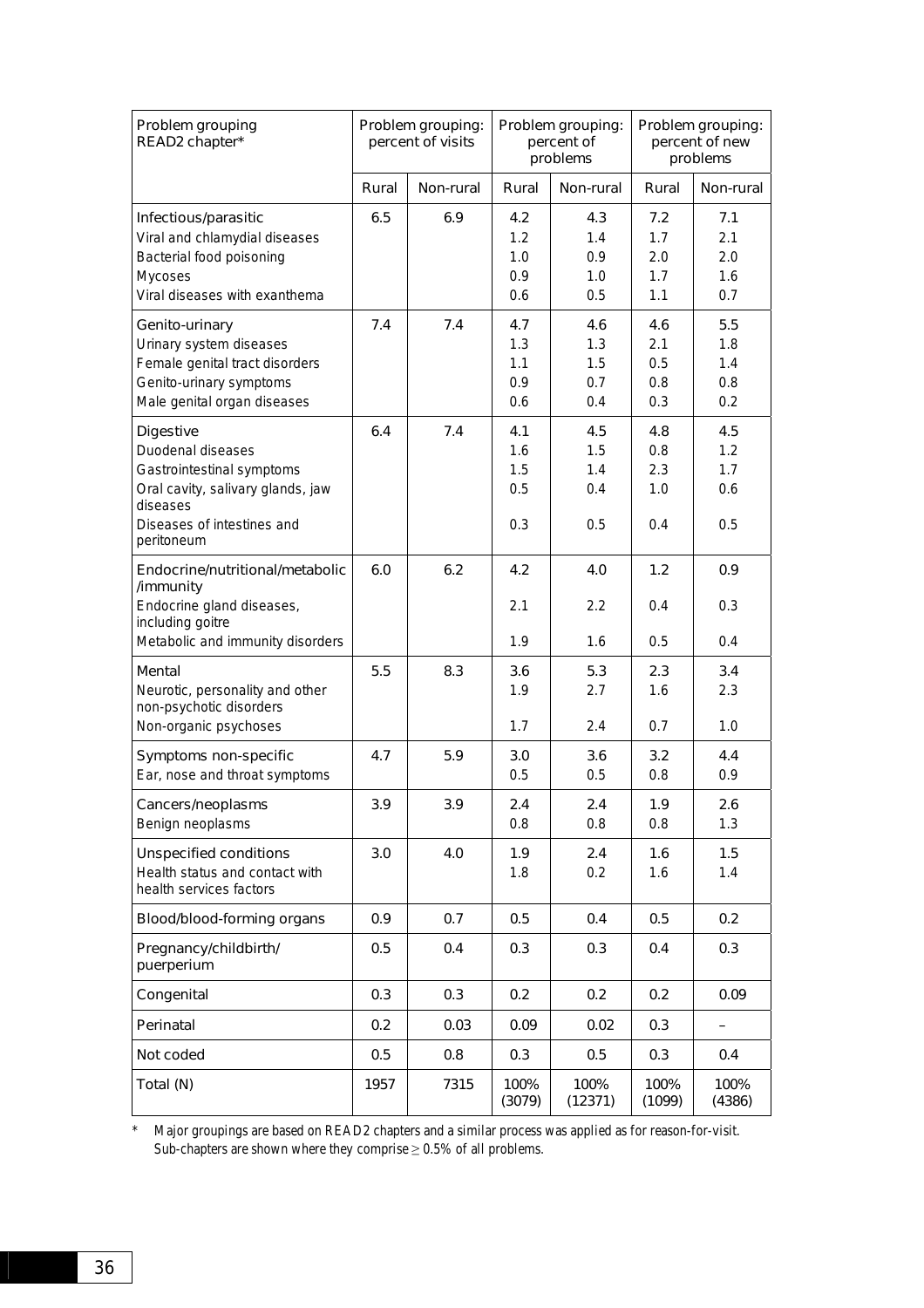| Problem grouping READ2 chapter* | Problem grouping: percent of visits | | Problem grouping: percent of problems | | Problem grouping: percent of new problems | |
|---|---|---|---|---|---|---|
| | Rural | Non-rural | Rural | Non-rural | Rural | Non-rural |
| Infectious/parasitic | 6.5 | 6.9 | 4.2 | 4.3 | 7.2 | 7.1 |
| Viral and chlamydial diseases | | | 1.2 | 1.4 | 1.7 | 2.1 |
| Bacterial food poisoning | | | 1.0 | 0.9 | 2.0 | 2.0 |
| Mycoses | | | 0.9 | 1.0 | 1.7 | 1.6 |
| Viral diseases with exanthema | | | 0.6 | 0.5 | 1.1 | 0.7 |
| Genito-urinary | 7.4 | 7.4 | 4.7 | 4.6 | 4.6 | 5.5 |
| Urinary system diseases | | | 1.3 | 1.3 | 2.1 | 1.8 |
| Female genital tract disorders | | | 1.1 | 1.5 | 0.5 | 1.4 |
| Genito-urinary symptoms | | | 0.9 | 0.7 | 0.8 | 0.8 |
| Male genital organ diseases | | | 0.6 | 0.4 | 0.3 | 0.2 |
| Digestive | 6.4 | 7.4 | 4.1 | 4.5 | 4.8 | 4.5 |
| Duodenal diseases | | | 1.6 | 1.5 | 0.8 | 1.2 |
| Gastrointestinal symptoms | | | 1.5 | 1.4 | 2.3 | 1.7 |
| Oral cavity, salivary glands, jaw diseases | | | 0.5 | 0.4 | 1.0 | 0.6 |
| Diseases of intestines and peritoneum | | | 0.3 | 0.5 | 0.4 | 0.5 |
| Endocrine/nutritional/metabolic /immunity | 6.0 | 6.2 | 4.2 | 4.0 | 1.2 | 0.9 |
| Endocrine gland diseases, including goitre | | | 2.1 | 2.2 | 0.4 | 0.3 |
| Metabolic and immunity disorders | | | 1.9 | 1.6 | 0.5 | 0.4 |
| Mental | 5.5 | 8.3 | 3.6 | 5.3 | 2.3 | 3.4 |
| Neurotic, personality and other non-psychotic disorders | | | 1.9 | 2.7 | 1.6 | 2.3 |
| Non-organic psychoses | | | 1.7 | 2.4 | 0.7 | 1.0 |
| Symptoms non-specific | 4.7 | 5.9 | 3.0 | 3.6 | 3.2 | 4.4 |
| Ear, nose and throat symptoms | | | 0.5 | 0.5 | 0.8 | 0.9 |
| Cancers/neoplasms | 3.9 | 3.9 | 2.4 | 2.4 | 1.9 | 2.6 |
| Benign neoplasms | | | 0.8 | 0.8 | 0.8 | 1.3 |
| Unspecified conditions | 3.0 | 4.0 | 1.9 | 2.4 | 1.6 | 1.5 |
| Health status and contact with health services factors | | | 1.8 | 0.2 | 1.6 | 1.4 |
| Blood/blood-forming organs | 0.9 | 0.7 | 0.5 | 0.4 | 0.5 | 0.2 |
| Pregnancy/childbirth/ puerperium | 0.5 | 0.4 | 0.3 | 0.3 | 0.4 | 0.3 |
| Congenital | 0.3 | 0.3 | 0.2 | 0.2 | 0.2 | 0.09 |
| Perinatal | 0.2 | 0.03 | 0.09 | 0.02 | 0.3 | – |
| Not coded | 0.5 | 0.8 | 0.3 | 0.5 | 0.3 | 0.4 |
| Total (N) | 1957 | 7315 | 100% (3079) | 100% (12371) | 100% (1099) | 100% (4386) |

\* Major groupings are based on READ2 chapters and a similar process was applied as for reason-for-visit. Sub-chapters are shown where they comprise ≥ 0.5% of all problems.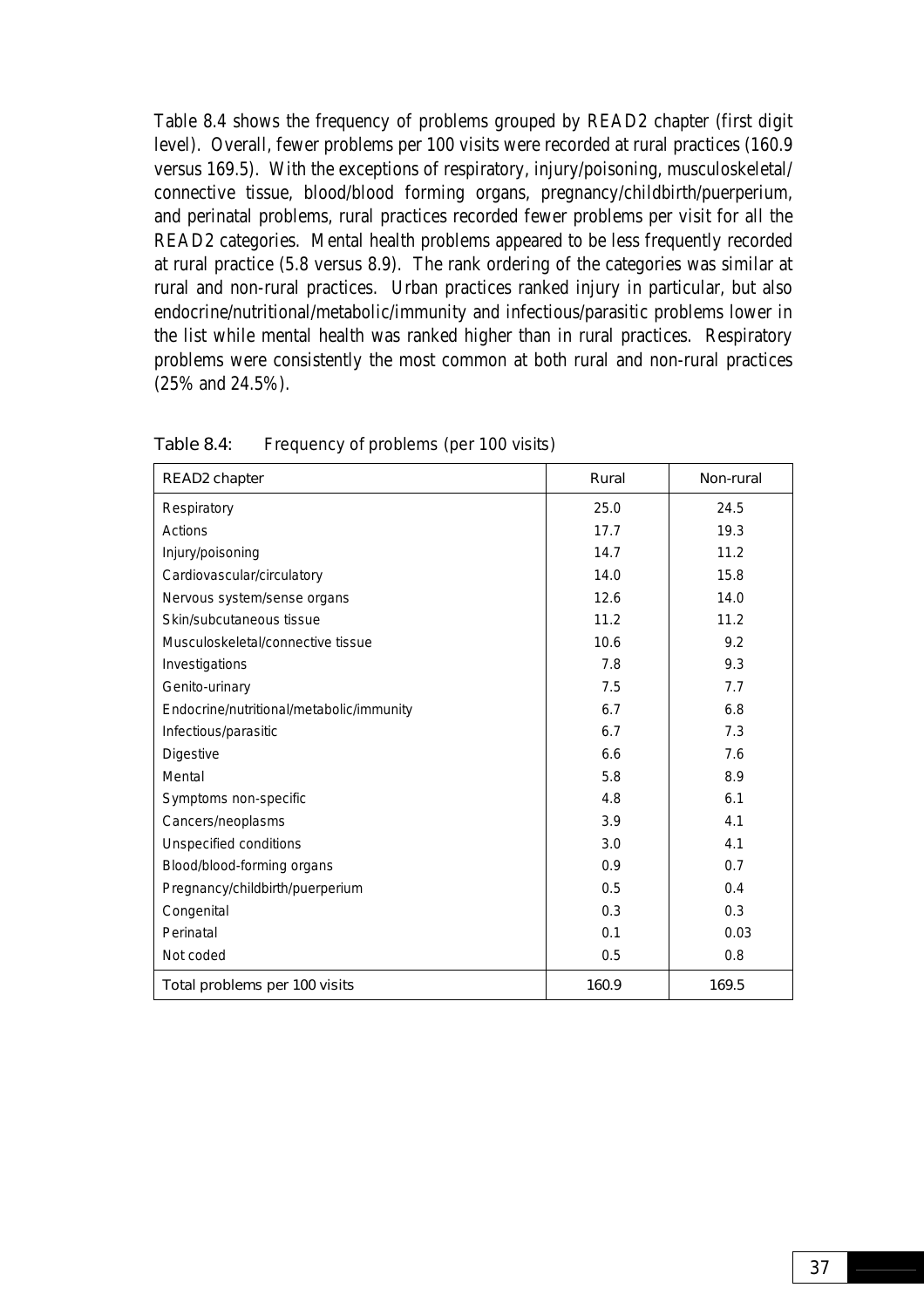Table 8.4 shows the frequency of problems grouped by READ2 chapter (first digit level). Overall, fewer problems per 100 visits were recorded at rural practices (160.9 versus 169.5). With the exceptions of respiratory, injury/poisoning, musculoskeletal/ connective tissue, blood/blood forming organs, pregnancy/childbirth/puerperium, and perinatal problems, rural practices recorded fewer problems per visit for all the READ2 categories. Mental health problems appeared to be less frequently recorded at rural practice (5.8 versus 8.9). The rank ordering of the categories was similar at rural and non-rural practices. Urban practices ranked injury in particular, but also endocrine/nutritional/metabolic/immunity and infectious/parasitic problems lower in the list while mental health was ranked higher than in rural practices. Respiratory problems were consistently the most common at both rural and non-rural practices (25% and 24.5%).

Table 8.4: Frequency of problems (per 100 visits)

| READ2 chapter | Rural | Non-rural |
|---|---|---|
| Respiratory | 25.0 | 24.5 |
| Actions | 17.7 | 19.3 |
| Injury/poisoning | 14.7 | 11.2 |
| Cardiovascular/circulatory | 14.0 | 15.8 |
| Nervous system/sense organs | 12.6 | 14.0 |
| Skin/subcutaneous tissue | 11.2 | 11.2 |
| Musculoskeletal/connective tissue | 10.6 | 9.2 |
| Investigations | 7.8 | 9.3 |
| Genito-urinary | 7.5 | 7.7 |
| Endocrine/nutritional/metabolic/immunity | 6.7 | 6.8 |
| Infectious/parasitic | 6.7 | 7.3 |
| Digestive | 6.6 | 7.6 |
| Mental | 5.8 | 8.9 |
| Symptoms non-specific | 4.8 | 6.1 |
| Cancers/neoplasms | 3.9 | 4.1 |
| Unspecified conditions | 3.0 | 4.1 |
| Blood/blood-forming organs | 0.9 | 0.7 |
| Pregnancy/childbirth/puerperium | 0.5 | 0.4 |
| Congenital | 0.3 | 0.3 |
| Perinatal | 0.1 | 0.03 |
| Not coded | 0.5 | 0.8 |
| Total problems per 100 visits | 160.9 | 169.5 |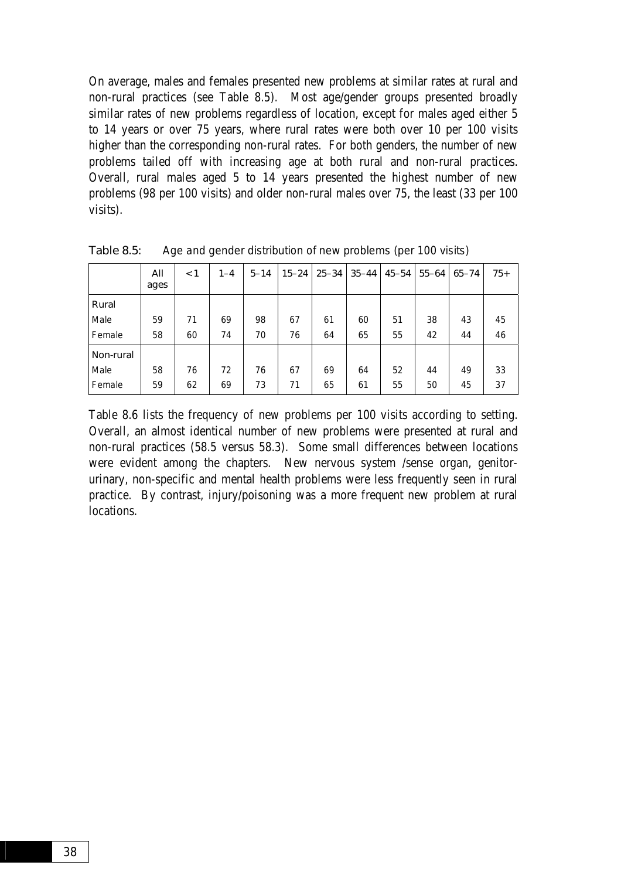On average, males and females presented new problems at similar rates at rural and non-rural practices (see Table 8.5). Most age/gender groups presented broadly similar rates of new problems regardless of location, except for males aged either 5 to 14 years or over 75 years, where rural rates were both over 10 per 100 visits higher than the corresponding non-rural rates. For both genders, the number of new problems tailed off with increasing age at both rural and non-rural practices. Overall, rural males aged 5 to 14 years presented the highest number of new problems (98 per 100 visits) and older non-rural males over 75, the least (33 per 100 visits).

**Table 8.5:** *Age and gender distribution of new problems (per 100 visits)*

| | All ages | <1 | 1–4 | 5–14 | 15–24 | 25–34 | 35–44 | 45–54 | 55–64 | 65–74 | 75+ |
|---|---|---|---|---|---|---|---|---|---|---|---|
| Rural | | | | | | | | | | | |
| Male | 59 | 71 | 69 | 98 | 67 | 61 | 60 | 51 | 38 | 43 | 45 |
| Female | 58 | 60 | 74 | 70 | 76 | 64 | 65 | 55 | 42 | 44 | 46 |
| Non-rural | | | | | | | | | | | |
| Male | 58 | 76 | 72 | 76 | 67 | 69 | 64 | 52 | 44 | 49 | 33 |
| Female | 59 | 62 | 69 | 73 | 71 | 65 | 61 | 55 | 50 | 45 | 37 |

Table 8.6 lists the frequency of new problems per 100 visits according to setting. Overall, an almost identical number of new problems were presented at rural and non-rural practices (58.5 versus 58.3). Some small differences between locations were evident among the chapters. New nervous system /sense organ, genitor-urinary, non-specific and mental health problems were less frequently seen in rural practice. By contrast, injury/poisoning was a more frequent new problem at rural locations.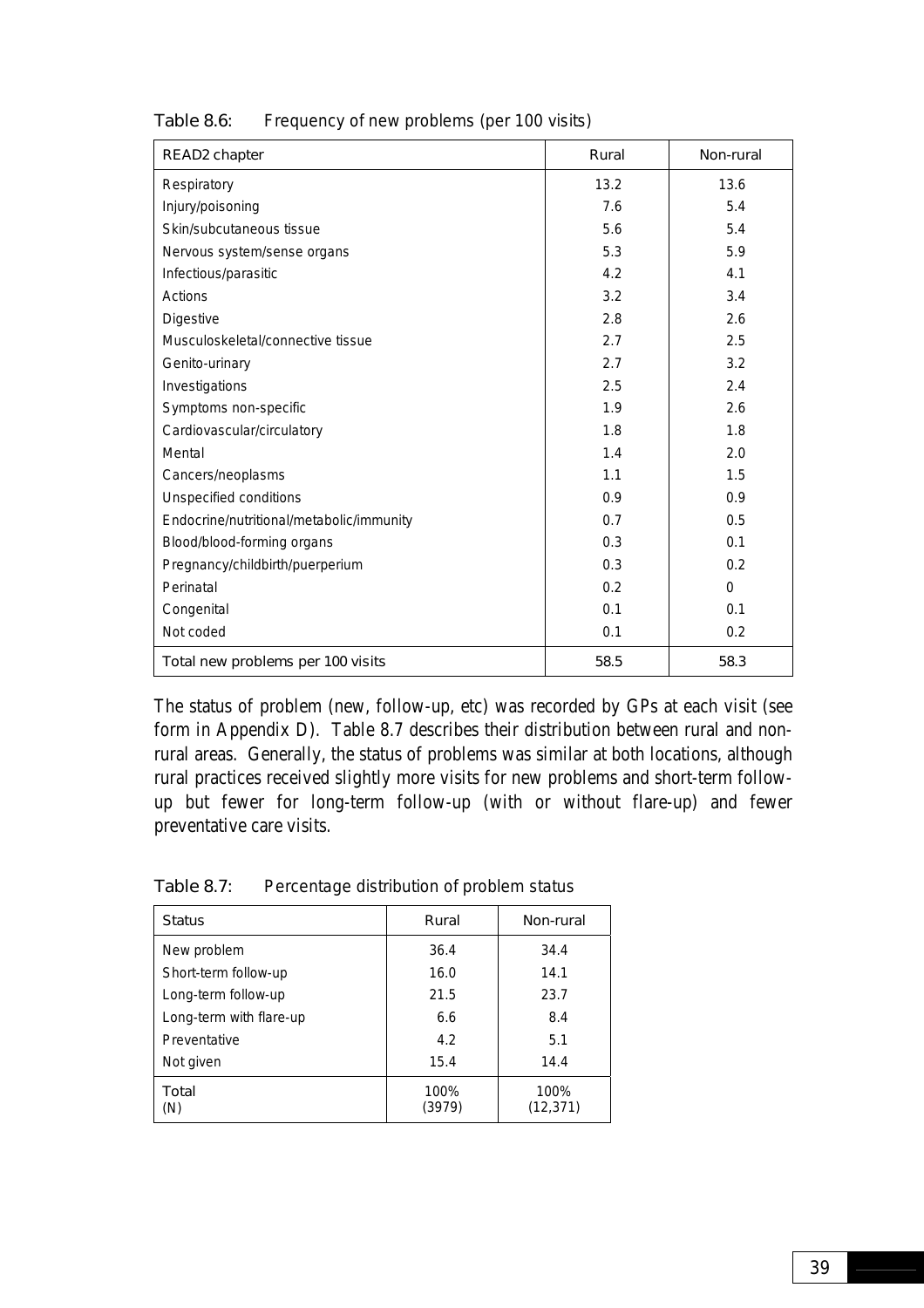Table 8.6: Frequency of new problems (per 100 visits)

| READ2 chapter | Rural | Non-rural |
|---|---|---|
| Respiratory | 13.2 | 13.6 |
| Injury/poisoning | 7.6 | 5.4 |
| Skin/subcutaneous tissue | 5.6 | 5.4 |
| Nervous system/sense organs | 5.3 | 5.9 |
| Infectious/parasitic | 4.2 | 4.1 |
| Actions | 3.2 | 3.4 |
| Digestive | 2.8 | 2.6 |
| Musculoskeletal/connective tissue | 2.7 | 2.5 |
| Genito-urinary | 2.7 | 3.2 |
| Investigations | 2.5 | 2.4 |
| Symptoms non-specific | 1.9 | 2.6 |
| Cardiovascular/circulatory | 1.8 | 1.8 |
| Mental | 1.4 | 2.0 |
| Cancers/neoplasms | 1.1 | 1.5 |
| Unspecified conditions | 0.9 | 0.9 |
| Endocrine/nutritional/metabolic/immunity | 0.7 | 0.5 |
| Blood/blood-forming organs | 0.3 | 0.1 |
| Pregnancy/childbirth/puerperium | 0.3 | 0.2 |
| Perinatal | 0.2 | 0 |
| Congenital | 0.1 | 0.1 |
| Not coded | 0.1 | 0.2 |
| Total new problems per 100 visits | 58.5 | 58.3 |

The status of problem (new, follow-up, etc) was recorded by GPs at each visit (see form in Appendix D). Table 8.7 describes their distribution between rural and non-rural areas. Generally, the status of problems was similar at both locations, although rural practices received slightly more visits for new problems and short-term follow-up but fewer for long-term follow-up (with or without flare-up) and fewer preventative care visits.

Table 8.7: Percentage distribution of problem status

| Status | Rural | Non-rural |
|---|---|---|
| New problem | 36.4 | 34.4 |
| Short-term follow-up | 16.0 | 14.1 |
| Long-term follow-up | 21.5 | 23.7 |
| Long-term with flare-up | 6.6 | 8.4 |
| Preventative | 4.2 | 5.1 |
| Not given | 15.4 | 14.4 |
| Total (N) | 100% (3979) | 100% (12,371) |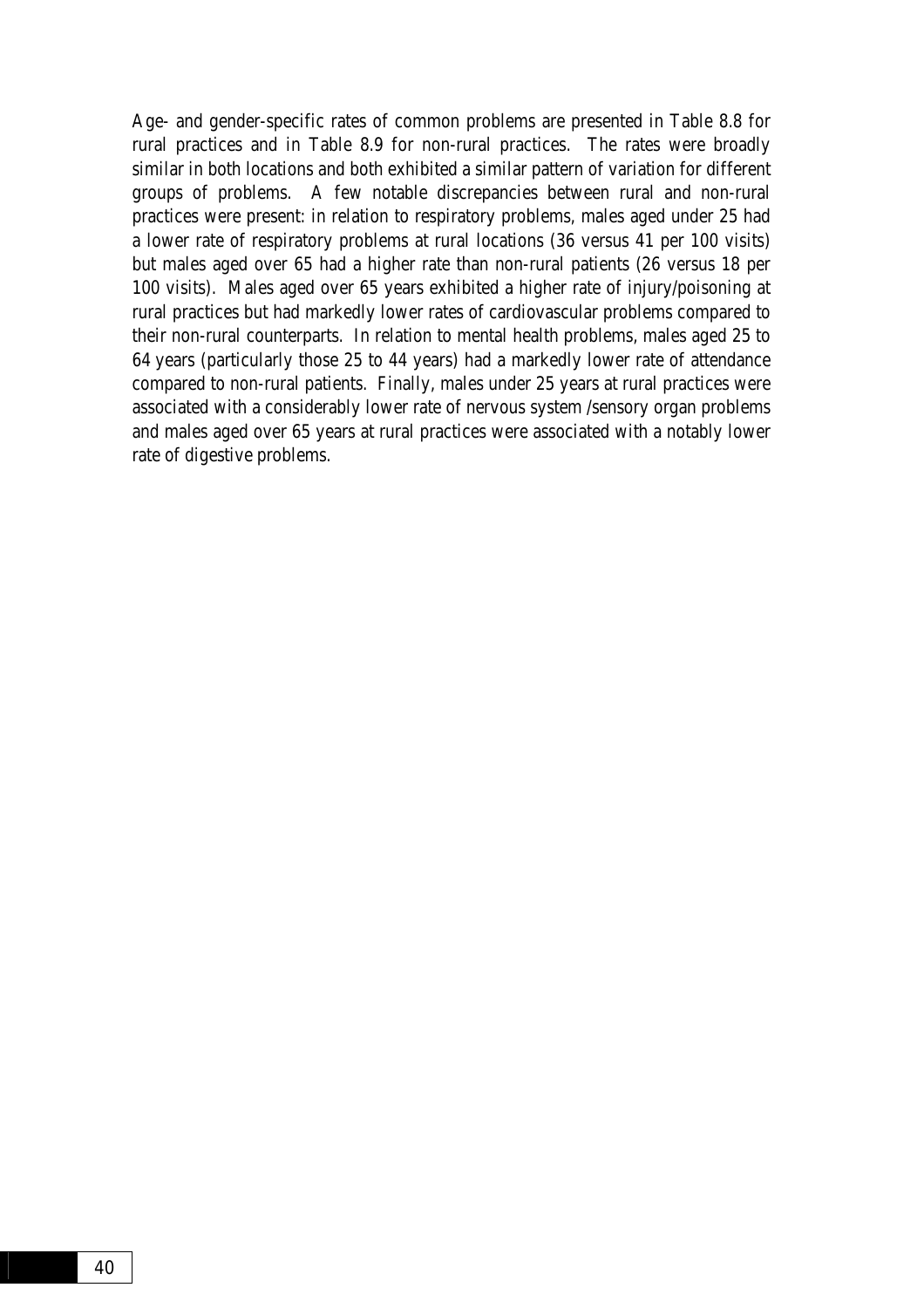Age- and gender-specific rates of common problems are presented in Table 8.8 for rural practices and in Table 8.9 for non-rural practices. The rates were broadly similar in both locations and both exhibited a similar pattern of variation for different groups of problems. A few notable discrepancies between rural and non-rural practices were present: in relation to respiratory problems, males aged under 25 had a lower rate of respiratory problems at rural locations (36 versus 41 per 100 visits) but males aged over 65 had a higher rate than non-rural patients (26 versus 18 per 100 visits). Males aged over 65 years exhibited a higher rate of injury/poisoning at rural practices but had markedly lower rates of cardiovascular problems compared to their non-rural counterparts. In relation to mental health problems, males aged 25 to 64 years (particularly those 25 to 44 years) had a markedly lower rate of attendance compared to non-rural patients. Finally, males under 25 years at rural practices were associated with a considerably lower rate of nervous system /sensory organ problems and males aged over 65 years at rural practices were associated with a notably lower rate of digestive problems.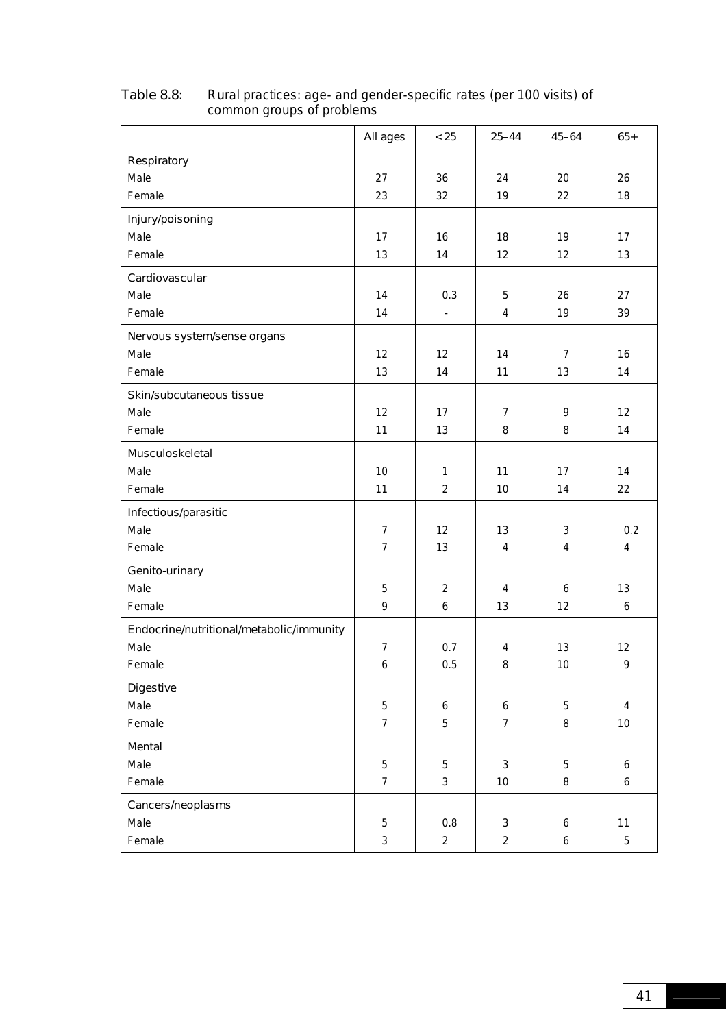Table 8.8: Rural practices: age- and gender-specific rates (per 100 visits) of common groups of problems

| | All ages | <25 | 25–44 | 45–64 | 65+ |
|---|---|---|---|---|---|
| Respiratory | | | | | |
| Male | 27 | 36 | 24 | 20 | 26 |
| Female | 23 | 32 | 19 | 22 | 18 |
| Injury/poisoning | | | | | |
| Male | 17 | 16 | 18 | 19 | 17 |
| Female | 13 | 14 | 12 | 12 | 13 |
| Cardiovascular | | | | | |
| Male | 14 | 0.3 | 5 | 26 | 27 |
| Female | 14 | - | 4 | 19 | 39 |
| Nervous system/sense organs | | | | | |
| Male | 12 | 12 | 14 | 7 | 16 |
| Female | 13 | 14 | 11 | 13 | 14 |
| Skin/subcutaneous tissue | | | | | |
| Male | 12 | 17 | 7 | 9 | 12 |
| Female | 11 | 13 | 8 | 8 | 14 |
| Musculoskeletal | | | | | |
| Male | 10 | 1 | 11 | 17 | 14 |
| Female | 11 | 2 | 10 | 14 | 22 |
| Infectious/parasitic | | | | | |
| Male | 7 | 12 | 13 | 3 | 0.2 |
| Female | 7 | 13 | 4 | 4 | 4 |
| Genito-urinary | | | | | |
| Male | 5 | 2 | 4 | 6 | 13 |
| Female | 9 | 6 | 13 | 12 | 6 |
| Endocrine/nutritional/metabolic/immunity | | | | | |
| Male | 7 | 0.7 | 4 | 13 | 12 |
| Female | 6 | 0.5 | 8 | 10 | 9 |
| Digestive | | | | | |
| Male | 5 | 6 | 6 | 5 | 4 |
| Female | 7 | 5 | 7 | 8 | 10 |
| Mental | | | | | |
| Male | 5 | 5 | 3 | 5 | 6 |
| Female | 7 | 3 | 10 | 8 | 6 |
| Cancers/neoplasms | | | | | |
| Male | 5 | 0.8 | 3 | 6 | 11 |
| Female | 3 | 2 | 2 | 6 | 5 |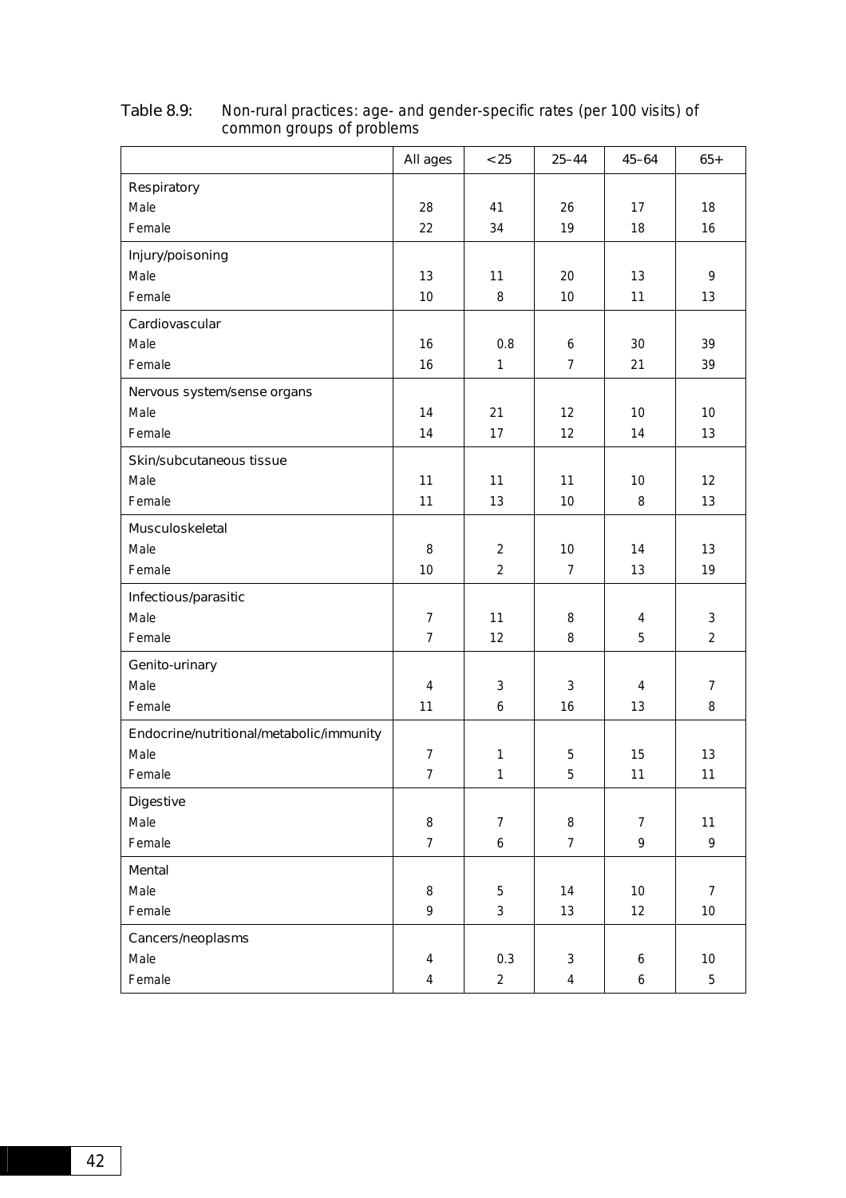Table 8.9: Non-rural practices: age- and gender-specific rates (per 100 visits) of common groups of problems

| | All ages | <25 | 25–44 | 45–64 | 65+ |
|---|---|---|---|---|---|
| Respiratory | | | | | |
| Male | 28 | 41 | 26 | 17 | 18 |
| Female | 22 | 34 | 19 | 18 | 16 |
| Injury/poisoning | | | | | |
| Male | 13 | 11 | 20 | 13 | 9 |
| Female | 10 | 8 | 10 | 11 | 13 |
| Cardiovascular | | | | | |
| Male | 16 | 0.8 | 6 | 30 | 39 |
| Female | 16 | 1 | 7 | 21 | 39 |
| Nervous system/sense organs | | | | | |
| Male | 14 | 21 | 12 | 10 | 10 |
| Female | 14 | 17 | 12 | 14 | 13 |
| Skin/subcutaneous tissue | | | | | |
| Male | 11 | 11 | 11 | 10 | 12 |
| Female | 11 | 13 | 10 | 8 | 13 |
| Musculoskeletal | | | | | |
| Male | 8 | 2 | 10 | 14 | 13 |
| Female | 10 | 2 | 7 | 13 | 19 |
| Infectious/parasitic | | | | | |
| Male | 7 | 11 | 8 | 4 | 3 |
| Female | 7 | 12 | 8 | 5 | 2 |
| Genito-urinary | | | | | |
| Male | 4 | 3 | 3 | 4 | 7 |
| Female | 11 | 6 | 16 | 13 | 8 |
| Endocrine/nutritional/metabolic/immunity | | | | | |
| Male | 7 | 1 | 5 | 15 | 13 |
| Female | 7 | 1 | 5 | 11 | 11 |
| Digestive | | | | | |
| Male | 8 | 7 | 8 | 7 | 11 |
| Female | 7 | 6 | 7 | 9 | 9 |
| Mental | | | | | |
| Male | 8 | 5 | 14 | 10 | 7 |
| Female | 9 | 3 | 13 | 12 | 10 |
| Cancers/neoplasms | | | | | |
| Male | 4 | 0.3 | 3 | 6 | 10 |
| Female | 4 | 2 | 4 | 6 | 5 |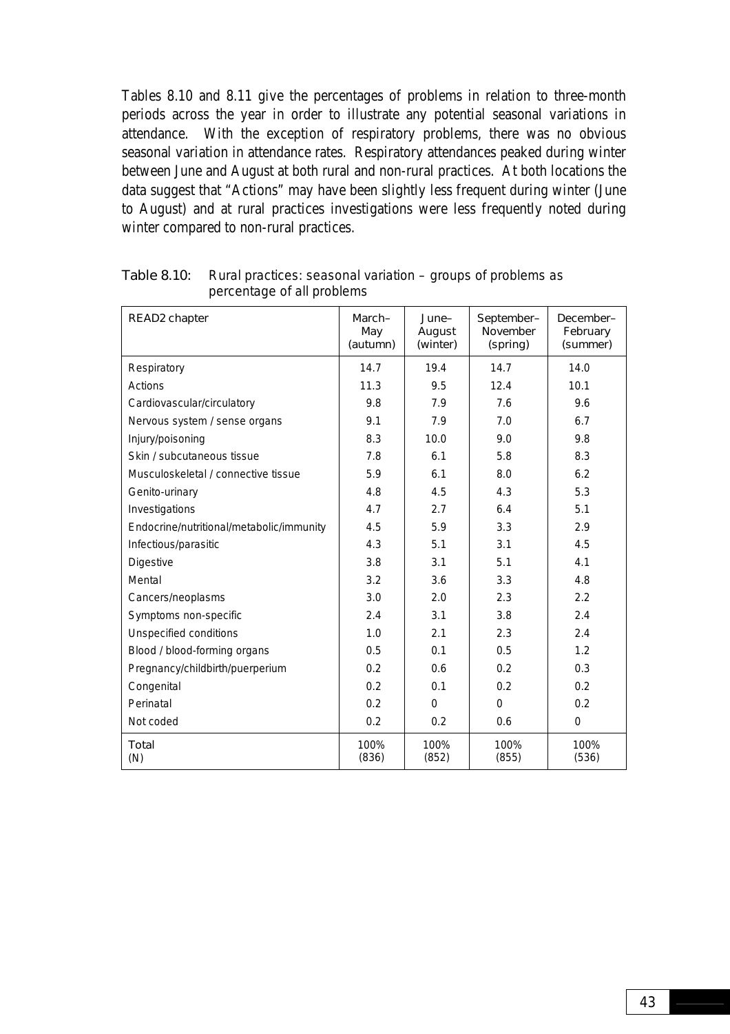Tables 8.10 and 8.11 give the percentages of problems in relation to three-month periods across the year in order to illustrate any potential seasonal variations in attendance. With the exception of respiratory problems, there was no obvious seasonal variation in attendance rates. Respiratory attendances peaked during winter between June and August at both rural and non-rural practices. At both locations the data suggest that "Actions" may have been slightly less frequent during winter (June to August) and at rural practices investigations were less frequently noted during winter compared to non-rural practices.

**Table 8.10:** Rural practices: seasonal variation – groups of problems as percentage of all problems

| READ2 chapter | March–May (autumn) | June–August (winter) | September–November (spring) | December–February (summer) |
|---|---|---|---|---|
| Respiratory | 14.7 | 19.4 | 14.7 | 14.0 |
| Actions | 11.3 | 9.5 | 12.4 | 10.1 |
| Cardiovascular/circulatory | 9.8 | 7.9 | 7.6 | 9.6 |
| Nervous system / sense organs | 9.1 | 7.9 | 7.0 | 6.7 |
| Injury/poisoning | 8.3 | 10.0 | 9.0 | 9.8 |
| Skin / subcutaneous tissue | 7.8 | 6.1 | 5.8 | 8.3 |
| Musculoskeletal / connective tissue | 5.9 | 6.1 | 8.0 | 6.2 |
| Genito-urinary | 4.8 | 4.5 | 4.3 | 5.3 |
| Investigations | 4.7 | 2.7 | 6.4 | 5.1 |
| Endocrine/nutritional/metabolic/immunity | 4.5 | 5.9 | 3.3 | 2.9 |
| Infectious/parasitic | 4.3 | 5.1 | 3.1 | 4.5 |
| Digestive | 3.8 | 3.1 | 5.1 | 4.1 |
| Mental | 3.2 | 3.6 | 3.3 | 4.8 |
| Cancers/neoplasms | 3.0 | 2.0 | 2.3 | 2.2 |
| Symptoms non-specific | 2.4 | 3.1 | 3.8 | 2.4 |
| Unspecified conditions | 1.0 | 2.1 | 2.3 | 2.4 |
| Blood / blood-forming organs | 0.5 | 0.1 | 0.5 | 1.2 |
| Pregnancy/childbirth/puerperium | 0.2 | 0.6 | 0.2 | 0.3 |
| Congenital | 0.2 | 0.1 | 0.2 | 0.2 |
| Perinatal | 0.2 | 0 | 0 | 0.2 |
| Not coded | 0.2 | 0.2 | 0.6 | 0 |
| Total (N) | 100% (836) | 100% (852) | 100% (855) | 100% (536) |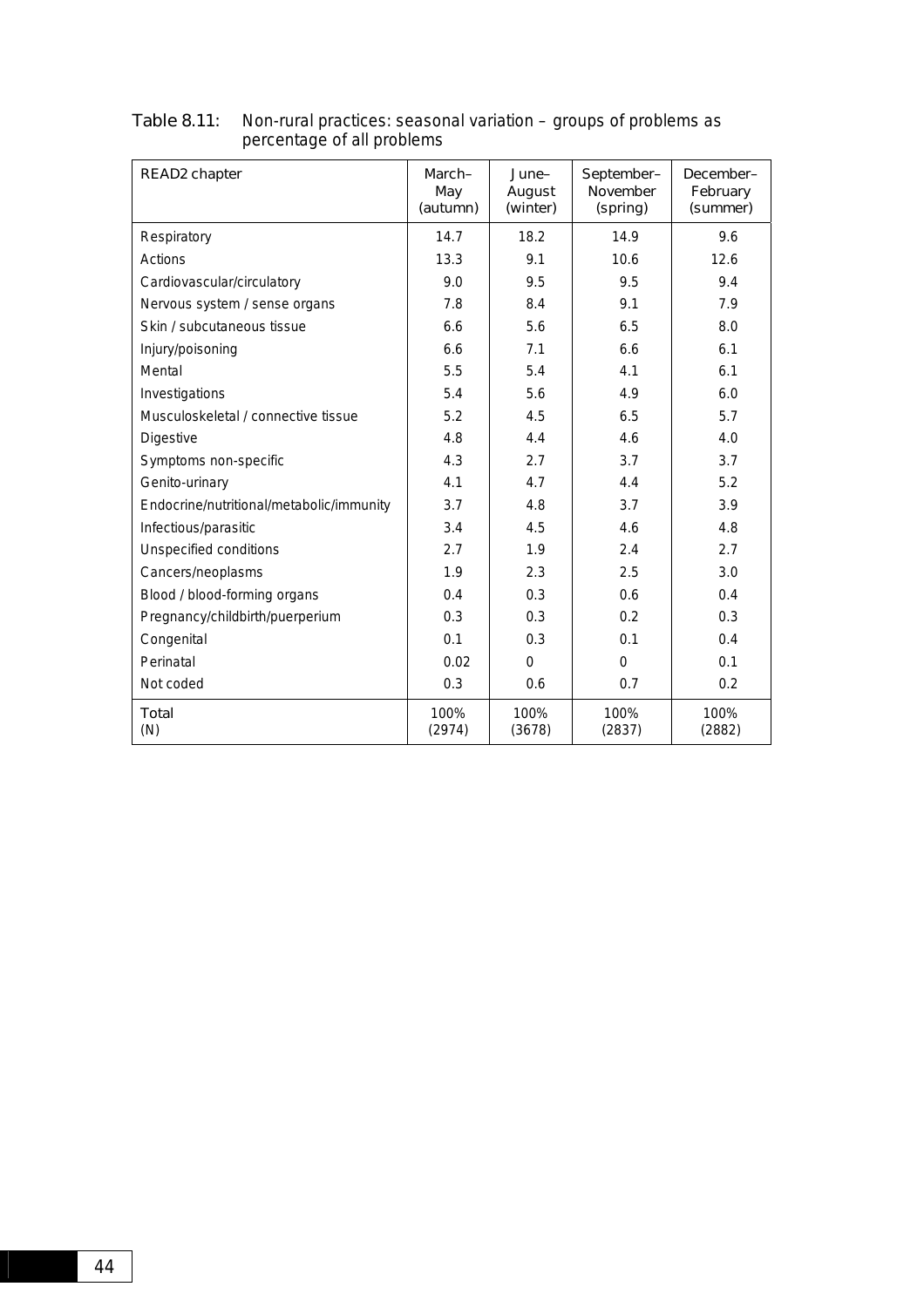Table 8.11: Non-rural practices: seasonal variation – groups of problems as percentage of all problems

| READ2 chapter | March–May (autumn) | June–August (winter) | September–November (spring) | December–February (summer) |
|---|---|---|---|---|
| Respiratory | 14.7 | 18.2 | 14.9 | 9.6 |
| Actions | 13.3 | 9.1 | 10.6 | 12.6 |
| Cardiovascular/circulatory | 9.0 | 9.5 | 9.5 | 9.4 |
| Nervous system / sense organs | 7.8 | 8.4 | 9.1 | 7.9 |
| Skin / subcutaneous tissue | 6.6 | 5.6 | 6.5 | 8.0 |
| Injury/poisoning | 6.6 | 7.1 | 6.6 | 6.1 |
| Mental | 5.5 | 5.4 | 4.1 | 6.1 |
| Investigations | 5.4 | 5.6 | 4.9 | 6.0 |
| Musculoskeletal / connective tissue | 5.2 | 4.5 | 6.5 | 5.7 |
| Digestive | 4.8 | 4.4 | 4.6 | 4.0 |
| Symptoms non-specific | 4.3 | 2.7 | 3.7 | 3.7 |
| Genito-urinary | 4.1 | 4.7 | 4.4 | 5.2 |
| Endocrine/nutritional/metabolic/immunity | 3.7 | 4.8 | 3.7 | 3.9 |
| Infectious/parasitic | 3.4 | 4.5 | 4.6 | 4.8 |
| Unspecified conditions | 2.7 | 1.9 | 2.4 | 2.7 |
| Cancers/neoplasms | 1.9 | 2.3 | 2.5 | 3.0 |
| Blood / blood-forming organs | 0.4 | 0.3 | 0.6 | 0.4 |
| Pregnancy/childbirth/puerperium | 0.3 | 0.3 | 0.2 | 0.3 |
| Congenital | 0.1 | 0.3 | 0.1 | 0.4 |
| Perinatal | 0.02 | 0 | 0 | 0.1 |
| Not coded | 0.3 | 0.6 | 0.7 | 0.2 |
| Total (N) | 100% (2974) | 100% (3678) | 100% (2837) | 100% (2882) |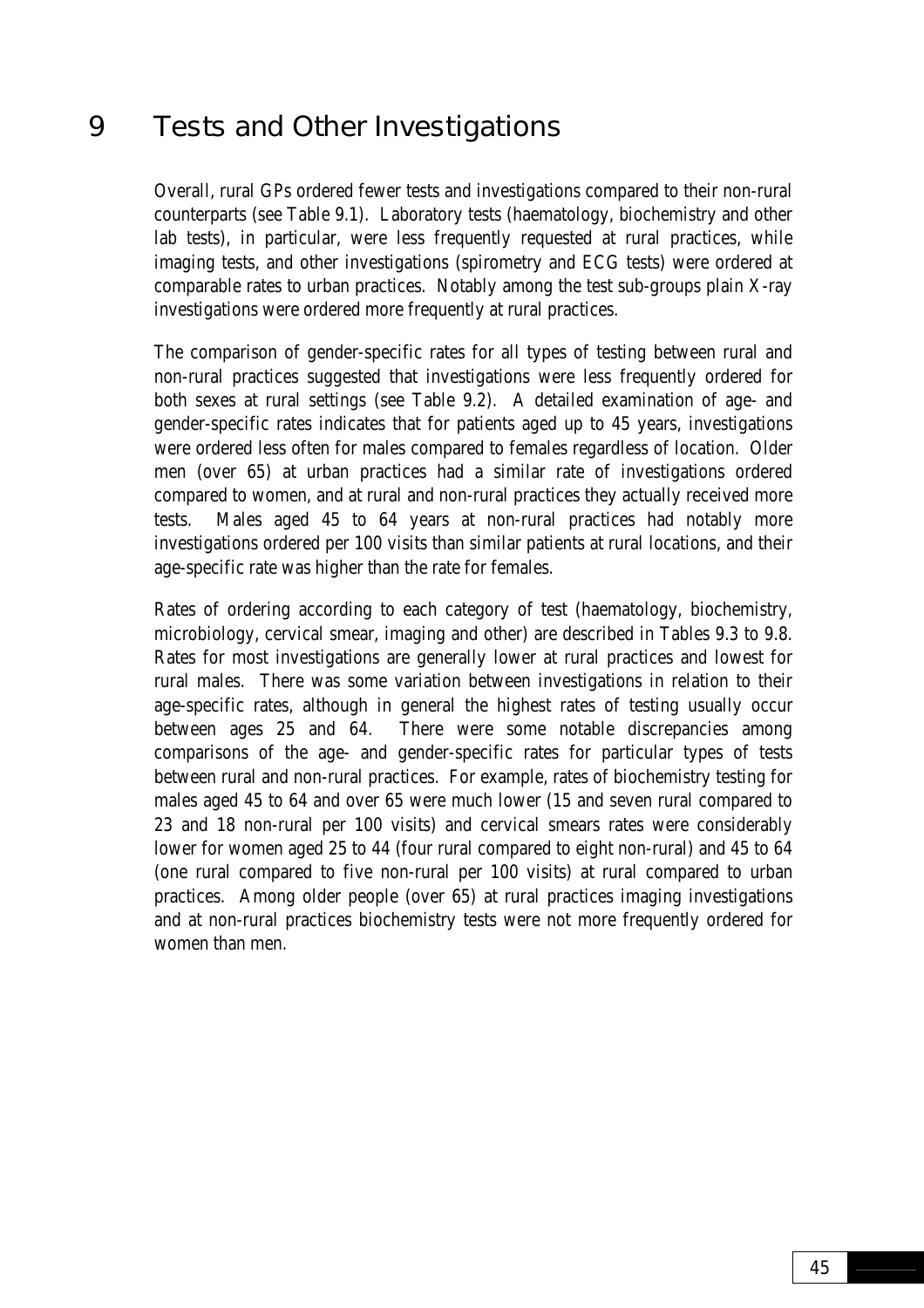# 9 Tests and Other Investigations

Overall, rural GPs ordered fewer tests and investigations compared to their non-rural counterparts (see Table 9.1). Laboratory tests (haematology, biochemistry and other lab tests), in particular, were less frequently requested at rural practices, while imaging tests, and other investigations (spirometry and ECG tests) were ordered at comparable rates to urban practices. Notably among the test sub-groups plain X-ray investigations were ordered more frequently at rural practices.

The comparison of gender-specific rates for all types of testing between rural and non-rural practices suggested that investigations were less frequently ordered for both sexes at rural settings (see Table 9.2). A detailed examination of age- and gender-specific rates indicates that for patients aged up to 45 years, investigations were ordered less often for males compared to females regardless of location. Older men (over 65) at urban practices had a similar rate of investigations ordered compared to women, and at rural and non-rural practices they actually received more tests. Males aged 45 to 64 years at non-rural practices had notably more investigations ordered per 100 visits than similar patients at rural locations, and their age-specific rate was higher than the rate for females.

Rates of ordering according to each category of test (haematology, biochemistry, microbiology, cervical smear, imaging and other) are described in Tables 9.3 to 9.8. Rates for most investigations are generally lower at rural practices and lowest for rural males. There was some variation between investigations in relation to their age-specific rates, although in general the highest rates of testing usually occur between ages 25 and 64. There were some notable discrepancies among comparisons of the age- and gender-specific rates for particular types of tests between rural and non-rural practices. For example, rates of biochemistry testing for males aged 45 to 64 and over 65 were much lower (15 and seven rural compared to 23 and 18 non-rural per 100 visits) and cervical smears rates were considerably lower for women aged 25 to 44 (four rural compared to eight non-rural) and 45 to 64 (one rural compared to five non-rural per 100 visits) at rural compared to urban practices. Among older people (over 65) at rural practices imaging investigations and at non-rural practices biochemistry tests were not more frequently ordered for women than men.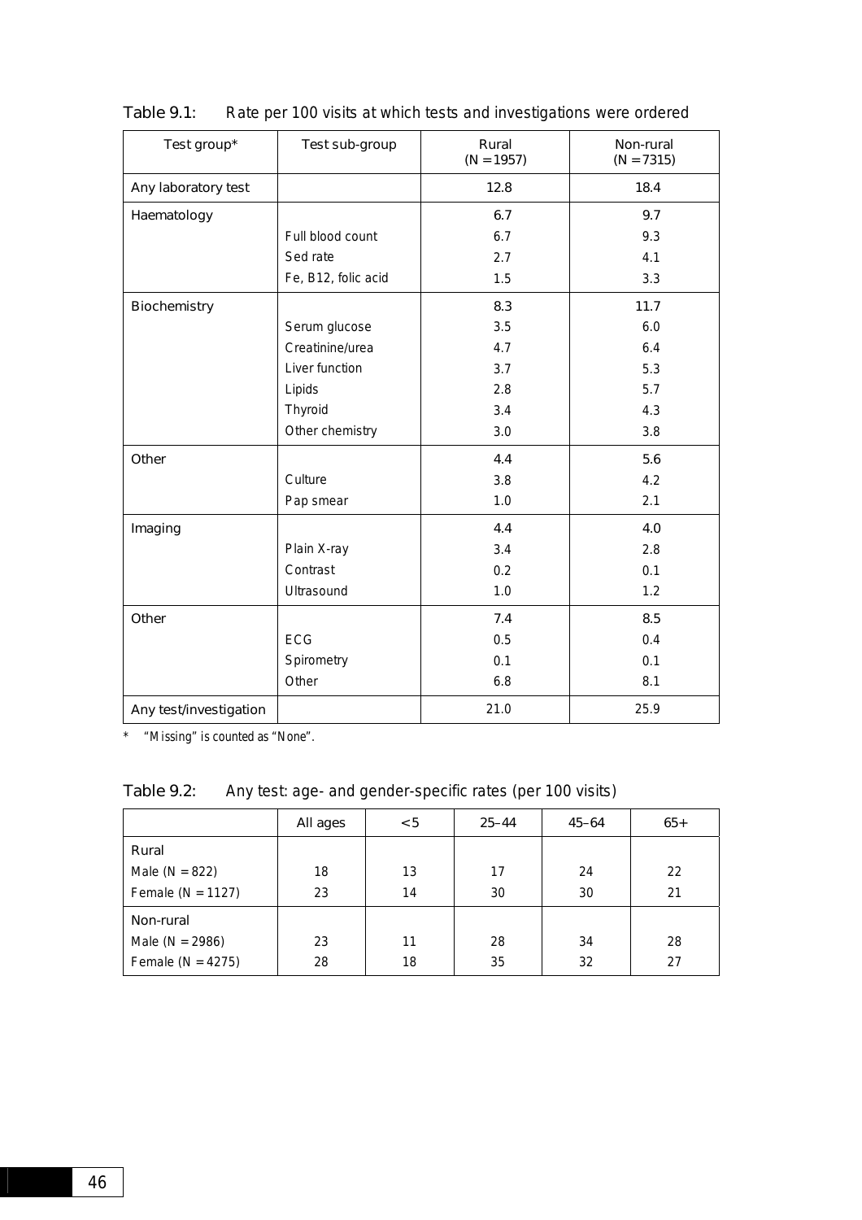Table 9.1: Rate per 100 visits at which tests and investigations were ordered

| Test group* | Test sub-group | Rural (N = 1957) | Non-rural (N = 7315) |
|---|---|---|---|
| Any laboratory test | | 12.8 | 18.4 |
| Haematology | | 6.7 | 9.7 |
| | Full blood count | 6.7 | 9.3 |
| | Sed rate | 2.7 | 4.1 |
| | Fe, B12, folic acid | 1.5 | 3.3 |
| Biochemistry | | 8.3 | 11.7 |
| | Serum glucose | 3.5 | 6.0 |
| | Creatinine/urea | 4.7 | 6.4 |
| | Liver function | 3.7 | 5.3 |
| | Lipids | 2.8 | 5.7 |
| | Thyroid | 3.4 | 4.3 |
| | Other chemistry | 3.0 | 3.8 |
| Other | | 4.4 | 5.6 |
| | Culture | 3.8 | 4.2 |
| | Pap smear | 1.0 | 2.1 |
| Imaging | | 4.4 | 4.0 |
| | Plain X-ray | 3.4 | 2.8 |
| | Contrast | 0.2 | 0.1 |
| | Ultrasound | 1.0 | 1.2 |
| Other | | 7.4 | 8.5 |
| | ECG | 0.5 | 0.4 |
| | Spirometry | 0.1 | 0.1 |
| | Other | 6.8 | 8.1 |
| Any test/investigation | | 21.0 | 25.9 |

* "Missing" is counted as "None".

Table 9.2: Any test: age- and gender-specific rates (per 100 visits)

| | All ages | <5 | 25–44 | 45–64 | 65+ |
|---|---|---|---|---|---|
| Rural | | | | | |
| Male (N = 822) | 18 | 13 | 17 | 24 | 22 |
| Female (N = 1127) | 23 | 14 | 30 | 30 | 21 |
| Non-rural | | | | | |
| Male (N = 2986) | 23 | 11 | 28 | 34 | 28 |
| Female (N = 4275) | 28 | 18 | 35 | 32 | 27 |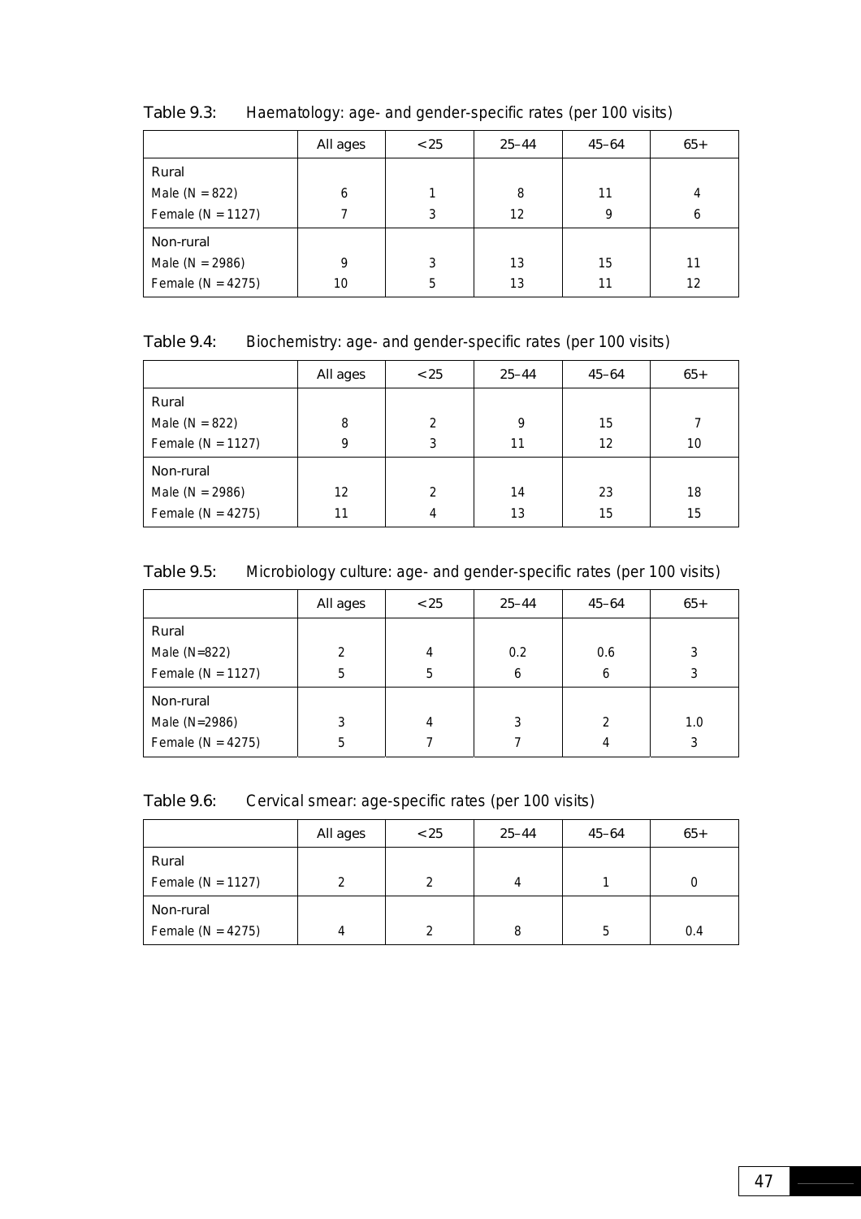Table 9.3: Haematology: age- and gender-specific rates (per 100 visits)

| | All ages | <25 | 25–44 | 45–64 | 65+ |
|---|---|---|---|---|---|
| Rural | | | | | |
| Male (N = 822) | 6 | 1 | 8 | 11 | 4 |
| Female (N = 1127) | 7 | 3 | 12 | 9 | 6 |
| Non-rural | | | | | |
| Male (N = 2986) | 9 | 3 | 13 | 15 | 11 |
| Female (N = 4275) | 10 | 5 | 13 | 11 | 12 |

Table 9.4: Biochemistry: age- and gender-specific rates (per 100 visits)

| | All ages | <25 | 25–44 | 45–64 | 65+ |
|---|---|---|---|---|---|
| Rural | | | | | |
| Male (N = 822) | 8 | 2 | 9 | 15 | 7 |
| Female (N = 1127) | 9 | 3 | 11 | 12 | 10 |
| Non-rural | | | | | |
| Male (N = 2986) | 12 | 2 | 14 | 23 | 18 |
| Female (N = 4275) | 11 | 4 | 13 | 15 | 15 |

Table 9.5: Microbiology culture: age- and gender-specific rates (per 100 visits)

| | All ages | <25 | 25–44 | 45–64 | 65+ |
|---|---|---|---|---|---|
| Rural | | | | | |
| Male (N=822) | 2 | 4 | 0.2 | 0.6 | 3 |
| Female (N = 1127) | 5 | 5 | 6 | 6 | 3 |
| Non-rural | | | | | |
| Male (N=2986) | 3 | 4 | 3 | 2 | 1.0 |
| Female (N = 4275) | 5 | 7 | 7 | 4 | 3 |

Table 9.6: Cervical smear: age-specific rates (per 100 visits)

| | All ages | <25 | 25–44 | 45–64 | 65+ |
|---|---|---|---|---|---|
| Rural | | | | | |
| Female (N = 1127) | 2 | 2 | 4 | 1 | 0 |
| Non-rural | | | | | |
| Female (N = 4275) | 4 | 2 | 8 | 5 | 0.4 |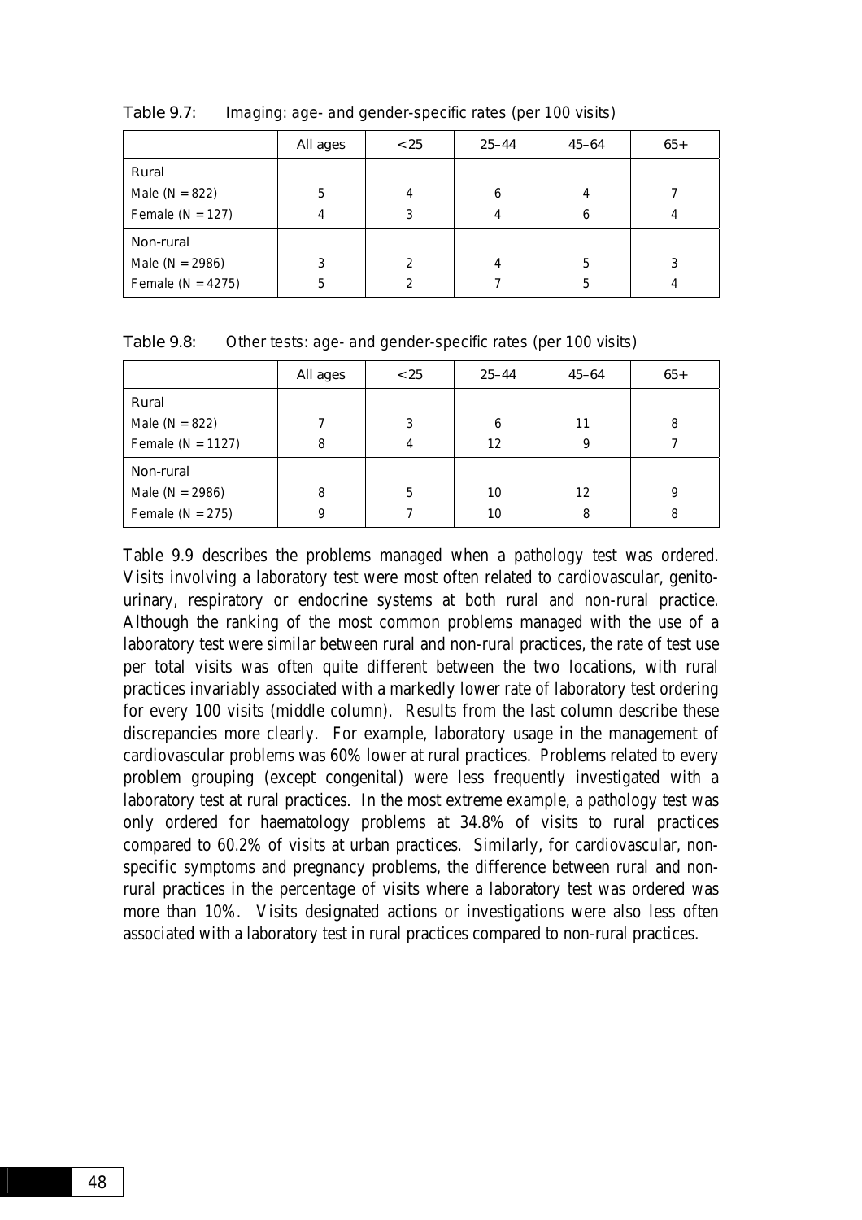**Table 9.7:** Imaging: age- and gender-specific rates (per 100 visits)

| | All ages | <25 | 25–44 | 45–64 | 65+ |
|---|---|---|---|---|---|
| Rural | | | | | |
| Male (N = 822) | 5 | 4 | 6 | 4 | 7 |
| Female (N = 127) | 4 | 3 | 4 | 6 | 4 |
| Non-rural | | | | | |
| Male (N = 2986) | 3 | 2 | 4 | 5 | 3 |
| Female (N = 4275) | 5 | 2 | 7 | 5 | 4 |

**Table 9.8:** Other tests: age- and gender-specific rates (per 100 visits)

| | All ages | <25 | 25–44 | 45–64 | 65+ |
|---|---|---|---|---|---|
| Rural | | | | | |
| Male (N = 822) | 7 | 3 | 6 | 11 | 8 |
| Female (N = 1127) | 8 | 4 | 12 | 9 | 7 |
| Non-rural | | | | | |
| Male (N = 2986) | 8 | 5 | 10 | 12 | 9 |
| Female (N = 275) | 9 | 7 | 10 | 8 | 8 |

Table 9.9 describes the problems managed when a pathology test was ordered. Visits involving a laboratory test were most often related to cardiovascular, genito-urinary, respiratory or endocrine systems at both rural and non-rural practice. Although the ranking of the most common problems managed with the use of a laboratory test were similar between rural and non-rural practices, the rate of test use per total visits was often quite different between the two locations, with rural practices invariably associated with a markedly lower rate of laboratory test ordering for every 100 visits (middle column). Results from the last column describe these discrepancies more clearly. For example, laboratory usage in the management of cardiovascular problems was 60% lower at rural practices. Problems related to every problem grouping (except congenital) were less frequently investigated with a laboratory test at rural practices. In the most extreme example, a pathology test was only ordered for haematology problems at 34.8% of visits to rural practices compared to 60.2% of visits at urban practices. Similarly, for cardiovascular, non-specific symptoms and pregnancy problems, the difference between rural and non-rural practices in the percentage of visits where a laboratory test was ordered was more than 10%. Visits designated actions or investigations were also less often associated with a laboratory test in rural practices compared to non-rural practices.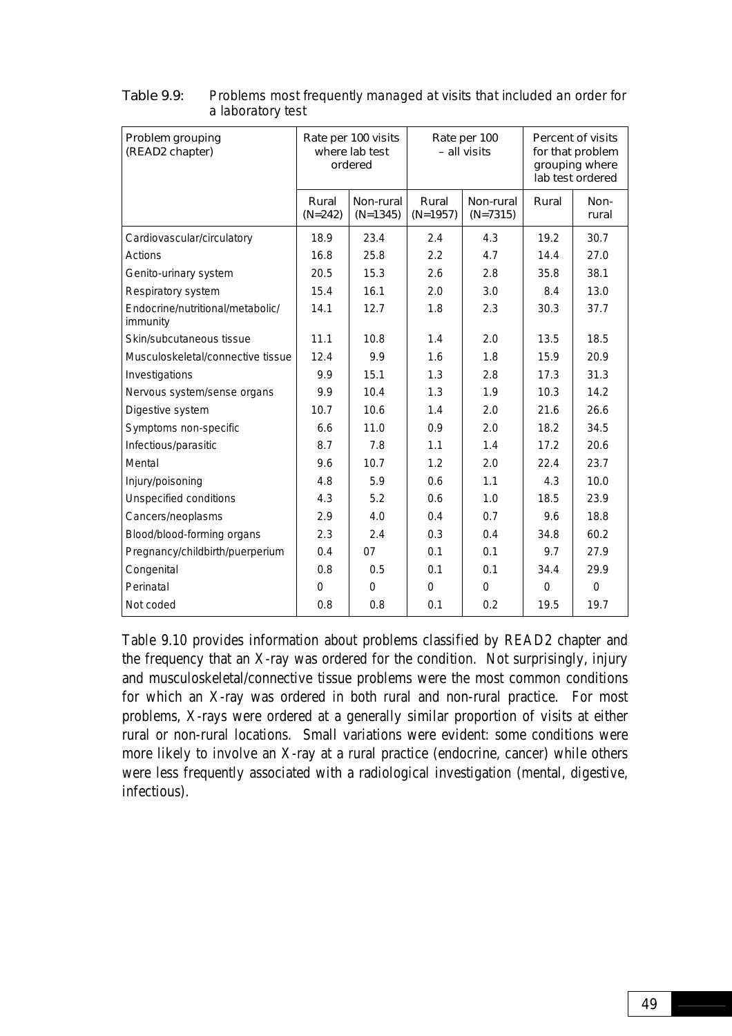Table 9.9: Problems most frequently managed at visits that included an order for a laboratory test

| Problem grouping (READ2 chapter) | Rate per 100 visits where lab test ordered | | Rate per 100 – all visits | | Percent of visits for that problem grouping where lab test ordered | |
|---|---|---|---|---|---|---|
| | Rural (N=242) | Non-rural (N=1345) | Rural (N=1957) | Non-rural (N=7315) | Rural | Non-rural |
| Cardiovascular/circulatory | 18.9 | 23.4 | 2.4 | 4.3 | 19.2 | 30.7 |
| Actions | 16.8 | 25.8 | 2.2 | 4.7 | 14.4 | 27.0 |
| Genito-urinary system | 20.5 | 15.3 | 2.6 | 2.8 | 35.8 | 38.1 |
| Respiratory system | 15.4 | 16.1 | 2.0 | 3.0 | 8.4 | 13.0 |
| Endocrine/nutritional/metabolic/ immunity | 14.1 | 12.7 | 1.8 | 2.3 | 30.3 | 37.7 |
| Skin/subcutaneous tissue | 11.1 | 10.8 | 1.4 | 2.0 | 13.5 | 18.5 |
| Musculoskeletal/connective tissue | 12.4 | 9.9 | 1.6 | 1.8 | 15.9 | 20.9 |
| Investigations | 9.9 | 15.1 | 1.3 | 2.8 | 17.3 | 31.3 |
| Nervous system/sense organs | 9.9 | 10.4 | 1.3 | 1.9 | 10.3 | 14.2 |
| Digestive system | 10.7 | 10.6 | 1.4 | 2.0 | 21.6 | 26.6 |
| Symptoms non-specific | 6.6 | 11.0 | 0.9 | 2.0 | 18.2 | 34.5 |
| Infectious/parasitic | 8.7 | 7.8 | 1.1 | 1.4 | 17.2 | 20.6 |
| Mental | 9.6 | 10.7 | 1.2 | 2.0 | 22.4 | 23.7 |
| Injury/poisoning | 4.8 | 5.9 | 0.6 | 1.1 | 4.3 | 10.0 |
| Unspecified conditions | 4.3 | 5.2 | 0.6 | 1.0 | 18.5 | 23.9 |
| Cancers/neoplasms | 2.9 | 4.0 | 0.4 | 0.7 | 9.6 | 18.8 |
| Blood/blood-forming organs | 2.3 | 2.4 | 0.3 | 0.4 | 34.8 | 60.2 |
| Pregnancy/childbirth/puerperium | 0.4 | 07 | 0.1 | 0.1 | 9.7 | 27.9 |
| Congenital | 0.8 | 0.5 | 0.1 | 0.1 | 34.4 | 29.9 |
| Perinatal | 0 | 0 | 0 | 0 | 0 | 0 |
| Not coded | 0.8 | 0.8 | 0.1 | 0.2 | 19.5 | 19.7 |

Table 9.10 provides information about problems classified by READ2 chapter and the frequency that an X-ray was ordered for the condition. Not surprisingly, injury and musculoskeletal/connective tissue problems were the most common conditions for which an X-ray was ordered in both rural and non-rural practice. For most problems, X-rays were ordered at a generally similar proportion of visits at either rural or non-rural locations. Small variations were evident: some conditions were more likely to involve an X-ray at a rural practice (endocrine, cancer) while others were less frequently associated with a radiological investigation (mental, digestive, infectious).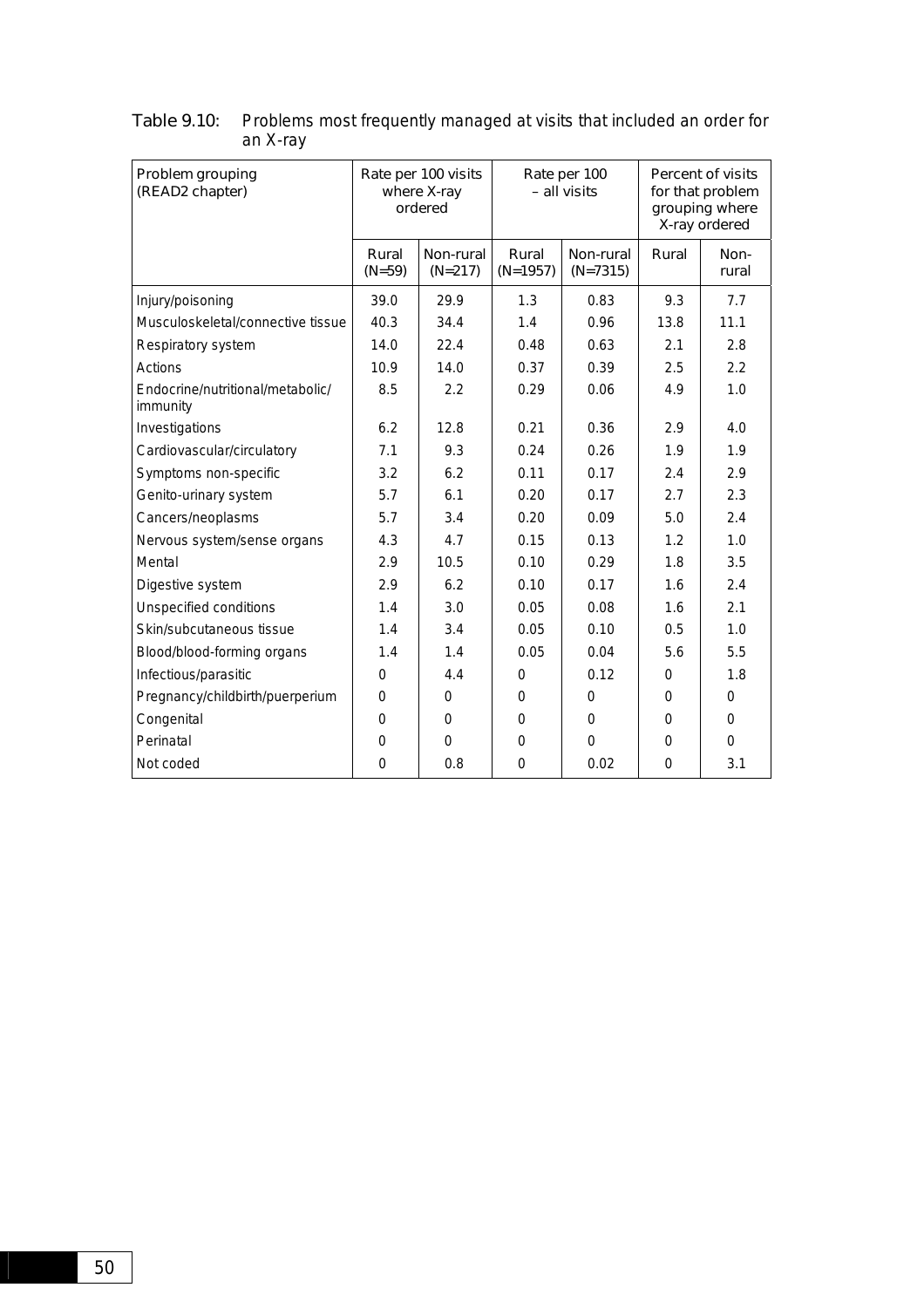Table 9.10: Problems most frequently managed at visits that included an order for an X-ray

| Problem grouping (READ2 chapter) | Rate per 100 visits where X-ray ordered | | Rate per 100 – all visits | | Percent of visits for that problem grouping where X-ray ordered | |
|---|---|---|---|---|---|---|
| | Rural (N=59) | Non-rural (N=217) | Rural (N=1957) | Non-rural (N=7315) | Rural | Non-rural |
| Injury/poisoning | 39.0 | 29.9 | 1.3 | 0.83 | 9.3 | 7.7 |
| Musculoskeletal/connective tissue | 40.3 | 34.4 | 1.4 | 0.96 | 13.8 | 11.1 |
| Respiratory system | 14.0 | 22.4 | 0.48 | 0.63 | 2.1 | 2.8 |
| Actions | 10.9 | 14.0 | 0.37 | 0.39 | 2.5 | 2.2 |
| Endocrine/nutritional/metabolic/immunity | 8.5 | 2.2 | 0.29 | 0.06 | 4.9 | 1.0 |
| Investigations | 6.2 | 12.8 | 0.21 | 0.36 | 2.9 | 4.0 |
| Cardiovascular/circulatory | 7.1 | 9.3 | 0.24 | 0.26 | 1.9 | 1.9 |
| Symptoms non-specific | 3.2 | 6.2 | 0.11 | 0.17 | 2.4 | 2.9 |
| Genito-urinary system | 5.7 | 6.1 | 0.20 | 0.17 | 2.7 | 2.3 |
| Cancers/neoplasms | 5.7 | 3.4 | 0.20 | 0.09 | 5.0 | 2.4 |
| Nervous system/sense organs | 4.3 | 4.7 | 0.15 | 0.13 | 1.2 | 1.0 |
| Mental | 2.9 | 10.5 | 0.10 | 0.29 | 1.8 | 3.5 |
| Digestive system | 2.9 | 6.2 | 0.10 | 0.17 | 1.6 | 2.4 |
| Unspecified conditions | 1.4 | 3.0 | 0.05 | 0.08 | 1.6 | 2.1 |
| Skin/subcutaneous tissue | 1.4 | 3.4 | 0.05 | 0.10 | 0.5 | 1.0 |
| Blood/blood-forming organs | 1.4 | 1.4 | 0.05 | 0.04 | 5.6 | 5.5 |
| Infectious/parasitic | 0 | 4.4 | 0 | 0.12 | 0 | 1.8 |
| Pregnancy/childbirth/puerperium | 0 | 0 | 0 | 0 | 0 | 0 |
| Congenital | 0 | 0 | 0 | 0 | 0 | 0 |
| Perinatal | 0 | 0 | 0 | 0 | 0 | 0 |
| Not coded | 0 | 0.8 | 0 | 0.02 | 0 | 3.1 |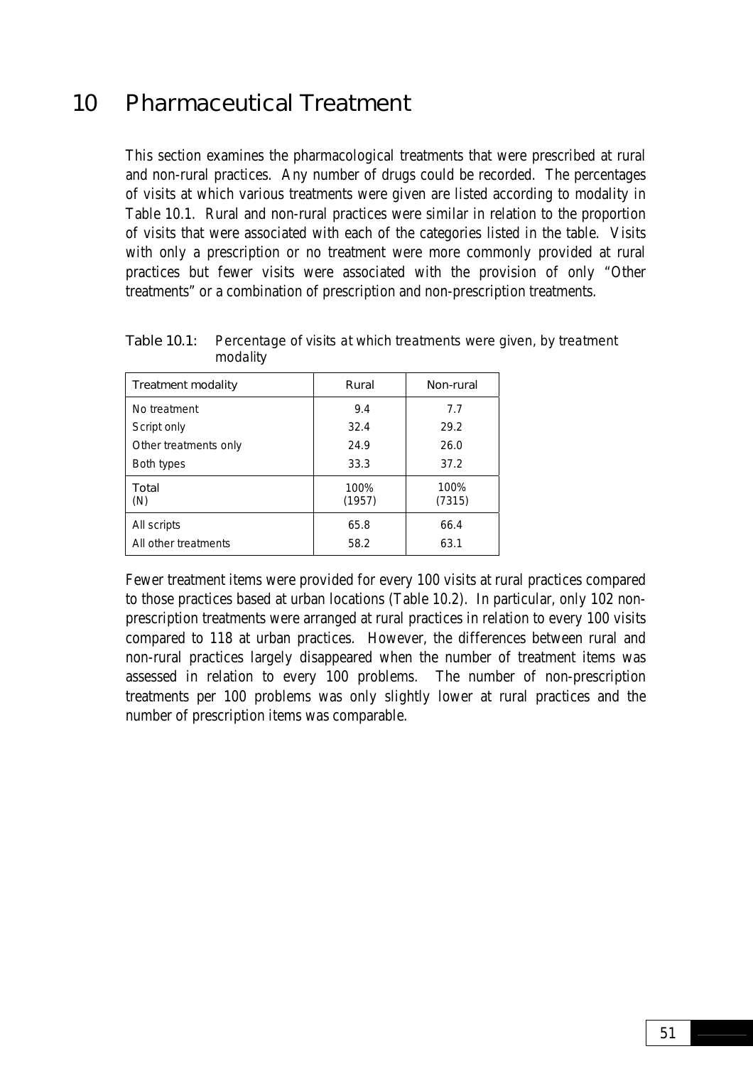# 10 Pharmaceutical Treatment

This section examines the pharmacological treatments that were prescribed at rural and non-rural practices. Any number of drugs could be recorded. The percentages of visits at which various treatments were given are listed according to modality in Table 10.1. Rural and non-rural practices were similar in relation to the proportion of visits that were associated with each of the categories listed in the table. Visits with only a prescription or no treatment were more commonly provided at rural practices but fewer visits were associated with the provision of only "Other treatments" or a combination of prescription and non-prescription treatments.

Table 10.1: Percentage of visits at which treatments were given, by treatment modality

| Treatment modality | Rural | Non-rural |
|---|---|---|
| No treatment | 9.4 | 7.7 |
| Script only | 32.4 | 29.2 |
| Other treatments only | 24.9 | 26.0 |
| Both types | 33.3 | 37.2 |
| Total<br>(N) | 100%<br>(1957) | 100%<br>(7315) |
| All scripts | 65.8 | 66.4 |
| All other treatments | 58.2 | 63.1 |

Fewer treatment items were provided for every 100 visits at rural practices compared to those practices based at urban locations (Table 10.2). In particular, only 102 non-prescription treatments were arranged at rural practices in relation to every 100 visits compared to 118 at urban practices. However, the differences between rural and non-rural practices largely disappeared when the number of treatment items was assessed in relation to every 100 problems. The number of non-prescription treatments per 100 problems was only slightly lower at rural practices and the number of prescription items was comparable.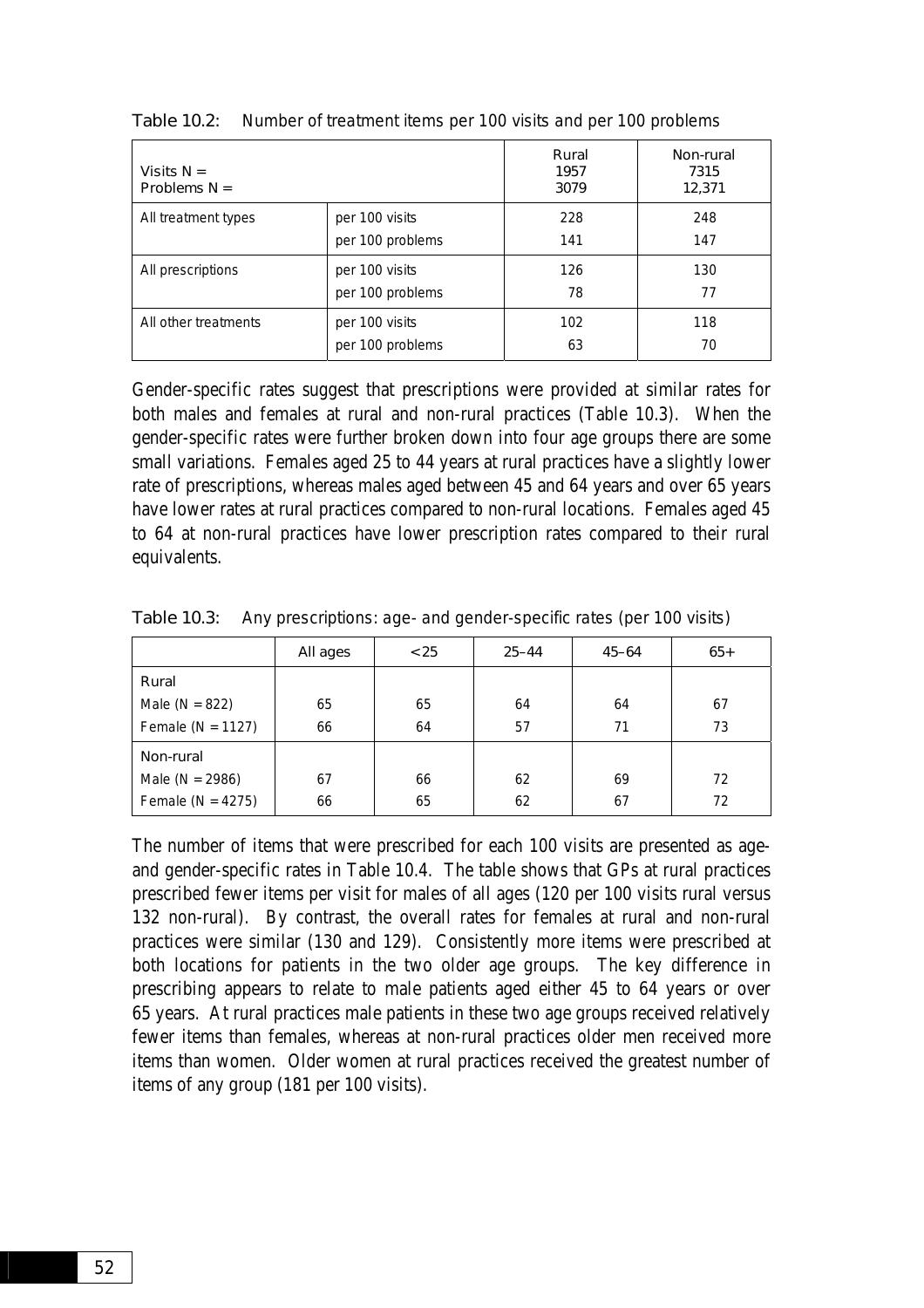Table 10.2: Number of treatment items per 100 visits and per 100 problems

| Visits N =<br>Problems N = | | Rural<br>1957<br>3079 | Non-rural<br>7315<br>12,371 |
|---|---|---|---|
| All treatment types | per 100 visits | 228 | 248 |
| | per 100 problems | 141 | 147 |
| All prescriptions | per 100 visits | 126 | 130 |
| | per 100 problems | 78 | 77 |
| All other treatments | per 100 visits | 102 | 118 |
| | per 100 problems | 63 | 70 |

Gender-specific rates suggest that prescriptions were provided at similar rates for both males and females at rural and non-rural practices (Table 10.3). When the gender-specific rates were further broken down into four age groups there are some small variations. Females aged 25 to 44 years at rural practices have a slightly lower rate of prescriptions, whereas males aged between 45 and 64 years and over 65 years have lower rates at rural practices compared to non-rural locations. Females aged 45 to 64 at non-rural practices have lower prescription rates compared to their rural equivalents.

Table 10.3: Any prescriptions: age- and gender-specific rates (per 100 visits)

| | All ages | <25 | 25–44 | 45–64 | 65+ |
|---|---|---|---|---|---|
| Rural | | | | | |
| Male (N = 822) | 65 | 65 | 64 | 64 | 67 |
| Female (N = 1127) | 66 | 64 | 57 | 71 | 73 |
| Non-rural | | | | | |
| Male (N = 2986) | 67 | 66 | 62 | 69 | 72 |
| Female (N = 4275) | 66 | 65 | 62 | 67 | 72 |

The number of items that were prescribed for each 100 visits are presented as age- and gender-specific rates in Table 10.4. The table shows that GPs at rural practices prescribed fewer items per visit for males of all ages (120 per 100 visits rural versus 132 non-rural). By contrast, the overall rates for females at rural and non-rural practices were similar (130 and 129). Consistently more items were prescribed at both locations for patients in the two older age groups. The key difference in prescribing appears to relate to male patients aged either 45 to 64 years or over 65 years. At rural practices male patients in these two age groups received relatively fewer items than females, whereas at non-rural practices older men received more items than women. Older women at rural practices received the greatest number of items of any group (181 per 100 visits).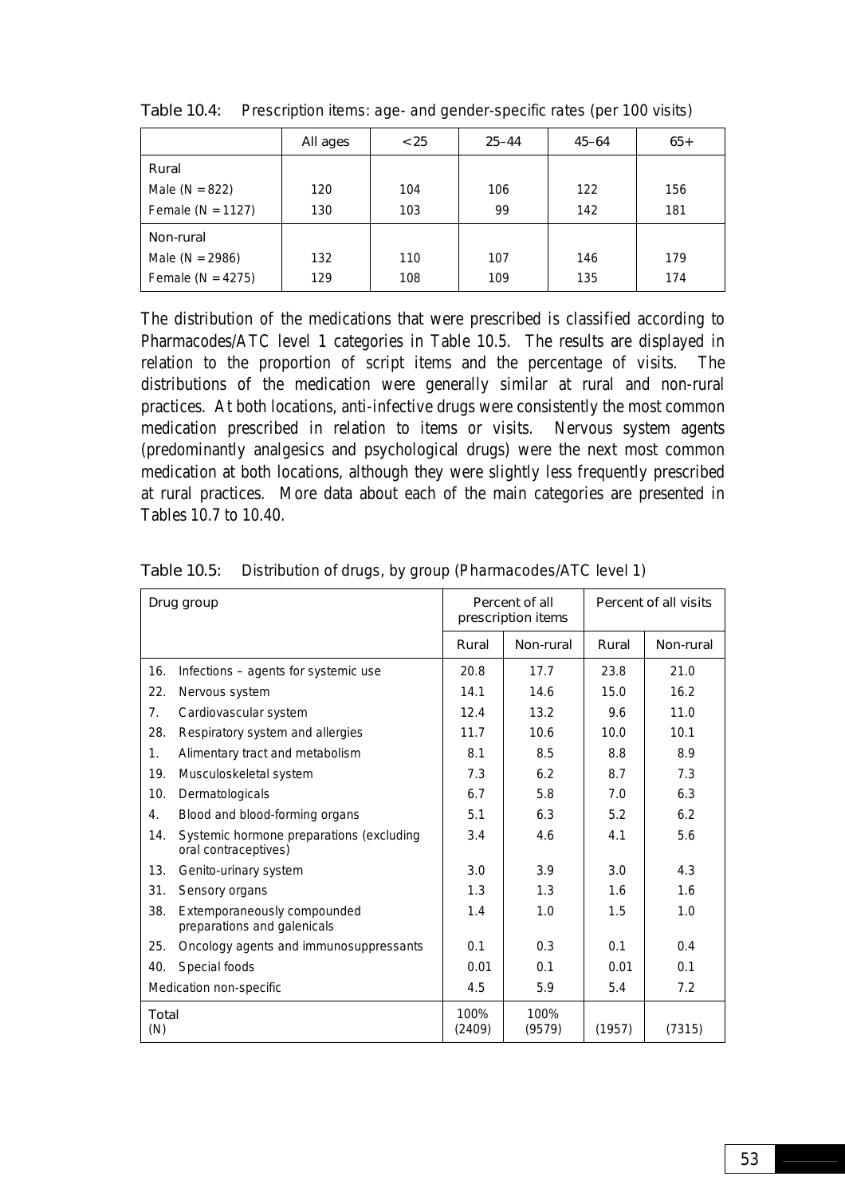Table 10.4: Prescription items: age- and gender-specific rates (per 100 visits)

| | All ages | <25 | 25–44 | 45–64 | 65+ |
|---|---|---|---|---|---|
| Rural | | | | | |
| Male (N = 822) | 120 | 104 | 106 | 122 | 156 |
| Female (N = 1127) | 130 | 103 | 99 | 142 | 181 |
| Non-rural | | | | | |
| Male (N = 2986) | 132 | 110 | 107 | 146 | 179 |
| Female (N = 4275) | 129 | 108 | 109 | 135 | 174 |

The distribution of the medications that were prescribed is classified according to Pharmacodes/ATC level 1 categories in Table 10.5. The results are displayed in relation to the proportion of script items and the percentage of visits. The distributions of the medication were generally similar at rural and non-rural practices. At both locations, anti-infective drugs were consistently the most common medication prescribed in relation to items or visits. Nervous system agents (predominantly analgesics and psychological drugs) were the next most common medication at both locations, although they were slightly less frequently prescribed at rural practices. More data about each of the main categories are presented in Tables 10.7 to 10.40.

Table 10.5: Distribution of drugs, by group (Pharmacodes/ATC level 1)

| Drug group | Percent of all prescription items | | Percent of all visits | |
|---|---|---|---|---|
| | Rural | Non-rural | Rural | Non-rural |
| 16. Infections – agents for systemic use | 20.8 | 17.7 | 23.8 | 21.0 |
| 22. Nervous system | 14.1 | 14.6 | 15.0 | 16.2 |
| 7. Cardiovascular system | 12.4 | 13.2 | 9.6 | 11.0 |
| 28. Respiratory system and allergies | 11.7 | 10.6 | 10.0 | 10.1 |
| 1. Alimentary tract and metabolism | 8.1 | 8.5 | 8.8 | 8.9 |
| 19. Musculoskeletal system | 7.3 | 6.2 | 8.7 | 7.3 |
| 10. Dermatologicals | 6.7 | 5.8 | 7.0 | 6.3 |
| 4. Blood and blood-forming organs | 5.1 | 6.3 | 5.2 | 6.2 |
| 14. Systemic hormone preparations (excluding oral contraceptives) | 3.4 | 4.6 | 4.1 | 5.6 |
| 13. Genito-urinary system | 3.0 | 3.9 | 3.0 | 4.3 |
| 31. Sensory organs | 1.3 | 1.3 | 1.6 | 1.6 |
| 38. Extemporaneously compounded preparations and galenicals | 1.4 | 1.0 | 1.5 | 1.0 |
| 25. Oncology agents and immunosuppressants | 0.1 | 0.3 | 0.1 | 0.4 |
| 40. Special foods | 0.01 | 0.1 | 0.01 | 0.1 |
| Medication non-specific | 4.5 | 5.9 | 5.4 | 7.2 |
| Total (N) | 100% (2409) | 100% (9579) | (1957) | (7315) |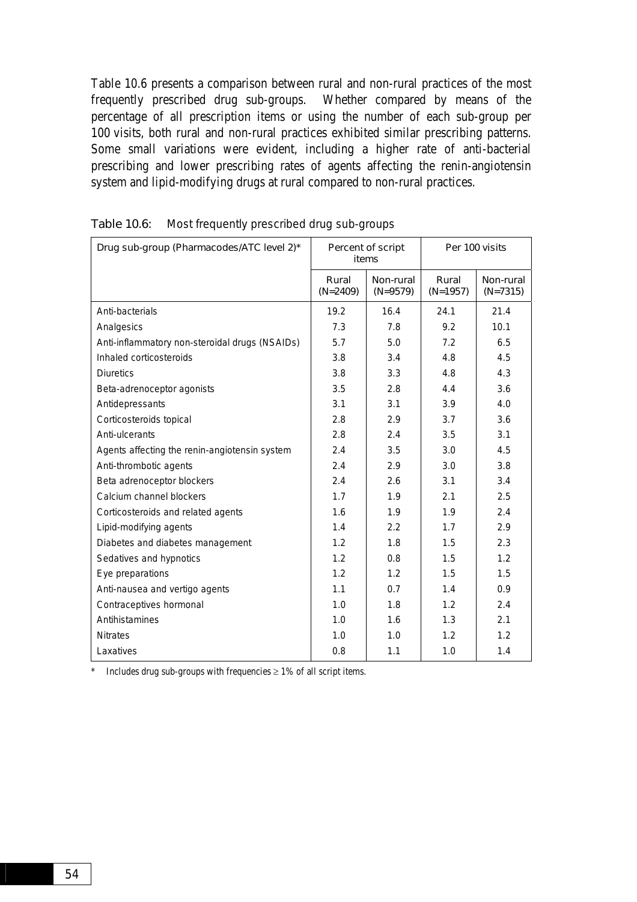Table 10.6 presents a comparison between rural and non-rural practices of the most frequently prescribed drug sub-groups. Whether compared by means of the percentage of all prescription items or using the number of each sub-group per 100 visits, both rural and non-rural practices exhibited similar prescribing patterns. Some small variations were evident, including a higher rate of anti-bacterial prescribing and lower prescribing rates of agents affecting the renin-angiotensin system and lipid-modifying drugs at rural compared to non-rural practices.

**Table 10.6: Most frequently prescribed drug sub-groups**

| Drug sub-group (Pharmacodes/ATC level 2)* | Percent of script items | | Per 100 visits | |
|---|---|---|---|---|
| | Rural (N=2409) | Non-rural (N=9579) | Rural (N=1957) | Non-rural (N=7315) |
| Anti-bacterials | 19.2 | 16.4 | 24.1 | 21.4 |
| Analgesics | 7.3 | 7.8 | 9.2 | 10.1 |
| Anti-inflammatory non-steroidal drugs (NSAIDs) | 5.7 | 5.0 | 7.2 | 6.5 |
| Inhaled corticosteroids | 3.8 | 3.4 | 4.8 | 4.5 |
| Diuretics | 3.8 | 3.3 | 4.8 | 4.3 |
| Beta-adrenoceptor agonists | 3.5 | 2.8 | 4.4 | 3.6 |
| Antidepressants | 3.1 | 3.1 | 3.9 | 4.0 |
| Corticosteroids topical | 2.8 | 2.9 | 3.7 | 3.6 |
| Anti-ulcerants | 2.8 | 2.4 | 3.5 | 3.1 |
| Agents affecting the renin-angiotensin system | 2.4 | 3.5 | 3.0 | 4.5 |
| Anti-thrombotic agents | 2.4 | 2.9 | 3.0 | 3.8 |
| Beta adrenoceptor blockers | 2.4 | 2.6 | 3.1 | 3.4 |
| Calcium channel blockers | 1.7 | 1.9 | 2.1 | 2.5 |
| Corticosteroids and related agents | 1.6 | 1.9 | 1.9 | 2.4 |
| Lipid-modifying agents | 1.4 | 2.2 | 1.7 | 2.9 |
| Diabetes and diabetes management | 1.2 | 1.8 | 1.5 | 2.3 |
| Sedatives and hypnotics | 1.2 | 0.8 | 1.5 | 1.2 |
| Eye preparations | 1.2 | 1.2 | 1.5 | 1.5 |
| Anti-nausea and vertigo agents | 1.1 | 0.7 | 1.4 | 0.9 |
| Contraceptives hormonal | 1.0 | 1.8 | 1.2 | 2.4 |
| Antihistamines | 1.0 | 1.6 | 1.3 | 2.1 |
| Nitrates | 1.0 | 1.0 | 1.2 | 1.2 |
| Laxatives | 0.8 | 1.1 | 1.0 | 1.4 |

\* Includes drug sub-groups with frequencies ≥ 1% of all script items.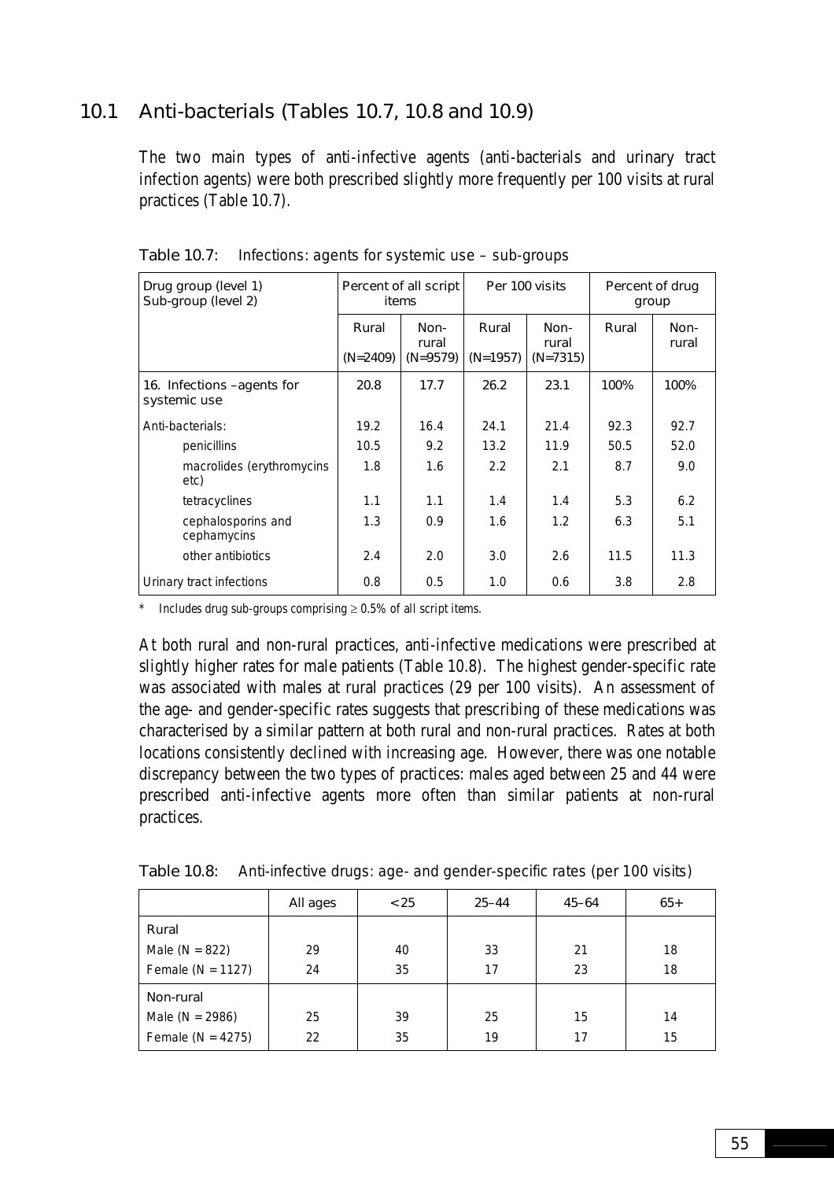## 10.1 Anti-bacterials (Tables 10.7, 10.8 and 10.9)

The two main types of anti-infective agents (anti-bacterials and urinary tract infection agents) were both prescribed slightly more frequently per 100 visits at rural practices (Table 10.7).

Table 10.7: Infections: agents for systemic use – sub-groups

| Drug group (level 1) Sub-group (level 2) | Percent of all script items | | Per 100 visits | | Percent of drug group | |
|---|---|---|---|---|---|---|
| | Rural (N=2409) | Non-rural (N=9579) | Rural (N=1957) | Non-rural (N=7315) | Rural | Non-rural |
| 16. Infections –agents for systemic use | 20.8 | 17.7 | 26.2 | 23.1 | 100% | 100% |
| Anti-bacterials: | 19.2 | 16.4 | 24.1 | 21.4 | 92.3 | 92.7 |
| penicillins | 10.5 | 9.2 | 13.2 | 11.9 | 50.5 | 52.0 |
| macrolides (erythromycins etc) | 1.8 | 1.6 | 2.2 | 2.1 | 8.7 | 9.0 |
| tetracyclines | 1.1 | 1.1 | 1.4 | 1.4 | 5.3 | 6.2 |
| cephalosporins and cephamycins | 1.3 | 0.9 | 1.6 | 1.2 | 6.3 | 5.1 |
| other antibiotics | 2.4 | 2.0 | 3.0 | 2.6 | 11.5 | 11.3 |
| Urinary tract infections | 0.8 | 0.5 | 1.0 | 0.6 | 3.8 | 2.8 |

\* Includes drug sub-groups comprising $\geq$ 0.5% of all script items.

At both rural and non-rural practices, anti-infective medications were prescribed at slightly higher rates for male patients (Table 10.8). The highest gender-specific rate was associated with males at rural practices (29 per 100 visits). An assessment of the age- and gender-specific rates suggests that prescribing of these medications was characterised by a similar pattern at both rural and non-rural practices. Rates at both locations consistently declined with increasing age. However, there was one notable discrepancy between the two types of practices: males aged between 25 and 44 were prescribed anti-infective agents more often than similar patients at non-rural practices.

Table 10.8: Anti-infective drugs: age- and gender-specific rates (per 100 visits)

| | All ages | <25 | 25–44 | 45–64 | 65+ |
|---|---|---|---|---|---|
| Rural | | | | | |
| Male (N = 822) | 29 | 40 | 33 | 21 | 18 |
| Female (N = 1127) | 24 | 35 | 17 | 23 | 18 |
| Non-rural | | | | | |
| Male (N = 2986) | 25 | 39 | 25 | 15 | 14 |
| Female (N = 4275) | 22 | 35 | 19 | 17 | 15 |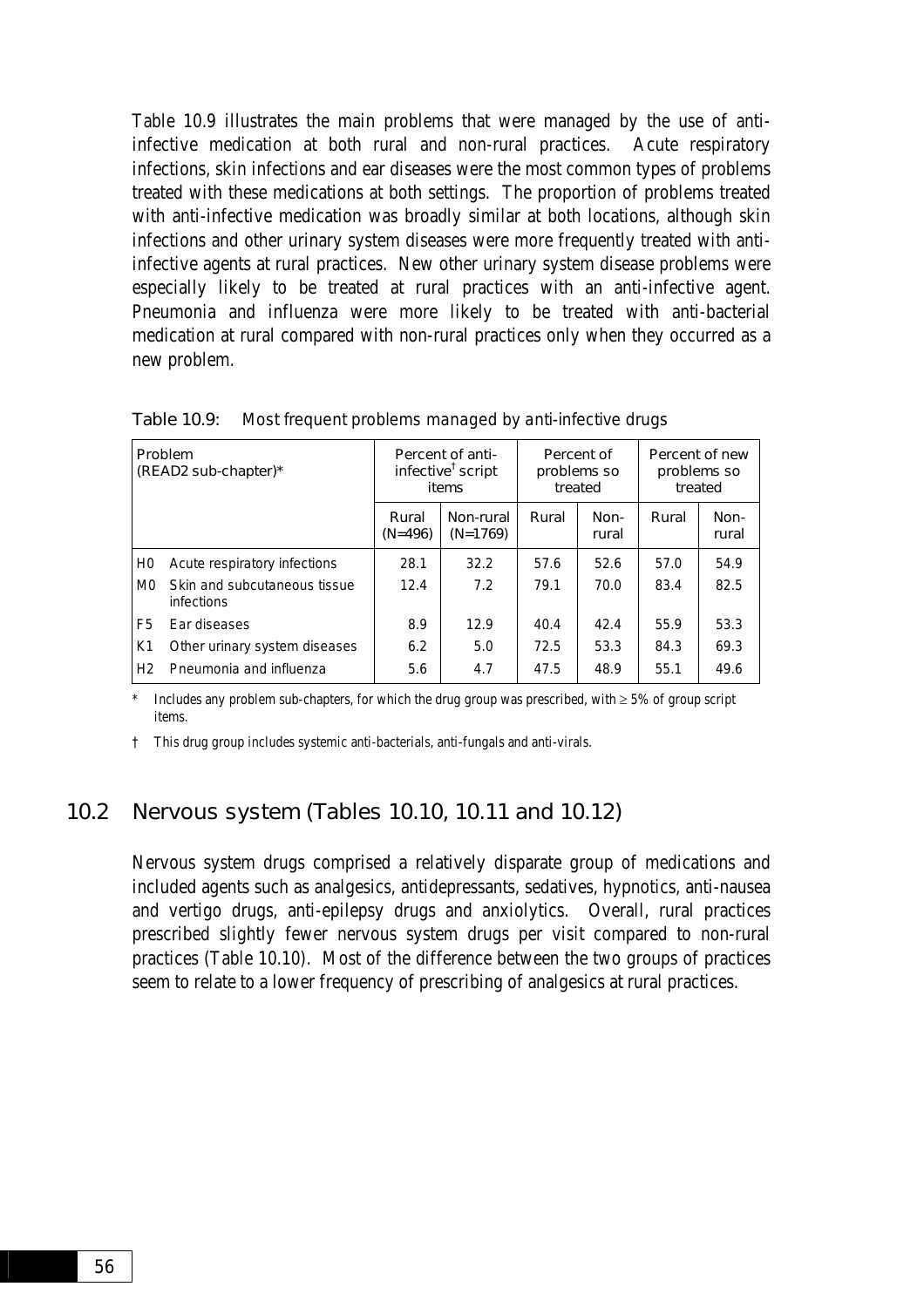Table 10.9 illustrates the main problems that were managed by the use of anti-infective medication at both rural and non-rural practices. Acute respiratory infections, skin infections and ear diseases were the most common types of problems treated with these medications at both settings. The proportion of problems treated with anti-infective medication was broadly similar at both locations, although skin infections and other urinary system diseases were more frequently treated with anti-infective agents at rural practices. New other urinary system disease problems were especially likely to be treated at rural practices with an anti-infective agent. Pneumonia and influenza were more likely to be treated with anti-bacterial medication at rural compared with non-rural practices only when they occurred as a new problem.

Table 10.9: Most frequent problems managed by anti-infective drugs

| Problem (READ2 sub-chapter)* | | Percent of anti-infective[†] script items | | Percent of problems so treated | | Percent of new problems so treated | |
|---|---|---|---|---|---|---|---|
| | | Rural (N=496) | Non-rural (N=1769) | Rural | Non-rural | Rural | Non-rural |
| H0 | Acute respiratory infections | 28.1 | 32.2 | 57.6 | 52.6 | 57.0 | 54.9 |
| M0 | Skin and subcutaneous tissue infections | 12.4 | 7.2 | 79.1 | 70.0 | 83.4 | 82.5 |
| F5 | Ear diseases | 8.9 | 12.9 | 40.4 | 42.4 | 55.9 | 53.3 |
| K1 | Other urinary system diseases | 6.2 | 5.0 | 72.5 | 53.3 | 84.3 | 69.3 |
| H2 | Pneumonia and influenza | 5.6 | 4.7 | 47.5 | 48.9 | 55.1 | 49.6 |

\* Includes any problem sub-chapters, for which the drug group was prescribed, with ≥ 5% of group script items.

† This drug group includes systemic anti-bacterials, anti-fungals and anti-virals.

## 10.2 Nervous system (Tables 10.10, 10.11 and 10.12)

Nervous system drugs comprised a relatively disparate group of medications and included agents such as analgesics, antidepressants, sedatives, hypnotics, anti-nausea and vertigo drugs, anti-epilepsy drugs and anxiolytics. Overall, rural practices prescribed slightly fewer nervous system drugs per visit compared to non-rural practices (Table 10.10). Most of the difference between the two groups of practices seem to relate to a lower frequency of prescribing of analgesics at rural practices.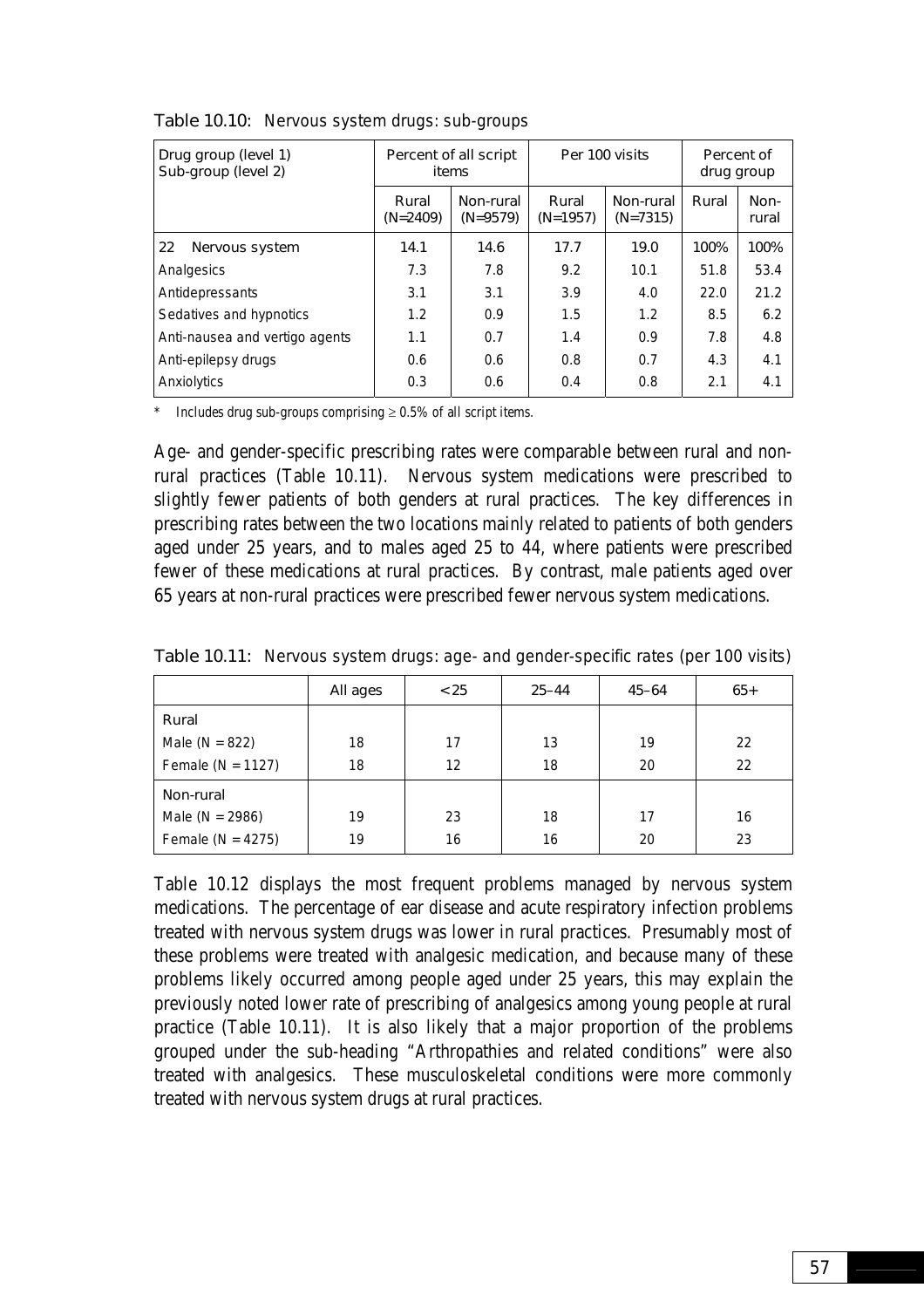Table 10.10: Nervous system drugs: sub-groups

| Drug group (level 1)<br>Sub-group (level 2) | Percent of all script items | | Per 100 visits | | Percent of drug group | |
|---|---|---|---|---|---|---|
| | Rural (N=2409) | Non-rural (N=9579) | Rural (N=1957) | Non-rural (N=7315) | Rural | Non-rural |
| 22 Nervous system | 14.1 | 14.6 | 17.7 | 19.0 | 100% | 100% |
| Analgesics | 7.3 | 7.8 | 9.2 | 10.1 | 51.8 | 53.4 |
| Antidepressants | 3.1 | 3.1 | 3.9 | 4.0 | 22.0 | 21.2 |
| Sedatives and hypnotics | 1.2 | 0.9 | 1.5 | 1.2 | 8.5 | 6.2 |
| Anti-nausea and vertigo agents | 1.1 | 0.7 | 1.4 | 0.9 | 7.8 | 4.8 |
| Anti-epilepsy drugs | 0.6 | 0.6 | 0.8 | 0.7 | 4.3 | 4.1 |
| Anxiolytics | 0.3 | 0.6 | 0.4 | 0.8 | 2.1 | 4.1 |

\* Includes drug sub-groups comprising ≥ 0.5% of all script items.

Age- and gender-specific prescribing rates were comparable between rural and non-rural practices (Table 10.11). Nervous system medications were prescribed to slightly fewer patients of both genders at rural practices. The key differences in prescribing rates between the two locations mainly related to patients of both genders aged under 25 years, and to males aged 25 to 44, where patients were prescribed fewer of these medications at rural practices. By contrast, male patients aged over 65 years at non-rural practices were prescribed fewer nervous system medications.

Table 10.11: Nervous system drugs: age- and gender-specific rates (per 100 visits)

| | All ages | <25 | 25–44 | 45–64 | 65+ |
|---|---|---|---|---|---|
| Rural | | | | | |
| Male (N = 822) | 18 | 17 | 13 | 19 | 22 |
| Female (N = 1127) | 18 | 12 | 18 | 20 | 22 |
| Non-rural | | | | | |
| Male (N = 2986) | 19 | 23 | 18 | 17 | 16 |
| Female (N = 4275) | 19 | 16 | 16 | 20 | 23 |

Table 10.12 displays the most frequent problems managed by nervous system medications. The percentage of ear disease and acute respiratory infection problems treated with nervous system drugs was lower in rural practices. Presumably most of these problems were treated with analgesic medication, and because many of these problems likely occurred among people aged under 25 years, this may explain the previously noted lower rate of prescribing of analgesics among young people at rural practice (Table 10.11). It is also likely that a major proportion of the problems grouped under the sub-heading "Arthropathies and related conditions" were also treated with analgesics. These musculoskeletal conditions were more commonly treated with nervous system drugs at rural practices.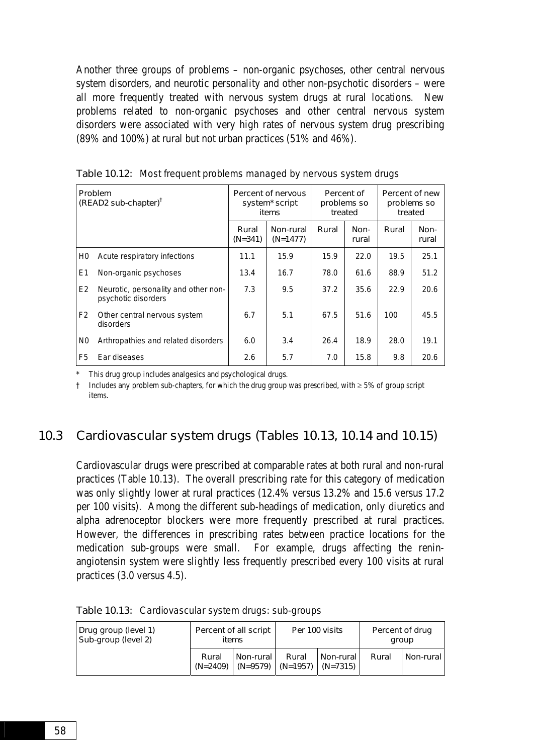Another three groups of problems – non-organic psychoses, other central nervous system disorders, and neurotic personality and other non-psychotic disorders – were all more frequently treated with nervous system drugs at rural locations. New problems related to non-organic psychoses and other central nervous system disorders were associated with very high rates of nervous system drug prescribing (89% and 100%) at rural but not urban practices (51% and 46%).

**Table 10.12: Most frequent problems managed by nervous system drugs**

| Problem (READ2 sub-chapter)[†] | | Percent of nervous system* script items | | Percent of problems so treated | | Percent of new problems so treated | |
|---|---|---|---|---|---|---|---|
| | | Rural (N=341) | Non-rural (N=1477) | Rural | Non-rural | Rural | Non-rural |
| H0 | Acute respiratory infections | 11.1 | 15.9 | 15.9 | 22.0 | 19.5 | 25.1 |
| E1 | Non-organic psychoses | 13.4 | 16.7 | 78.0 | 61.6 | 88.9 | 51.2 |
| E2 | Neurotic, personality and other non-psychotic disorders | 7.3 | 9.5 | 37.2 | 35.6 | 22.9 | 20.6 |
| F2 | Other central nervous system disorders | 6.7 | 5.1 | 67.5 | 51.6 | 100 | 45.5 |
| N0 | Arthropathies and related disorders | 6.0 | 3.4 | 26.4 | 18.9 | 28.0 | 19.1 |
| F5 | Ear diseases | 2.6 | 5.7 | 7.0 | 15.8 | 9.8 | 20.6 |

\* This drug group includes analgesics and psychological drugs.

† Includes any problem sub-chapters, for which the drug group was prescribed, with ≥ 5% of group script items.

## 10.3 Cardiovascular system drugs (Tables 10.13, 10.14 and 10.15)

Cardiovascular drugs were prescribed at comparable rates at both rural and non-rural practices (Table 10.13). The overall prescribing rate for this category of medication was only slightly lower at rural practices (12.4% versus 13.2% and 15.6 versus 17.2 per 100 visits). Among the different sub-headings of medication, only diuretics and alpha adrenoceptor blockers were more frequently prescribed at rural practices. However, the differences in prescribing rates between practice locations for the medication sub-groups were small. For example, drugs affecting the renin-angiotensin system were slightly less frequently prescribed every 100 visits at rural practices (3.0 versus 4.5).

**Table 10.13: Cardiovascular system drugs: sub-groups**

| Drug group (level 1) Sub-group (level 2) | Percent of all script items | | Per 100 visits | | Percent of drug group | |
|---|---|---|---|---|---|---|
| | Rural (N=2409) | Non-rural (N=9579) | Rural (N=1957) | Non-rural (N=7315) | Rural | Non-rural |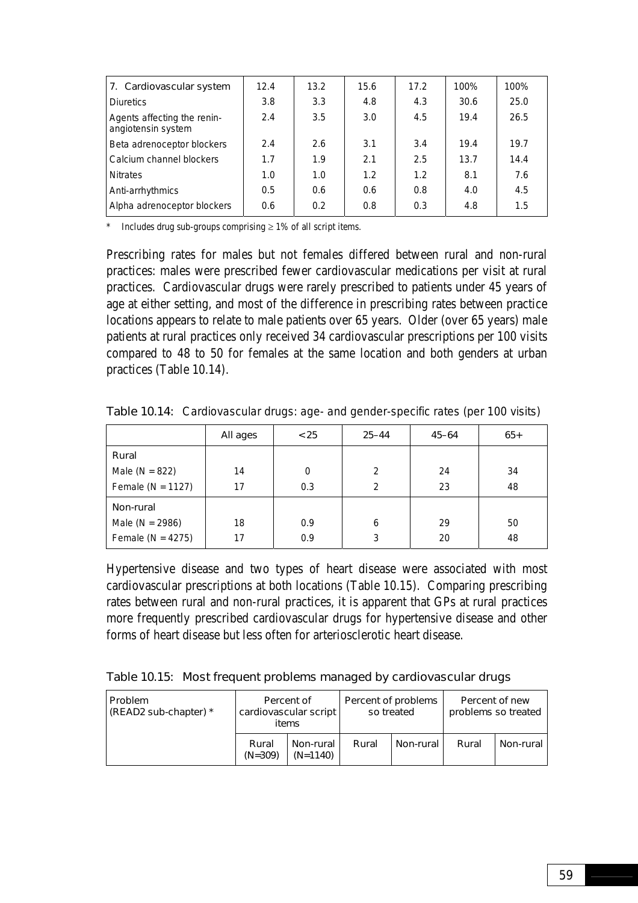| 7. Cardiovascular system | 12.4 | 13.2 | 15.6 | 17.2 | 100% | 100% |
|---|---|---|---|---|---|---|
| Diuretics | 3.8 | 3.3 | 4.8 | 4.3 | 30.6 | 25.0 |
| Agents affecting the renin-angiotensin system | 2.4 | 3.5 | 3.0 | 4.5 | 19.4 | 26.5 |
| Beta adrenoceptor blockers | 2.4 | 2.6 | 3.1 | 3.4 | 19.4 | 19.7 |
| Calcium channel blockers | 1.7 | 1.9 | 2.1 | 2.5 | 13.7 | 14.4 |
| Nitrates | 1.0 | 1.0 | 1.2 | 1.2 | 8.1 | 7.6 |
| Anti-arrhythmics | 0.5 | 0.6 | 0.6 | 0.8 | 4.0 | 4.5 |
| Alpha adrenoceptor blockers | 0.6 | 0.2 | 0.8 | 0.3 | 4.8 | 1.5 |

\* Includes drug sub-groups comprising ≥ 1% of all script items.

Prescribing rates for males but not females differed between rural and non-rural practices: males were prescribed fewer cardiovascular medications per visit at rural practices. Cardiovascular drugs were rarely prescribed to patients under 45 years of age at either setting, and most of the difference in prescribing rates between practice locations appears to relate to male patients over 65 years. Older (over 65 years) male patients at rural practices only received 34 cardiovascular prescriptions per 100 visits compared to 48 to 50 for females at the same location and both genders at urban practices (Table 10.14).

**Table 10.14:** Cardiovascular drugs: age- and gender-specific rates (per 100 visits)

| | All ages | <25 | 25–44 | 45–64 | 65+ |
|---|---|---|---|---|---|
| **Rural** | | | | | |
| Male (N = 822) | 14 | 0 | 2 | 24 | 34 |
| Female (N = 1127) | 17 | 0.3 | 2 | 23 | 48 |
| **Non-rural** | | | | | |
| Male (N = 2986) | 18 | 0.9 | 6 | 29 | 50 |
| Female (N = 4275) | 17 | 0.9 | 3 | 20 | 48 |

Hypertensive disease and two types of heart disease were associated with most cardiovascular prescriptions at both locations (Table 10.15). Comparing prescribing rates between rural and non-rural practices, it is apparent that GPs at rural practices more frequently prescribed cardiovascular drugs for hypertensive disease and other forms of heart disease but less often for arteriosclerotic heart disease.

**Table 10.15:** Most frequent problems managed by cardiovascular drugs

| Problem (READ2 sub-chapter) * | Percent of cardiovascular script items | | Percent of problems so treated | | Percent of new problems so treated | |
|---|---|---|---|---|---|---|
| | Rural (N=309) | Non-rural (N=1140) | Rural | Non-rural | Rural | Non-rural |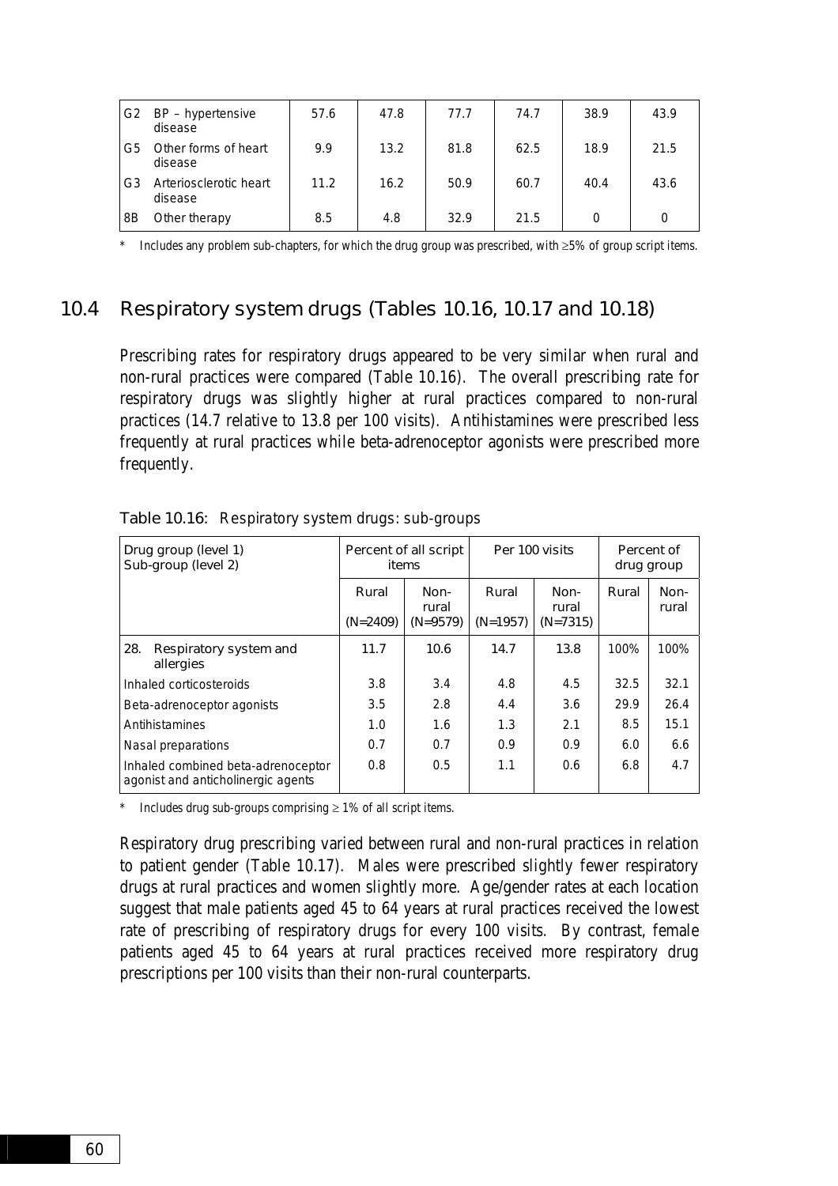| G2 | BP – hypertensive disease | 57.6 | 47.8 | 77.7 | 74.7 | 38.9 | 43.9 |
|---|---|---|---|---|---|---|---|
| G5 | Other forms of heart disease | 9.9 | 13.2 | 81.8 | 62.5 | 18.9 | 21.5 |
| G3 | Arteriosclerotic heart disease | 11.2 | 16.2 | 50.9 | 60.7 | 40.4 | 43.6 |
| 8B | Other therapy | 8.5 | 4.8 | 32.9 | 21.5 | 0 | 0 |

\* Includes any problem sub-chapters, for which the drug group was prescribed, with ≥5% of group script items.

## 10.4 Respiratory system drugs (Tables 10.16, 10.17 and 10.18)

Prescribing rates for respiratory drugs appeared to be very similar when rural and non-rural practices were compared (Table 10.16). The overall prescribing rate for respiratory drugs was slightly higher at rural practices compared to non-rural practices (14.7 relative to 13.8 per 100 visits). Antihistamines were prescribed less frequently at rural practices while beta-adrenoceptor agonists were prescribed more frequently.

Table 10.16: Respiratory system drugs: sub-groups

| Drug group (level 1) Sub-group (level 2) | Percent of all script items | | Per 100 visits | | Percent of drug group | |
|---|---|---|---|---|---|---|
| | Rural (N=2409) | Non-rural (N=9579) | Rural (N=1957) | Non-rural (N=7315) | Rural | Non-rural |
| **28. Respiratory system and allergies** | **11.7** | **10.6** | **14.7** | **13.8** | 100% | 100% |
| Inhaled corticosteroids | 3.8 | 3.4 | 4.8 | 4.5 | 32.5 | 32.1 |
| Beta-adrenoceptor agonists | 3.5 | 2.8 | 4.4 | 3.6 | 29.9 | 26.4 |
| Antihistamines | 1.0 | 1.6 | 1.3 | 2.1 | 8.5 | 15.1 |
| Nasal preparations | 0.7 | 0.7 | 0.9 | 0.9 | 6.0 | 6.6 |
| Inhaled combined beta-adrenoceptor agonist and anticholinergic agents | 0.8 | 0.5 | 1.1 | 0.6 | 6.8 | 4.7 |

\* Includes drug sub-groups comprising ≥ 1% of all script items.

Respiratory drug prescribing varied between rural and non-rural practices in relation to patient gender (Table 10.17). Males were prescribed slightly fewer respiratory drugs at rural practices and women slightly more. Age/gender rates at each location suggest that male patients aged 45 to 64 years at rural practices received the lowest rate of prescribing of respiratory drugs for every 100 visits. By contrast, female patients aged 45 to 64 years at rural practices received more respiratory drug prescriptions per 100 visits than their non-rural counterparts.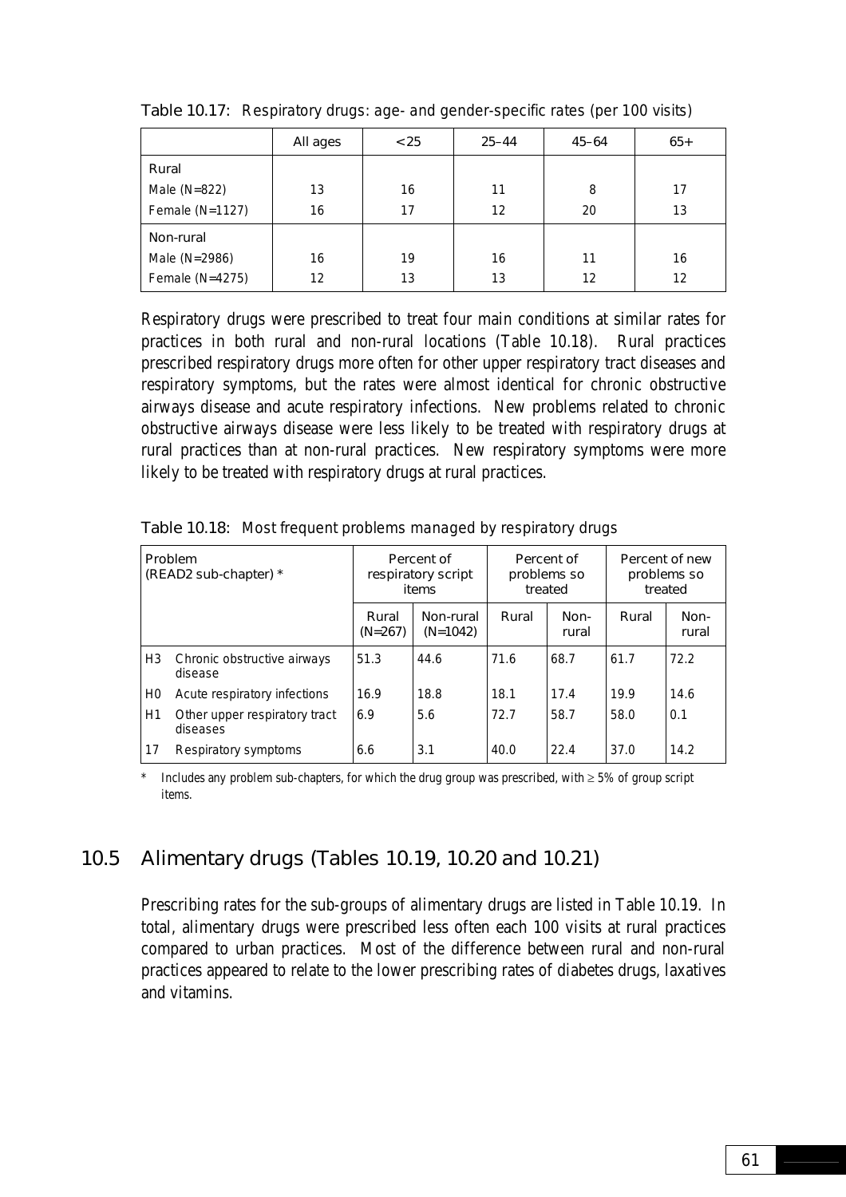Table 10.17: Respiratory drugs: age- and gender-specific rates (per 100 visits)

| | All ages | <25 | 25–44 | 45–64 | 65+ |
|---|---|---|---|---|---|
| Rural | | | | | |
| Male (N=822) | 13 | 16 | 11 | 8 | 17 |
| Female (N=1127) | 16 | 17 | 12 | 20 | 13 |
| Non-rural | | | | | |
| Male (N=2986) | 16 | 19 | 16 | 11 | 16 |
| Female (N=4275) | 12 | 13 | 13 | 12 | 12 |

Respiratory drugs were prescribed to treat four main conditions at similar rates for practices in both rural and non-rural locations (Table 10.18). Rural practices prescribed respiratory drugs more often for other upper respiratory tract diseases and respiratory symptoms, but the rates were almost identical for chronic obstructive airways disease and acute respiratory infections. New problems related to chronic obstructive airways disease were less likely to be treated with respiratory drugs at rural practices than at non-rural practices. New respiratory symptoms were more likely to be treated with respiratory drugs at rural practices.

Table 10.18: Most frequent problems managed by respiratory drugs

| Problem (READ2 sub-chapter) * | | Percent of respiratory script items | | Percent of problems so treated | | Percent of new problems so treated | |
|---|---|---|---|---|---|---|---|
| | | Rural (N=267) | Non-rural (N=1042) | Rural | Non-rural | Rural | Non-rural |
| H3 | Chronic obstructive airways disease | 51.3 | 44.6 | 71.6 | 68.7 | 61.7 | 72.2 |
| H0 | Acute respiratory infections | 16.9 | 18.8 | 18.1 | 17.4 | 19.9 | 14.6 |
| H1 | Other upper respiratory tract diseases | 6.9 | 5.6 | 72.7 | 58.7 | 58.0 | 0.1 |
| 17 | Respiratory symptoms | 6.6 | 3.1 | 40.0 | 22.4 | 37.0 | 14.2 |

\* Includes any problem sub-chapters, for which the drug group was prescribed, with ≥ 5% of group script items.

## 10.5 Alimentary drugs (Tables 10.19, 10.20 and 10.21)

Prescribing rates for the sub-groups of alimentary drugs are listed in Table 10.19. In total, alimentary drugs were prescribed less often each 100 visits at rural practices compared to urban practices. Most of the difference between rural and non-rural practices appeared to relate to the lower prescribing rates of diabetes drugs, laxatives and vitamins.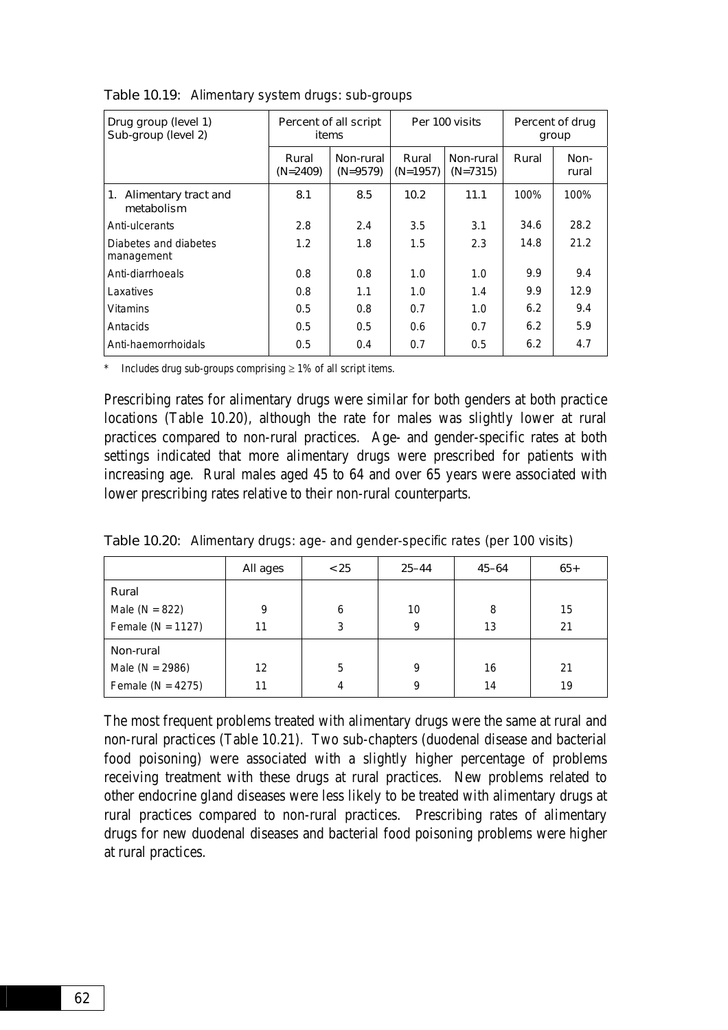Table 10.19: Alimentary system drugs: sub-groups

| Drug group (level 1) Sub-group (level 2) | Percent of all script items | | Per 100 visits | | Percent of drug group | |
|---|---|---|---|---|---|---|
| | Rural (N=2409) | Non-rural (N=9579) | Rural (N=1957) | Non-rural (N=7315) | Rural | Non-rural |
| 1. Alimentary tract and metabolism | 8.1 | 8.5 | 10.2 | 11.1 | 100% | 100% |
| Anti-ulcerants | 2.8 | 2.4 | 3.5 | 3.1 | 34.6 | 28.2 |
| Diabetes and diabetes management | 1.2 | 1.8 | 1.5 | 2.3 | 14.8 | 21.2 |
| Anti-diarrhoeals | 0.8 | 0.8 | 1.0 | 1.0 | 9.9 | 9.4 |
| Laxatives | 0.8 | 1.1 | 1.0 | 1.4 | 9.9 | 12.9 |
| Vitamins | 0.5 | 0.8 | 0.7 | 1.0 | 6.2 | 9.4 |
| Antacids | 0.5 | 0.5 | 0.6 | 0.7 | 6.2 | 5.9 |
| Anti-haemorrhoidals | 0.5 | 0.4 | 0.7 | 0.5 | 6.2 | 4.7 |

\* Includes drug sub-groups comprising ≥ 1% of all script items.

Prescribing rates for alimentary drugs were similar for both genders at both practice locations (Table 10.20), although the rate for males was slightly lower at rural practices compared to non-rural practices. Age- and gender-specific rates at both settings indicated that more alimentary drugs were prescribed for patients with increasing age. Rural males aged 45 to 64 and over 65 years were associated with lower prescribing rates relative to their non-rural counterparts.

Table 10.20: Alimentary drugs: age- and gender-specific rates (per 100 visits)

| | All ages | <25 | 25–44 | 45–64 | 65+ |
|---|---|---|---|---|---|
| Rural | | | | | |
| Male (N = 822) | 9 | 6 | 10 | 8 | 15 |
| Female (N = 1127) | 11 | 3 | 9 | 13 | 21 |
| Non-rural | | | | | |
| Male (N = 2986) | 12 | 5 | 9 | 16 | 21 |
| Female (N = 4275) | 11 | 4 | 9 | 14 | 19 |

The most frequent problems treated with alimentary drugs were the same at rural and non-rural practices (Table 10.21). Two sub-chapters (duodenal disease and bacterial food poisoning) were associated with a slightly higher percentage of problems receiving treatment with these drugs at rural practices. New problems related to other endocrine gland diseases were less likely to be treated with alimentary drugs at rural practices compared to non-rural practices. Prescribing rates of alimentary drugs for new duodenal diseases and bacterial food poisoning problems were higher at rural practices.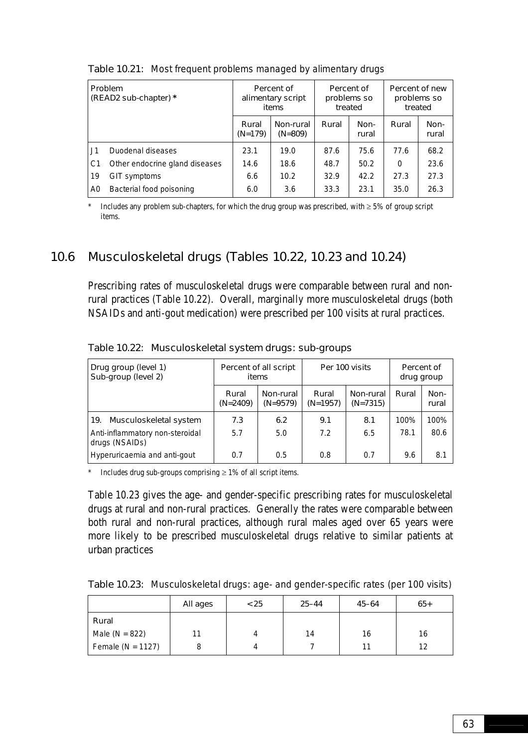Table 10.21: Most frequent problems managed by alimentary drugs

| Problem (READ2 sub-chapter) * | | Percent of alimentary script items | | Percent of problems so treated | | Percent of new problems so treated | |
|---|---|---|---|---|---|---|---|
| | | Rural (N=179) | Non-rural (N=809) | Rural | Non-rural | Rural | Non-rural |
| J1 | Duodenal diseases | 23.1 | 19.0 | 87.6 | 75.6 | 77.6 | 68.2 |
| C1 | Other endocrine gland diseases | 14.6 | 18.6 | 48.7 | 50.2 | 0 | 23.6 |
| 19 | GIT symptoms | 6.6 | 10.2 | 32.9 | 42.2 | 27.3 | 27.3 |
| A0 | Bacterial food poisoning | 6.0 | 3.6 | 33.3 | 23.1 | 35.0 | 26.3 |

\* Includes any problem sub-chapters, for which the drug group was prescribed, with ≥ 5% of group script items.

## 10.6 Musculoskeletal drugs (Tables 10.22, 10.23 and 10.24)

Prescribing rates of musculoskeletal drugs were comparable between rural and non-rural practices (Table 10.22). Overall, marginally more musculoskeletal drugs (both NSAIDs and anti-gout medication) were prescribed per 100 visits at rural practices.

Table 10.22: Musculoskeletal system drugs: sub-groups

| Drug group (level 1) Sub-group (level 2) | Percent of all script items | | Per 100 visits | | Percent of drug group | |
|---|---|---|---|---|---|---|
| | Rural (N=2409) | Non-rural (N=9579) | Rural (N=1957) | Non-rural (N=7315) | Rural | Non-rural |
| 19. Musculoskeletal system | 7.3 | 6.2 | 9.1 | 8.1 | 100% | 100% |
| Anti-inflammatory non-steroidal drugs (NSAIDs) | 5.7 | 5.0 | 7.2 | 6.5 | 78.1 | 80.6 |
| Hyperuricaemia and anti-gout | 0.7 | 0.5 | 0.8 | 0.7 | 9.6 | 8.1 |

\* Includes drug sub-groups comprising ≥ 1% of all script items.

Table 10.23 gives the age- and gender-specific prescribing rates for musculoskeletal drugs at rural and non-rural practices. Generally the rates were comparable between both rural and non-rural practices, although rural males aged over 65 years were more likely to be prescribed musculoskeletal drugs relative to similar patients at urban practices

Table 10.23: Musculoskeletal drugs: age- and gender-specific rates (per 100 visits)

| | All ages | <25 | 25–44 | 45–64 | 65+ |
|---|---|---|---|---|---|
| Rural | | | | | |
| Male (N = 822) | 11 | 4 | 14 | 16 | 16 |
| Female (N = 1127) | 8 | 4 | 7 | 11 | 12 |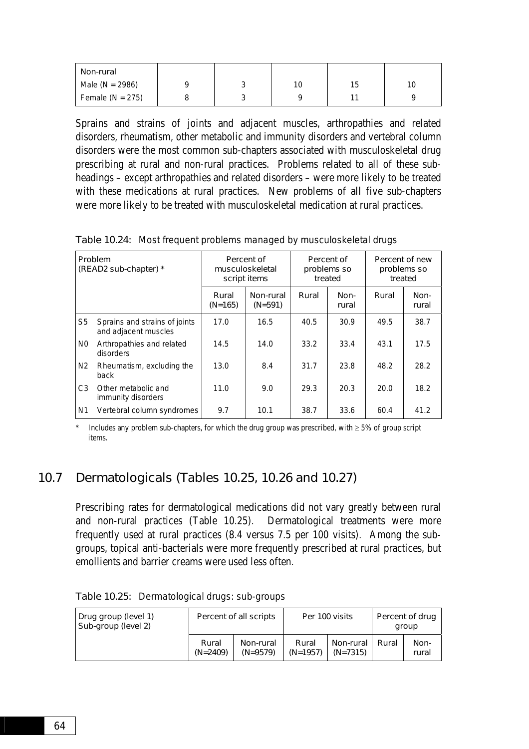| Non-rural | | | | | |
|---|---|---|---|---|---|
| Male (N = 2986) | 9 | 3 | 10 | 15 | 10 |
| Female (N = 275) | 8 | 3 | 9 | 11 | 9 |

Sprains and strains of joints and adjacent muscles, arthropathies and related disorders, rheumatism, other metabolic and immunity disorders and vertebral column disorders were the most common sub-chapters associated with musculoskeletal drug prescribing at rural and non-rural practices. Problems related to all of these sub-headings – except arthropathies and related disorders – were more likely to be treated with these medications at rural practices. New problems of all five sub-chapters were more likely to be treated with musculoskeletal medication at rural practices.

Table 10.24: Most frequent problems managed by musculoskeletal drugs

| Problem (READ2 sub-chapter) * | | Percent of musculoskeletal script items | | Percent of problems so treated | | Percent of new problems so treated | |
|---|---|---|---|---|---|---|---|
| | | Rural (N=165) | Non-rural (N=591) | Rural | Non-rural | Rural | Non-rural |
| S5 | Sprains and strains of joints and adjacent muscles | 17.0 | 16.5 | 40.5 | 30.9 | 49.5 | 38.7 |
| N0 | Arthropathies and related disorders | 14.5 | 14.0 | 33.2 | 33.4 | 43.1 | 17.5 |
| N2 | Rheumatism, excluding the back | 13.0 | 8.4 | 31.7 | 23.8 | 48.2 | 28.2 |
| C3 | Other metabolic and immunity disorders | 11.0 | 9.0 | 29.3 | 20.3 | 20.0 | 18.2 |
| N1 | Vertebral column syndromes | 9.7 | 10.1 | 38.7 | 33.6 | 60.4 | 41.2 |

\* Includes any problem sub-chapters, for which the drug group was prescribed, with ≥ 5% of group script items.

## 10.7 Dermatologicals (Tables 10.25, 10.26 and 10.27)

Prescribing rates for dermatological medications did not vary greatly between rural and non-rural practices (Table 10.25). Dermatological treatments were more frequently used at rural practices (8.4 versus 7.5 per 100 visits). Among the sub-groups, topical anti-bacterials were more frequently prescribed at rural practices, but emollients and barrier creams were used less often.

Table 10.25: Dermatological drugs: sub-groups

| Drug group (level 1) Sub-group (level 2) | Percent of all scripts | | Per 100 visits | | Percent of drug group | |
|---|---|---|---|---|---|---|
| | Rural (N=2409) | Non-rural (N=9579) | Rural (N=1957) | Non-rural (N=7315) | Rural | Non-rural |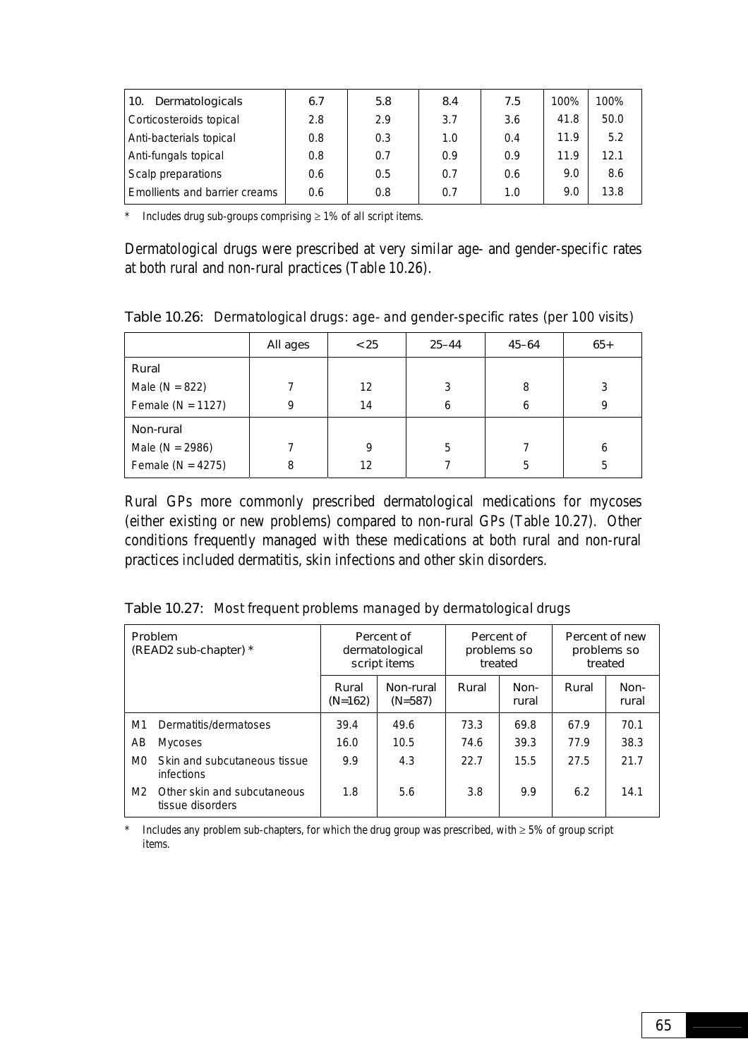| 10. Dermatologicals | 6.7 | 5.8 | 8.4 | 7.5 | 100% | 100% |
|---|---|---|---|---|---|---|
| Corticosteroids topical | 2.8 | 2.9 | 3.7 | 3.6 | 41.8 | 50.0 |
| Anti-bacterials topical | 0.8 | 0.3 | 1.0 | 0.4 | 11.9 | 5.2 |
| Anti-fungals topical | 0.8 | 0.7 | 0.9 | 0.9 | 11.9 | 12.1 |
| Scalp preparations | 0.6 | 0.5 | 0.7 | 0.6 | 9.0 | 8.6 |
| Emollients and barrier creams | 0.6 | 0.8 | 0.7 | 1.0 | 9.0 | 13.8 |

\* Includes drug sub-groups comprising ≥ 1% of all script items.

Dermatological drugs were prescribed at very similar age- and gender-specific rates at both rural and non-rural practices (Table 10.26).

**Table 10.26:** Dermatological drugs: age- and gender-specific rates (per 100 visits)

| | All ages | <25 | 25–44 | 45–64 | 65+ |
|---|---|---|---|---|---|
| Rural | | | | | |
| Male (N = 822) | 7 | 12 | 3 | 8 | 3 |
| Female (N = 1127) | 9 | 14 | 6 | 6 | 9 |
| Non-rural | | | | | |
| Male (N = 2986) | 7 | 9 | 5 | 7 | 6 |
| Female (N = 4275) | 8 | 12 | 7 | 5 | 5 |

Rural GPs more commonly prescribed dermatological medications for mycoses (either existing or new problems) compared to non-rural GPs (Table 10.27). Other conditions frequently managed with these medications at both rural and non-rural practices included dermatitis, skin infections and other skin disorders.

**Table 10.27:** Most frequent problems managed by dermatological drugs

| Problem (READ2 sub-chapter) * | | Percent of dermatological script items | | Percent of problems so treated | | Percent of new problems so treated | |
|---|---|---|---|---|---|---|---|
| | | Rural (N=162) | Non-rural (N=587) | Rural | Non-rural | Rural | Non-rural |
| M1 | Dermatitis/dermatoses | 39.4 | 49.6 | 73.3 | 69.8 | 67.9 | 70.1 |
| AB | Mycoses | 16.0 | 10.5 | 74.6 | 39.3 | 77.9 | 38.3 |
| M0 | Skin and subcutaneous tissue infections | 9.9 | 4.3 | 22.7 | 15.5 | 27.5 | 21.7 |
| M2 | Other skin and subcutaneous tissue disorders | 1.8 | 5.6 | 3.8 | 9.9 | 6.2 | 14.1 |

\* Includes any problem sub-chapters, for which the drug group was prescribed, with ≥ 5% of group script items.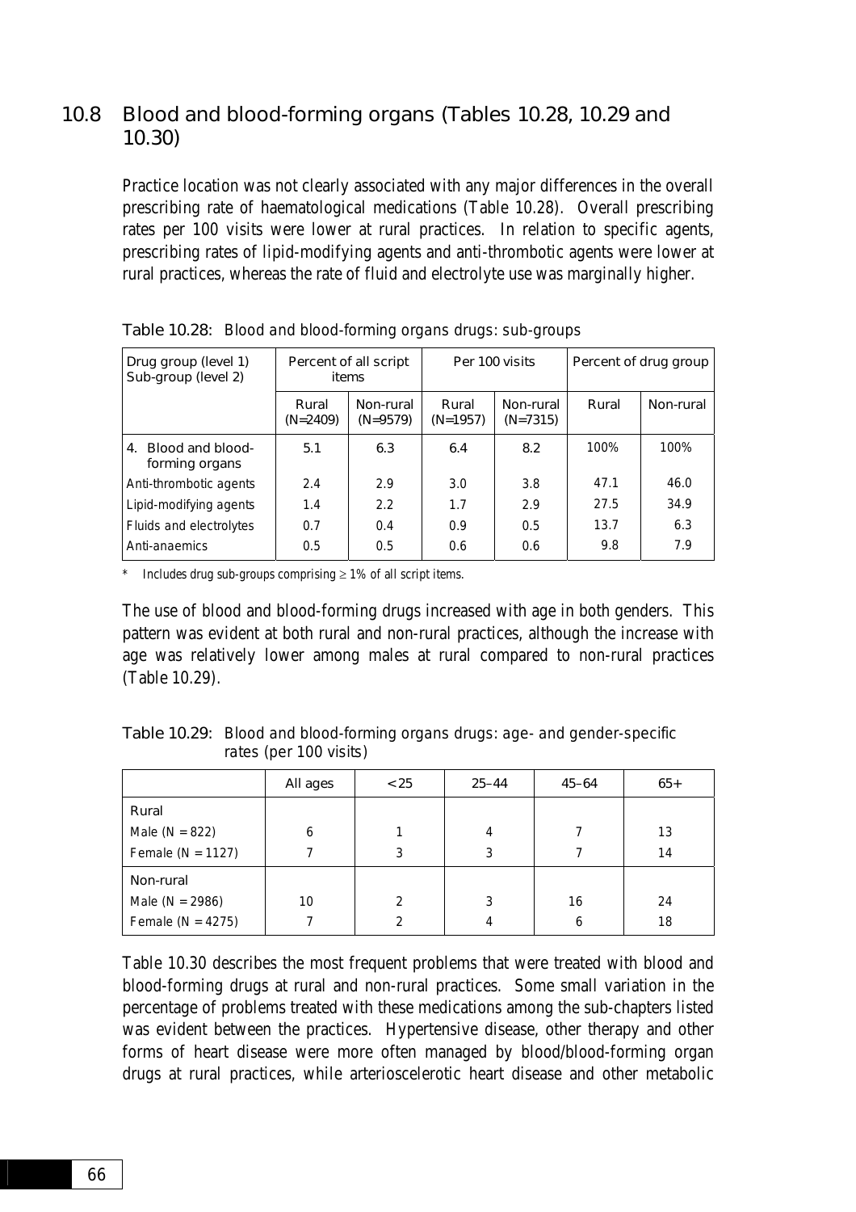## 10.8 Blood and blood-forming organs (Tables 10.28, 10.29 and 10.30)

Practice location was not clearly associated with any major differences in the overall prescribing rate of haematological medications (Table 10.28). Overall prescribing rates per 100 visits were lower at rural practices. In relation to specific agents, prescribing rates of lipid-modifying agents and anti-thrombotic agents were lower at rural practices, whereas the rate of fluid and electrolyte use was marginally higher.

**Table 10.28:** Blood and blood-forming organs drugs: sub-groups

| Drug group (level 1) Sub-group (level 2) | Percent of all script items | | Per 100 visits | | Percent of drug group | |
|---|---|---|---|---|---|---|
| | Rural (N=2409) | Non-rural (N=9579) | Rural (N=1957) | Non-rural (N=7315) | Rural | Non-rural |
| 4. Blood and blood-forming organs | 5.1 | 6.3 | 6.4 | 8.2 | 100% | 100% |
| Anti-thrombotic agents | 2.4 | 2.9 | 3.0 | 3.8 | 47.1 | 46.0 |
| Lipid-modifying agents | 1.4 | 2.2 | 1.7 | 2.9 | 27.5 | 34.9 |
| Fluids and electrolytes | 0.7 | 0.4 | 0.9 | 0.5 | 13.7 | 6.3 |
| Anti-anaemics | 0.5 | 0.5 | 0.6 | 0.6 | 9.8 | 7.9 |

\* Includes drug sub-groups comprising ≥ 1% of all script items.

The use of blood and blood-forming drugs increased with age in both genders. This pattern was evident at both rural and non-rural practices, although the increase with age was relatively lower among males at rural compared to non-rural practices (Table 10.29).

**Table 10.29:** Blood and blood-forming organs drugs: age- and gender-specific rates (per 100 visits)

| | All ages | <25 | 25–44 | 45–64 | 65+ |
|---|---|---|---|---|---|
| Rural | | | | | |
| Male (N = 822) | 6 | 1 | 4 | 7 | 13 |
| Female (N = 1127) | 7 | 3 | 3 | 7 | 14 |
| Non-rural | | | | | |
| Male (N = 2986) | 10 | 2 | 3 | 16 | 24 |
| Female (N = 4275) | 7 | 2 | 4 | 6 | 18 |

Table 10.30 describes the most frequent problems that were treated with blood and blood-forming drugs at rural and non-rural practices. Some small variation in the percentage of problems treated with these medications among the sub-chapters listed was evident between the practices. Hypertensive disease, other therapy and other forms of heart disease were more often managed by blood/blood-forming organ drugs at rural practices, while arterioscelerotic heart disease and other metabolic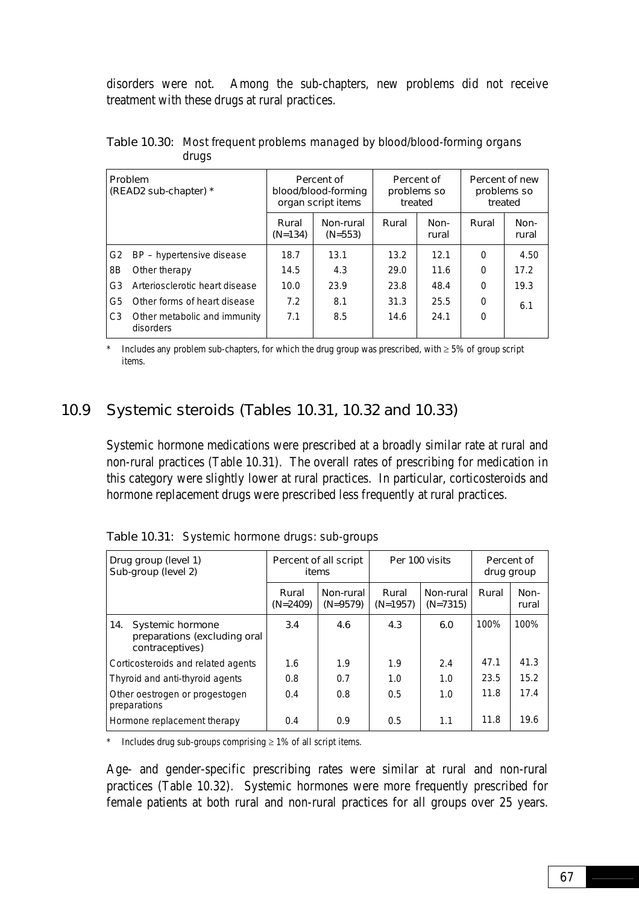disorders were not. Among the sub-chapters, new problems did not receive treatment with these drugs at rural practices.

Table 10.30: Most frequent problems managed by blood/blood-forming organs drugs

| Problem (READ2 sub-chapter) * | | Percent of blood/blood-forming organ script items | | Percent of problems so treated | | Percent of new problems so treated | |
|---|---|---|---|---|---|---|---|
| | | Rural (N=134) | Non-rural (N=553) | Rural | Non-rural | Rural | Non-rural |
| G2 | BP – hypertensive disease | 18.7 | 13.1 | 13.2 | 12.1 | 0 | 4.50 |
| 8B | Other therapy | 14.5 | 4.3 | 29.0 | 11.6 | 0 | 17.2 |
| G3 | Arteriosclerotic heart disease | 10.0 | 23.9 | 23.8 | 48.4 | 0 | 19.3 |
| G5 | Other forms of heart disease | 7.2 | 8.1 | 31.3 | 25.5 | 0 | 6.1 |
| C3 | Other metabolic and immunity disorders | 7.1 | 8.5 | 14.6 | 24.1 | 0 | |

\* Includes any problem sub-chapters, for which the drug group was prescribed, with ≥ 5% of group script items.

## 10.9 Systemic steroids (Tables 10.31, 10.32 and 10.33)

Systemic hormone medications were prescribed at a broadly similar rate at rural and non-rural practices (Table 10.31). The overall rates of prescribing for medication in this category were slightly lower at rural practices. In particular, corticosteroids and hormone replacement drugs were prescribed less frequently at rural practices.

Table 10.31: Systemic hormone drugs: sub-groups

| Drug group (level 1) Sub-group (level 2) | Percent of all script items | | Per 100 visits | | Percent of drug group | |
|---|---|---|---|---|---|---|
| | Rural (N=2409) | Non-rural (N=9579) | Rural (N=1957) | Non-rural (N=7315) | Rural | Non-rural |
| 14. Systemic hormone preparations (excluding oral contraceptives) | 3.4 | 4.6 | 4.3 | 6.0 | 100% | 100% |
| Corticosteroids and related agents | 1.6 | 1.9 | 1.9 | 2.4 | 47.1 | 41.3 |
| Thyroid and anti-thyroid agents | 0.8 | 0.7 | 1.0 | 1.0 | 23.5 | 15.2 |
| Other oestrogen or progestogen preparations | 0.4 | 0.8 | 0.5 | 1.0 | 11.8 | 17.4 |
| Hormone replacement therapy | 0.4 | 0.9 | 0.5 | 1.1 | 11.8 | 19.6 |

\* Includes drug sub-groups comprising ≥ 1% of all script items.

Age- and gender-specific prescribing rates were similar at rural and non-rural practices (Table 10.32). Systemic hormones were more frequently prescribed for female patients at both rural and non-rural practices for all groups over 25 years.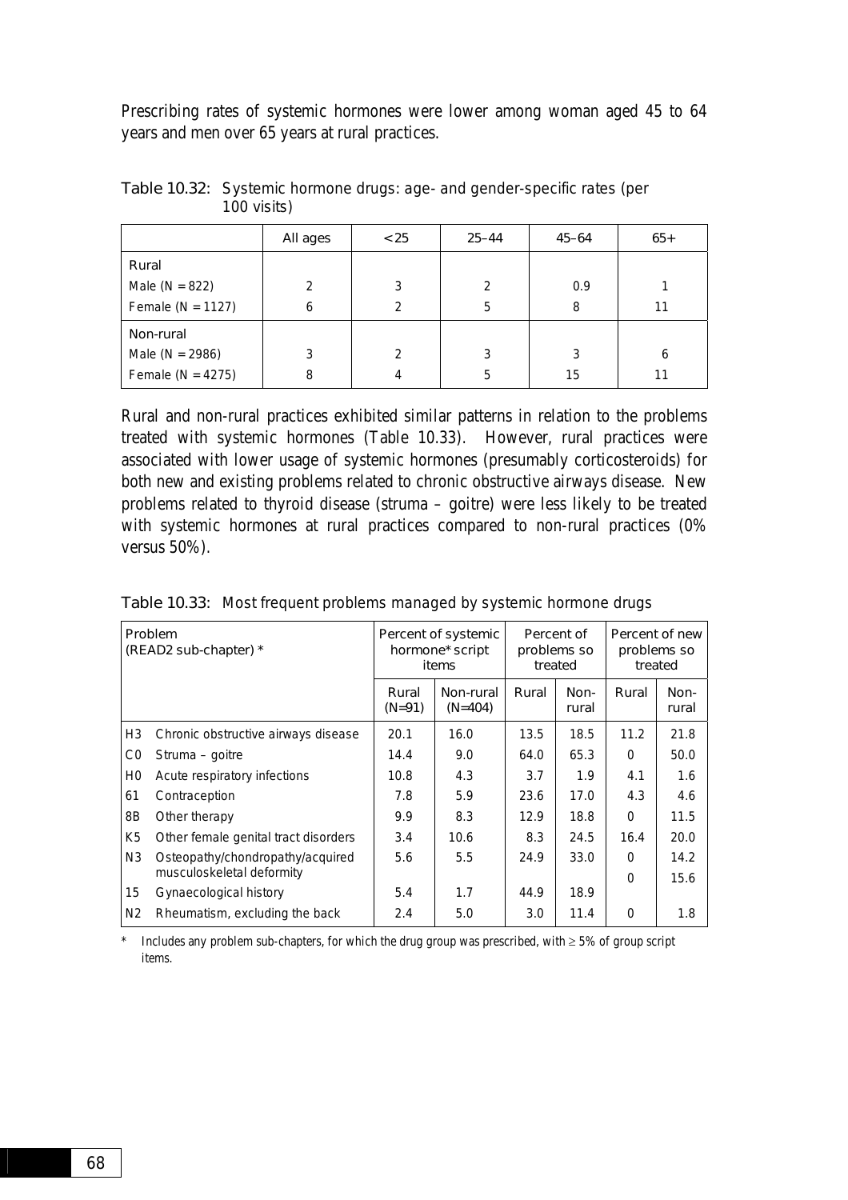Prescribing rates of systemic hormones were lower among woman aged 45 to 64 years and men over 65 years at rural practices.

Table 10.32: Systemic hormone drugs: age- and gender-specific rates (per 100 visits)

| | All ages | < 25 | 25–44 | 45–64 | 65+ |
|---|---|---|---|---|---|
| Rural | | | | | |
| Male (N = 822) | 2 | 3 | 2 | 0.9 | 1 |
| Female (N = 1127) | 6 | 2 | 5 | 8 | 11 |
| Non-rural | | | | | |
| Male (N = 2986) | 3 | 2 | 3 | 3 | 6 |
| Female (N = 4275) | 8 | 4 | 5 | 15 | 11 |

Rural and non-rural practices exhibited similar patterns in relation to the problems treated with systemic hormones (Table 10.33). However, rural practices were associated with lower usage of systemic hormones (presumably corticosteroids) for both new and existing problems related to chronic obstructive airways disease. New problems related to thyroid disease (struma – goitre) were less likely to be treated with systemic hormones at rural practices compared to non-rural practices (0% versus 50%).

Table 10.33: Most frequent problems managed by systemic hormone drugs

| Problem (READ2 sub-chapter) * | | Percent of systemic hormone* script items | | Percent of problems so treated | | Percent of new problems so treated | |
|---|---|---|---|---|---|---|---|
| | | Rural (N=91) | Non-rural (N=404) | Rural | Non-rural | Rural | Non-rural |
| H3 | Chronic obstructive airways disease | 20.1 | 16.0 | 13.5 | 18.5 | 11.2 | 21.8 |
| C0 | Struma – goitre | 14.4 | 9.0 | 64.0 | 65.3 | 0 | 50.0 |
| H0 | Acute respiratory infections | 10.8 | 4.3 | 3.7 | 1.9 | 4.1 | 1.6 |
| 61 | Contraception | 7.8 | 5.9 | 23.6 | 17.0 | 4.3 | 4.6 |
| 8B | Other therapy | 9.9 | 8.3 | 12.9 | 18.8 | 0 | 11.5 |
| K5 | Other female genital tract disorders | 3.4 | 10.6 | 8.3 | 24.5 | 16.4 | 20.0 |
| N3 | Osteopathy/chondropathy/acquired musculoskeletal deformity | 5.6 | 5.5 | 24.9 | 33.0 | 0 | 14.2 |
| 15 | Gynaecological history | 5.4 | 1.7 | 44.9 | 18.9 | 0 | 15.6 |
| N2 | Rheumatism, excluding the back | 2.4 | 5.0 | 3.0 | 11.4 | 0 | 1.8 |

\* Includes any problem sub-chapters, for which the drug group was prescribed, with ≥ 5% of group script items.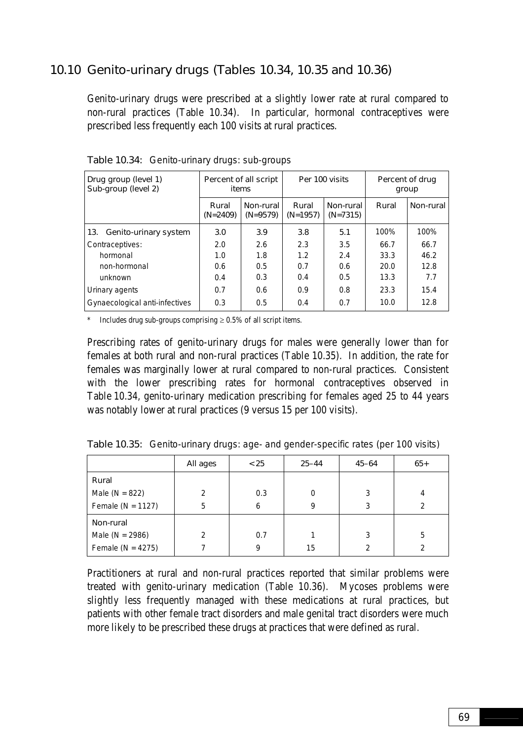## 10.10 Genito-urinary drugs (Tables 10.34, 10.35 and 10.36)

Genito-urinary drugs were prescribed at a slightly lower rate at rural compared to non-rural practices (Table 10.34). In particular, hormonal contraceptives were prescribed less frequently each 100 visits at rural practices.

Table 10.34: Genito-urinary drugs: sub-groups

| Drug group (level 1) Sub-group (level 2) | Percent of all script items | | Per 100 visits | | Percent of drug group | |
|---|---|---|---|---|---|---|
| | Rural (N=2409) | Non-rural (N=9579) | Rural (N=1957) | Non-rural (N=7315) | Rural | Non-rural |
| 13. Genito-urinary system | 3.0 | 3.9 | 3.8 | 5.1 | 100% | 100% |
| Contraceptives: | 2.0 | 2.6 | 2.3 | 3.5 | 66.7 | 66.7 |
| hormonal | 1.0 | 1.8 | 1.2 | 2.4 | 33.3 | 46.2 |
| non-hormonal | 0.6 | 0.5 | 0.7 | 0.6 | 20.0 | 12.8 |
| unknown | 0.4 | 0.3 | 0.4 | 0.5 | 13.3 | 7.7 |
| Urinary agents | 0.7 | 0.6 | 0.9 | 0.8 | 23.3 | 15.4 |
| Gynaecological anti-infectives | 0.3 | 0.5 | 0.4 | 0.7 | 10.0 | 12.8 |

\* Includes drug sub-groups comprising ≥ 0.5% of all script items.

Prescribing rates of genito-urinary drugs for males were generally lower than for females at both rural and non-rural practices (Table 10.35). In addition, the rate for females was marginally lower at rural compared to non-rural practices. Consistent with the lower prescribing rates for hormonal contraceptives observed in Table 10.34, genito-urinary medication prescribing for females aged 25 to 44 years was notably lower at rural practices (9 versus 15 per 100 visits).

Table 10.35: Genito-urinary drugs: age- and gender-specific rates (per 100 visits)

| | All ages | < 25 | 25–44 | 45–64 | 65+ |
|---|---|---|---|---|---|
| Rural | | | | | |
| Male (N = 822) | 2 | 0.3 | 0 | 3 | 4 |
| Female (N = 1127) | 5 | 6 | 9 | 3 | 2 |
| Non-rural | | | | | |
| Male (N = 2986) | 2 | 0.7 | 1 | 3 | 5 |
| Female (N = 4275) | 7 | 9 | 15 | 2 | 2 |

Practitioners at rural and non-rural practices reported that similar problems were treated with genito-urinary medication (Table 10.36). Mycoses problems were slightly less frequently managed with these medications at rural practices, but patients with other female tract disorders and male genital tract disorders were much more likely to be prescribed these drugs at practices that were defined as rural.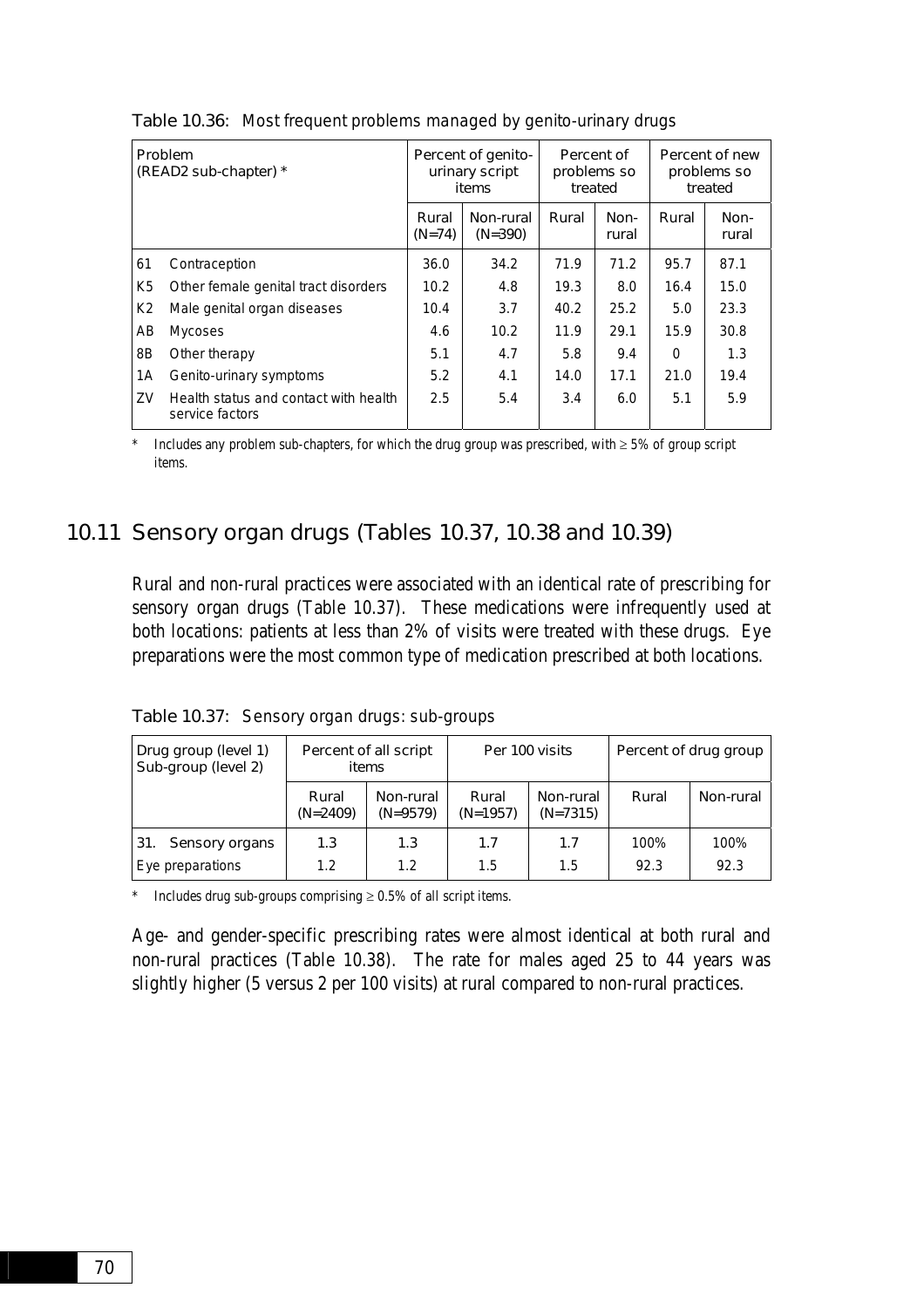Table 10.36: Most frequent problems managed by genito-urinary drugs

| Problem (READ2 sub-chapter) * | | Percent of genito-urinary script items | | Percent of problems so treated | | Percent of new problems so treated | |
|---|---|---|---|---|---|---|---|
| | | Rural (N=74) | Non-rural (N=390) | Rural | Non-rural | Rural | Non-rural |
| 61 | Contraception | 36.0 | 34.2 | 71.9 | 71.2 | 95.7 | 87.1 |
| K5 | Other female genital tract disorders | 10.2 | 4.8 | 19.3 | 8.0 | 16.4 | 15.0 |
| K2 | Male genital organ diseases | 10.4 | 3.7 | 40.2 | 25.2 | 5.0 | 23.3 |
| AB | Mycoses | 4.6 | 10.2 | 11.9 | 29.1 | 15.9 | 30.8 |
| 8B | Other therapy | 5.1 | 4.7 | 5.8 | 9.4 | 0 | 1.3 |
| 1A | Genito-urinary symptoms | 5.2 | 4.1 | 14.0 | 17.1 | 21.0 | 19.4 |
| ZV | Health status and contact with health service factors | 2.5 | 5.4 | 3.4 | 6.0 | 5.1 | 5.9 |

\* Includes any problem sub-chapters, for which the drug group was prescribed, with ≥ 5% of group script items.

## 10.11 Sensory organ drugs (Tables 10.37, 10.38 and 10.39)

Rural and non-rural practices were associated with an identical rate of prescribing for sensory organ drugs (Table 10.37). These medications were infrequently used at both locations: patients at less than 2% of visits were treated with these drugs. Eye preparations were the most common type of medication prescribed at both locations.

Table 10.37: Sensory organ drugs: sub-groups

| Drug group (level 1) Sub-group (level 2) | Percent of all script items | | Per 100 visits | | Percent of drug group | |
|---|---|---|---|---|---|---|
| | Rural (N=2409) | Non-rural (N=9579) | Rural (N=1957) | Non-rural (N=7315) | Rural | Non-rural |
| 31. Sensory organs | 1.3 | 1.3 | 1.7 | 1.7 | 100% | 100% |
| Eye preparations | 1.2 | 1.2 | 1.5 | 1.5 | 92.3 | 92.3 |

\* Includes drug sub-groups comprising ≥ 0.5% of all script items.

Age- and gender-specific prescribing rates were almost identical at both rural and non-rural practices (Table 10.38). The rate for males aged 25 to 44 years was slightly higher (5 versus 2 per 100 visits) at rural compared to non-rural practices.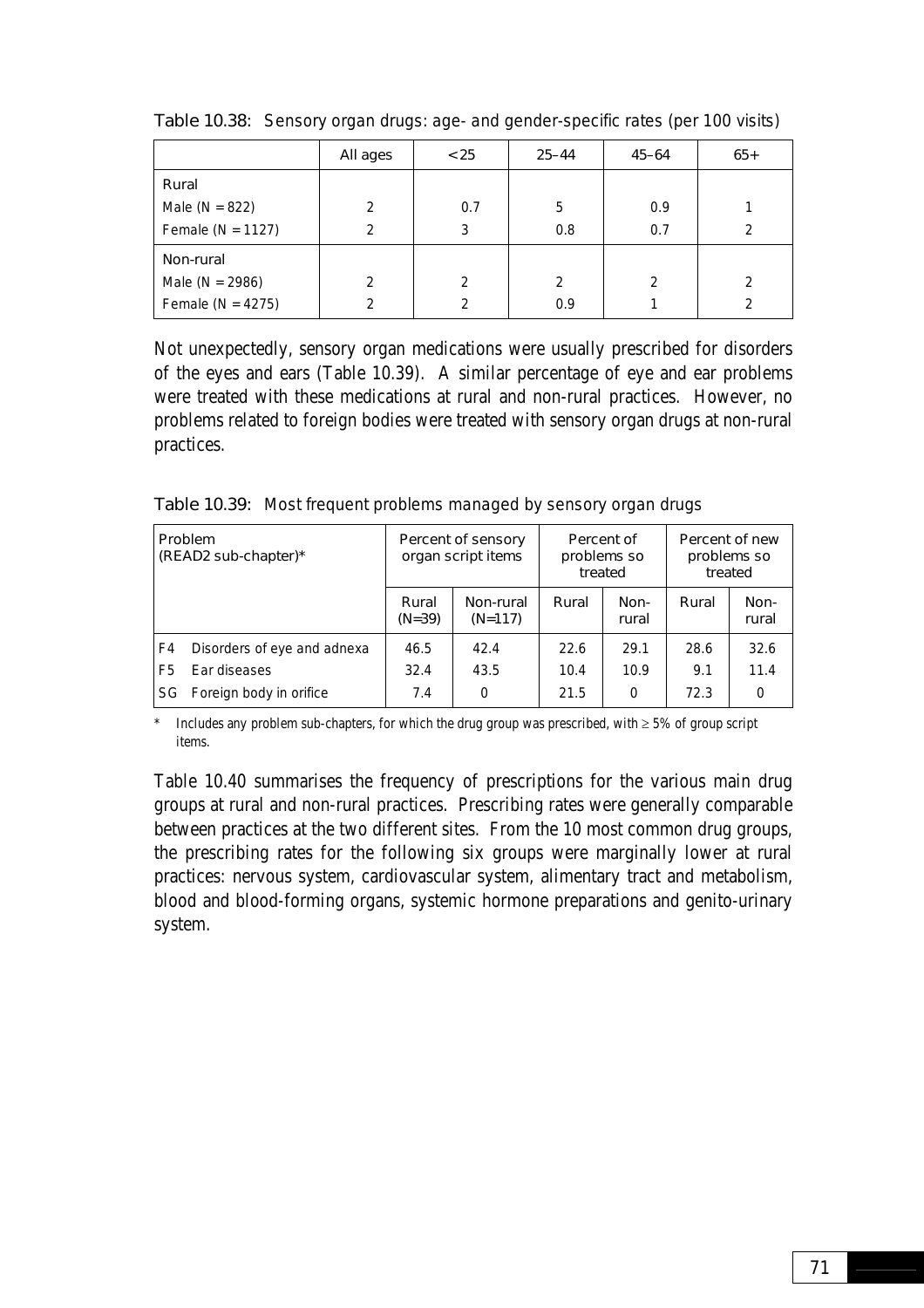Table 10.38: Sensory organ drugs: age- and gender-specific rates (per 100 visits)

| | All ages | <25 | 25–44 | 45–64 | 65+ |
|---|---|---|---|---|---|
| Rural | | | | | |
| Male (N = 822) | 2 | 0.7 | 5 | 0.9 | 1 |
| Female (N = 1127) | 2 | 3 | 0.8 | 0.7 | 2 |
| Non-rural | | | | | |
| Male (N = 2986) | 2 | 2 | 2 | 2 | 2 |
| Female (N = 4275) | 2 | 2 | 0.9 | 1 | 2 |

Not unexpectedly, sensory organ medications were usually prescribed for disorders of the eyes and ears (Table 10.39). A similar percentage of eye and ear problems were treated with these medications at rural and non-rural practices. However, no problems related to foreign bodies were treated with sensory organ drugs at non-rural practices.

Table 10.39: Most frequent problems managed by sensory organ drugs

| Problem (READ2 sub-chapter)* | | Percent of sensory organ script items | | Percent of problems so treated | | Percent of new problems so treated | |
|---|---|---|---|---|---|---|---|
| | | Rural (N=39) | Non-rural (N=117) | Rural | Non-rural | Rural | Non-rural |
| F4 | Disorders of eye and adnexa | 46.5 | 42.4 | 22.6 | 29.1 | 28.6 | 32.6 |
| F5 | Ear diseases | 32.4 | 43.5 | 10.4 | 10.9 | 9.1 | 11.4 |
| SG | Foreign body in orifice | 7.4 | 0 | 21.5 | 0 | 72.3 | 0 |

\* Includes any problem sub-chapters, for which the drug group was prescribed, with ≥ 5% of group script items.

Table 10.40 summarises the frequency of prescriptions for the various main drug groups at rural and non-rural practices. Prescribing rates were generally comparable between practices at the two different sites. From the 10 most common drug groups, the prescribing rates for the following six groups were marginally lower at rural practices: nervous system, cardiovascular system, alimentary tract and metabolism, blood and blood-forming organs, systemic hormone preparations and genito-urinary system.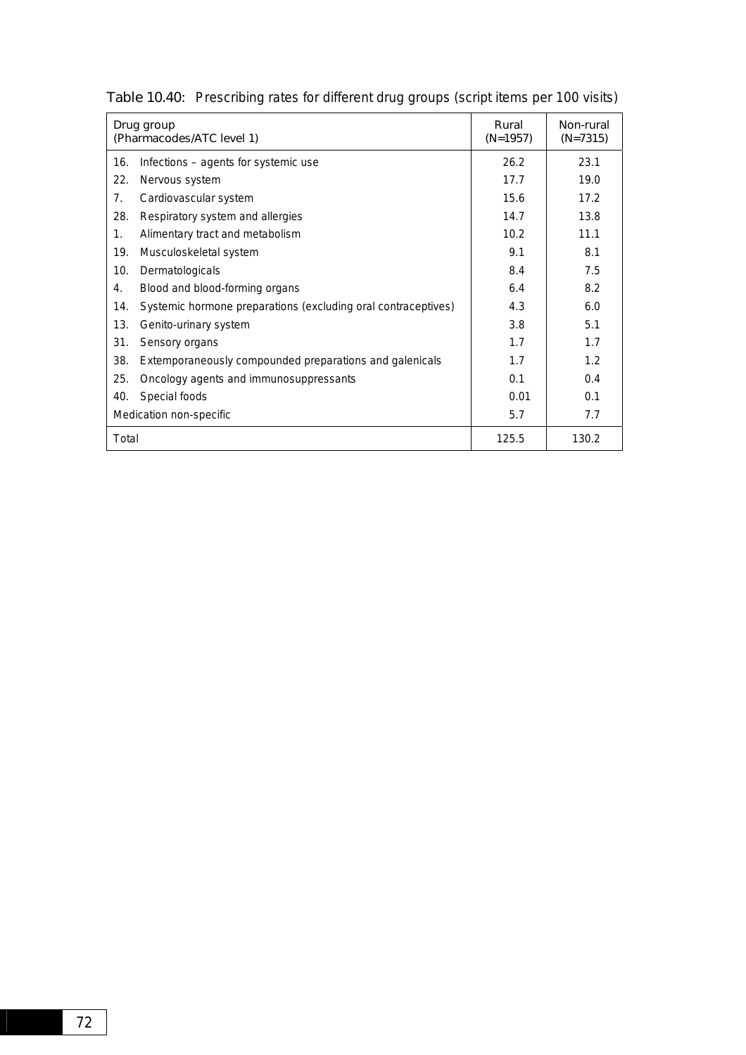Table 10.40: Prescribing rates for different drug groups (script items per 100 visits)

| Drug group (Pharmacodes/ATC level 1) | Rural (N=1957) | Non-rural (N=7315) |
|---|---|---|
| 16. Infections – agents for systemic use | 26.2 | 23.1 |
| 22. Nervous system | 17.7 | 19.0 |
| 7. Cardiovascular system | 15.6 | 17.2 |
| 28. Respiratory system and allergies | 14.7 | 13.8 |
| 1. Alimentary tract and metabolism | 10.2 | 11.1 |
| 19. Musculoskeletal system | 9.1 | 8.1 |
| 10. Dermatologicals | 8.4 | 7.5 |
| 4. Blood and blood-forming organs | 6.4 | 8.2 |
| 14. Systemic hormone preparations (excluding oral contraceptives) | 4.3 | 6.0 |
| 13. Genito-urinary system | 3.8 | 5.1 |
| 31. Sensory organs | 1.7 | 1.7 |
| 38. Extemporaneously compounded preparations and galenicals | 1.7 | 1.2 |
| 25. Oncology agents and immunosuppressants | 0.1 | 0.4 |
| 40. Special foods | 0.01 | 0.1 |
| Medication non-specific | 5.7 | 7.7 |
| Total | 125.5 | 130.2 |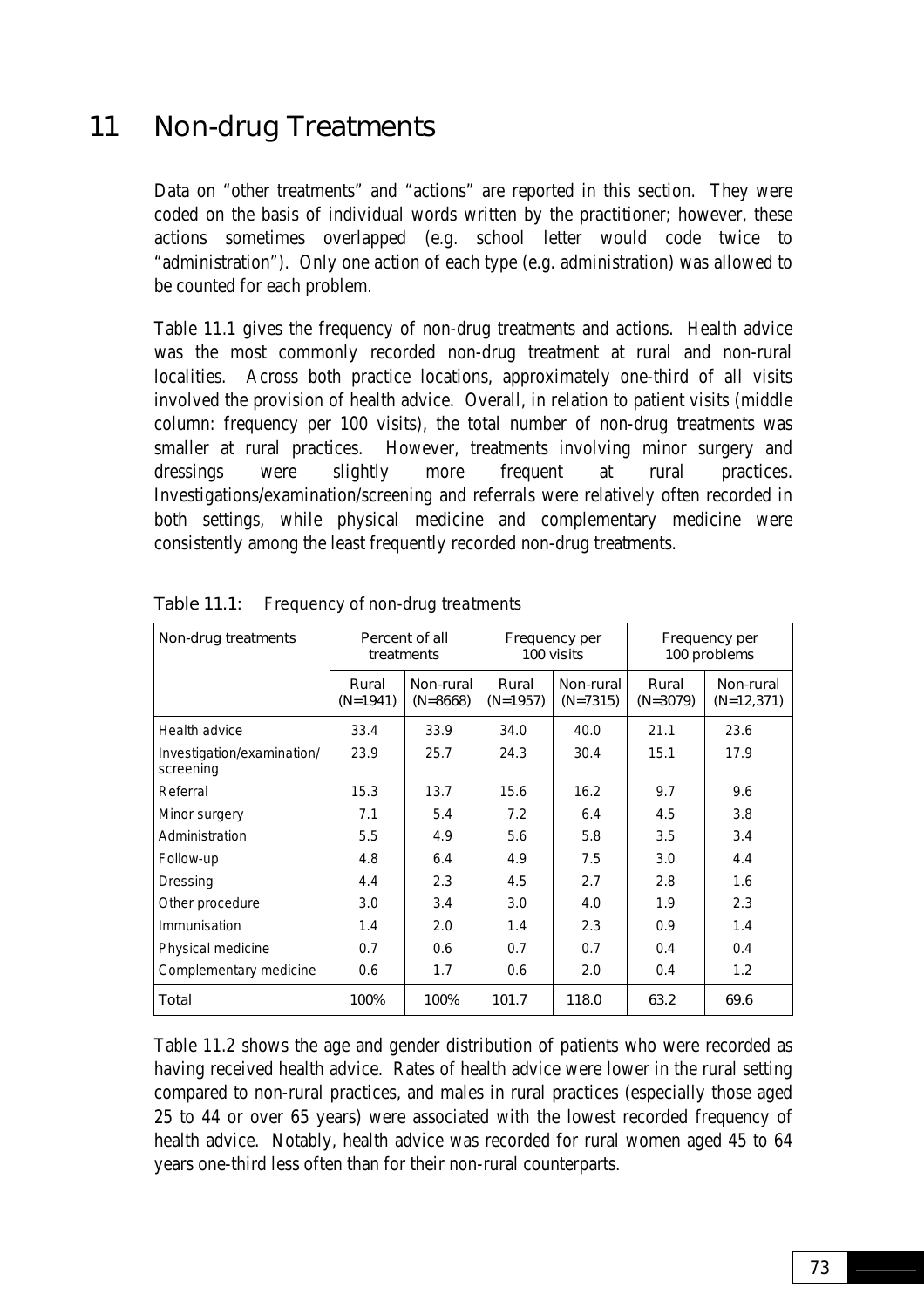# 11 Non-drug Treatments

Data on "other treatments" and "actions" are reported in this section. They were coded on the basis of individual words written by the practitioner; however, these actions sometimes overlapped (e.g. school letter would code twice to "administration"). Only one action of each type (e.g. administration) was allowed to be counted for each problem.

Table 11.1 gives the frequency of non-drug treatments and actions. Health advice was the most commonly recorded non-drug treatment at rural and non-rural localities. Across both practice locations, approximately one-third of all visits involved the provision of health advice. Overall, in relation to patient visits (middle column: frequency per 100 visits), the total number of non-drug treatments was smaller at rural practices. However, treatments involving minor surgery and dressings were slightly more frequent at rural practices. Investigations/examination/screening and referrals were relatively often recorded in both settings, while physical medicine and complementary medicine were consistently among the least frequently recorded non-drug treatments.

**Table 11.1: Frequency of non-drug treatments**

| Non-drug treatments | Percent of all treatments | | Frequency per 100 visits | | Frequency per 100 problems | |
|---|---|---|---|---|---|---|
| | Rural (N=1941) | Non-rural (N=8668) | Rural (N=1957) | Non-rural (N=7315) | Rural (N=3079) | Non-rural (N=12,371) |
| Health advice | 33.4 | 33.9 | 34.0 | 40.0 | 21.1 | 23.6 |
| Investigation/examination/ screening | 23.9 | 25.7 | 24.3 | 30.4 | 15.1 | 17.9 |
| Referral | 15.3 | 13.7 | 15.6 | 16.2 | 9.7 | 9.6 |
| Minor surgery | 7.1 | 5.4 | 7.2 | 6.4 | 4.5 | 3.8 |
| Administration | 5.5 | 4.9 | 5.6 | 5.8 | 3.5 | 3.4 |
| Follow-up | 4.8 | 6.4 | 4.9 | 7.5 | 3.0 | 4.4 |
| Dressing | 4.4 | 2.3 | 4.5 | 2.7 | 2.8 | 1.6 |
| Other procedure | 3.0 | 3.4 | 3.0 | 4.0 | 1.9 | 2.3 |
| Immunisation | 1.4 | 2.0 | 1.4 | 2.3 | 0.9 | 1.4 |
| Physical medicine | 0.7 | 0.6 | 0.7 | 0.7 | 0.4 | 0.4 |
| Complementary medicine | 0.6 | 1.7 | 0.6 | 2.0 | 0.4 | 1.2 |
| Total | 100% | 100% | 101.7 | 118.0 | 63.2 | 69.6 |

Table 11.2 shows the age and gender distribution of patients who were recorded as having received health advice. Rates of health advice were lower in the rural setting compared to non-rural practices, and males in rural practices (especially those aged 25 to 44 or over 65 years) were associated with the lowest recorded frequency of health advice. Notably, health advice was recorded for rural women aged 45 to 64 years one-third less often than for their non-rural counterparts.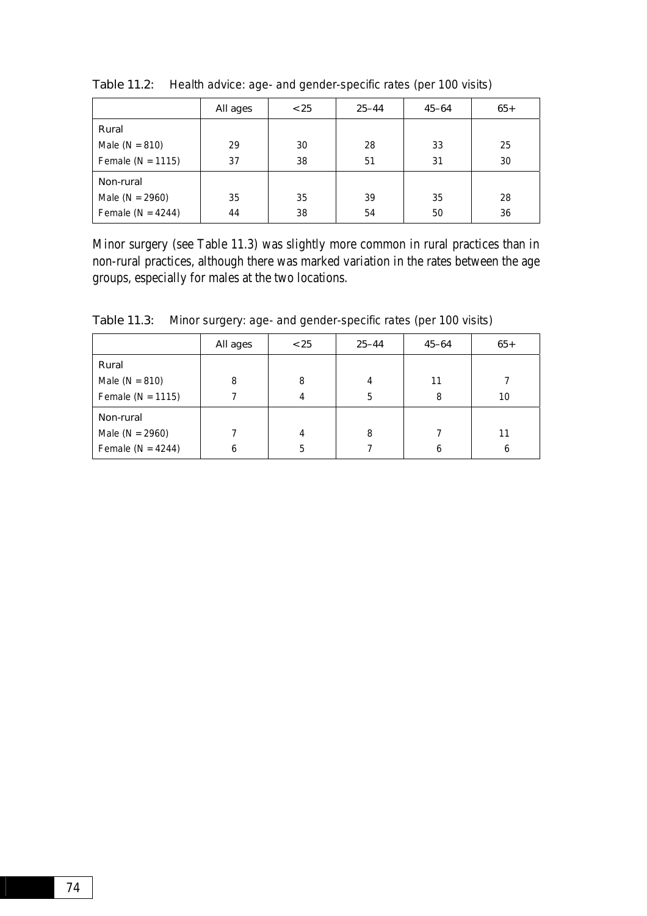Table 11.2: Health advice: age- and gender-specific rates (per 100 visits)

| | All ages | <25 | 25–44 | 45–64 | 65+ |
|---|---|---|---|---|---|
| Rural | | | | | |
| Male (N = 810) | 29 | 30 | 28 | 33 | 25 |
| Female (N = 1115) | 37 | 38 | 51 | 31 | 30 |
| Non-rural | | | | | |
| Male (N = 2960) | 35 | 35 | 39 | 35 | 28 |
| Female (N = 4244) | 44 | 38 | 54 | 50 | 36 |

Minor surgery (see Table 11.3) was slightly more common in rural practices than in non-rural practices, although there was marked variation in the rates between the age groups, especially for males at the two locations.

Table 11.3: Minor surgery: age- and gender-specific rates (per 100 visits)

| | All ages | <25 | 25–44 | 45–64 | 65+ |
|---|---|---|---|---|---|
| Rural | | | | | |
| Male (N = 810) | 8 | 8 | 4 | 11 | 7 |
| Female (N = 1115) | 7 | 4 | 5 | 8 | 10 |
| Non-rural | | | | | |
| Male (N = 2960) | 7 | 4 | 8 | 7 | 11 |
| Female (N = 4244) | 6 | 5 | 7 | 6 | 6 |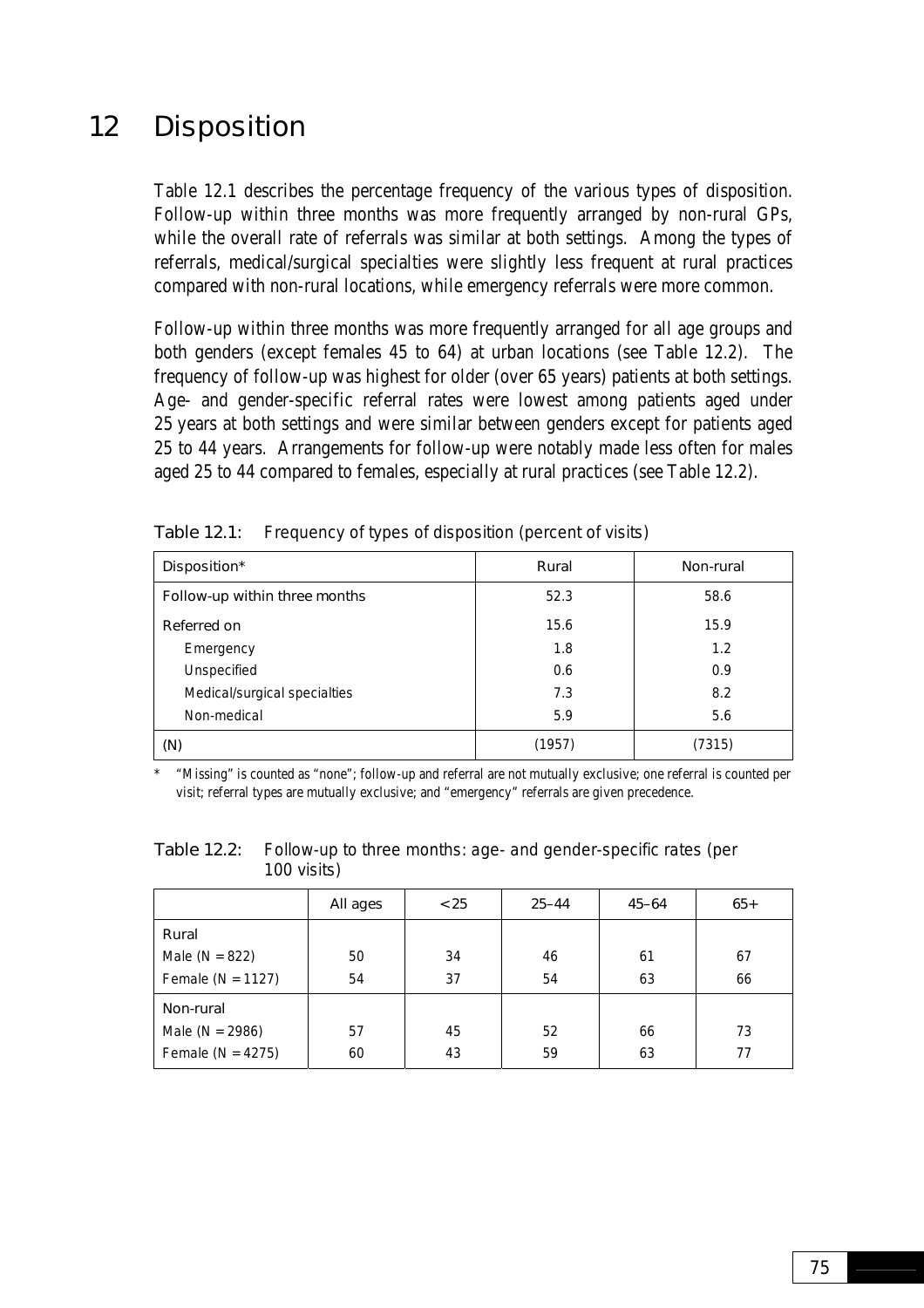# 12 Disposition

Table 12.1 describes the percentage frequency of the various types of disposition. Follow-up within three months was more frequently arranged by non-rural GPs, while the overall rate of referrals was similar at both settings. Among the types of referrals, medical/surgical specialties were slightly less frequent at rural practices compared with non-rural locations, while emergency referrals were more common.

Follow-up within three months was more frequently arranged for all age groups and both genders (except females 45 to 64) at urban locations (see Table 12.2). The frequency of follow-up was highest for older (over 65 years) patients at both settings. Age- and gender-specific referral rates were lowest among patients aged under 25 years at both settings and were similar between genders except for patients aged 25 to 44 years. Arrangements for follow-up were notably made less often for males aged 25 to 44 compared to females, especially at rural practices (see Table 12.2).

Table 12.1: Frequency of types of disposition (percent of visits)

| Disposition* | Rural | Non-rural |
|---|---|---|
| Follow-up within three months | 52.3 | 58.6 |
| Referred on | 15.6 | 15.9 |
| Emergency | 1.8 | 1.2 |
| Unspecified | 0.6 | 0.9 |
| Medical/surgical specialties | 7.3 | 8.2 |
| Non-medical | 5.9 | 5.6 |
| (N) | (1957) | (7315) |

\* "Missing" is counted as "none"; follow-up and referral are not mutually exclusive; one referral is counted per visit; referral types are mutually exclusive; and "emergency" referrals are given precedence.

Table 12.2: Follow-up to three months: age- and gender-specific rates (per 100 visits)

| | All ages | <25 | 25–44 | 45–64 | 65+ |
|---|---|---|---|---|---|
| Rural | | | | | |
| Male (N = 822) | 50 | 34 | 46 | 61 | 67 |
| Female (N = 1127) | 54 | 37 | 54 | 63 | 66 |
| Non-rural | | | | | |
| Male (N = 2986) | 57 | 45 | 52 | 66 | 73 |
| Female (N = 4275) | 60 | 43 | 59 | 63 | 77 |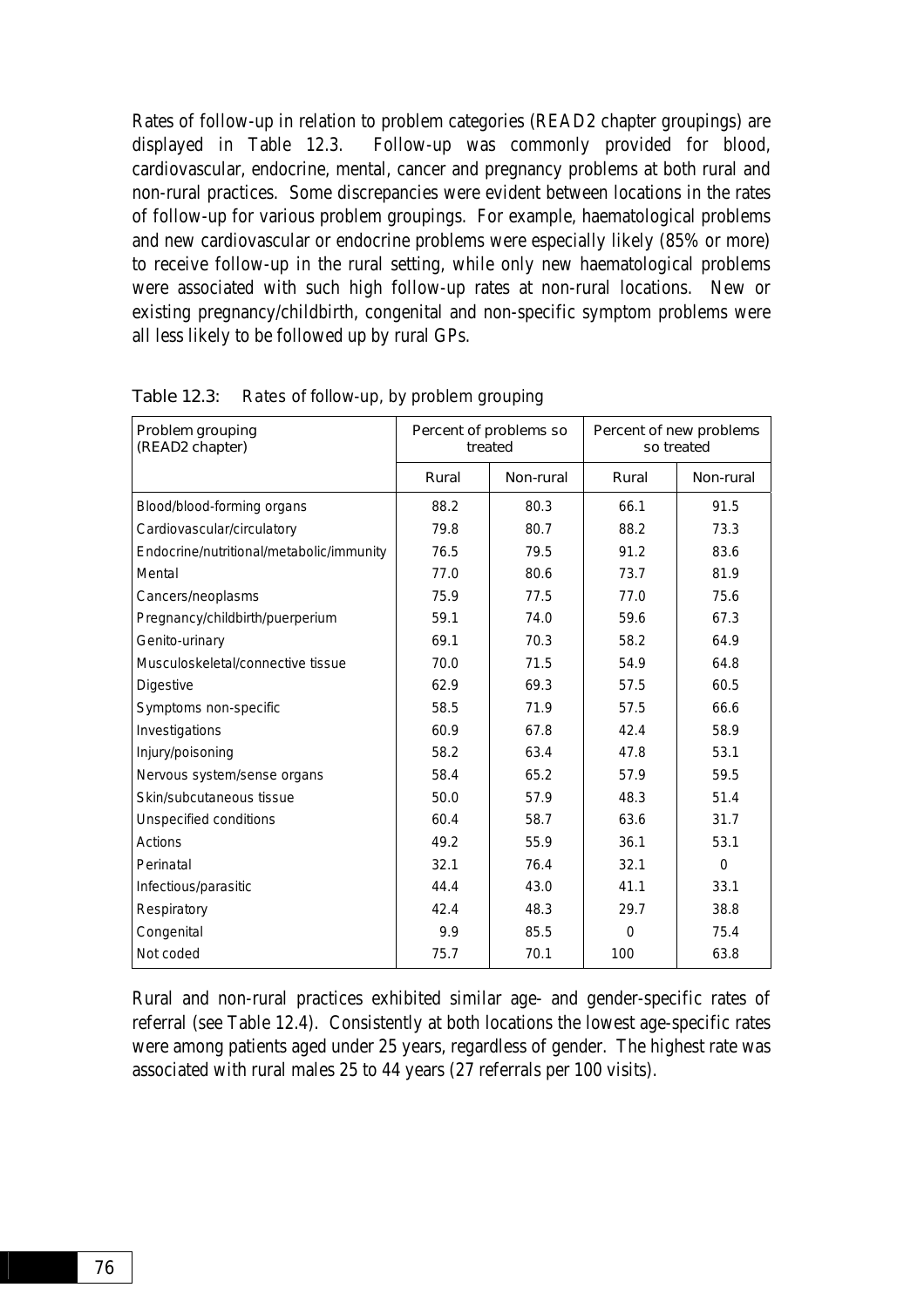Rates of follow-up in relation to problem categories (READ2 chapter groupings) are displayed in Table 12.3. Follow-up was commonly provided for blood, cardiovascular, endocrine, mental, cancer and pregnancy problems at both rural and non-rural practices. Some discrepancies were evident between locations in the rates of follow-up for various problem groupings. For example, haematological problems and new cardiovascular or endocrine problems were especially likely (85% or more) to receive follow-up in the rural setting, while only new haematological problems were associated with such high follow-up rates at non-rural locations. New or existing pregnancy/childbirth, congenital and non-specific symptom problems were all less likely to be followed up by rural GPs.

**Table 12.3:** Rates of follow-up, by problem grouping

| Problem grouping (READ2 chapter) | Percent of problems so treated | | Percent of new problems so treated | |
|---|---|---|---|---|
| | Rural | Non-rural | Rural | Non-rural |
| Blood/blood-forming organs | 88.2 | 80.3 | 66.1 | 91.5 |
| Cardiovascular/circulatory | 79.8 | 80.7 | 88.2 | 73.3 |
| Endocrine/nutritional/metabolic/immunity | 76.5 | 79.5 | 91.2 | 83.6 |
| Mental | 77.0 | 80.6 | 73.7 | 81.9 |
| Cancers/neoplasms | 75.9 | 77.5 | 77.0 | 75.6 |
| Pregnancy/childbirth/puerperium | 59.1 | 74.0 | 59.6 | 67.3 |
| Genito-urinary | 69.1 | 70.3 | 58.2 | 64.9 |
| Musculoskeletal/connective tissue | 70.0 | 71.5 | 54.9 | 64.8 |
| Digestive | 62.9 | 69.3 | 57.5 | 60.5 |
| Symptoms non-specific | 58.5 | 71.9 | 57.5 | 66.6 |
| Investigations | 60.9 | 67.8 | 42.4 | 58.9 |
| Injury/poisoning | 58.2 | 63.4 | 47.8 | 53.1 |
| Nervous system/sense organs | 58.4 | 65.2 | 57.9 | 59.5 |
| Skin/subcutaneous tissue | 50.0 | 57.9 | 48.3 | 51.4 |
| Unspecified conditions | 60.4 | 58.7 | 63.6 | 31.7 |
| Actions | 49.2 | 55.9 | 36.1 | 53.1 |
| Perinatal | 32.1 | 76.4 | 32.1 | 0 |
| Infectious/parasitic | 44.4 | 43.0 | 41.1 | 33.1 |
| Respiratory | 42.4 | 48.3 | 29.7 | 38.8 |
| Congenital | 9.9 | 85.5 | 0 | 75.4 |
| Not coded | 75.7 | 70.1 | 100 | 63.8 |

Rural and non-rural practices exhibited similar age- and gender-specific rates of referral (see Table 12.4). Consistently at both locations the lowest age-specific rates were among patients aged under 25 years, regardless of gender. The highest rate was associated with rural males 25 to 44 years (27 referrals per 100 visits).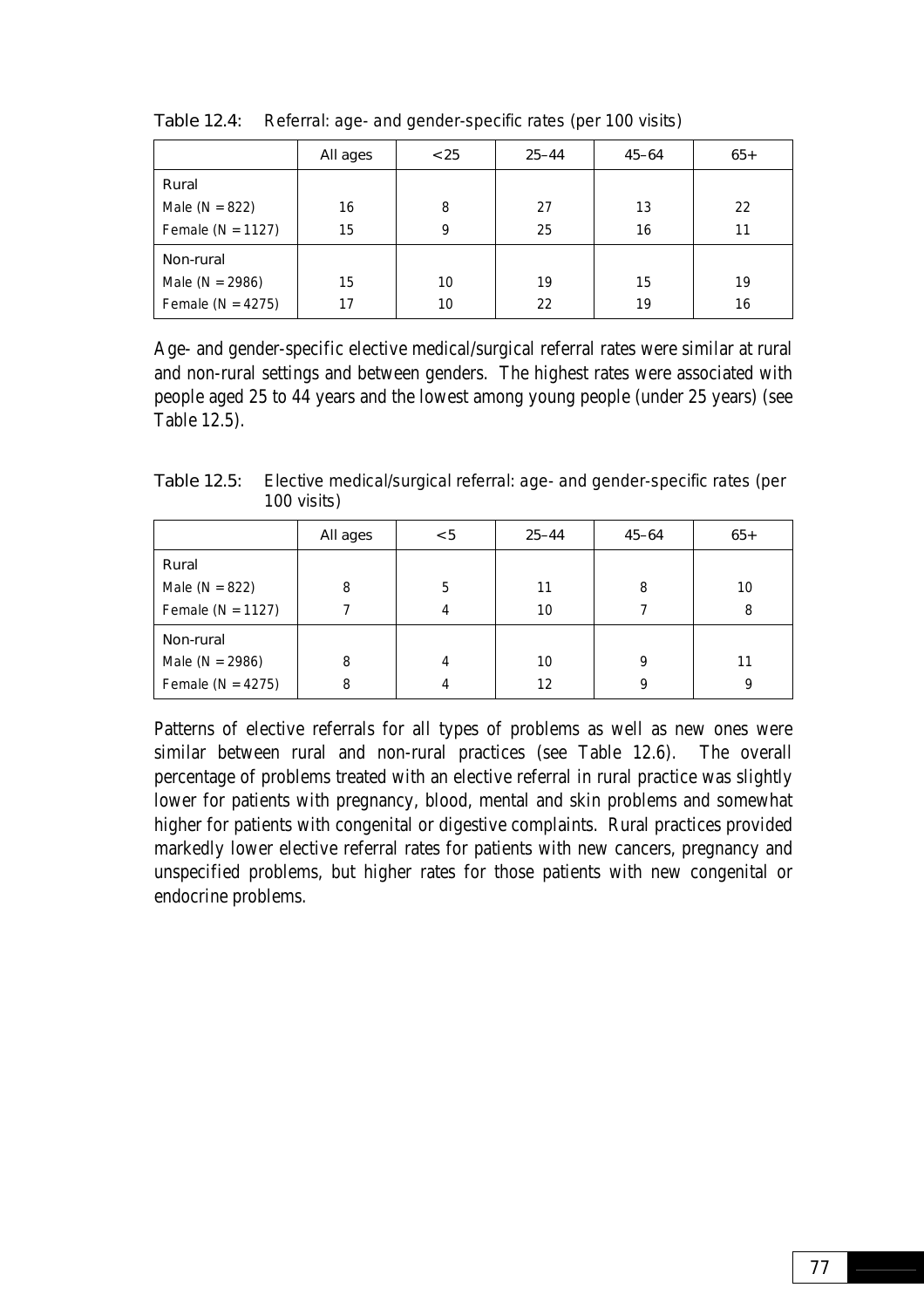Table 12.4: Referral: age- and gender-specific rates (per 100 visits)

| | All ages | <25 | 25–44 | 45–64 | 65+ |
|---|---|---|---|---|---|
| Rural | | | | | |
| Male (N = 822) | 16 | 8 | 27 | 13 | 22 |
| Female (N = 1127) | 15 | 9 | 25 | 16 | 11 |
| Non-rural | | | | | |
| Male (N = 2986) | 15 | 10 | 19 | 15 | 19 |
| Female (N = 4275) | 17 | 10 | 22 | 19 | 16 |

Age- and gender-specific elective medical/surgical referral rates were similar at rural and non-rural settings and between genders. The highest rates were associated with people aged 25 to 44 years and the lowest among young people (under 25 years) (see Table 12.5).

Table 12.5: Elective medical/surgical referral: age- and gender-specific rates (per 100 visits)

| | All ages | <5 | 25–44 | 45–64 | 65+ |
|---|---|---|---|---|---|
| Rural | | | | | |
| Male (N = 822) | 8 | 5 | 11 | 8 | 10 |
| Female (N = 1127) | 7 | 4 | 10 | 7 | 8 |
| Non-rural | | | | | |
| Male (N = 2986) | 8 | 4 | 10 | 9 | 11 |
| Female (N = 4275) | 8 | 4 | 12 | 9 | 9 |

Patterns of elective referrals for all types of problems as well as new ones were similar between rural and non-rural practices (see Table 12.6). The overall percentage of problems treated with an elective referral in rural practice was slightly lower for patients with pregnancy, blood, mental and skin problems and somewhat higher for patients with congenital or digestive complaints. Rural practices provided markedly lower elective referral rates for patients with new cancers, pregnancy and unspecified problems, but higher rates for those patients with new congenital or endocrine problems.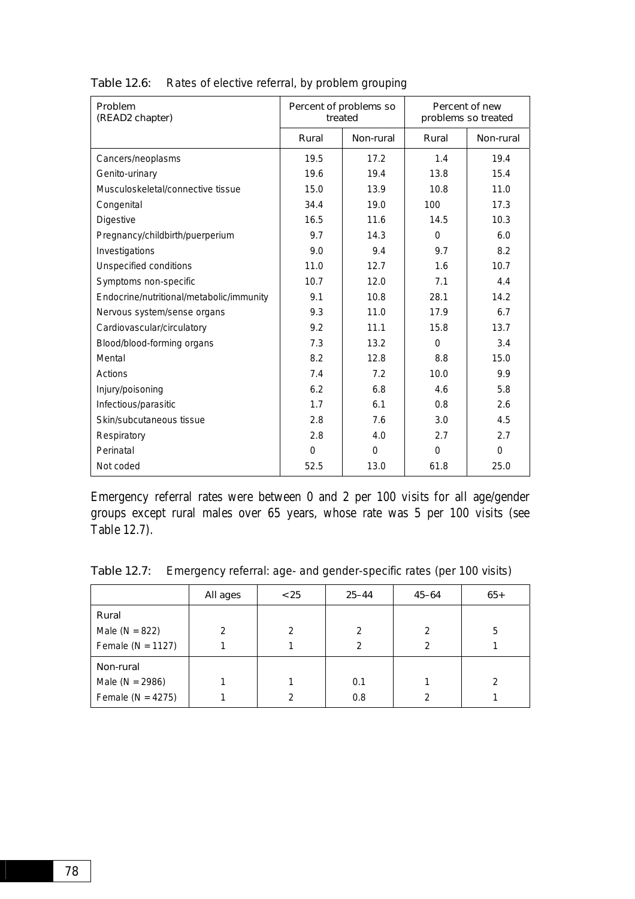Table 12.6: Rates of elective referral, by problem grouping

| Problem (READ2 chapter) | Percent of problems so treated | | Percent of new problems so treated | |
|---|---|---|---|---|
| | Rural | Non-rural | Rural | Non-rural |
| Cancers/neoplasms | 19.5 | 17.2 | 1.4 | 19.4 |
| Genito-urinary | 19.6 | 19.4 | 13.8 | 15.4 |
| Musculoskeletal/connective tissue | 15.0 | 13.9 | 10.8 | 11.0 |
| Congenital | 34.4 | 19.0 | 100 | 17.3 |
| Digestive | 16.5 | 11.6 | 14.5 | 10.3 |
| Pregnancy/childbirth/puerperium | 9.7 | 14.3 | 0 | 6.0 |
| Investigations | 9.0 | 9.4 | 9.7 | 8.2 |
| Unspecified conditions | 11.0 | 12.7 | 1.6 | 10.7 |
| Symptoms non-specific | 10.7 | 12.0 | 7.1 | 4.4 |
| Endocrine/nutritional/metabolic/immunity | 9.1 | 10.8 | 28.1 | 14.2 |
| Nervous system/sense organs | 9.3 | 11.0 | 17.9 | 6.7 |
| Cardiovascular/circulatory | 9.2 | 11.1 | 15.8 | 13.7 |
| Blood/blood-forming organs | 7.3 | 13.2 | 0 | 3.4 |
| Mental | 8.2 | 12.8 | 8.8 | 15.0 |
| Actions | 7.4 | 7.2 | 10.0 | 9.9 |
| Injury/poisoning | 6.2 | 6.8 | 4.6 | 5.8 |
| Infectious/parasitic | 1.7 | 6.1 | 0.8 | 2.6 |
| Skin/subcutaneous tissue | 2.8 | 7.6 | 3.0 | 4.5 |
| Respiratory | 2.8 | 4.0 | 2.7 | 2.7 |
| Perinatal | 0 | 0 | 0 | 0 |
| Not coded | 52.5 | 13.0 | 61.8 | 25.0 |

Emergency referral rates were between 0 and 2 per 100 visits for all age/gender groups except rural males over 65 years, whose rate was 5 per 100 visits (see Table 12.7).

Table 12.7: Emergency referral: age- and gender-specific rates (per 100 visits)

| | All ages | <25 | 25–44 | 45–64 | 65+ |
|---|---|---|---|---|---|
| Rural | | | | | |
| Male (N = 822) | 2 | 2 | 2 | 2 | 5 |
| Female (N = 1127) | 1 | 1 | 2 | 2 | 1 |
| Non-rural | | | | | |
| Male (N = 2986) | 1 | 1 | 0.1 | 1 | 2 |
| Female (N = 4275) | 1 | 2 | 0.8 | 2 | 1 |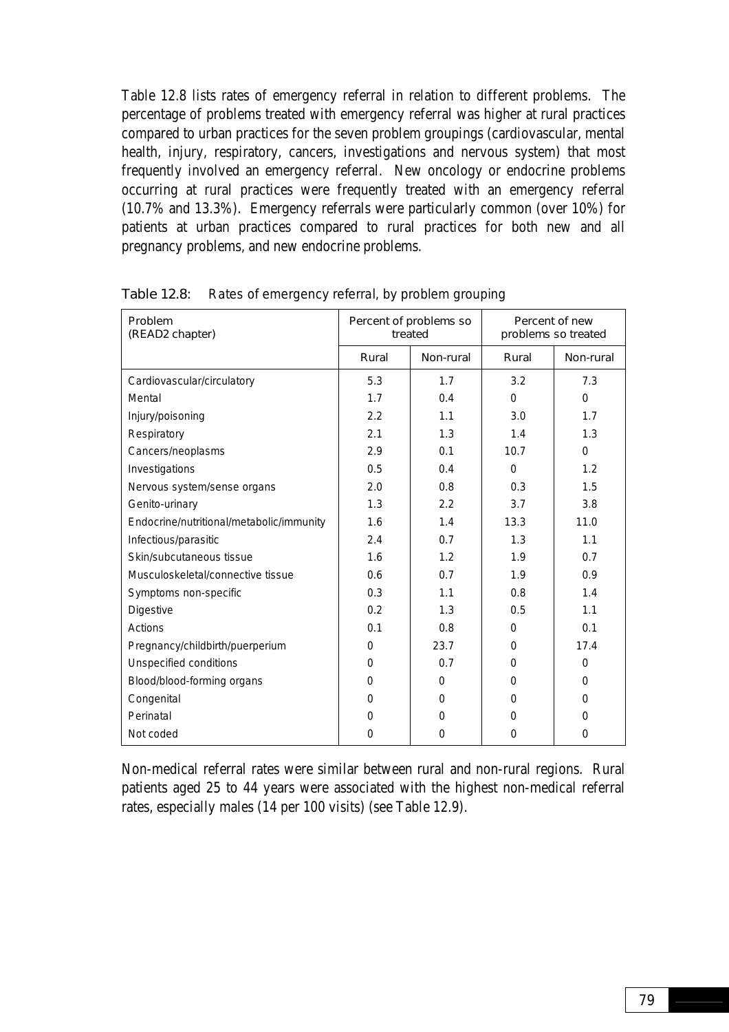Table 12.8 lists rates of emergency referral in relation to different problems. The percentage of problems treated with emergency referral was higher at rural practices compared to urban practices for the seven problem groupings (cardiovascular, mental health, injury, respiratory, cancers, investigations and nervous system) that most frequently involved an emergency referral. New oncology or endocrine problems occurring at rural practices were frequently treated with an emergency referral (10.7% and 13.3%). Emergency referrals were particularly common (over 10%) for patients at urban practices compared to rural practices for both new and all pregnancy problems, and new endocrine problems.

Table 12.8: Rates of emergency referral, by problem grouping

| Problem (READ2 chapter) | Percent of problems so treated | | Percent of new problems so treated | |
|---|---|---|---|---|
| | Rural | Non-rural | Rural | Non-rural |
| Cardiovascular/circulatory | 5.3 | 1.7 | 3.2 | 7.3 |
| Mental | 1.7 | 0.4 | 0 | 0 |
| Injury/poisoning | 2.2 | 1.1 | 3.0 | 1.7 |
| Respiratory | 2.1 | 1.3 | 1.4 | 1.3 |
| Cancers/neoplasms | 2.9 | 0.1 | 10.7 | 0 |
| Investigations | 0.5 | 0.4 | 0 | 1.2 |
| Nervous system/sense organs | 2.0 | 0.8 | 0.3 | 1.5 |
| Genito-urinary | 1.3 | 2.2 | 3.7 | 3.8 |
| Endocrine/nutritional/metabolic/immunity | 1.6 | 1.4 | 13.3 | 11.0 |
| Infectious/parasitic | 2.4 | 0.7 | 1.3 | 1.1 |
| Skin/subcutaneous tissue | 1.6 | 1.2 | 1.9 | 0.7 |
| Musculoskeletal/connective tissue | 0.6 | 0.7 | 1.9 | 0.9 |
| Symptoms non-specific | 0.3 | 1.1 | 0.8 | 1.4 |
| Digestive | 0.2 | 1.3 | 0.5 | 1.1 |
| Actions | 0.1 | 0.8 | 0 | 0.1 |
| Pregnancy/childbirth/puerperium | 0 | 23.7 | 0 | 17.4 |
| Unspecified conditions | 0 | 0.7 | 0 | 0 |
| Blood/blood-forming organs | 0 | 0 | 0 | 0 |
| Congenital | 0 | 0 | 0 | 0 |
| Perinatal | 0 | 0 | 0 | 0 |
| Not coded | 0 | 0 | 0 | 0 |

Non-medical referral rates were similar between rural and non-rural regions. Rural patients aged 25 to 44 years were associated with the highest non-medical referral rates, especially males (14 per 100 visits) (see Table 12.9).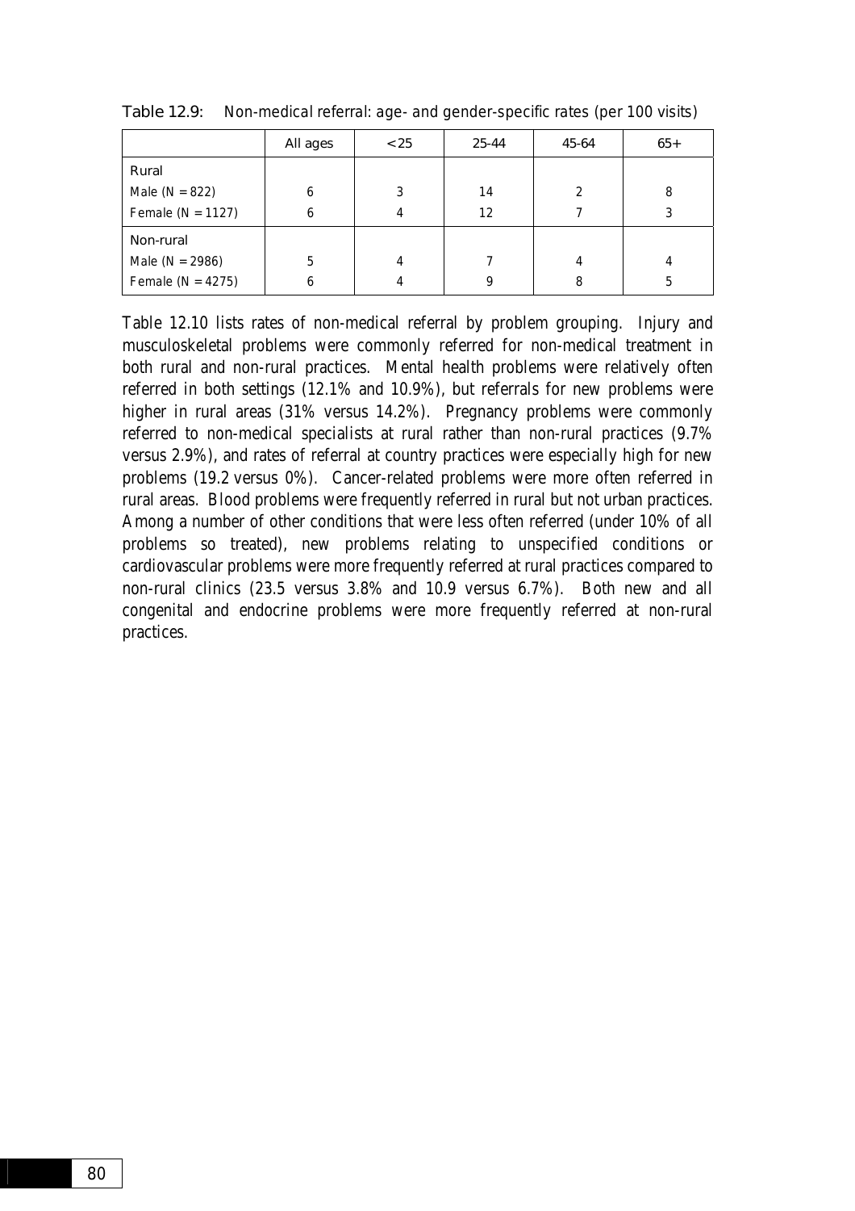**Table 12.9:** Non-medical referral: age- and gender-specific rates (per 100 visits)

| | All ages | <25 | 25-44 | 45-64 | 65+ |
|---|---|---|---|---|---|
| Rural | | | | | |
| Male (N = 822) | 6 | 3 | 14 | 2 | 8 |
| Female (N = 1127) | 6 | 4 | 12 | 7 | 3 |
| Non-rural | | | | | |
| Male (N = 2986) | 5 | 4 | 7 | 4 | 4 |
| Female (N = 4275) | 6 | 4 | 9 | 8 | 5 |

Table 12.10 lists rates of non-medical referral by problem grouping. Injury and musculoskeletal problems were commonly referred for non-medical treatment in both rural and non-rural practices. Mental health problems were relatively often referred in both settings (12.1% and 10.9%), but referrals for new problems were higher in rural areas (31% versus 14.2%). Pregnancy problems were commonly referred to non-medical specialists at rural rather than non-rural practices (9.7% versus 2.9%), and rates of referral at country practices were especially high for new problems (19.2 versus 0%). Cancer-related problems were more often referred in rural areas. Blood problems were frequently referred in rural but not urban practices. Among a number of other conditions that were less often referred (under 10% of all problems so treated), new problems relating to unspecified conditions or cardiovascular problems were more frequently referred at rural practices compared to non-rural clinics (23.5 versus 3.8% and 10.9 versus 6.7%). Both new and all congenital and endocrine problems were more frequently referred at non-rural practices.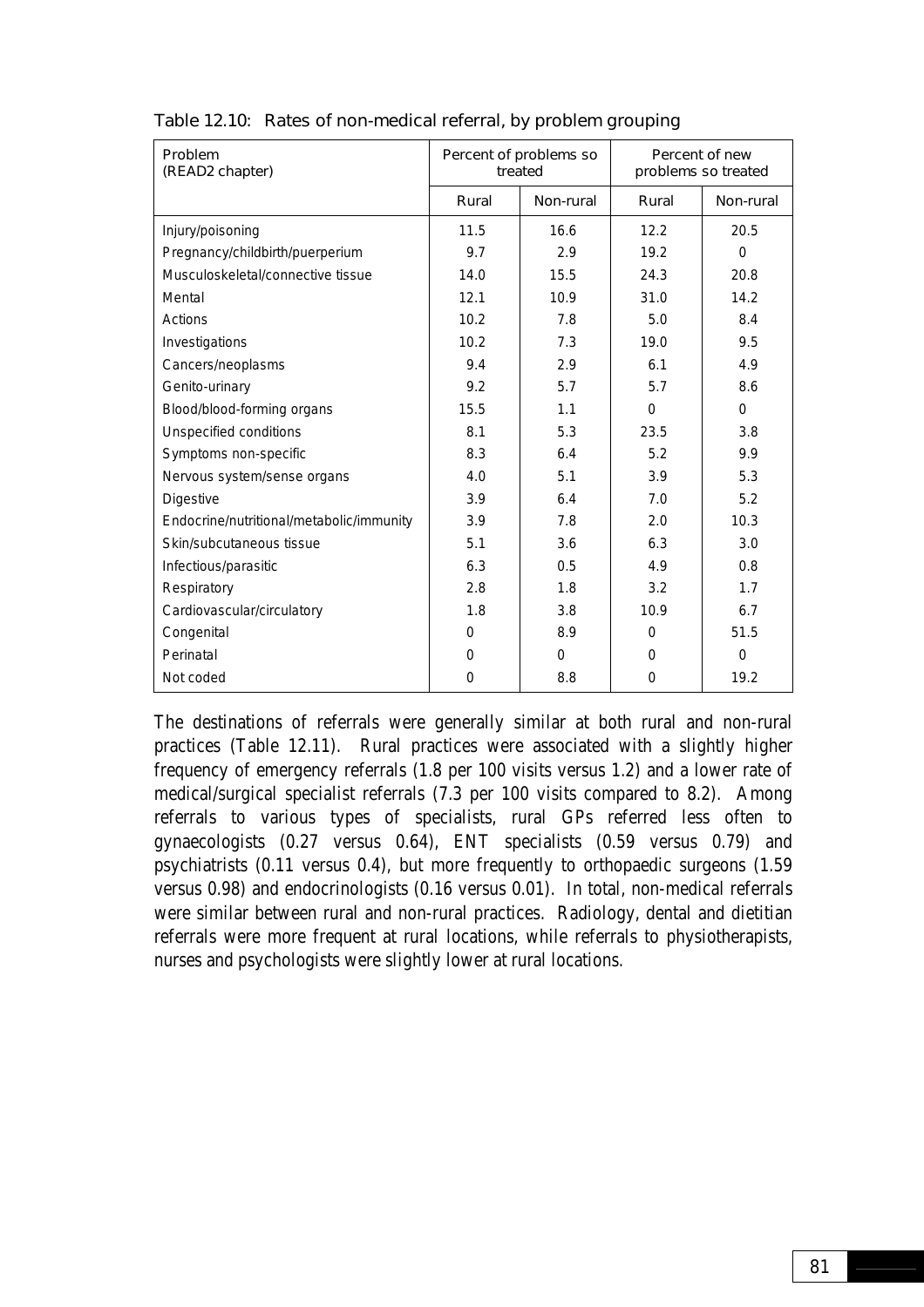Table 12.10: Rates of non-medical referral, by problem grouping

| Problem (READ2 chapter) | Percent of problems so treated | | Percent of new problems so treated | |
|---|---|---|---|---|
| | Rural | Non-rural | Rural | Non-rural |
| Injury/poisoning | 11.5 | 16.6 | 12.2 | 20.5 |
| Pregnancy/childbirth/puerperium | 9.7 | 2.9 | 19.2 | 0 |
| Musculoskeletal/connective tissue | 14.0 | 15.5 | 24.3 | 20.8 |
| Mental | 12.1 | 10.9 | 31.0 | 14.2 |
| Actions | 10.2 | 7.8 | 5.0 | 8.4 |
| Investigations | 10.2 | 7.3 | 19.0 | 9.5 |
| Cancers/neoplasms | 9.4 | 2.9 | 6.1 | 4.9 |
| Genito-urinary | 9.2 | 5.7 | 5.7 | 8.6 |
| Blood/blood-forming organs | 15.5 | 1.1 | 0 | 0 |
| Unspecified conditions | 8.1 | 5.3 | 23.5 | 3.8 |
| Symptoms non-specific | 8.3 | 6.4 | 5.2 | 9.9 |
| Nervous system/sense organs | 4.0 | 5.1 | 3.9 | 5.3 |
| Digestive | 3.9 | 6.4 | 7.0 | 5.2 |
| Endocrine/nutritional/metabolic/immunity | 3.9 | 7.8 | 2.0 | 10.3 |
| Skin/subcutaneous tissue | 5.1 | 3.6 | 6.3 | 3.0 |
| Infectious/parasitic | 6.3 | 0.5 | 4.9 | 0.8 |
| Respiratory | 2.8 | 1.8 | 3.2 | 1.7 |
| Cardiovascular/circulatory | 1.8 | 3.8 | 10.9 | 6.7 |
| Congenital | 0 | 8.9 | 0 | 51.5 |
| Perinatal | 0 | 0 | 0 | 0 |
| Not coded | 0 | 8.8 | 0 | 19.2 |

The destinations of referrals were generally similar at both rural and non-rural practices (Table 12.11). Rural practices were associated with a slightly higher frequency of emergency referrals (1.8 per 100 visits versus 1.2) and a lower rate of medical/surgical specialist referrals (7.3 per 100 visits compared to 8.2). Among referrals to various types of specialists, rural GPs referred less often to gynaecologists (0.27 versus 0.64), ENT specialists (0.59 versus 0.79) and psychiatrists (0.11 versus 0.4), but more frequently to orthopaedic surgeons (1.59 versus 0.98) and endocrinologists (0.16 versus 0.01). In total, non-medical referrals were similar between rural and non-rural practices. Radiology, dental and dietitian referrals were more frequent at rural locations, while referrals to physiotherapists, nurses and psychologists were slightly lower at rural locations.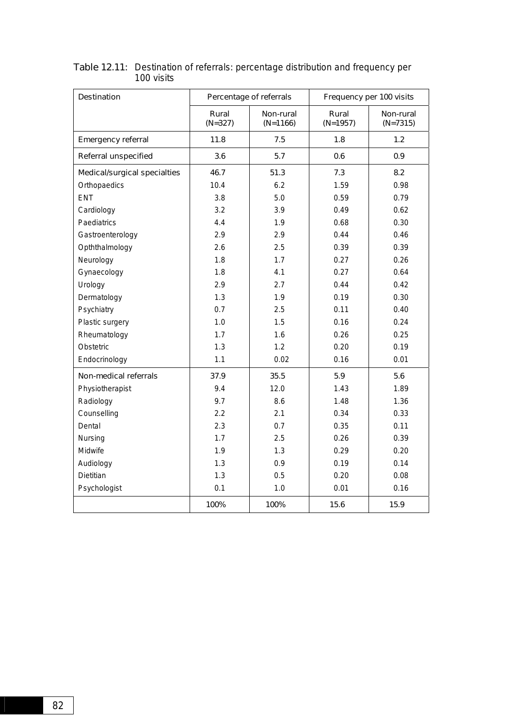Table 12.11: Destination of referrals: percentage distribution and frequency per 100 visits

| Destination | Percentage of referrals | | Frequency per 100 visits | |
|---|---|---|---|---|
| | Rural (N=327) | Non-rural (N=1166) | Rural (N=1957) | Non-rural (N=7315) |
| Emergency referral | 11.8 | 7.5 | 1.8 | 1.2 |
| Referral unspecified | 3.6 | 5.7 | 0.6 | 0.9 |
| Medical/surgical specialties | 46.7 | 51.3 | 7.3 | 8.2 |
| Orthopaedics | 10.4 | 6.2 | 1.59 | 0.98 |
| ENT | 3.8 | 5.0 | 0.59 | 0.79 |
| Cardiology | 3.2 | 3.9 | 0.49 | 0.62 |
| Paediatrics | 4.4 | 1.9 | 0.68 | 0.30 |
| Gastroenterology | 2.9 | 2.9 | 0.44 | 0.46 |
| Opththalmology | 2.6 | 2.5 | 0.39 | 0.39 |
| Neurology | 1.8 | 1.7 | 0.27 | 0.26 |
| Gynaecology | 1.8 | 4.1 | 0.27 | 0.64 |
| Urology | 2.9 | 2.7 | 0.44 | 0.42 |
| Dermatology | 1.3 | 1.9 | 0.19 | 0.30 |
| Psychiatry | 0.7 | 2.5 | 0.11 | 0.40 |
| Plastic surgery | 1.0 | 1.5 | 0.16 | 0.24 |
| Rheumatology | 1.7 | 1.6 | 0.26 | 0.25 |
| Obstetric | 1.3 | 1.2 | 0.20 | 0.19 |
| Endocrinology | 1.1 | 0.02 | 0.16 | 0.01 |
| Non-medical referrals | 37.9 | 35.5 | 5.9 | 5.6 |
| Physiotherapist | 9.4 | 12.0 | 1.43 | 1.89 |
| Radiology | 9.7 | 8.6 | 1.48 | 1.36 |
| Counselling | 2.2 | 2.1 | 0.34 | 0.33 |
| Dental | 2.3 | 0.7 | 0.35 | 0.11 |
| Nursing | 1.7 | 2.5 | 0.26 | 0.39 |
| Midwife | 1.9 | 1.3 | 0.29 | 0.20 |
| Audiology | 1.3 | 0.9 | 0.19 | 0.14 |
| Dietitian | 1.3 | 0.5 | 0.20 | 0.08 |
| Psychologist | 0.1 | 1.0 | 0.01 | 0.16 |
| | 100% | 100% | 15.6 | 15.9 |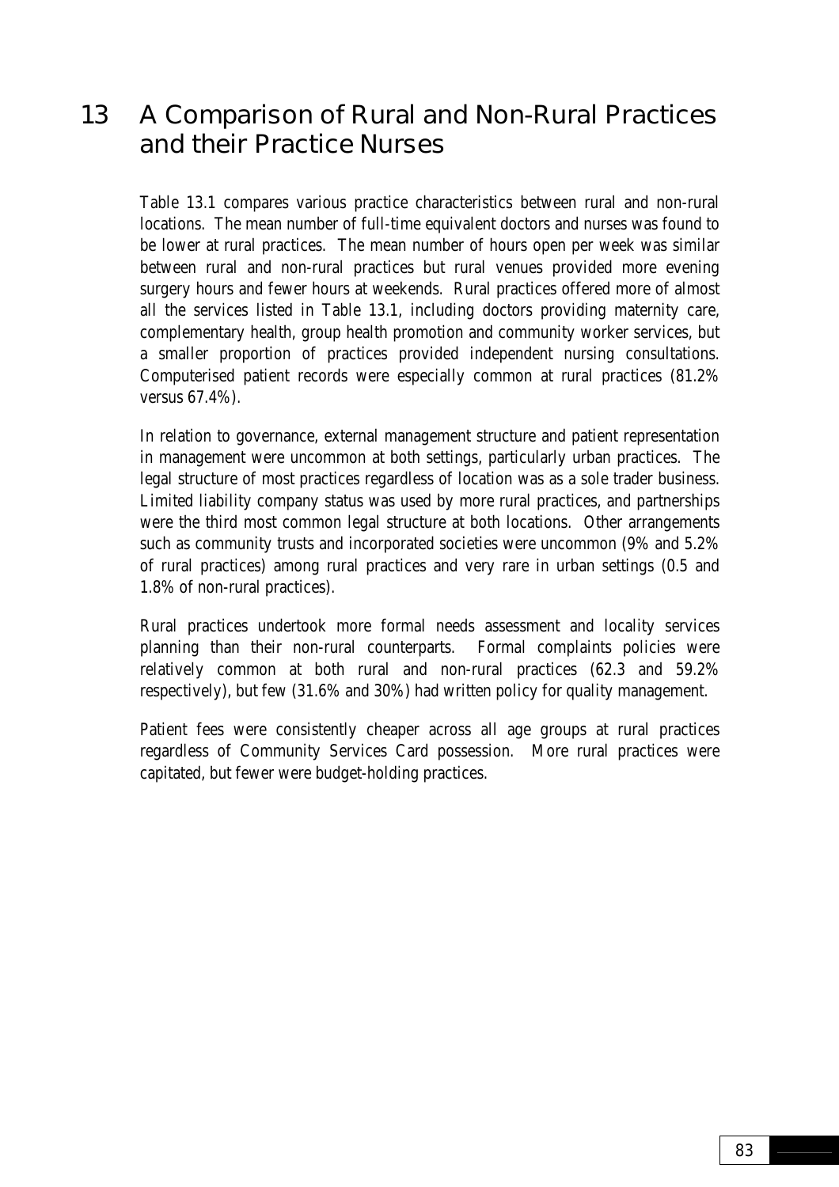# 13 A Comparison of Rural and Non-Rural Practices and their Practice Nurses

Table 13.1 compares various practice characteristics between rural and non-rural locations. The mean number of full-time equivalent doctors and nurses was found to be lower at rural practices. The mean number of hours open per week was similar between rural and non-rural practices but rural venues provided more evening surgery hours and fewer hours at weekends. Rural practices offered more of almost all the services listed in Table 13.1, including doctors providing maternity care, complementary health, group health promotion and community worker services, but a smaller proportion of practices provided independent nursing consultations. Computerised patient records were especially common at rural practices (81.2% versus 67.4%).

In relation to governance, external management structure and patient representation in management were uncommon at both settings, particularly urban practices. The legal structure of most practices regardless of location was as a sole trader business. Limited liability company status was used by more rural practices, and partnerships were the third most common legal structure at both locations. Other arrangements such as community trusts and incorporated societies were uncommon (9% and 5.2% of rural practices) among rural practices and very rare in urban settings (0.5 and 1.8% of non-rural practices).

Rural practices undertook more formal needs assessment and locality services planning than their non-rural counterparts. Formal complaints policies were relatively common at both rural and non-rural practices (62.3 and 59.2% respectively), but few (31.6% and 30%) had written policy for quality management.

Patient fees were consistently cheaper across all age groups at rural practices regardless of Community Services Card possession. More rural practices were capitated, but fewer were budget-holding practices.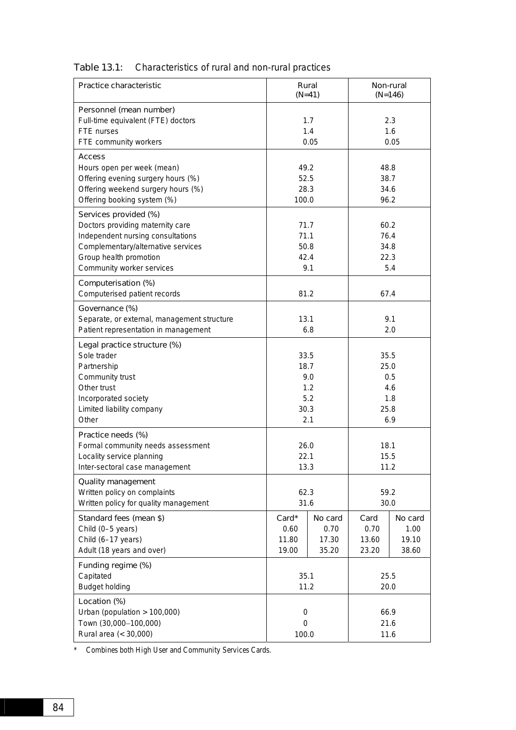Table 13.1: Characteristics of rural and non-rural practices

| Practice characteristic | Rural (N=41) | | Non-rural (N=146) | |
|---|---|---|---|---|
| **Personnel (mean number)** | | | | |
| Full-time equivalent (FTE) doctors | 1.7 | | 2.3 | |
| FTE nurses | 1.4 | | 1.6 | |
| FTE community workers | 0.05 | | 0.05 | |
| **Access** | | | | |
| Hours open per week (mean) | 49.2 | | 48.8 | |
| Offering evening surgery hours (%) | 52.5 | | 38.7 | |
| Offering weekend surgery hours (%) | 28.3 | | 34.6 | |
| Offering booking system (%) | 100.0 | | 96.2 | |
| **Services provided (%)** | | | | |
| Doctors providing maternity care | 71.7 | | 60.2 | |
| Independent nursing consultations | 71.1 | | 76.4 | |
| Complementary/alternative services | 50.8 | | 34.8 | |
| Group health promotion | 42.4 | | 22.3 | |
| Community worker services | 9.1 | | 5.4 | |
| **Computerisation (%)** | | | | |
| Computerised patient records | 81.2 | | 67.4 | |
| **Governance (%)** | | | | |
| Separate, or external, management structure | 13.1 | | 9.1 | |
| Patient representation in management | 6.8 | | 2.0 | |
| **Legal practice structure (%)** | | | | |
| Sole trader | 33.5 | | 35.5 | |
| Partnership | 18.7 | | 25.0 | |
| Community trust | 9.0 | | 0.5 | |
| Other trust | 1.2 | | 4.6 | |
| Incorporated society | 5.2 | | 1.8 | |
| Limited liability company | 30.3 | | 25.8 | |
| Other | 2.1 | | 6.9 | |
| **Practice needs (%)** | | | | |
| Formal community needs assessment | 26.0 | | 18.1 | |
| Locality service planning | 22.1 | | 15.5 | |
| Inter-sectoral case management | 13.3 | | 11.2 | |
| **Quality management** | | | | |
| Written policy on complaints | 62.3 | | 59.2 | |
| Written policy for quality management | 31.6 | | 30.0 | |
| **Standard fees (mean $)** | Card* | No card | Card | No card |
| Child (0–5 years) | 0.60 | 0.70 | 0.70 | 1.00 |
| Child (6–17 years) | 11.80 | 17.30 | 13.60 | 19.10 |
| Adult (18 years and over) | 19.00 | 35.20 | 23.20 | 38.60 |
| **Funding regime (%)** | | | | |
| Capitated | 35.1 | | 25.5 | |
| Budget holding | 11.2 | | 20.0 | |
| **Location (%)** | | | | |
| Urban (population > 100,000) | 0 | | 66.9 | |
| Town (30,000–100,000) | 0 | | 21.6 | |
| Rural area (< 30,000) | 100.0 | | 11.6 | |

\* Combines both High User and Community Services Cards.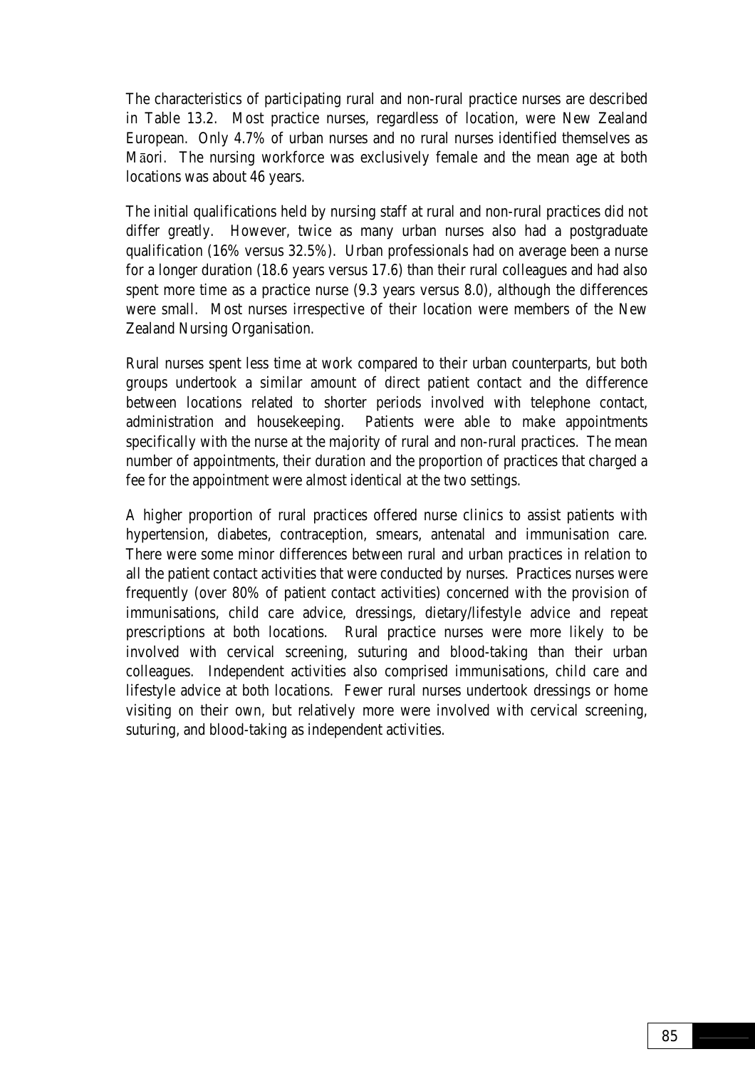The characteristics of participating rural and non-rural practice nurses are described in Table 13.2. Most practice nurses, regardless of location, were New Zealand European. Only 4.7% of urban nurses and no rural nurses identified themselves as Māori. The nursing workforce was exclusively female and the mean age at both locations was about 46 years.

The initial qualifications held by nursing staff at rural and non-rural practices did not differ greatly. However, twice as many urban nurses also had a postgraduate qualification (16% versus 32.5%). Urban professionals had on average been a nurse for a longer duration (18.6 years versus 17.6) than their rural colleagues and had also spent more time as a practice nurse (9.3 years versus 8.0), although the differences were small. Most nurses irrespective of their location were members of the New Zealand Nursing Organisation.

Rural nurses spent less time at work compared to their urban counterparts, but both groups undertook a similar amount of direct patient contact and the difference between locations related to shorter periods involved with telephone contact, administration and housekeeping. Patients were able to make appointments specifically with the nurse at the majority of rural and non-rural practices. The mean number of appointments, their duration and the proportion of practices that charged a fee for the appointment were almost identical at the two settings.

A higher proportion of rural practices offered nurse clinics to assist patients with hypertension, diabetes, contraception, smears, antenatal and immunisation care. There were some minor differences between rural and urban practices in relation to all the patient contact activities that were conducted by nurses. Practices nurses were frequently (over 80% of patient contact activities) concerned with the provision of immunisations, child care advice, dressings, dietary/lifestyle advice and repeat prescriptions at both locations. Rural practice nurses were more likely to be involved with cervical screening, suturing and blood-taking than their urban colleagues. Independent activities also comprised immunisations, child care and lifestyle advice at both locations. Fewer rural nurses undertook dressings or home visiting on their own, but relatively more were involved with cervical screening, suturing, and blood-taking as independent activities.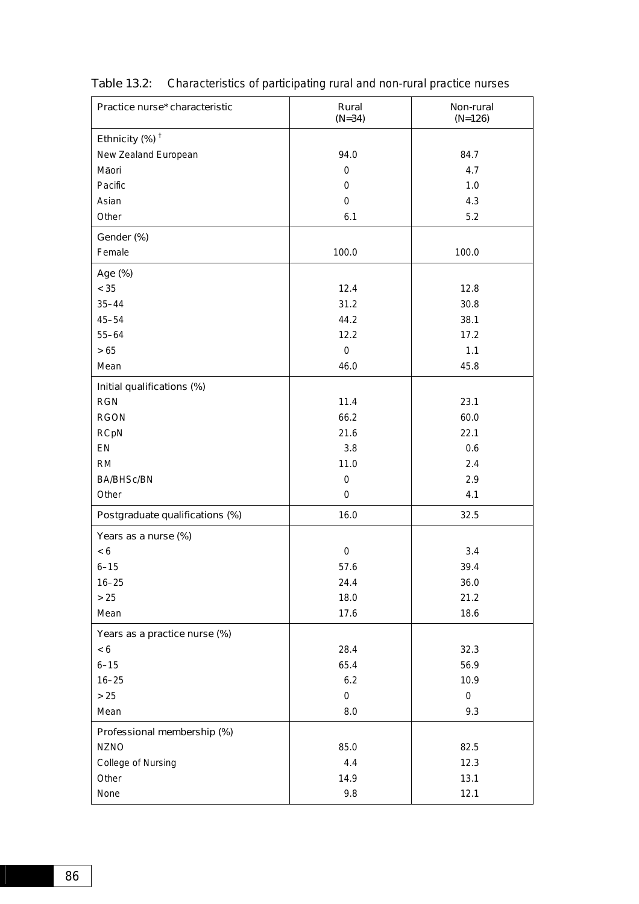Table 13.2: Characteristics of participating rural and non-rural practice nurses

| Practice nurse* characteristic | Rural (N=34) | Non-rural (N=126) |
|---|---|---|
| Ethnicity (%) [†] | | |
| New Zealand European | 94.0 | 84.7 |
| Māori | 0 | 4.7 |
| Pacific | 0 | 1.0 |
| Asian | 0 | 4.3 |
| Other | 6.1 | 5.2 |
| Gender (%) | | |
| Female | 100.0 | 100.0 |
| Age (%) | | |
| < 35 | 12.4 | 12.8 |
| 35–44 | 31.2 | 30.8 |
| 45–54 | 44.2 | 38.1 |
| 55–64 | 12.2 | 17.2 |
| > 65 | 0 | 1.1 |
| Mean | 46.0 | 45.8 |
| Initial qualifications (%) | | |
| RGN | 11.4 | 23.1 |
| RGON | 66.2 | 60.0 |
| RCpN | 21.6 | 22.1 |
| EN | 3.8 | 0.6 |
| RM | 11.0 | 2.4 |
| BA/BHSc/BN | 0 | 2.9 |
| Other | 0 | 4.1 |
| Postgraduate qualifications (%) | 16.0 | 32.5 |
| Years as a nurse (%) | | |
| < 6 | 0 | 3.4 |
| 6–15 | 57.6 | 39.4 |
| 16–25 | 24.4 | 36.0 |
| > 25 | 18.0 | 21.2 |
| Mean | 17.6 | 18.6 |
| Years as a practice nurse (%) | | |
| < 6 | 28.4 | 32.3 |
| 6–15 | 65.4 | 56.9 |
| 16–25 | 6.2 | 10.9 |
| > 25 | 0 | 0 |
| Mean | 8.0 | 9.3 |
| Professional membership (%) | | |
| NZNO | 85.0 | 82.5 |
| College of Nursing | 4.4 | 12.3 |
| Other | 14.9 | 13.1 |
| None | 9.8 | 12.1 |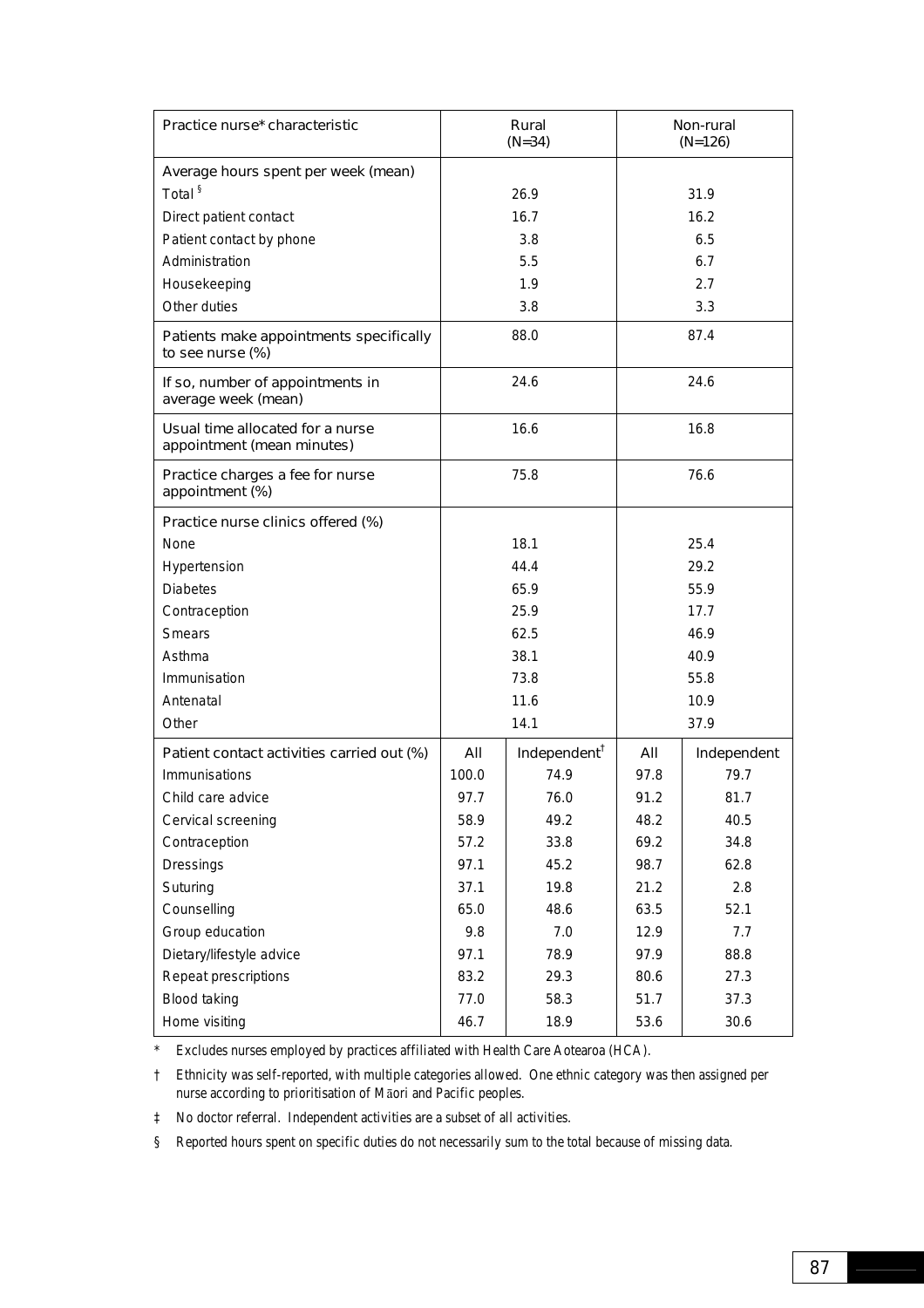| Practice nurse* characteristic | Rural (N=34) | | Non-rural (N=126) | |
|---|---|---|---|---|
| **Average hours spent per week (mean)** | | | | |
| Total [§] | 26.9 | | 31.9 | |
| Direct patient contact | 16.7 | | 16.2 | |
| Patient contact by phone | 3.8 | | 6.5 | |
| Administration | 5.5 | | 6.7 | |
| Housekeeping | 1.9 | | 2.7 | |
| Other duties | 3.8 | | 3.3 | |
| **Patients make appointments specifically to see nurse (%)** | 88.0 | | 87.4 | |
| **If so, number of appointments in average week (mean)** | 24.6 | | 24.6 | |
| **Usual time allocated for a nurse appointment (mean minutes)** | 16.6 | | 16.8 | |
| **Practice charges a fee for nurse appointment (%)** | 75.8 | | 76.6 | |
| **Practice nurse clinics offered (%)** | | | | |
| None | 18.1 | | 25.4 | |
| Hypertension | 44.4 | | 29.2 | |
| Diabetes | 65.9 | | 55.9 | |
| Contraception | 25.9 | | 17.7 | |
| Smears | 62.5 | | 46.9 | |
| Asthma | 38.1 | | 40.9 | |
| Immunisation | 73.8 | | 55.8 | |
| Antenatal | 11.6 | | 10.9 | |
| Other | 14.1 | | 37.9 | |
| **Patient contact activities carried out (%)** | **All** | **Independent[†]** | **All** | **Independent** |
| Immunisations | 100.0 | 74.9 | 97.8 | 79.7 |
| Child care advice | 97.7 | 76.0 | 91.2 | 81.7 |
| Cervical screening | 58.9 | 49.2 | 48.2 | 40.5 |
| Contraception | 57.2 | 33.8 | 69.2 | 34.8 |
| Dressings | 97.1 | 45.2 | 98.7 | 62.8 |
| Suturing | 37.1 | 19.8 | 21.2 | 2.8 |
| Counselling | 65.0 | 48.6 | 63.5 | 52.1 |
| Group education | 9.8 | 7.0 | 12.9 | 7.7 |
| Dietary/lifestyle advice | 97.1 | 78.9 | 97.9 | 88.8 |
| Repeat prescriptions | 83.2 | 29.3 | 80.6 | 27.3 |
| Blood taking | 77.0 | 58.3 | 51.7 | 37.3 |
| Home visiting | 46.7 | 18.9 | 53.6 | 30.6 |

\* Excludes nurses employed by practices affiliated with Health Care Aotearoa (HCA).

† Ethnicity was self-reported, with multiple categories allowed. One ethnic category was then assigned per nurse according to prioritisation of Māori and Pacific peoples.

‡ No doctor referral. Independent activities are a subset of all activities.

§ Reported hours spent on specific duties do not necessarily sum to the total because of missing data.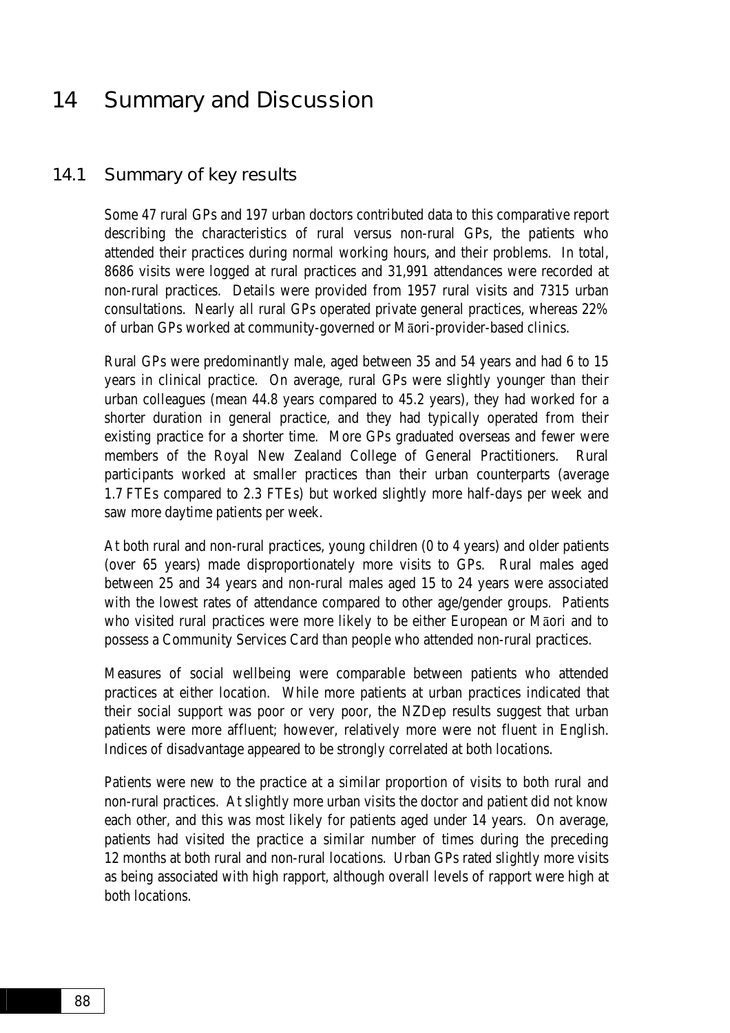# 14 Summary and Discussion

## 14.1 Summary of key results

Some 47 rural GPs and 197 urban doctors contributed data to this comparative report describing the characteristics of rural versus non-rural GPs, the patients who attended their practices during normal working hours, and their problems. In total, 8686 visits were logged at rural practices and 31,991 attendances were recorded at non-rural practices. Details were provided from 1957 rural visits and 7315 urban consultations. Nearly all rural GPs operated private general practices, whereas 22% of urban GPs worked at community-governed or Māori-provider-based clinics.

Rural GPs were predominantly male, aged between 35 and 54 years and had 6 to 15 years in clinical practice. On average, rural GPs were slightly younger than their urban colleagues (mean 44.8 years compared to 45.2 years), they had worked for a shorter duration in general practice, and they had typically operated from their existing practice for a shorter time. More GPs graduated overseas and fewer were members of the Royal New Zealand College of General Practitioners. Rural participants worked at smaller practices than their urban counterparts (average 1.7 FTEs compared to 2.3 FTEs) but worked slightly more half-days per week and saw more daytime patients per week.

At both rural and non-rural practices, young children (0 to 4 years) and older patients (over 65 years) made disproportionately more visits to GPs. Rural males aged between 25 and 34 years and non-rural males aged 15 to 24 years were associated with the lowest rates of attendance compared to other age/gender groups. Patients who visited rural practices were more likely to be either European or Māori and to possess a Community Services Card than people who attended non-rural practices.

Measures of social wellbeing were comparable between patients who attended practices at either location. While more patients at urban practices indicated that their social support was poor or very poor, the NZDep results suggest that urban patients were more affluent; however, relatively more were not fluent in English. Indices of disadvantage appeared to be strongly correlated at both locations.

Patients were new to the practice at a similar proportion of visits to both rural and non-rural practices. At slightly more urban visits the doctor and patient did not know each other, and this was most likely for patients aged under 14 years. On average, patients had visited the practice a similar number of times during the preceding 12 months at both rural and non-rural locations. Urban GPs rated slightly more visits as being associated with high rapport, although overall levels of rapport were high at both locations.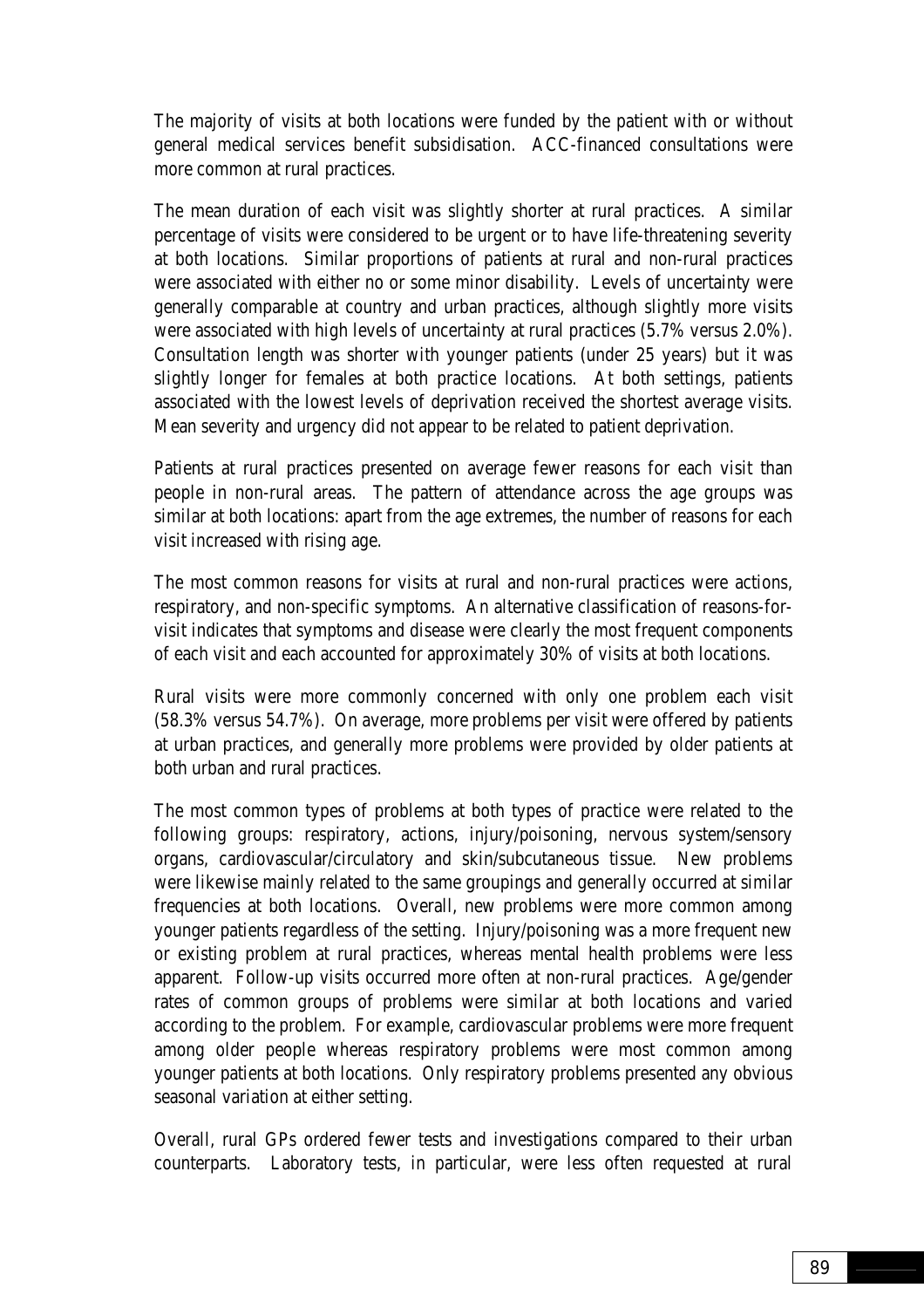The majority of visits at both locations were funded by the patient with or without general medical services benefit subsidisation. ACC-financed consultations were more common at rural practices.

The mean duration of each visit was slightly shorter at rural practices. A similar percentage of visits were considered to be urgent or to have life-threatening severity at both locations. Similar proportions of patients at rural and non-rural practices were associated with either no or some minor disability. Levels of uncertainty were generally comparable at country and urban practices, although slightly more visits were associated with high levels of uncertainty at rural practices (5.7% versus 2.0%). Consultation length was shorter with younger patients (under 25 years) but it was slightly longer for females at both practice locations. At both settings, patients associated with the lowest levels of deprivation received the shortest average visits. Mean severity and urgency did not appear to be related to patient deprivation.

Patients at rural practices presented on average fewer reasons for each visit than people in non-rural areas. The pattern of attendance across the age groups was similar at both locations: apart from the age extremes, the number of reasons for each visit increased with rising age.

The most common reasons for visits at rural and non-rural practices were actions, respiratory, and non-specific symptoms. An alternative classification of reasons-for-visit indicates that symptoms and disease were clearly the most frequent components of each visit and each accounted for approximately 30% of visits at both locations.

Rural visits were more commonly concerned with only one problem each visit (58.3% versus 54.7%). On average, more problems per visit were offered by patients at urban practices, and generally more problems were provided by older patients at both urban and rural practices.

The most common types of problems at both types of practice were related to the following groups: respiratory, actions, injury/poisoning, nervous system/sensory organs, cardiovascular/circulatory and skin/subcutaneous tissue. New problems were likewise mainly related to the same groupings and generally occurred at similar frequencies at both locations. Overall, new problems were more common among younger patients regardless of the setting. Injury/poisoning was a more frequent new or existing problem at rural practices, whereas mental health problems were less apparent. Follow-up visits occurred more often at non-rural practices. Age/gender rates of common groups of problems were similar at both locations and varied according to the problem. For example, cardiovascular problems were more frequent among older people whereas respiratory problems were most common among younger patients at both locations. Only respiratory problems presented any obvious seasonal variation at either setting.

Overall, rural GPs ordered fewer tests and investigations compared to their urban counterparts. Laboratory tests, in particular, were less often requested at rural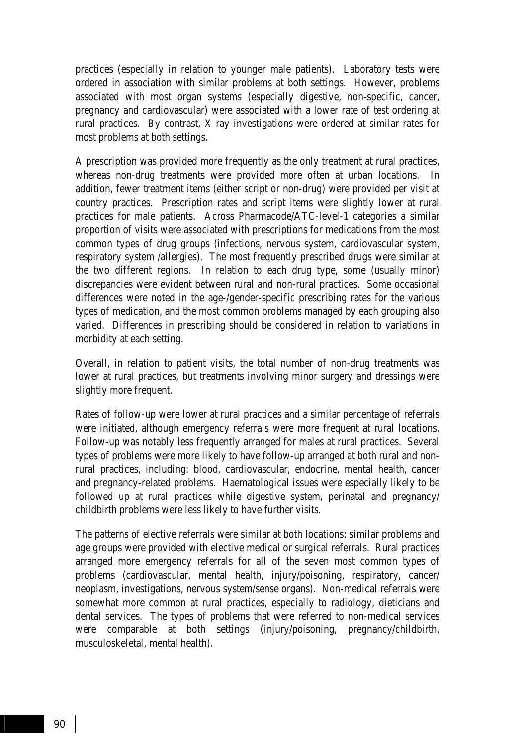practices (especially in relation to younger male patients). Laboratory tests were ordered in association with similar problems at both settings. However, problems associated with most organ systems (especially digestive, non-specific, cancer, pregnancy and cardiovascular) were associated with a lower rate of test ordering at rural practices. By contrast, X-ray investigations were ordered at similar rates for most problems at both settings.

A prescription was provided more frequently as the only treatment at rural practices, whereas non-drug treatments were provided more often at urban locations. In addition, fewer treatment items (either script or non-drug) were provided per visit at country practices. Prescription rates and script items were slightly lower at rural practices for male patients. Across Pharmacode/ATC-level-1 categories a similar proportion of visits were associated with prescriptions for medications from the most common types of drug groups (infections, nervous system, cardiovascular system, respiratory system /allergies). The most frequently prescribed drugs were similar at the two different regions. In relation to each drug type, some (usually minor) discrepancies were evident between rural and non-rural practices. Some occasional differences were noted in the age-/gender-specific prescribing rates for the various types of medication, and the most common problems managed by each grouping also varied. Differences in prescribing should be considered in relation to variations in morbidity at each setting.

Overall, in relation to patient visits, the total number of non-drug treatments was lower at rural practices, but treatments involving minor surgery and dressings were slightly more frequent.

Rates of follow-up were lower at rural practices and a similar percentage of referrals were initiated, although emergency referrals were more frequent at rural locations. Follow-up was notably less frequently arranged for males at rural practices. Several types of problems were more likely to have follow-up arranged at both rural and non-rural practices, including: blood, cardiovascular, endocrine, mental health, cancer and pregnancy-related problems. Haematological issues were especially likely to be followed up at rural practices while digestive system, perinatal and pregnancy/childbirth problems were less likely to have further visits.

The patterns of elective referrals were similar at both locations: similar problems and age groups were provided with elective medical or surgical referrals. Rural practices arranged more emergency referrals for all of the seven most common types of problems (cardiovascular, mental health, injury/poisoning, respiratory, cancer/neoplasm, investigations, nervous system/sense organs). Non-medical referrals were somewhat more common at rural practices, especially to radiology, dieticians and dental services. The types of problems that were referred to non-medical services were comparable at both settings (injury/poisoning, pregnancy/childbirth, musculoskeletal, mental health).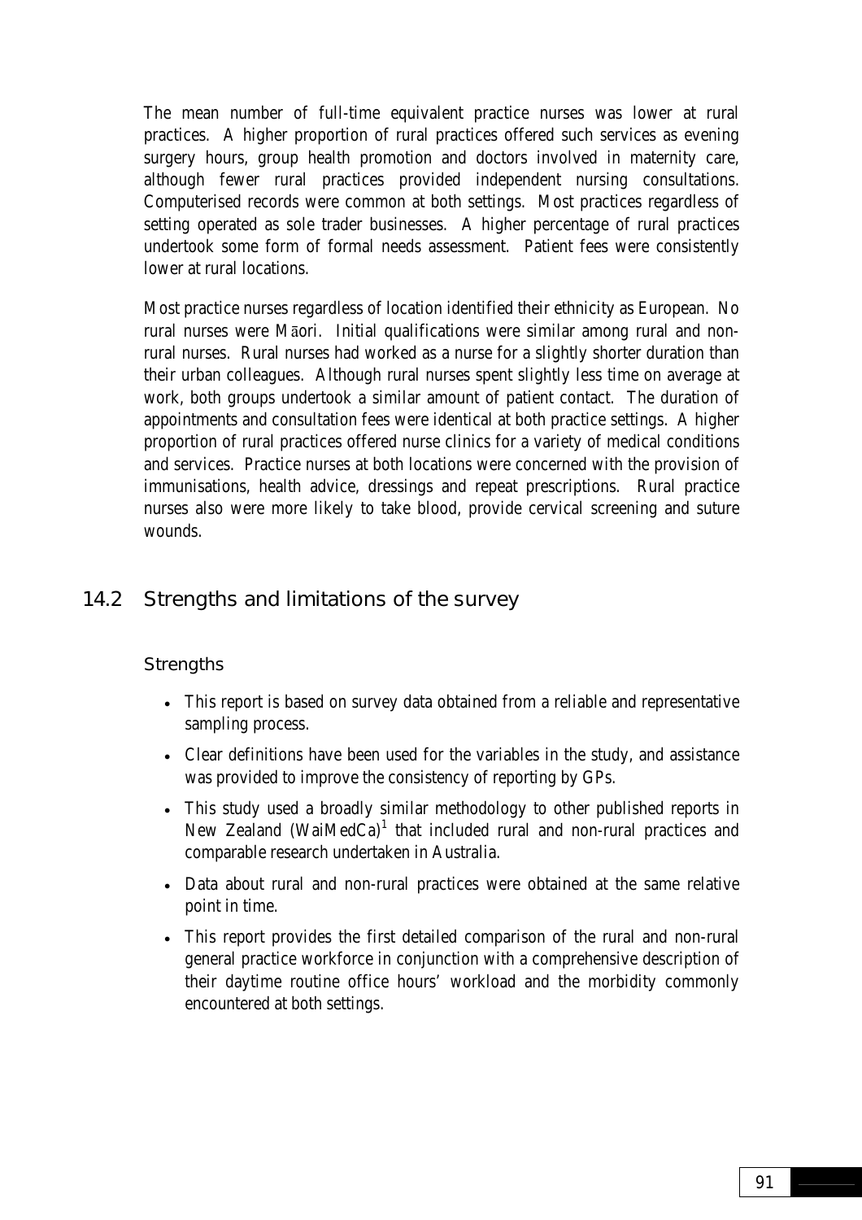The mean number of full-time equivalent practice nurses was lower at rural practices. A higher proportion of rural practices offered such services as evening surgery hours, group health promotion and doctors involved in maternity care, although fewer rural practices provided independent nursing consultations. Computerised records were common at both settings. Most practices regardless of setting operated as sole trader businesses. A higher percentage of rural practices undertook some form of formal needs assessment. Patient fees were consistently lower at rural locations.

Most practice nurses regardless of location identified their ethnicity as European. No rural nurses were Māori. Initial qualifications were similar among rural and non-rural nurses. Rural nurses had worked as a nurse for a slightly shorter duration than their urban colleagues. Although rural nurses spent slightly less time on average at work, both groups undertook a similar amount of patient contact. The duration of appointments and consultation fees were identical at both practice settings. A higher proportion of rural practices offered nurse clinics for a variety of medical conditions and services. Practice nurses at both locations were concerned with the provision of immunisations, health advice, dressings and repeat prescriptions. Rural practice nurses also were more likely to take blood, provide cervical screening and suture wounds.

## 14.2 Strengths and limitations of the survey

### Strengths

- This report is based on survey data obtained from a reliable and representative sampling process.
- Clear definitions have been used for the variables in the study, and assistance was provided to improve the consistency of reporting by GPs.
- This study used a broadly similar methodology to other published reports in New Zealand (WaiMedCa)[1] that included rural and non-rural practices and comparable research undertaken in Australia.
- Data about rural and non-rural practices were obtained at the same relative point in time.
- This report provides the first detailed comparison of the rural and non-rural general practice workforce in conjunction with a comprehensive description of their daytime routine office hours' workload and the morbidity commonly encountered at both settings.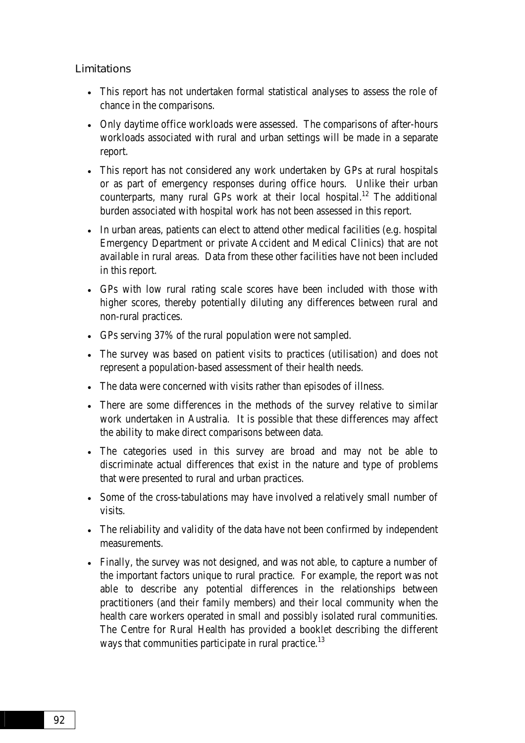## Limitations

- This report has not undertaken formal statistical analyses to assess the role of chance in the comparisons.
- Only daytime office workloads were assessed. The comparisons of after-hours workloads associated with rural and urban settings will be made in a separate report.
- This report has not considered any work undertaken by GPs at rural hospitals or as part of emergency responses during office hours. Unlike their urban counterparts, many rural GPs work at their local hospital.[12] The additional burden associated with hospital work has not been assessed in this report.
- In urban areas, patients can elect to attend other medical facilities (e.g. hospital Emergency Department or private Accident and Medical Clinics) that are not available in rural areas. Data from these other facilities have not been included in this report.
- GPs with low rural rating scale scores have been included with those with higher scores, thereby potentially diluting any differences between rural and non-rural practices.
- GPs serving 37% of the rural population were not sampled.
- The survey was based on patient visits to practices (utilisation) and does not represent a population-based assessment of their health needs.
- The data were concerned with visits rather than episodes of illness.
- There are some differences in the methods of the survey relative to similar work undertaken in Australia. It is possible that these differences may affect the ability to make direct comparisons between data.
- The categories used in this survey are broad and may not be able to discriminate actual differences that exist in the nature and type of problems that were presented to rural and urban practices.
- Some of the cross-tabulations may have involved a relatively small number of visits.
- The reliability and validity of the data have not been confirmed by independent measurements.
- Finally, the survey was not designed, and was not able, to capture a number of the important factors unique to rural practice. For example, the report was not able to describe any potential differences in the relationships between practitioners (and their family members) and their local community when the health care workers operated in small and possibly isolated rural communities. The Centre for Rural Health has provided a booklet describing the different ways that communities participate in rural practice.[13]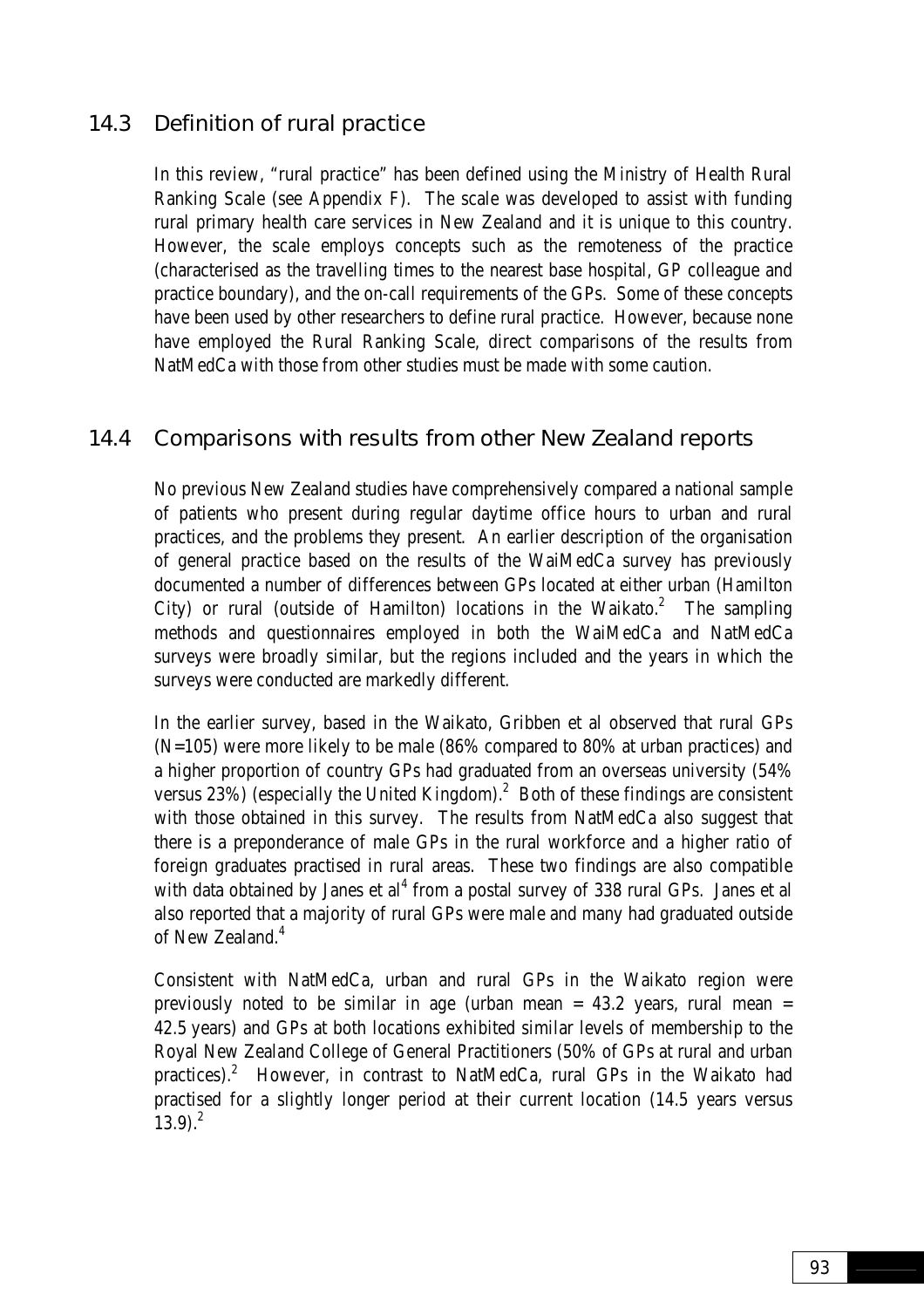## 14.3 Definition of rural practice

In this review, "rural practice" has been defined using the Ministry of Health Rural Ranking Scale (see Appendix F). The scale was developed to assist with funding rural primary health care services in New Zealand and it is unique to this country. However, the scale employs concepts such as the remoteness of the practice (characterised as the travelling times to the nearest base hospital, GP colleague and practice boundary), and the on-call requirements of the GPs. Some of these concepts have been used by other researchers to define rural practice. However, because none have employed the Rural Ranking Scale, direct comparisons of the results from NatMedCa with those from other studies must be made with some caution.

## 14.4 Comparisons with results from other New Zealand reports

No previous New Zealand studies have comprehensively compared a national sample of patients who present during regular daytime office hours to urban and rural practices, and the problems they present. An earlier description of the organisation of general practice based on the results of the WaiMedCa survey has previously documented a number of differences between GPs located at either urban (Hamilton City) or rural (outside of Hamilton) locations in the Waikato.[2] The sampling methods and questionnaires employed in both the WaiMedCa and NatMedCa surveys were broadly similar, but the regions included and the years in which the surveys were conducted are markedly different.

In the earlier survey, based in the Waikato, Gribben et al observed that rural GPs (N=105) were more likely to be male (86% compared to 80% at urban practices) and a higher proportion of country GPs had graduated from an overseas university (54% versus 23%) (especially the United Kingdom).[2] Both of these findings are consistent with those obtained in this survey. The results from NatMedCa also suggest that there is a preponderance of male GPs in the rural workforce and a higher ratio of foreign graduates practised in rural areas. These two findings are also compatible with data obtained by Janes et al[4] from a postal survey of 338 rural GPs. Janes et al also reported that a majority of rural GPs were male and many had graduated outside of New Zealand.[4]

Consistent with NatMedCa, urban and rural GPs in the Waikato region were previously noted to be similar in age (urban mean = 43.2 years, rural mean = 42.5 years) and GPs at both locations exhibited similar levels of membership to the Royal New Zealand College of General Practitioners (50% of GPs at rural and urban practices).[2] However, in contrast to NatMedCa, rural GPs in the Waikato had practised for a slightly longer period at their current location (14.5 years versus 13.9).[2]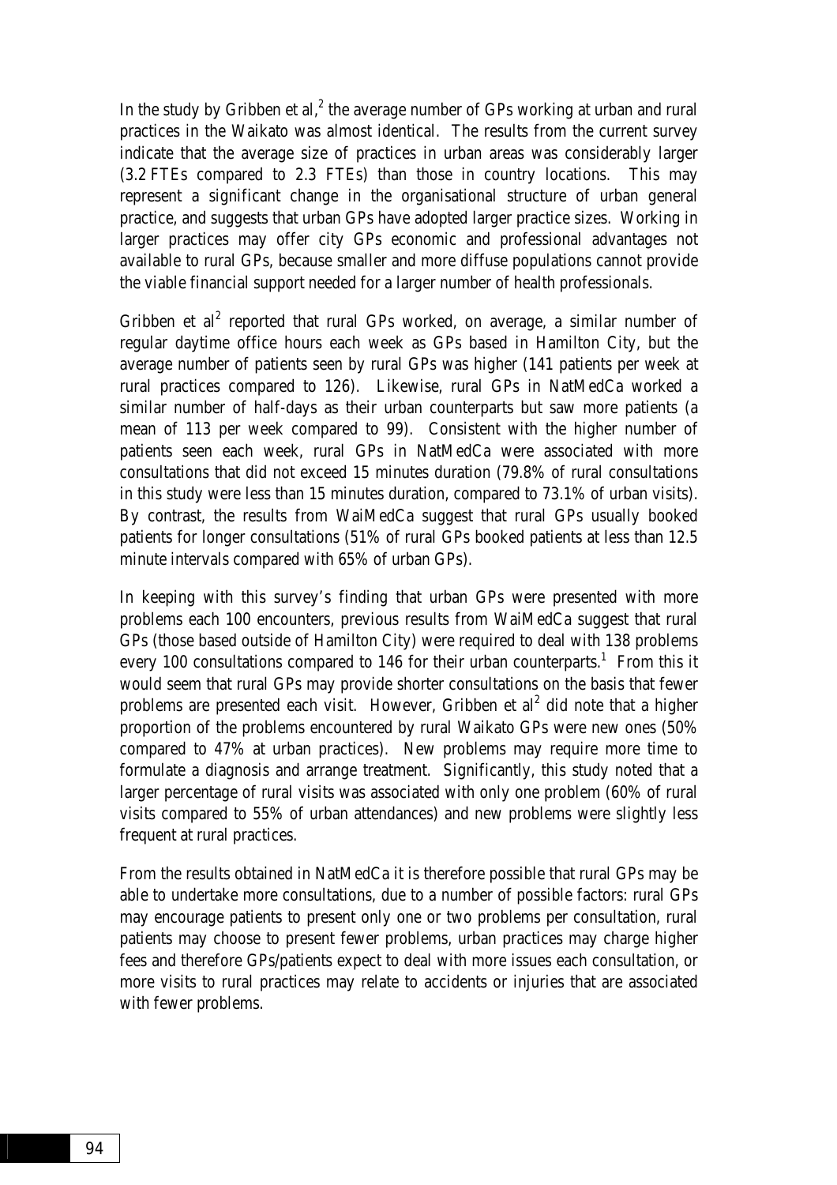In the study by Gribben et al,[2] the average number of GPs working at urban and rural practices in the Waikato was almost identical. The results from the current survey indicate that the average size of practices in urban areas was considerably larger (3.2 FTEs compared to 2.3 FTEs) than those in country locations. This may represent a significant change in the organisational structure of urban general practice, and suggests that urban GPs have adopted larger practice sizes. Working in larger practices may offer city GPs economic and professional advantages not available to rural GPs, because smaller and more diffuse populations cannot provide the viable financial support needed for a larger number of health professionals.

Gribben et al[2] reported that rural GPs worked, on average, a similar number of regular daytime office hours each week as GPs based in Hamilton City, but the average number of patients seen by rural GPs was higher (141 patients per week at rural practices compared to 126). Likewise, rural GPs in NatMedCa worked a similar number of half-days as their urban counterparts but saw more patients (a mean of 113 per week compared to 99). Consistent with the higher number of patients seen each week, rural GPs in NatMedCa were associated with more consultations that did not exceed 15 minutes duration (79.8% of rural consultations in this study were less than 15 minutes duration, compared to 73.1% of urban visits). By contrast, the results from WaiMedCa suggest that rural GPs usually booked patients for longer consultations (51% of rural GPs booked patients at less than 12.5 minute intervals compared with 65% of urban GPs).

In keeping with this survey's finding that urban GPs were presented with more problems each 100 encounters, previous results from WaiMedCa suggest that rural GPs (those based outside of Hamilton City) were required to deal with 138 problems every 100 consultations compared to 146 for their urban counterparts.[1] From this it would seem that rural GPs may provide shorter consultations on the basis that fewer problems are presented each visit. However, Gribben et al[2] did note that a higher proportion of the problems encountered by rural Waikato GPs were new ones (50% compared to 47% at urban practices). New problems may require more time to formulate a diagnosis and arrange treatment. Significantly, this study noted that a larger percentage of rural visits was associated with only one problem (60% of rural visits compared to 55% of urban attendances) and new problems were slightly less frequent at rural practices.

From the results obtained in NatMedCa it is therefore possible that rural GPs may be able to undertake more consultations, due to a number of possible factors: rural GPs may encourage patients to present only one or two problems per consultation, rural patients may choose to present fewer problems, urban practices may charge higher fees and therefore GPs/patients expect to deal with more issues each consultation, or more visits to rural practices may relate to accidents or injuries that are associated with fewer problems.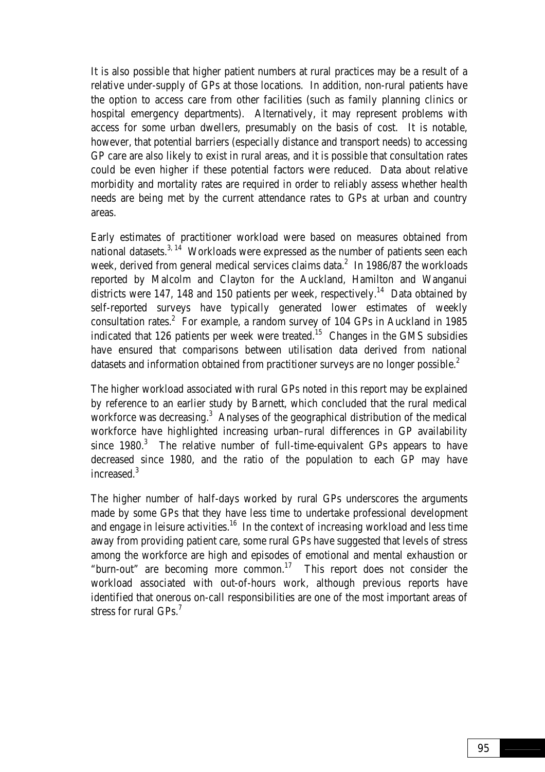It is also possible that higher patient numbers at rural practices may be a result of a relative under-supply of GPs at those locations. In addition, non-rural patients have the option to access care from other facilities (such as family planning clinics or hospital emergency departments). Alternatively, it may represent problems with access for some urban dwellers, presumably on the basis of cost. It is notable, however, that potential barriers (especially distance and transport needs) to accessing GP care are also likely to exist in rural areas, and it is possible that consultation rates could be even higher if these potential factors were reduced. Data about relative morbidity and mortality rates are required in order to reliably assess whether health needs are being met by the current attendance rates to GPs at urban and country areas.

Early estimates of practitioner workload were based on measures obtained from national datasets.[3, 14] Workloads were expressed as the number of patients seen each week, derived from general medical services claims data.[2] In 1986/87 the workloads reported by Malcolm and Clayton for the Auckland, Hamilton and Wanganui districts were 147, 148 and 150 patients per week, respectively.[14] Data obtained by self-reported surveys have typically generated lower estimates of weekly consultation rates.[2] For example, a random survey of 104 GPs in Auckland in 1985 indicated that 126 patients per week were treated.[15] Changes in the GMS subsidies have ensured that comparisons between utilisation data derived from national datasets and information obtained from practitioner surveys are no longer possible.[2]

The higher workload associated with rural GPs noted in this report may be explained by reference to an earlier study by Barnett, which concluded that the rural medical workforce was decreasing.[3] Analyses of the geographical distribution of the medical workforce have highlighted increasing urban–rural differences in GP availability since 1980.[3] The relative number of full-time-equivalent GPs appears to have decreased since 1980, and the ratio of the population to each GP may have increased.[3]

The higher number of half-days worked by rural GPs underscores the arguments made by some GPs that they have less time to undertake professional development and engage in leisure activities.[16] In the context of increasing workload and less time away from providing patient care, some rural GPs have suggested that levels of stress among the workforce are high and episodes of emotional and mental exhaustion or "burn-out" are becoming more common.[17] This report does not consider the workload associated with out-of-hours work, although previous reports have identified that onerous on-call responsibilities are one of the most important areas of stress for rural GPs.[7]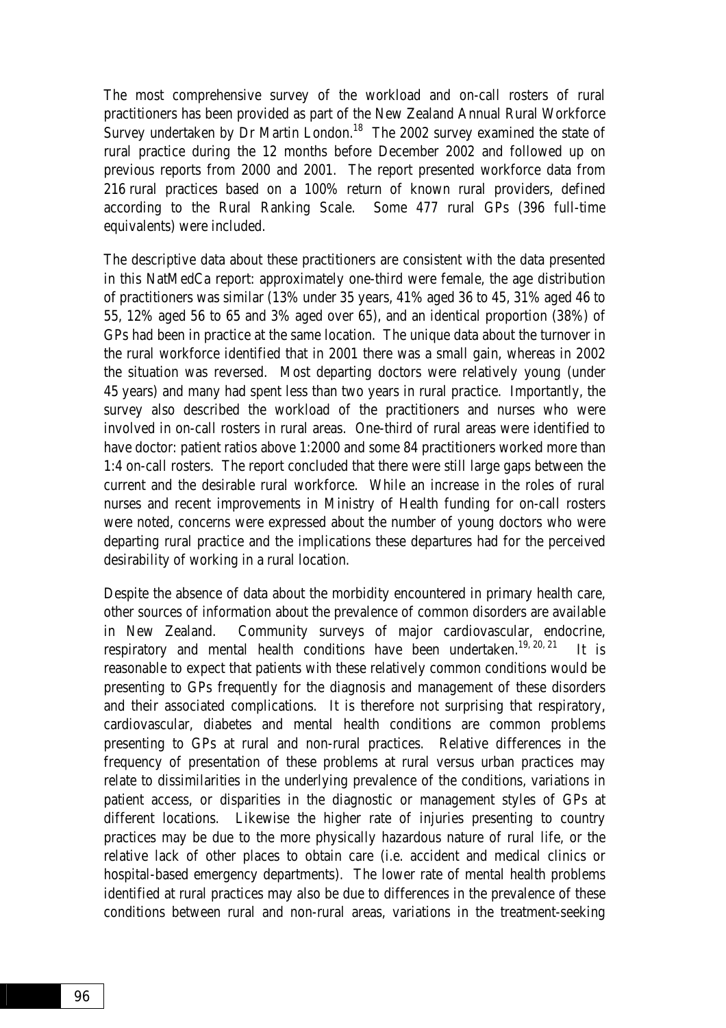The most comprehensive survey of the workload and on-call rosters of rural practitioners has been provided as part of the New Zealand Annual Rural Workforce Survey undertaken by Dr Martin London.[18] The 2002 survey examined the state of rural practice during the 12 months before December 2002 and followed up on previous reports from 2000 and 2001. The report presented workforce data from 216 rural practices based on a 100% return of known rural providers, defined according to the Rural Ranking Scale. Some 477 rural GPs (396 full-time equivalents) were included.

The descriptive data about these practitioners are consistent with the data presented in this NatMedCa report: approximately one-third were female, the age distribution of practitioners was similar (13% under 35 years, 41% aged 36 to 45, 31% aged 46 to 55, 12% aged 56 to 65 and 3% aged over 65), and an identical proportion (38%) of GPs had been in practice at the same location. The unique data about the turnover in the rural workforce identified that in 2001 there was a small gain, whereas in 2002 the situation was reversed. Most departing doctors were relatively young (under 45 years) and many had spent less than two years in rural practice. Importantly, the survey also described the workload of the practitioners and nurses who were involved in on-call rosters in rural areas. One-third of rural areas were identified to have doctor: patient ratios above 1:2000 and some 84 practitioners worked more than 1:4 on-call rosters. The report concluded that there were still large gaps between the current and the desirable rural workforce. While an increase in the roles of rural nurses and recent improvements in Ministry of Health funding for on-call rosters were noted, concerns were expressed about the number of young doctors who were departing rural practice and the implications these departures had for the perceived desirability of working in a rural location.

Despite the absence of data about the morbidity encountered in primary health care, other sources of information about the prevalence of common disorders are available in New Zealand. Community surveys of major cardiovascular, endocrine, respiratory and mental health conditions have been undertaken.[19, 20, 21] It is reasonable to expect that patients with these relatively common conditions would be presenting to GPs frequently for the diagnosis and management of these disorders and their associated complications. It is therefore not surprising that respiratory, cardiovascular, diabetes and mental health conditions are common problems presenting to GPs at rural and non-rural practices. Relative differences in the frequency of presentation of these problems at rural versus urban practices may relate to dissimilarities in the underlying prevalence of the conditions, variations in patient access, or disparities in the diagnostic or management styles of GPs at different locations. Likewise the higher rate of injuries presenting to country practices may be due to the more physically hazardous nature of rural life, or the relative lack of other places to obtain care (i.e. accident and medical clinics or hospital-based emergency departments). The lower rate of mental health problems identified at rural practices may also be due to differences in the prevalence of these conditions between rural and non-rural areas, variations in the treatment-seeking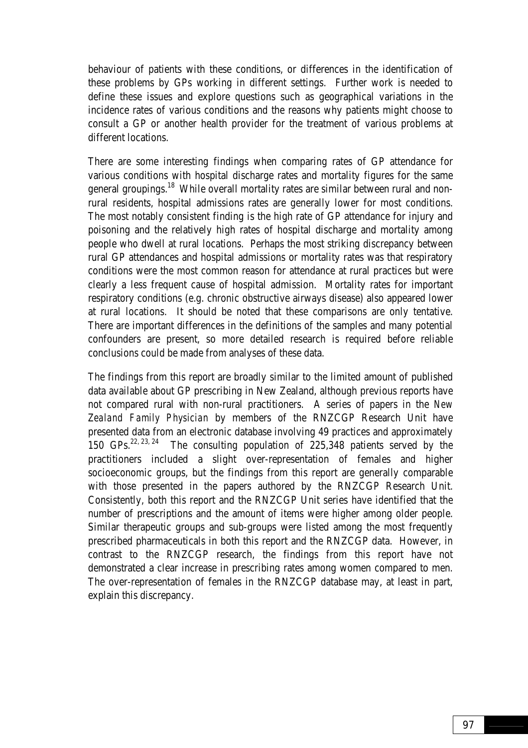behaviour of patients with these conditions, or differences in the identification of these problems by GPs working in different settings. Further work is needed to define these issues and explore questions such as geographical variations in the incidence rates of various conditions and the reasons why patients might choose to consult a GP or another health provider for the treatment of various problems at different locations.

There are some interesting findings when comparing rates of GP attendance for various conditions with hospital discharge rates and mortality figures for the same general groupings.[18] While overall mortality rates are similar between rural and non-rural residents, hospital admissions rates are generally lower for most conditions. The most notably consistent finding is the high rate of GP attendance for injury and poisoning and the relatively high rates of hospital discharge and mortality among people who dwell at rural locations. Perhaps the most striking discrepancy between rural GP attendances and hospital admissions or mortality rates was that respiratory conditions were the most common reason for attendance at rural practices but were clearly a less frequent cause of hospital admission. Mortality rates for important respiratory conditions (e.g. chronic obstructive airways disease) also appeared lower at rural locations. It should be noted that these comparisons are only tentative. There are important differences in the definitions of the samples and many potential confounders are present, so more detailed research is required before reliable conclusions could be made from analyses of these data.

The findings from this report are broadly similar to the limited amount of published data available about GP prescribing in New Zealand, although previous reports have not compared rural with non-rural practitioners. A series of papers in the *New Zealand Family Physician* by members of the RNZCGP Research Unit have presented data from an electronic database involving 49 practices and approximately 150 GPs.[22, 23, 24] The consulting population of 225,348 patients served by the practitioners included a slight over-representation of females and higher socioeconomic groups, but the findings from this report are generally comparable with those presented in the papers authored by the RNZCGP Research Unit. Consistently, both this report and the RNZCGP Unit series have identified that the number of prescriptions and the amount of items were higher among older people. Similar therapeutic groups and sub-groups were listed among the most frequently prescribed pharmaceuticals in both this report and the RNZCGP data. However, in contrast to the RNZCGP research, the findings from this report have not demonstrated a clear increase in prescribing rates among women compared to men. The over-representation of females in the RNZCGP database may, at least in part, explain this discrepancy.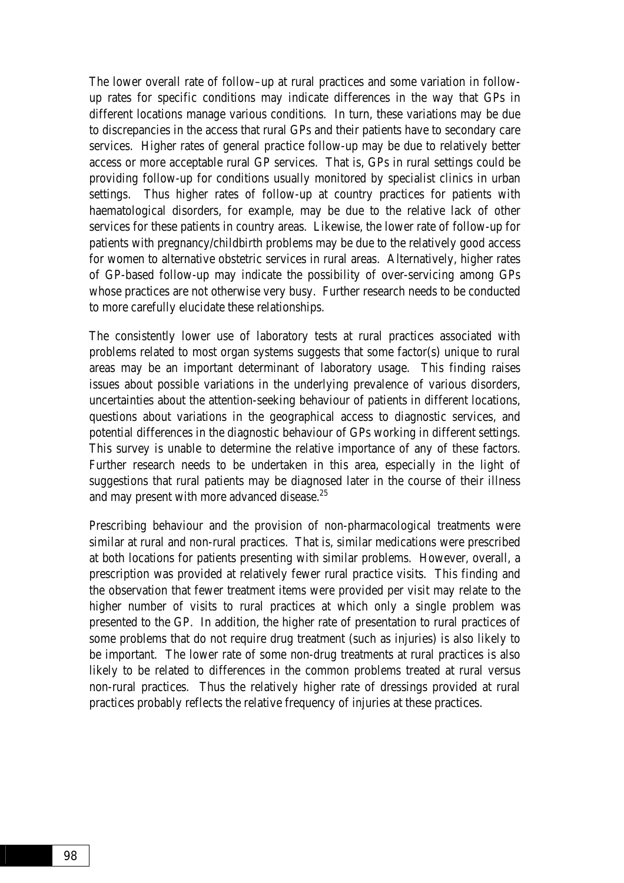The lower overall rate of follow–up at rural practices and some variation in follow-up rates for specific conditions may indicate differences in the way that GPs in different locations manage various conditions. In turn, these variations may be due to discrepancies in the access that rural GPs and their patients have to secondary care services. Higher rates of general practice follow-up may be due to relatively better access or more acceptable rural GP services. That is, GPs in rural settings could be providing follow-up for conditions usually monitored by specialist clinics in urban settings. Thus higher rates of follow-up at country practices for patients with haematological disorders, for example, may be due to the relative lack of other services for these patients in country areas. Likewise, the lower rate of follow-up for patients with pregnancy/childbirth problems may be due to the relatively good access for women to alternative obstetric services in rural areas. Alternatively, higher rates of GP-based follow-up may indicate the possibility of over-servicing among GPs whose practices are not otherwise very busy. Further research needs to be conducted to more carefully elucidate these relationships.

The consistently lower use of laboratory tests at rural practices associated with problems related to most organ systems suggests that some factor(s) unique to rural areas may be an important determinant of laboratory usage. This finding raises issues about possible variations in the underlying prevalence of various disorders, uncertainties about the attention-seeking behaviour of patients in different locations, questions about variations in the geographical access to diagnostic services, and potential differences in the diagnostic behaviour of GPs working in different settings. This survey is unable to determine the relative importance of any of these factors. Further research needs to be undertaken in this area, especially in the light of suggestions that rural patients may be diagnosed later in the course of their illness and may present with more advanced disease.[25]

Prescribing behaviour and the provision of non-pharmacological treatments were similar at rural and non-rural practices. That is, similar medications were prescribed at both locations for patients presenting with similar problems. However, overall, a prescription was provided at relatively fewer rural practice visits. This finding and the observation that fewer treatment items were provided per visit may relate to the higher number of visits to rural practices at which only a single problem was presented to the GP. In addition, the higher rate of presentation to rural practices of some problems that do not require drug treatment (such as injuries) is also likely to be important. The lower rate of some non-drug treatments at rural practices is also likely to be related to differences in the common problems treated at rural versus non-rural practices. Thus the relatively higher rate of dressings provided at rural practices probably reflects the relative frequency of injuries at these practices.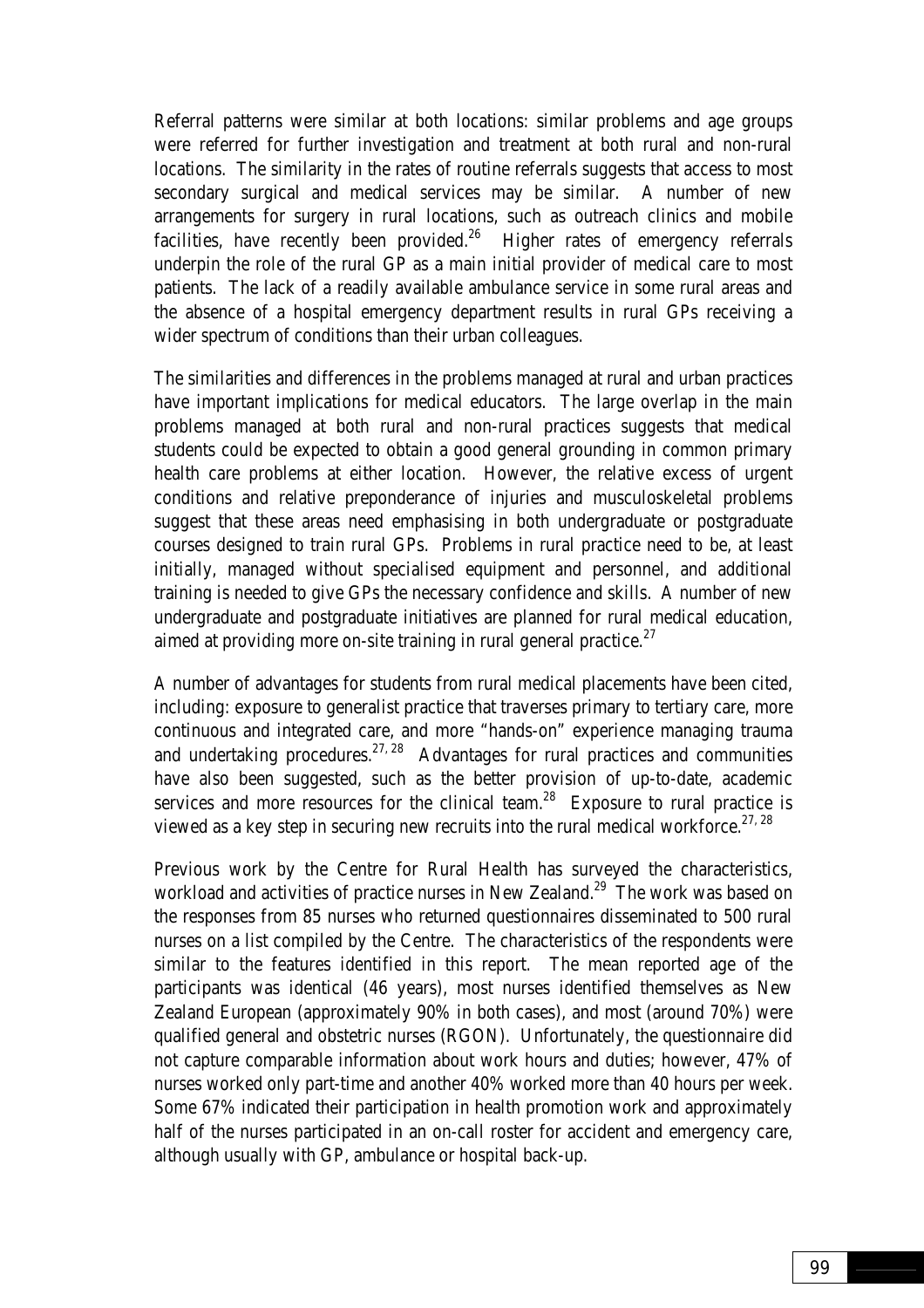Referral patterns were similar at both locations: similar problems and age groups were referred for further investigation and treatment at both rural and non-rural locations. The similarity in the rates of routine referrals suggests that access to most secondary surgical and medical services may be similar. A number of new arrangements for surgery in rural locations, such as outreach clinics and mobile facilities, have recently been provided.[26] Higher rates of emergency referrals underpin the role of the rural GP as a main initial provider of medical care to most patients. The lack of a readily available ambulance service in some rural areas and the absence of a hospital emergency department results in rural GPs receiving a wider spectrum of conditions than their urban colleagues.

The similarities and differences in the problems managed at rural and urban practices have important implications for medical educators. The large overlap in the main problems managed at both rural and non-rural practices suggests that medical students could be expected to obtain a good general grounding in common primary health care problems at either location. However, the relative excess of urgent conditions and relative preponderance of injuries and musculoskeletal problems suggest that these areas need emphasising in both undergraduate or postgraduate courses designed to train rural GPs. Problems in rural practice need to be, at least initially, managed without specialised equipment and personnel, and additional training is needed to give GPs the necessary confidence and skills. A number of new undergraduate and postgraduate initiatives are planned for rural medical education, aimed at providing more on-site training in rural general practice.[27]

A number of advantages for students from rural medical placements have been cited, including: exposure to generalist practice that traverses primary to tertiary care, more continuous and integrated care, and more "hands-on" experience managing trauma and undertaking procedures.[27, 28] Advantages for rural practices and communities have also been suggested, such as the better provision of up-to-date, academic services and more resources for the clinical team.[28] Exposure to rural practice is viewed as a key step in securing new recruits into the rural medical workforce.[27, 28]

Previous work by the Centre for Rural Health has surveyed the characteristics, workload and activities of practice nurses in New Zealand.[29] The work was based on the responses from 85 nurses who returned questionnaires disseminated to 500 rural nurses on a list compiled by the Centre. The characteristics of the respondents were similar to the features identified in this report. The mean reported age of the participants was identical (46 years), most nurses identified themselves as New Zealand European (approximately 90% in both cases), and most (around 70%) were qualified general and obstetric nurses (RGON). Unfortunately, the questionnaire did not capture comparable information about work hours and duties; however, 47% of nurses worked only part-time and another 40% worked more than 40 hours per week. Some 67% indicated their participation in health promotion work and approximately half of the nurses participated in an on-call roster for accident and emergency care, although usually with GP, ambulance or hospital back-up.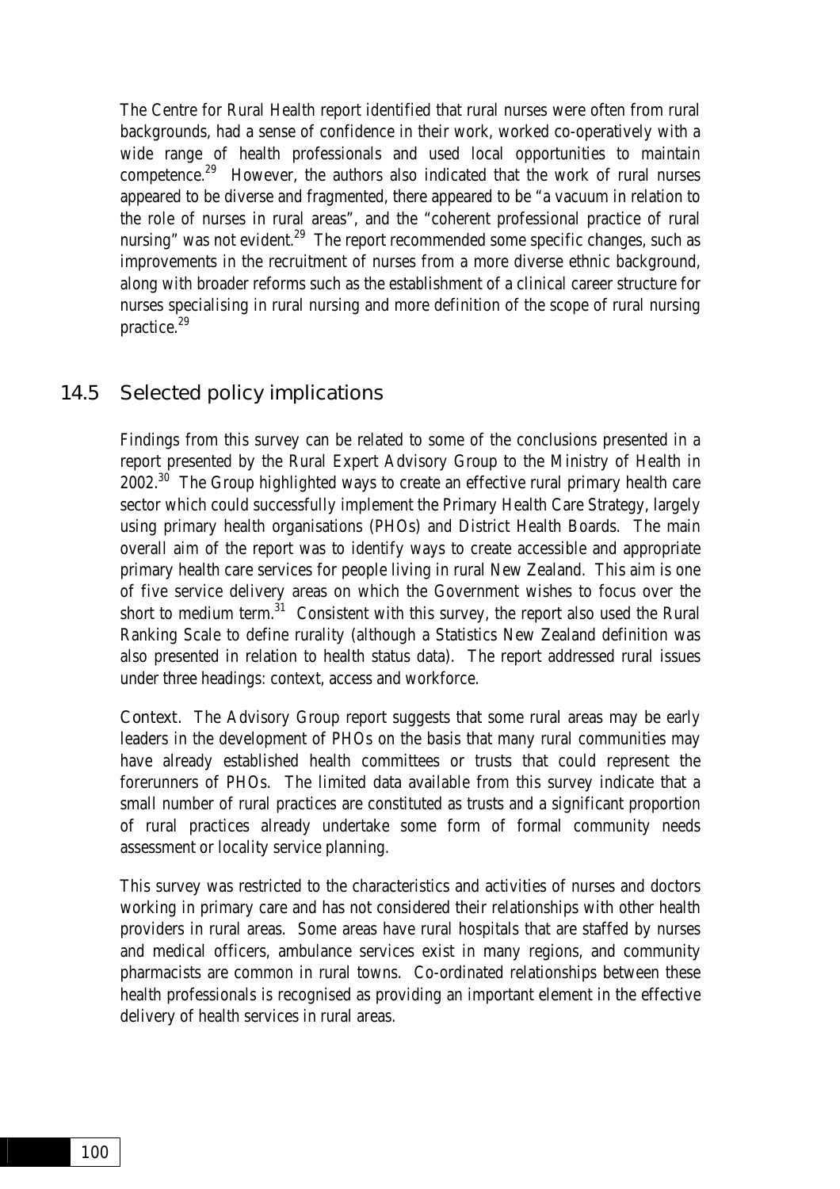The Centre for Rural Health report identified that rural nurses were often from rural backgrounds, had a sense of confidence in their work, worked co-operatively with a wide range of health professionals and used local opportunities to maintain competence.[29] However, the authors also indicated that the work of rural nurses appeared to be diverse and fragmented, there appeared to be "a vacuum in relation to the role of nurses in rural areas", and the "coherent professional practice of rural nursing" was not evident.[29] The report recommended some specific changes, such as improvements in the recruitment of nurses from a more diverse ethnic background, along with broader reforms such as the establishment of a clinical career structure for nurses specialising in rural nursing and more definition of the scope of rural nursing practice.[29]

## 14.5 Selected policy implications

Findings from this survey can be related to some of the conclusions presented in a report presented by the Rural Expert Advisory Group to the Ministry of Health in 2002.[30] The Group highlighted ways to create an effective rural primary health care sector which could successfully implement the Primary Health Care Strategy, largely using primary health organisations (PHOs) and District Health Boards. The main overall aim of the report was to identify ways to create accessible and appropriate primary health care services for people living in rural New Zealand. This aim is one of five service delivery areas on which the Government wishes to focus over the short to medium term.[31] Consistent with this survey, the report also used the Rural Ranking Scale to define rurality (although a Statistics New Zealand definition was also presented in relation to health status data). The report addressed rural issues under three headings: context, access and workforce.

Context. The Advisory Group report suggests that some rural areas may be early leaders in the development of PHOs on the basis that many rural communities may have already established health committees or trusts that could represent the forerunners of PHOs. The limited data available from this survey indicate that a small number of rural practices are constituted as trusts and a significant proportion of rural practices already undertake some form of formal community needs assessment or locality service planning.

This survey was restricted to the characteristics and activities of nurses and doctors working in primary care and has not considered their relationships with other health providers in rural areas. Some areas have rural hospitals that are staffed by nurses and medical officers, ambulance services exist in many regions, and community pharmacists are common in rural towns. Co-ordinated relationships between these health professionals is recognised as providing an important element in the effective delivery of health services in rural areas.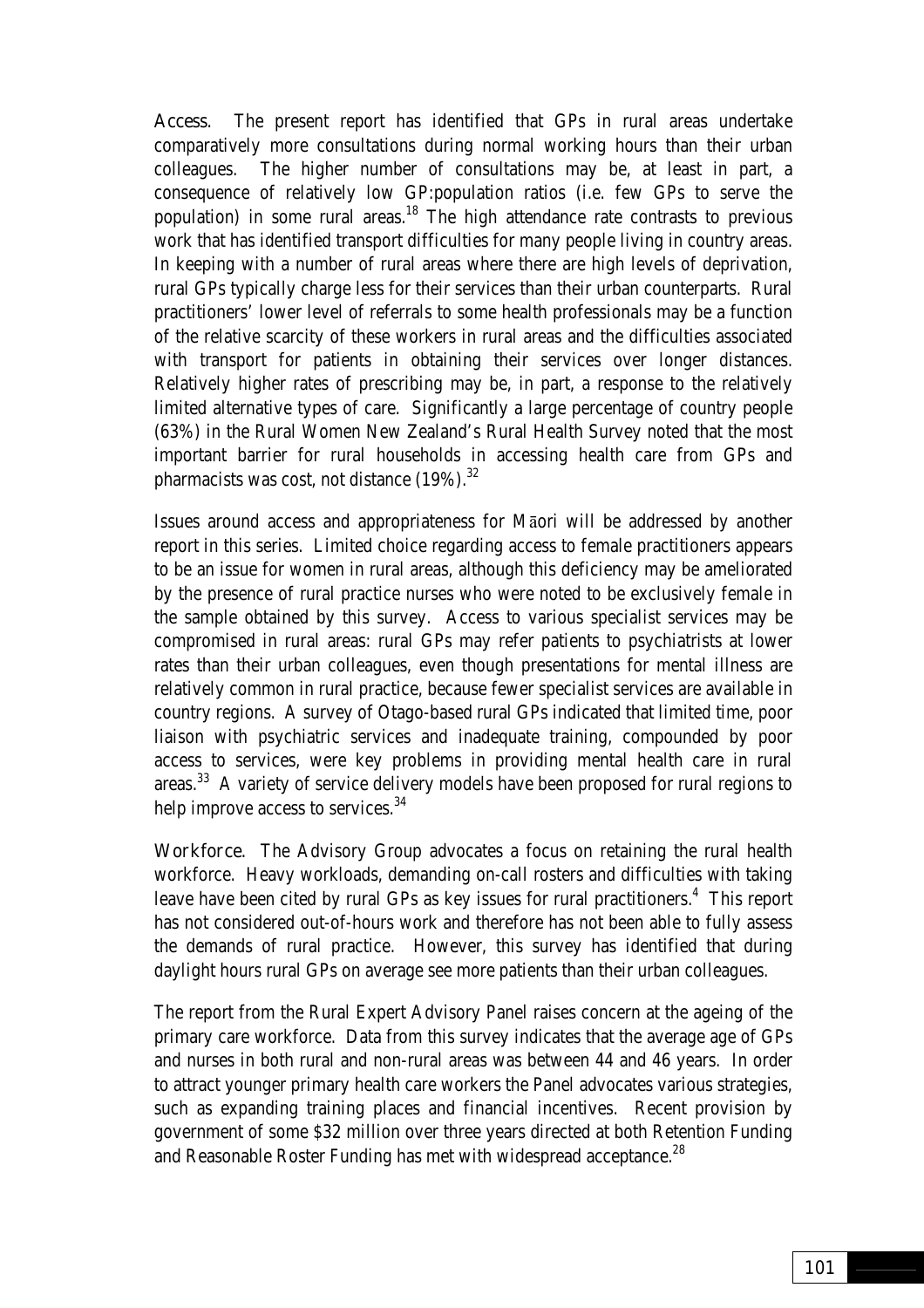*Access*. The present report has identified that GPs in rural areas undertake comparatively more consultations during normal working hours than their urban colleagues. The higher number of consultations may be, at least in part, a consequence of relatively low GP:population ratios (i.e. few GPs to serve the population) in some rural areas.[18] The high attendance rate contrasts to previous work that has identified transport difficulties for many people living in country areas. In keeping with a number of rural areas where there are high levels of deprivation, rural GPs typically charge less for their services than their urban counterparts. Rural practitioners' lower level of referrals to some health professionals may be a function of the relative scarcity of these workers in rural areas and the difficulties associated with transport for patients in obtaining their services over longer distances. Relatively higher rates of prescribing may be, in part, a response to the relatively limited alternative types of care. Significantly a large percentage of country people (63%) in the Rural Women New Zealand's Rural Health Survey noted that the most important barrier for rural households in accessing health care from GPs and pharmacists was cost, not distance (19%).[32]

Issues around access and appropriateness for Māori will be addressed by another report in this series. Limited choice regarding access to female practitioners appears to be an issue for women in rural areas, although this deficiency may be ameliorated by the presence of rural practice nurses who were noted to be exclusively female in the sample obtained by this survey. Access to various specialist services may be compromised in rural areas: rural GPs may refer patients to psychiatrists at lower rates than their urban colleagues, even though presentations for mental illness are relatively common in rural practice, because fewer specialist services are available in country regions. A survey of Otago-based rural GPs indicated that limited time, poor liaison with psychiatric services and inadequate training, compounded by poor access to services, were key problems in providing mental health care in rural areas.[33] A variety of service delivery models have been proposed for rural regions to help improve access to services.[34]

*Workforce*. The Advisory Group advocates a focus on retaining the rural health workforce. Heavy workloads, demanding on-call rosters and difficulties with taking leave have been cited by rural GPs as key issues for rural practitioners.[4] This report has not considered out-of-hours work and therefore has not been able to fully assess the demands of rural practice. However, this survey has identified that during daylight hours rural GPs on average see more patients than their urban colleagues.

The report from the Rural Expert Advisory Panel raises concern at the ageing of the primary care workforce. Data from this survey indicates that the average age of GPs and nurses in both rural and non-rural areas was between 44 and 46 years. In order to attract younger primary health care workers the Panel advocates various strategies, such as expanding training places and financial incentives. Recent provision by government of some $32 million over three years directed at both Retention Funding and Reasonable Roster Funding has met with widespread acceptance.[28]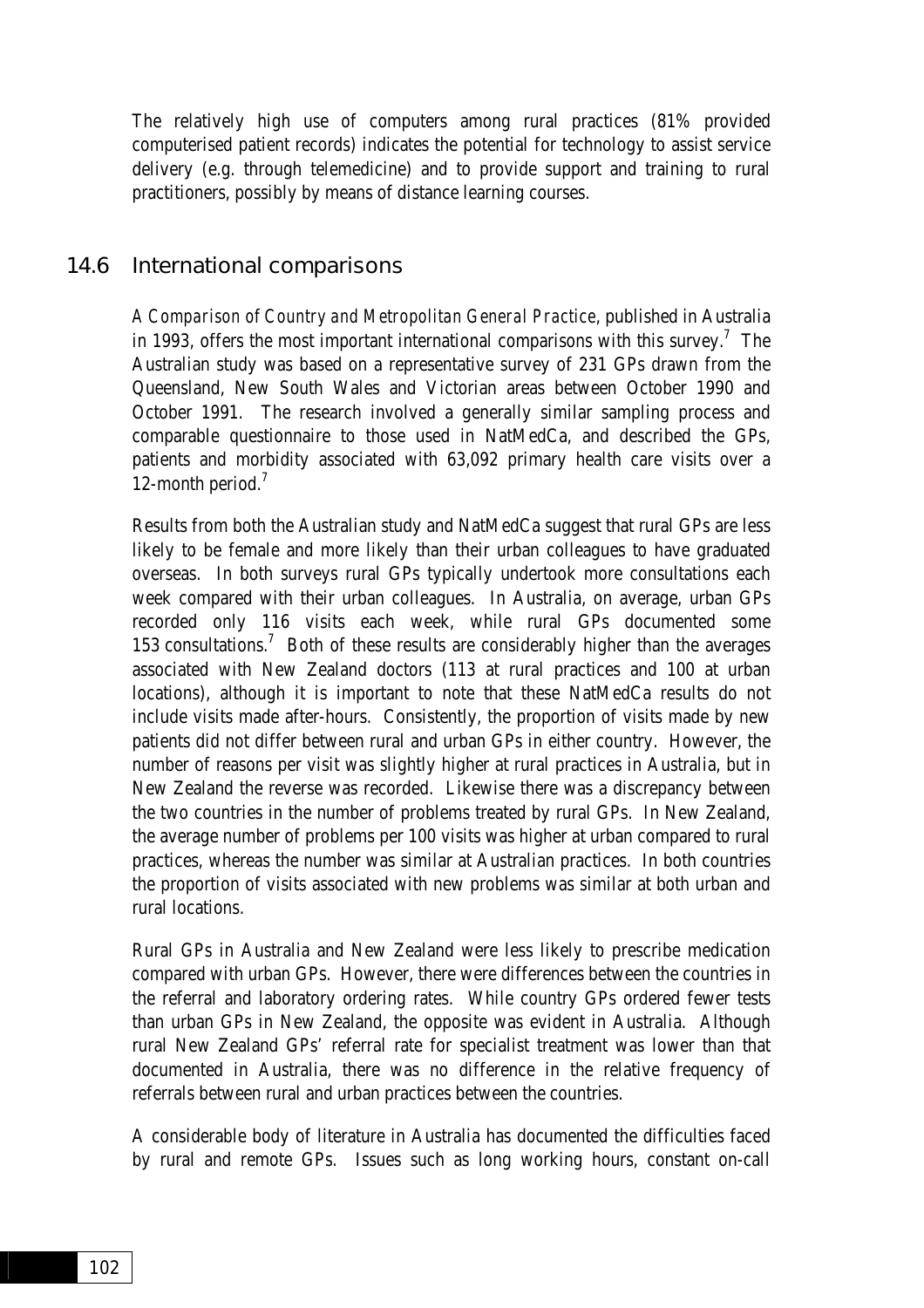The relatively high use of computers among rural practices (81% provided computerised patient records) indicates the potential for technology to assist service delivery (e.g. through telemedicine) and to provide support and training to rural practitioners, possibly by means of distance learning courses.

## 14.6 International comparisons

*A Comparison of Country and Metropolitan General Practice*, published in Australia in 1993, offers the most important international comparisons with this survey.[7] The Australian study was based on a representative survey of 231 GPs drawn from the Queensland, New South Wales and Victorian areas between October 1990 and October 1991. The research involved a generally similar sampling process and comparable questionnaire to those used in NatMedCa, and described the GPs, patients and morbidity associated with 63,092 primary health care visits over a 12-month period.[7]

Results from both the Australian study and NatMedCa suggest that rural GPs are less likely to be female and more likely than their urban colleagues to have graduated overseas. In both surveys rural GPs typically undertook more consultations each week compared with their urban colleagues. In Australia, on average, urban GPs recorded only 116 visits each week, while rural GPs documented some 153 consultations.[7] Both of these results are considerably higher than the averages associated with New Zealand doctors (113 at rural practices and 100 at urban locations), although it is important to note that these NatMedCa results do not include visits made after-hours. Consistently, the proportion of visits made by new patients did not differ between rural and urban GPs in either country. However, the number of reasons per visit was slightly higher at rural practices in Australia, but in New Zealand the reverse was recorded. Likewise there was a discrepancy between the two countries in the number of problems treated by rural GPs. In New Zealand, the average number of problems per 100 visits was higher at urban compared to rural practices, whereas the number was similar at Australian practices. In both countries the proportion of visits associated with new problems was similar at both urban and rural locations.

Rural GPs in Australia and New Zealand were less likely to prescribe medication compared with urban GPs. However, there were differences between the countries in the referral and laboratory ordering rates. While country GPs ordered fewer tests than urban GPs in New Zealand, the opposite was evident in Australia. Although rural New Zealand GPs' referral rate for specialist treatment was lower than that documented in Australia, there was no difference in the relative frequency of referrals between rural and urban practices between the countries.

A considerable body of literature in Australia has documented the difficulties faced by rural and remote GPs. Issues such as long working hours, constant on-call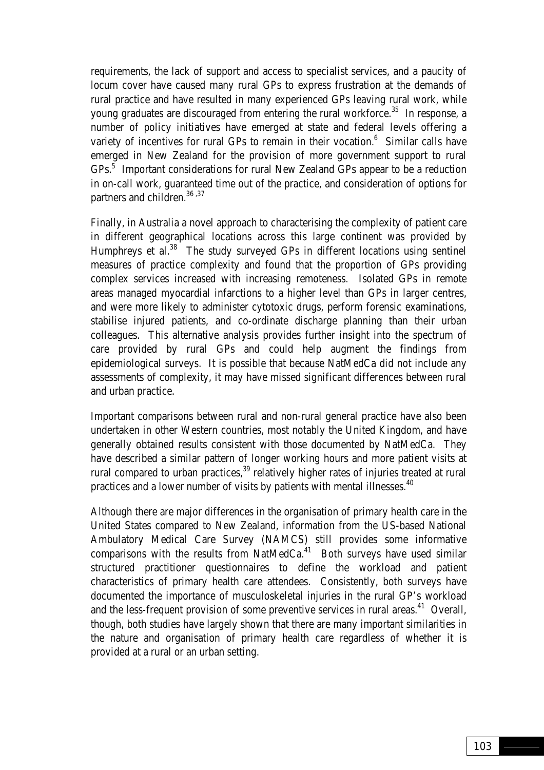requirements, the lack of support and access to specialist services, and a paucity of locum cover have caused many rural GPs to express frustration at the demands of rural practice and have resulted in many experienced GPs leaving rural work, while young graduates are discouraged from entering the rural workforce.[35] In response, a number of policy initiatives have emerged at state and federal levels offering a variety of incentives for rural GPs to remain in their vocation.[6] Similar calls have emerged in New Zealand for the provision of more government support to rural GPs.[5] Important considerations for rural New Zealand GPs appear to be a reduction in on-call work, guaranteed time out of the practice, and consideration of options for partners and children.[36,37]

Finally, in Australia a novel approach to characterising the complexity of patient care in different geographical locations across this large continent was provided by Humphreys et al.[38] The study surveyed GPs in different locations using sentinel measures of practice complexity and found that the proportion of GPs providing complex services increased with increasing remoteness. Isolated GPs in remote areas managed myocardial infarctions to a higher level than GPs in larger centres, and were more likely to administer cytotoxic drugs, perform forensic examinations, stabilise injured patients, and co-ordinate discharge planning than their urban colleagues. This alternative analysis provides further insight into the spectrum of care provided by rural GPs and could help augment the findings from epidemiological surveys. It is possible that because NatMedCa did not include any assessments of complexity, it may have missed significant differences between rural and urban practice.

Important comparisons between rural and non-rural general practice have also been undertaken in other Western countries, most notably the United Kingdom, and have generally obtained results consistent with those documented by NatMedCa. They have described a similar pattern of longer working hours and more patient visits at rural compared to urban practices,[39] relatively higher rates of injuries treated at rural practices and a lower number of visits by patients with mental illnesses.[40]

Although there are major differences in the organisation of primary health care in the United States compared to New Zealand, information from the US-based National Ambulatory Medical Care Survey (NAMCS) still provides some informative comparisons with the results from NatMedCa.[41] Both surveys have used similar structured practitioner questionnaires to define the workload and patient characteristics of primary health care attendees. Consistently, both surveys have documented the importance of musculoskeletal injuries in the rural GP's workload and the less-frequent provision of some preventive services in rural areas.[41] Overall, though, both studies have largely shown that there are many important similarities in the nature and organisation of primary health care regardless of whether it is provided at a rural or an urban setting.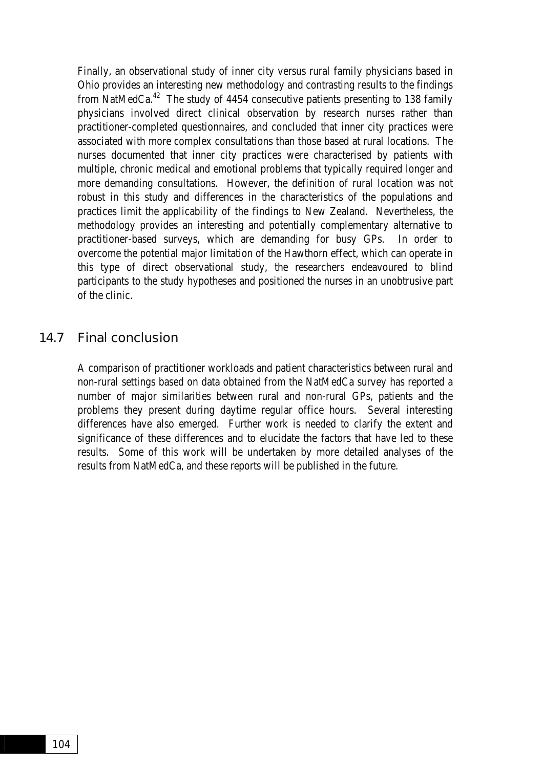Finally, an observational study of inner city versus rural family physicians based in Ohio provides an interesting new methodology and contrasting results to the findings from NatMedCa.[42] The study of 4454 consecutive patients presenting to 138 family physicians involved direct clinical observation by research nurses rather than practitioner-completed questionnaires, and concluded that inner city practices were associated with more complex consultations than those based at rural locations. The nurses documented that inner city practices were characterised by patients with multiple, chronic medical and emotional problems that typically required longer and more demanding consultations. However, the definition of rural location was not robust in this study and differences in the characteristics of the populations and practices limit the applicability of the findings to New Zealand. Nevertheless, the methodology provides an interesting and potentially complementary alternative to practitioner-based surveys, which are demanding for busy GPs. In order to overcome the potential major limitation of the Hawthorn effect, which can operate in this type of direct observational study, the researchers endeavoured to blind participants to the study hypotheses and positioned the nurses in an unobtrusive part of the clinic.

## 14.7 Final conclusion

A comparison of practitioner workloads and patient characteristics between rural and non-rural settings based on data obtained from the NatMedCa survey has reported a number of major similarities between rural and non-rural GPs, patients and the problems they present during daytime regular office hours. Several interesting differences have also emerged. Further work is needed to clarify the extent and significance of these differences and to elucidate the factors that have led to these results. Some of this work will be undertaken by more detailed analyses of the results from NatMedCa, and these reports will be published in the future.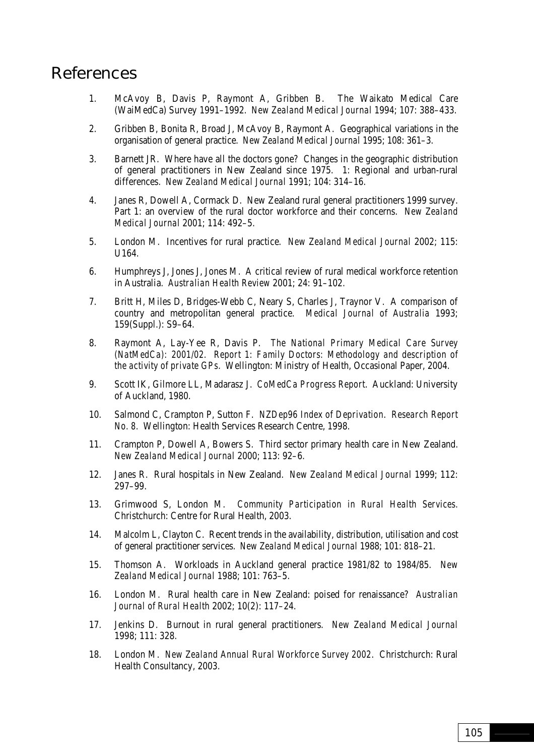# References

1. McAvoy B, Davis P, Raymont A, Gribben B. The Waikato Medical Care (WaiMedCa) Survey 1991–1992. *New Zealand Medical Journal* 1994; 107: 388–433.

2. Gribben B, Bonita R, Broad J, McAvoy B, Raymont A. Geographical variations in the organisation of general practice. *New Zealand Medical Journal* 1995; 108: 361–3.

3. Barnett JR. Where have all the doctors gone? Changes in the geographic distribution of general practitioners in New Zealand since 1975. 1: Regional and urban-rural differences. *New Zealand Medical Journal* 1991; 104: 314–16.

4. Janes R, Dowell A, Cormack D. New Zealand rural general practitioners 1999 survey. Part 1: an overview of the rural doctor workforce and their concerns. *New Zealand Medical Journal* 2001; 114: 492–5.

5. London M. Incentives for rural practice. *New Zealand Medical Journal* 2002; 115: U164.

6. Humphreys J, Jones J, Jones M. A critical review of rural medical workforce retention in Australia. *Australian Health Review* 2001; 24: 91–102.

7. Britt H, Miles D, Bridges-Webb C, Neary S, Charles J, Traynor V. A comparison of country and metropolitan general practice. *Medical Journal of Australia* 1993; 159(Suppl.): S9–64.

8. Raymont A, Lay-Yee R, Davis P. *The National Primary Medical Care Survey (NatMedCa): 2001/02. Report 1: Family Doctors: Methodology and description of the activity of private GPs*. Wellington: Ministry of Health, Occasional Paper, 2004.

9. Scott IK, Gilmore LL, Madarasz J. *CoMedCa Progress Report*. Auckland: University of Auckland, 1980.

10. Salmond C, Crampton P, Sutton F. *NZDep96 Index of Deprivation. Research Report No. 8*. Wellington: Health Services Research Centre, 1998.

11. Crampton P, Dowell A, Bowers S. Third sector primary health care in New Zealand. *New Zealand Medical Journal* 2000; 113: 92–6.

12. Janes R. Rural hospitals in New Zealand. *New Zealand Medical Journal* 1999; 112: 297–99.

13. Grimwood S, London M. *Community Participation in Rural Health Services*. Christchurch: Centre for Rural Health, 2003.

14. Malcolm L, Clayton C. Recent trends in the availability, distribution, utilisation and cost of general practitioner services. *New Zealand Medical Journal* 1988; 101: 818–21.

15. Thomson A. Workloads in Auckland general practice 1981/82 to 1984/85. *New Zealand Medical Journal* 1988; 101: 763–5.

16. London M. Rural health care in New Zealand: poised for renaissance? *Australian Journal of Rural Health* 2002; 10(2): 117–24.

17. Jenkins D. Burnout in rural general practitioners. *New Zealand Medical Journal* 1998; 111: 328.

18. London M. *New Zealand Annual Rural Workforce Survey 2002*. Christchurch: Rural Health Consultancy, 2003.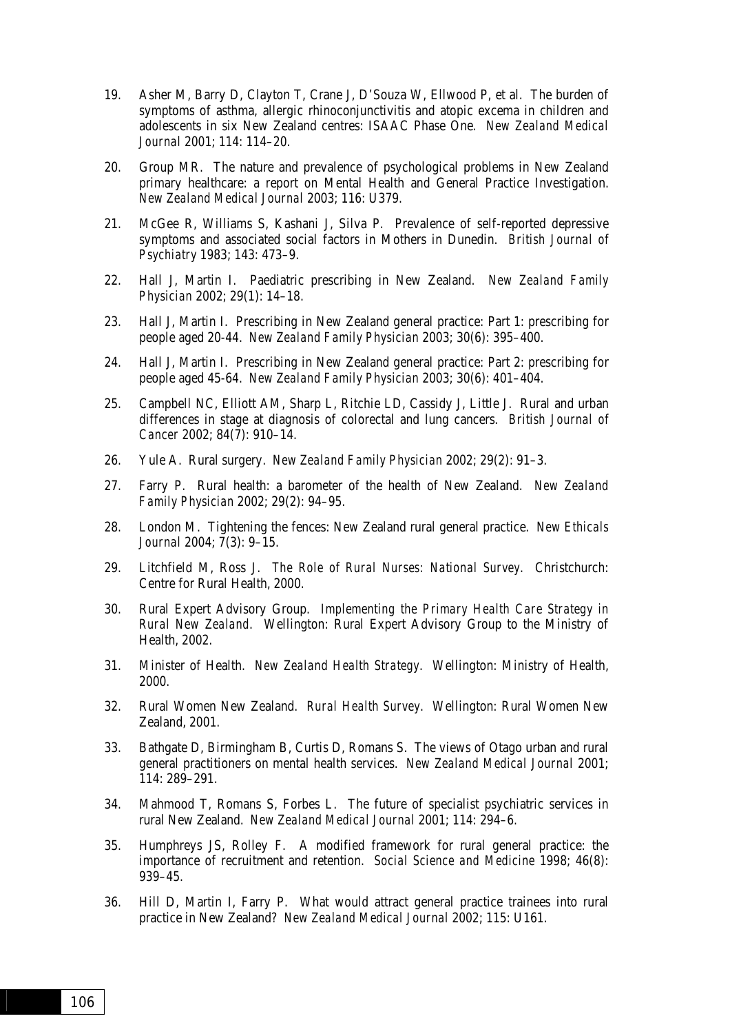19. Asher M, Barry D, Clayton T, Crane J, D'Souza W, Ellwood P, et al. The burden of symptoms of asthma, allergic rhinoconjunctivitis and atopic excema in children and adolescents in six New Zealand centres: ISAAC Phase One. *New Zealand Medical Journal* 2001; 114: 114–20.

20. Group MR. The nature and prevalence of psychological problems in New Zealand primary healthcare: a report on Mental Health and General Practice Investigation. *New Zealand Medical Journal* 2003; 116: U379.

21. McGee R, Williams S, Kashani J, Silva P. Prevalence of self-reported depressive symptoms and associated social factors in Mothers in Dunedin. *British Journal of Psychiatry* 1983; 143: 473–9.

22. Hall J, Martin I. Paediatric prescribing in New Zealand. *New Zealand Family Physician* 2002; 29(1): 14–18.

23. Hall J, Martin I. Prescribing in New Zealand general practice: Part 1: prescribing for people aged 20-44. *New Zealand Family Physician* 2003; 30(6): 395–400.

24. Hall J, Martin I. Prescribing in New Zealand general practice: Part 2: prescribing for people aged 45-64. *New Zealand Family Physician* 2003; 30(6): 401–404.

25. Campbell NC, Elliott AM, Sharp L, Ritchie LD, Cassidy J, Little J. Rural and urban differences in stage at diagnosis of colorectal and lung cancers. *British Journal of Cancer* 2002; 84(7): 910–14.

26. Yule A. Rural surgery. *New Zealand Family Physician* 2002; 29(2): 91–3.

27. Farry P. Rural health: a barometer of the health of New Zealand. *New Zealand Family Physician* 2002; 29(2): 94–95.

28. London M. Tightening the fences: New Zealand rural general practice. *New Ethicals Journal* 2004; 7(3): 9–15.

29. Litchfield M, Ross J. *The Role of Rural Nurses: National Survey*. Christchurch: Centre for Rural Health, 2000.

30. Rural Expert Advisory Group. *Implementing the Primary Health Care Strategy in Rural New Zealand*. Wellington: Rural Expert Advisory Group to the Ministry of Health, 2002.

31. Minister of Health. *New Zealand Health Strategy*. Wellington: Ministry of Health, 2000.

32. Rural Women New Zealand. *Rural Health Survey*. Wellington: Rural Women New Zealand, 2001.

33. Bathgate D, Birmingham B, Curtis D, Romans S. The views of Otago urban and rural general practitioners on mental health services. *New Zealand Medical Journal* 2001; 114: 289–291.

34. Mahmood T, Romans S, Forbes L. The future of specialist psychiatric services in rural New Zealand. *New Zealand Medical Journal* 2001; 114: 294–6.

35. Humphreys JS, Rolley F. A modified framework for rural general practice: the importance of recruitment and retention. *Social Science and Medicine* 1998; 46(8): 939–45.

36. Hill D, Martin I, Farry P. What would attract general practice trainees into rural practice in New Zealand? *New Zealand Medical Journal* 2002; 115: U161.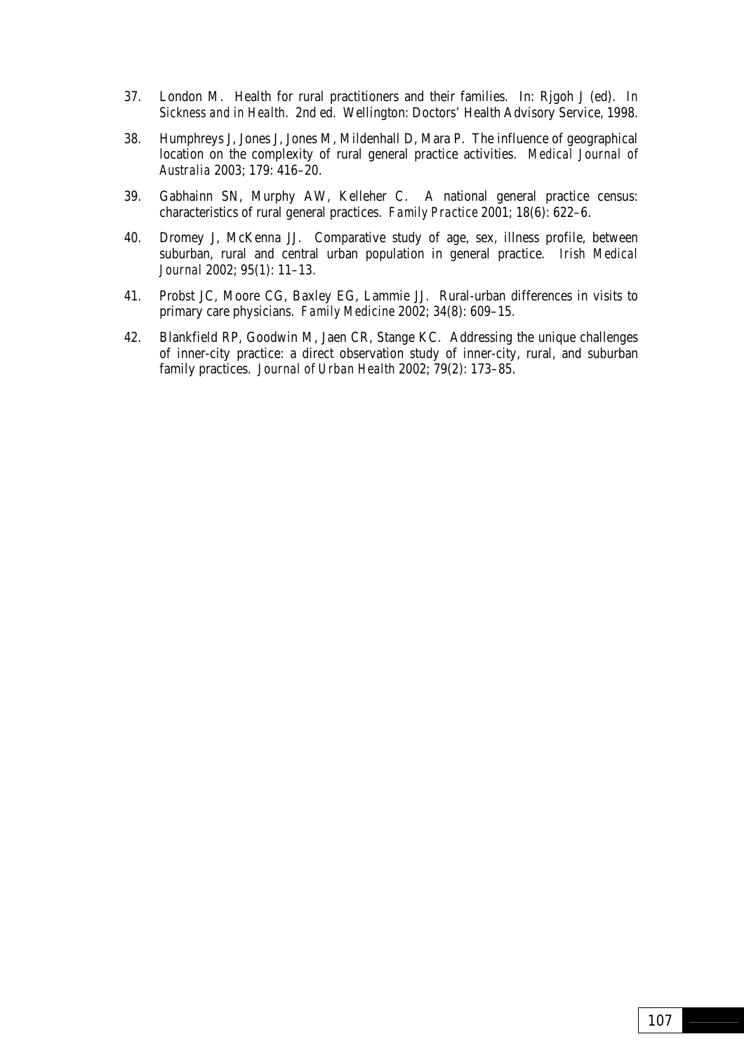37. London M. Health for rural practitioners and their families. In: Rjgoh J (ed). *In Sickness and in Health*. 2nd ed. Wellington: Doctors' Health Advisory Service, 1998.

38. Humphreys J, Jones J, Jones M, Mildenhall D, Mara P. The influence of geographical location on the complexity of rural general practice activities. *Medical Journal of Australia* 2003; 179: 416–20.

39. Gabhainn SN, Murphy AW, Kelleher C. A national general practice census: characteristics of rural general practices. *Family Practice* 2001; 18(6): 622–6.

40. Dromey J, McKenna JJ. Comparative study of age, sex, illness profile, between suburban, rural and central urban population in general practice. *Irish Medical Journal* 2002; 95(1): 11–13.

41. Probst JC, Moore CG, Baxley EG, Lammie JJ. Rural-urban differences in visits to primary care physicians. *Family Medicine* 2002; 34(8): 609–15.

42. Blankfield RP, Goodwin M, Jaen CR, Stange KC. Addressing the unique challenges of inner-city practice: a direct observation study of inner-city, rural, and suburban family practices. *Journal of Urban Health* 2002; 79(2): 173–85.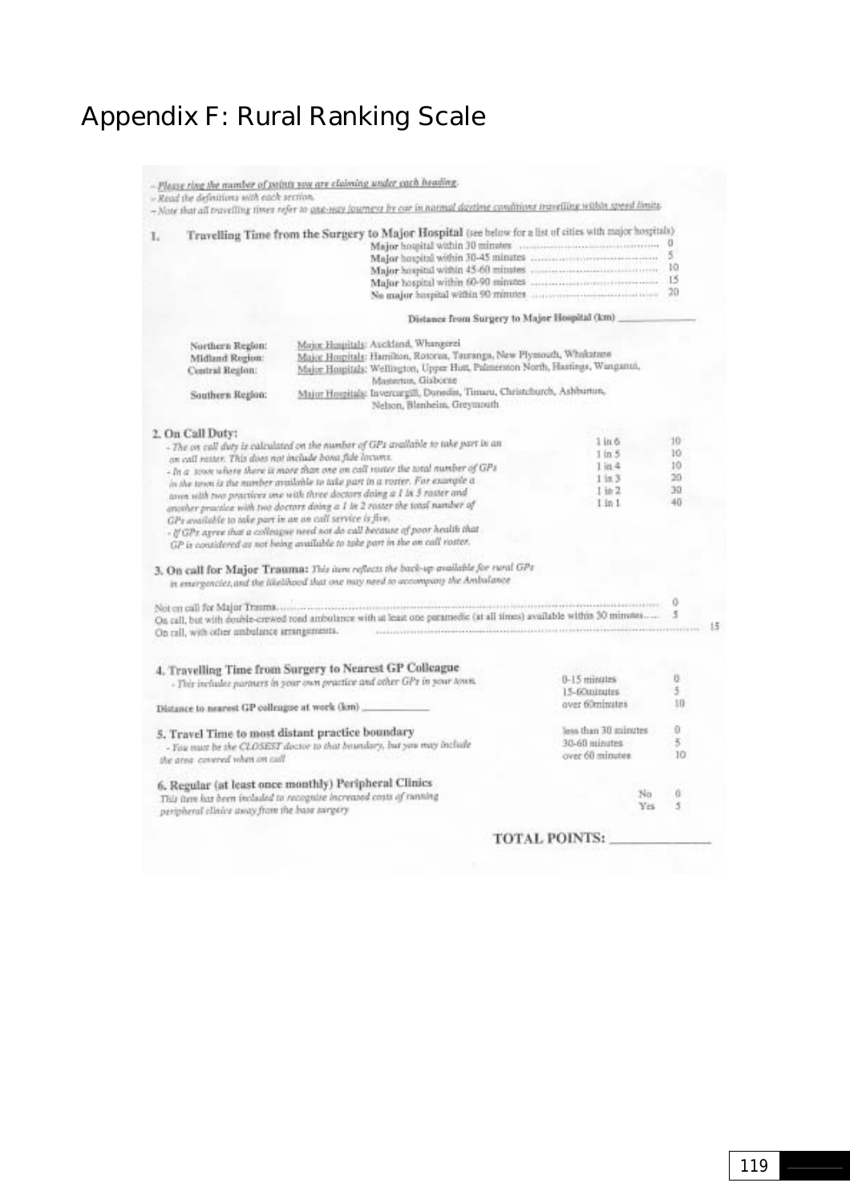# Appendix F: Rural Ranking Scale

- *Please ring the number of points you are claiming under each heading.*
- *Read the definitions with each section.*
- *Note that all travelling times refer to one-way journeys by car in normal daytime conditions travelling within speed limits.*

**1. Travelling Time from the Surgery to Major Hospital** (see below for a list of cities with major hospitals)

| | |
|---|---|
| Major hospital within 30 minutes | 0 |
| Major hospital within 30-45 minutes | 5 |
| Major hospital within 45-60 minutes | 10 |
| Major hospital within 60-90 minutes | 15 |
| No major hospital within 90 minutes | 20 |

**Distance from Surgery to Major Hospital (km)** ____________

| | |
|---|---|
| **Northern Region:** | Major Hospitals: Auckland, Whangarei |
| **Midland Region:** | Major Hospitals: Hamilton, Rotorua, Tauranga, New Plymouth, Whakatane |
| **Central Region:** | Major Hospitals: Wellington, Upper Hutt, Palmerston North, Hastings, Wanganui, Masterton, Gisborne |
| **Southern Region:** | Major Hospitals: Invercargill, Dunedin, Timaru, Christchurch, Ashburton, Nelson, Blenheim, Greymouth |

**2. On Call Duty:**

- *The on call duty is calculated on the number of GPs available to take part in an on call roster. This does not include bona fide locums.*
- *In a town where there is more than one on call roster the total number of GPs in the town is the number available to take part in a roster. For example a town with two practices one with three doctors doing a 1 in 3 roster and another practice with two doctors doing a 1 in 2 roster the total number of GPs available to take part in an on call service is five.*
- *If GPs agree that a colleague need not do call because of poor health that GP is considered as not being available to take part in the on call roster.*

| | |
|---|---|
| 1 in 6 | 10 |
| 1 in 5 | 10 |
| 1 in 4 | 10 |
| 1 in 3 | 20 |
| 1 in 2 | 30 |
| 1 in 1 | 40 |

**3. On call for Major Trauma:** *This item reflects the back-up available for rural GPs in emergencies, and the likelihood that one may need to accompany the Ambulance*

| | |
|---|---|
| Not on call for Major Trauma | 0 |
| On call, but with double-crewed road ambulance with at least one paramedic (at all times) available within 30 minutes | 5 |
| On call, with other ambulance arrangements | 15 |

**4. Travelling Time from Surgery to Nearest GP Colleague**

- *This includes partners in your own practice and other GPs in your town.*

| | |
|---|---|
| 0-15 minutes | 0 |
| 15-60minutes | 5 |
| over 60minutes | 10 |

**Distance to nearest GP colleague at work (km)** ____________

**5. Travel Time to most distant practice boundary**

- *You must be the CLOSEST doctor to that boundary, but you may include the area covered when on call*

| | |
|---|---|
| less than 30 minutes | 0 |
| 30-60 minutes | 5 |
| over 60 minutes | 10 |

**6. Regular (at least once monthly) Peripheral Clinics**

*This item has been included to recognise increased costs of running peripheral clinics away from the base surgery*

| | |
|---|---|
| No | 0 |
| Yes | 5 |

**TOTAL POINTS:** ____________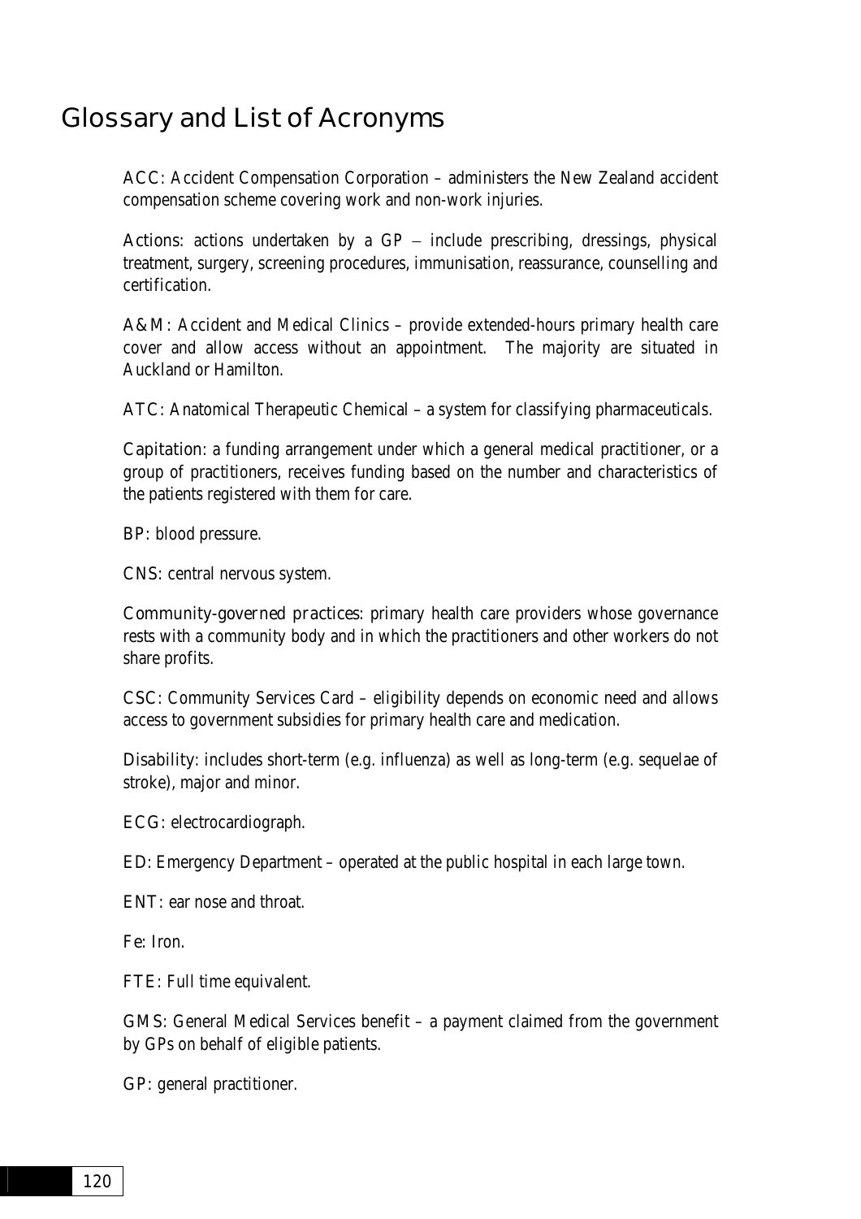# Glossary and List of Acronyms

ACC: Accident Compensation Corporation – administers the New Zealand accident compensation scheme covering work and non-work injuries.

Actions: actions undertaken by a GP – include prescribing, dressings, physical treatment, surgery, screening procedures, immunisation, reassurance, counselling and certification.

A&M: Accident and Medical Clinics – provide extended-hours primary health care cover and allow access without an appointment. The majority are situated in Auckland or Hamilton.

ATC: Anatomical Therapeutic Chemical – a system for classifying pharmaceuticals.

Capitation: a funding arrangement under which a general medical practitioner, or a group of practitioners, receives funding based on the number and characteristics of the patients registered with them for care.

BP: blood pressure.

CNS: central nervous system.

*Community-governed practices*: primary health care providers whose governance rests with a community body and in which the practitioners and other workers do not share profits.

CSC: Community Services Card – eligibility depends on economic need and allows access to government subsidies for primary health care and medication.

Disability: includes short-term (e.g. influenza) as well as long-term (e.g. sequelae of stroke), major and minor.

ECG: electrocardiograph.

ED: Emergency Department – operated at the public hospital in each large town.

ENT: ear nose and throat.

Fe: Iron.

FTE: Full time equivalent.

GMS: General Medical Services benefit – a payment claimed from the government by GPs on behalf of eligible patients.

GP: general practitioner.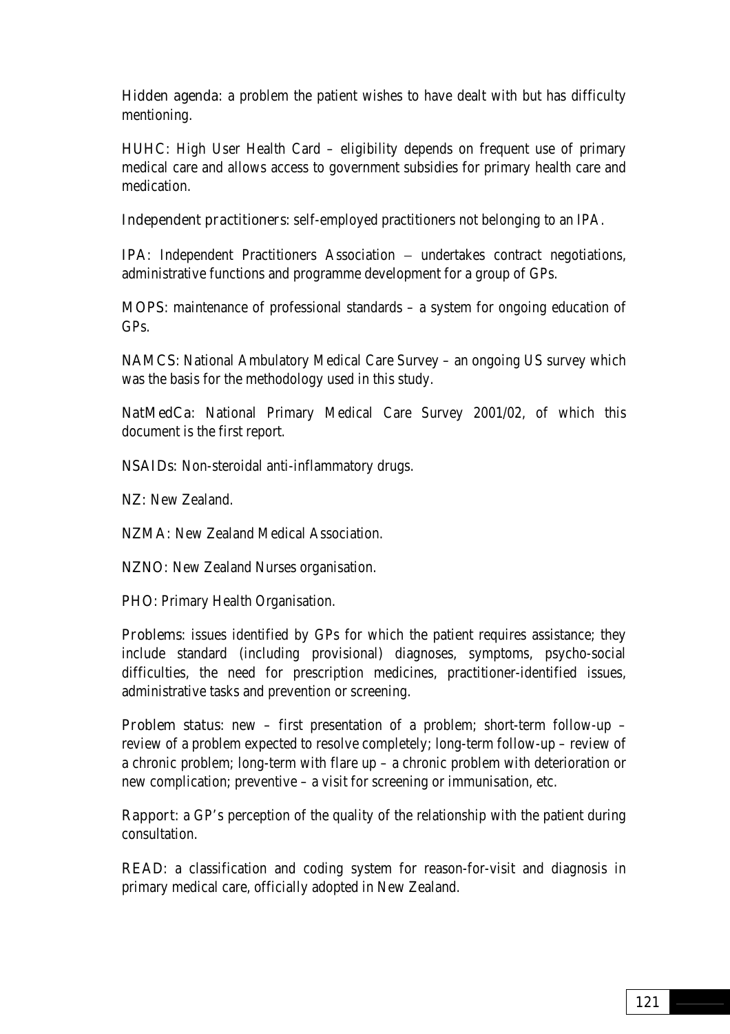Hidden agenda: a problem the patient wishes to have dealt with but has difficulty mentioning.

HUHC: High User Health Card – eligibility depends on frequent use of primary medical care and allows access to government subsidies for primary health care and medication.

Independent practitioners: self-employed practitioners not belonging to an IPA.

IPA: Independent Practitioners Association – undertakes contract negotiations, administrative functions and programme development for a group of GPs.

MOPS: maintenance of professional standards – a system for ongoing education of GPs.

NAMCS: National Ambulatory Medical Care Survey – an ongoing US survey which was the basis for the methodology used in this study.

NatMedCa: National Primary Medical Care Survey 2001/02, of which this document is the first report.

NSAIDs: Non-steroidal anti-inflammatory drugs.

NZ: New Zealand.

NZMA: New Zealand Medical Association.

NZNO: New Zealand Nurses organisation.

PHO: Primary Health Organisation.

Problems: issues identified by GPs for which the patient requires assistance; they include standard (including provisional) diagnoses, symptoms, psycho-social difficulties, the need for prescription medicines, practitioner-identified issues, administrative tasks and prevention or screening.

Problem status: new – first presentation of a problem; short-term follow-up – review of a problem expected to resolve completely; long-term follow-up – review of a chronic problem; long-term with flare up – a chronic problem with deterioration or new complication; preventive – a visit for screening or immunisation, etc.

Rapport: a GP's perception of the quality of the relationship with the patient during consultation.

READ: a classification and coding system for reason-for-visit and diagnosis in primary medical care, officially adopted in New Zealand.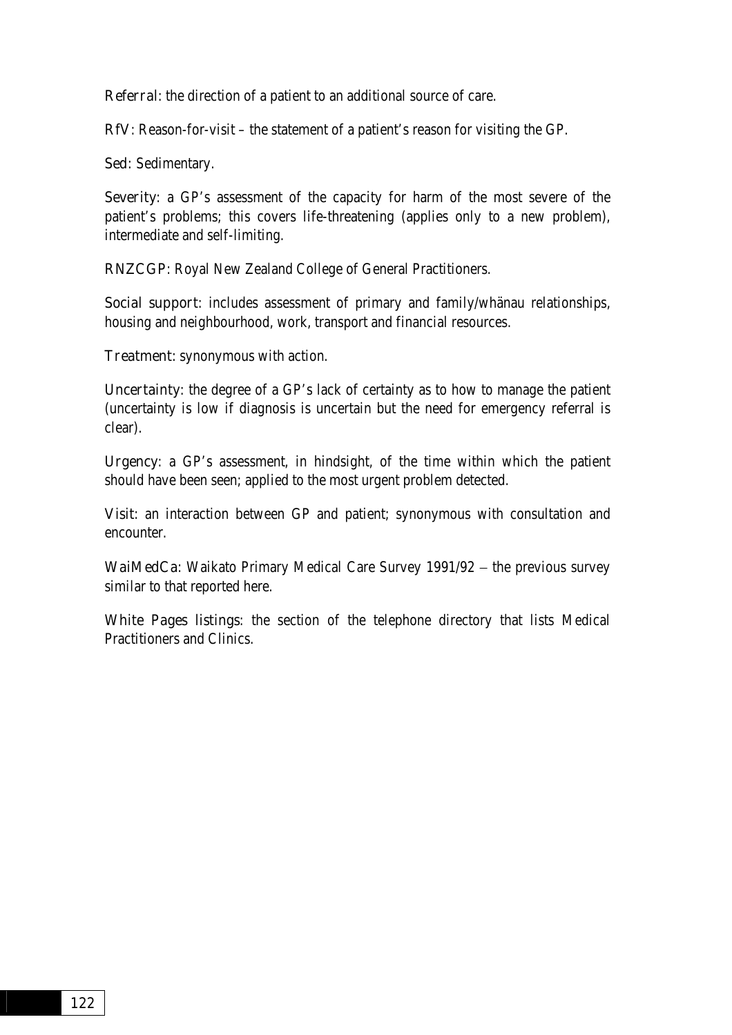**Referral**: the direction of a patient to an additional source of care.

**RfV**: Reason-for-visit – the statement of a patient's reason for visiting the GP.

**Sed**: Sedimentary.

**Severity**: a GP's assessment of the capacity for harm of the most severe of the patient's problems; this covers life-threatening (applies only to a new problem), intermediate and self-limiting.

**RNZCGP**: Royal New Zealand College of General Practitioners.

**Social support**: includes assessment of primary and family/whänau relationships, housing and neighbourhood, work, transport and financial resources.

**Treatment**: synonymous with action.

**Uncertainty**: the degree of a GP's lack of certainty as to how to manage the patient (uncertainty is low if diagnosis is uncertain but the need for emergency referral is clear).

**Urgency**: a GP's assessment, in hindsight, of the time within which the patient should have been seen; applied to the most urgent problem detected.

**Visit**: an interaction between GP and patient; synonymous with consultation and encounter.

**WaiMedCa**: Waikato Primary Medical Care Survey 1991/92 – the previous survey similar to that reported here.

**White Pages listings**: the section of the telephone directory that lists Medical Practitioners and Clinics.